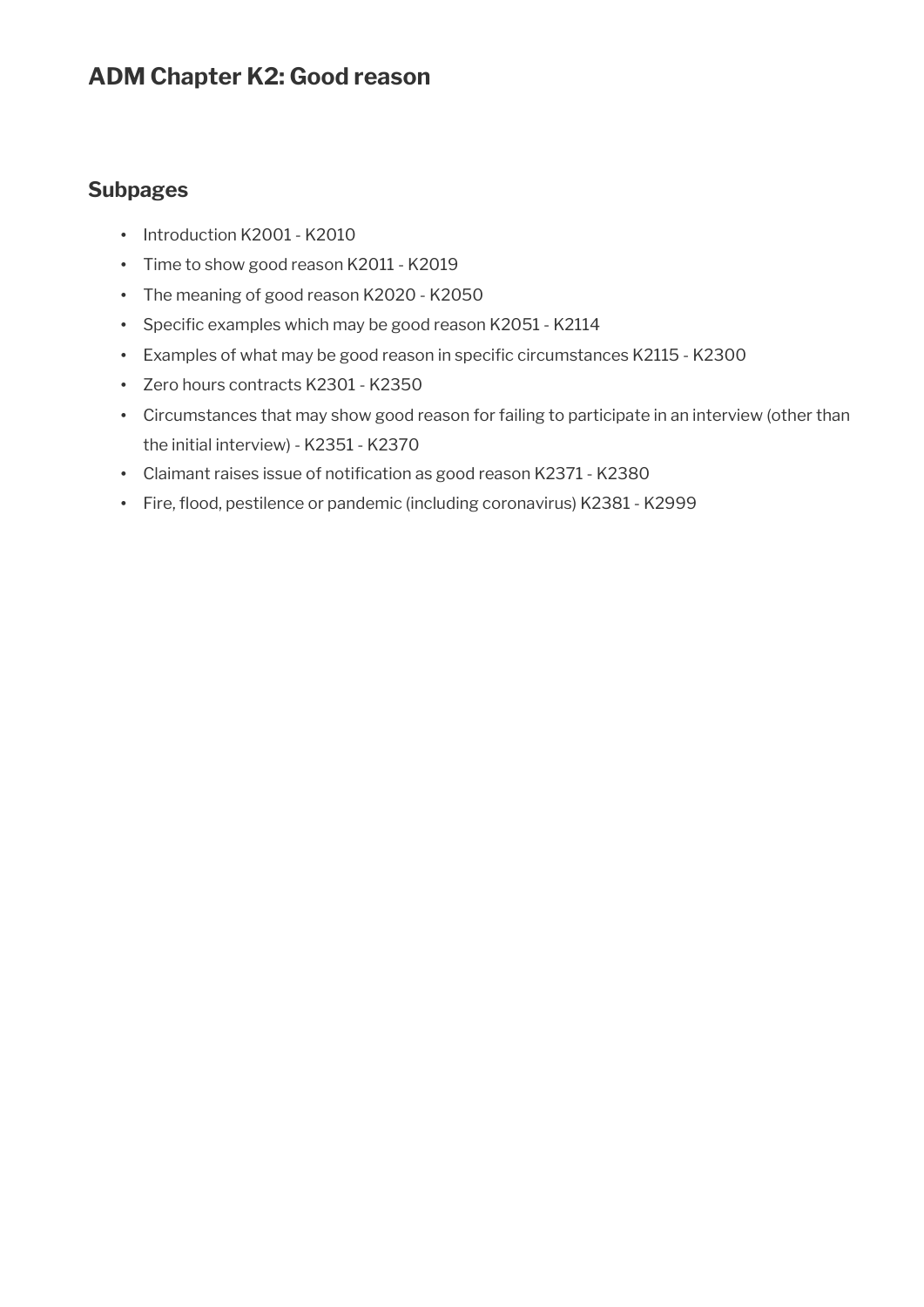# ADM Chapter K2: Good reason

## Subpages

- Introduction K2001 - K2010
- Time to show good reason K2011 - K2019
- The meaning of good reason K2020 - K2050
- Specific examples which may be good reason K2051 - K2114
- Examples of what may be good reason in specific circumstances K2115 - K2300
- Zero hours contracts K2301 - K2350
- Circumstances that may show good reason for failing to participate in an interview (other than the initial interview) - K2351 - K2370
- Claimant raises issue of notification as good reason K2371 - K2380
- Fire, flood, pestilence or pandemic (including coronavirus) K2381 - K2999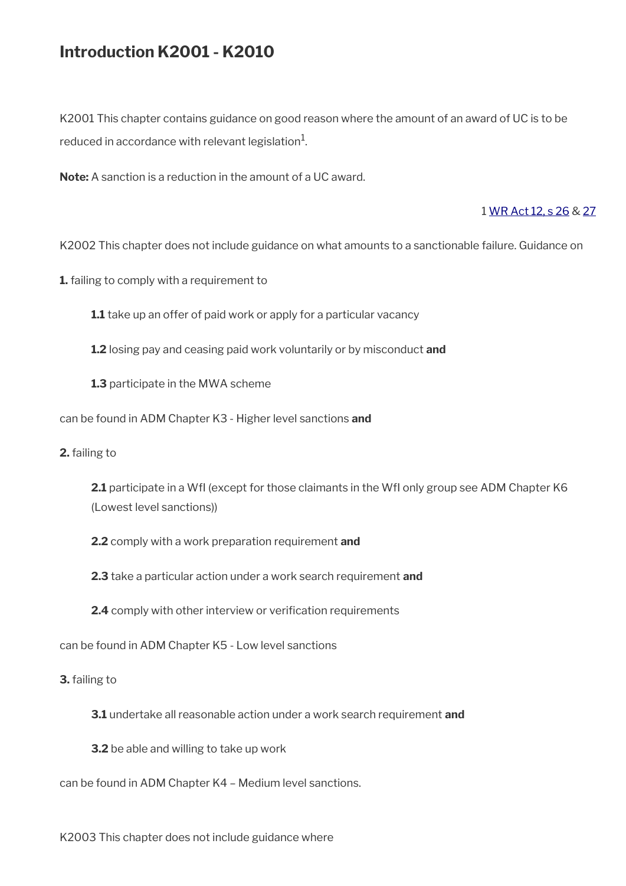# Introduction K2001 - K2010

K2001 This chapter contains guidance on good reason where the amount of an award of UC is to be reduced in accordance with relevant legislation[1].

**Note:** A sanction is a reduction in the amount of a UC award.

1 WR Act 12, s 26 & 27

K2002 This chapter does not include guidance on what amounts to a sanctionable failure. Guidance on

**1.** failing to comply with a requirement to

> **1.1** take up an offer of paid work or apply for a particular vacancy
>
> **1.2** losing pay and ceasing paid work voluntarily or by misconduct **and**
>
> **1.3** participate in the MWA scheme

can be found in ADM Chapter K3 - Higher level sanctions **and**

**2.** failing to

> **2.1** participate in a WfI (except for those claimants in the WfI only group see ADM Chapter K6 (Lowest level sanctions))
>
> **2.2** comply with a work preparation requirement **and**
>
> **2.3** take a particular action under a work search requirement **and**
>
> **2.4** comply with other interview or verification requirements

can be found in ADM Chapter K5 - Low level sanctions

**3.** failing to

> **3.1** undertake all reasonable action under a work search requirement **and**
>
> **3.2** be able and willing to take up work

can be found in ADM Chapter K4 – Medium level sanctions.

K2003 This chapter does not include guidance where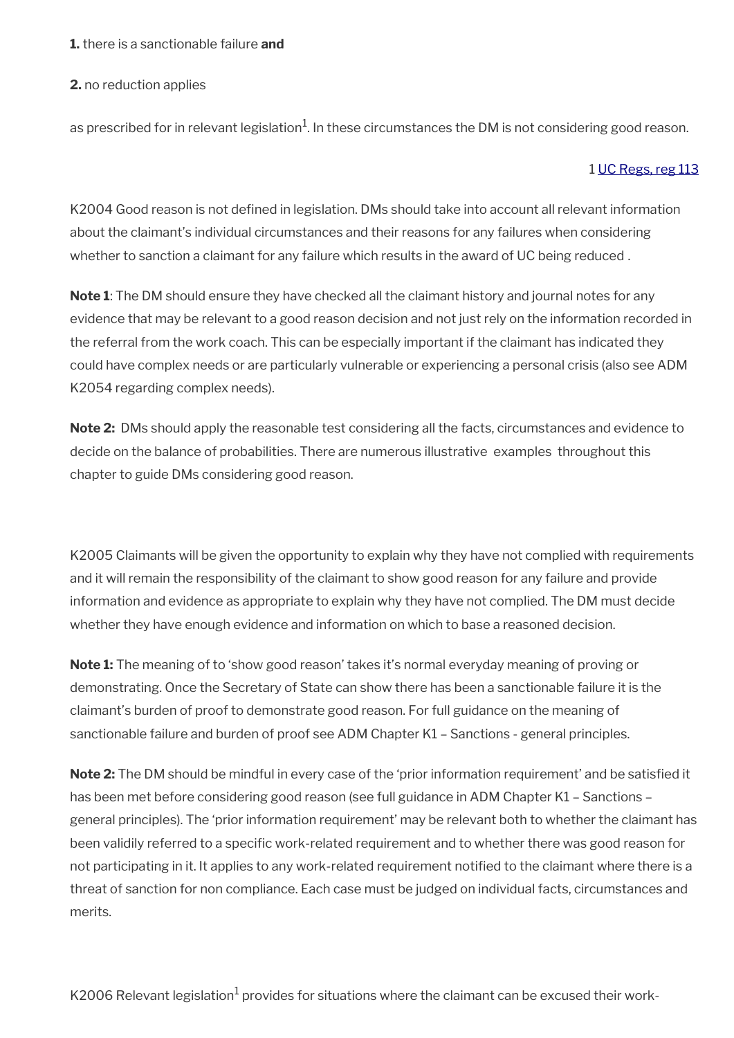**1.** there is a sanctionable failure **and**

**2.** no reduction applies

as prescribed for in relevant legislation[1]. In these circumstances the DM is not considering good reason.

1 UC Regs, reg 113

K2004 Good reason is not defined in legislation. DMs should take into account all relevant information about the claimant's individual circumstances and their reasons for any failures when considering whether to sanction a claimant for any failure which results in the award of UC being reduced .

**Note 1**: The DM should ensure they have checked all the claimant history and journal notes for any evidence that may be relevant to a good reason decision and not just rely on the information recorded in the referral from the work coach. This can be especially important if the claimant has indicated they could have complex needs or are particularly vulnerable or experiencing a personal crisis (also see ADM K2054 regarding complex needs).

**Note 2:** DMs should apply the reasonable test considering all the facts, circumstances and evidence to decide on the balance of probabilities. There are numerous illustrative examples throughout this chapter to guide DMs considering good reason.

K2005 Claimants will be given the opportunity to explain why they have not complied with requirements and it will remain the responsibility of the claimant to show good reason for any failure and provide information and evidence as appropriate to explain why they have not complied. The DM must decide whether they have enough evidence and information on which to base a reasoned decision.

**Note 1:** The meaning of to 'show good reason' takes it's normal everyday meaning of proving or demonstrating. Once the Secretary of State can show there has been a sanctionable failure it is the claimant's burden of proof to demonstrate good reason. For full guidance on the meaning of sanctionable failure and burden of proof see ADM Chapter K1 – Sanctions - general principles.

**Note 2:** The DM should be mindful in every case of the 'prior information requirement' and be satisfied it has been met before considering good reason (see full guidance in ADM Chapter K1 – Sanctions – general principles). The 'prior information requirement' may be relevant both to whether the claimant has been validily referred to a specific work-related requirement and to whether there was good reason for not participating in it. It applies to any work-related requirement notified to the claimant where there is a threat of sanction for non compliance. Each case must be judged on individual facts, circumstances and merits.

K2006 Relevant legislation[1] provides for situations where the claimant can be excused their work-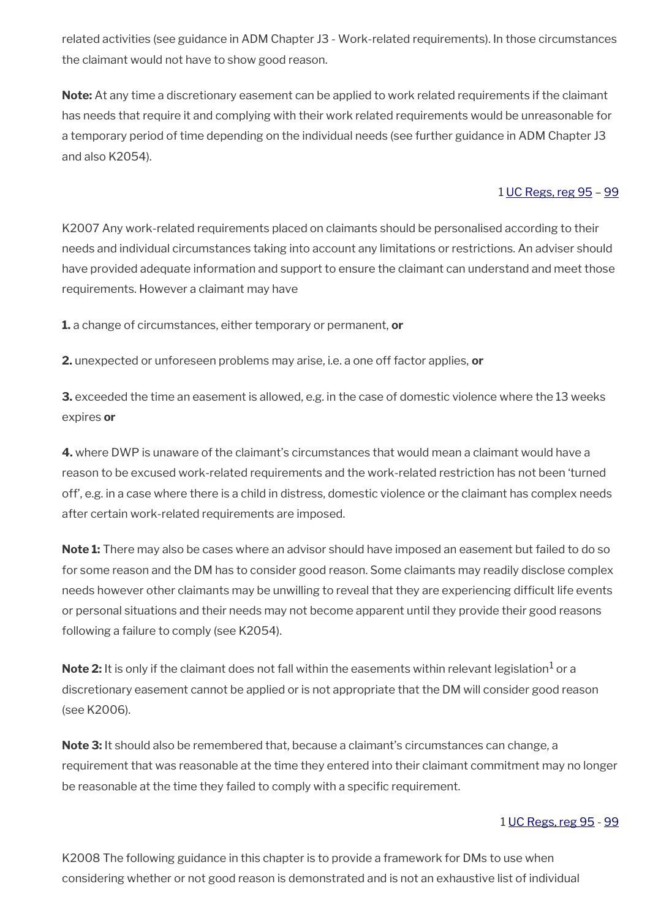related activities (see guidance in ADM Chapter J3 - Work-related requirements). In those circumstances the claimant would not have to show good reason.

**Note:** At any time a discretionary easement can be applied to work related requirements if the claimant has needs that require it and complying with their work related requirements would be unreasonable for a temporary period of time depending on the individual needs (see further guidance in ADM Chapter J3 and also K2054).

1 UC Regs, reg 95 – 99

K2007 Any work-related requirements placed on claimants should be personalised according to their needs and individual circumstances taking into account any limitations or restrictions. An adviser should have provided adequate information and support to ensure the claimant can understand and meet those requirements. However a claimant may have

**1.** a change of circumstances, either temporary or permanent, **or**

**2.** unexpected or unforeseen problems may arise, i.e. a one off factor applies, **or**

**3.** exceeded the time an easement is allowed, e.g. in the case of domestic violence where the 13 weeks expires **or**

**4.** where DWP is unaware of the claimant's circumstances that would mean a claimant would have a reason to be excused work-related requirements and the work-related restriction has not been 'turned off', e.g. in a case where there is a child in distress, domestic violence or the claimant has complex needs after certain work-related requirements are imposed.

**Note 1:** There may also be cases where an advisor should have imposed an easement but failed to do so for some reason and the DM has to consider good reason. Some claimants may readily disclose complex needs however other claimants may be unwilling to reveal that they are experiencing difficult life events or personal situations and their needs may not become apparent until they provide their good reasons following a failure to comply (see K2054).

**Note 2:** It is only if the claimant does not fall within the easements within relevant legislation[1] or a discretionary easement cannot be applied or is not appropriate that the DM will consider good reason (see K2006).

**Note 3:** It should also be remembered that, because a claimant's circumstances can change, a requirement that was reasonable at the time they entered into their claimant commitment may no longer be reasonable at the time they failed to comply with a specific requirement.

1 UC Regs, reg 95 - 99

K2008 The following guidance in this chapter is to provide a framework for DMs to use when considering whether or not good reason is demonstrated and is not an exhaustive list of individual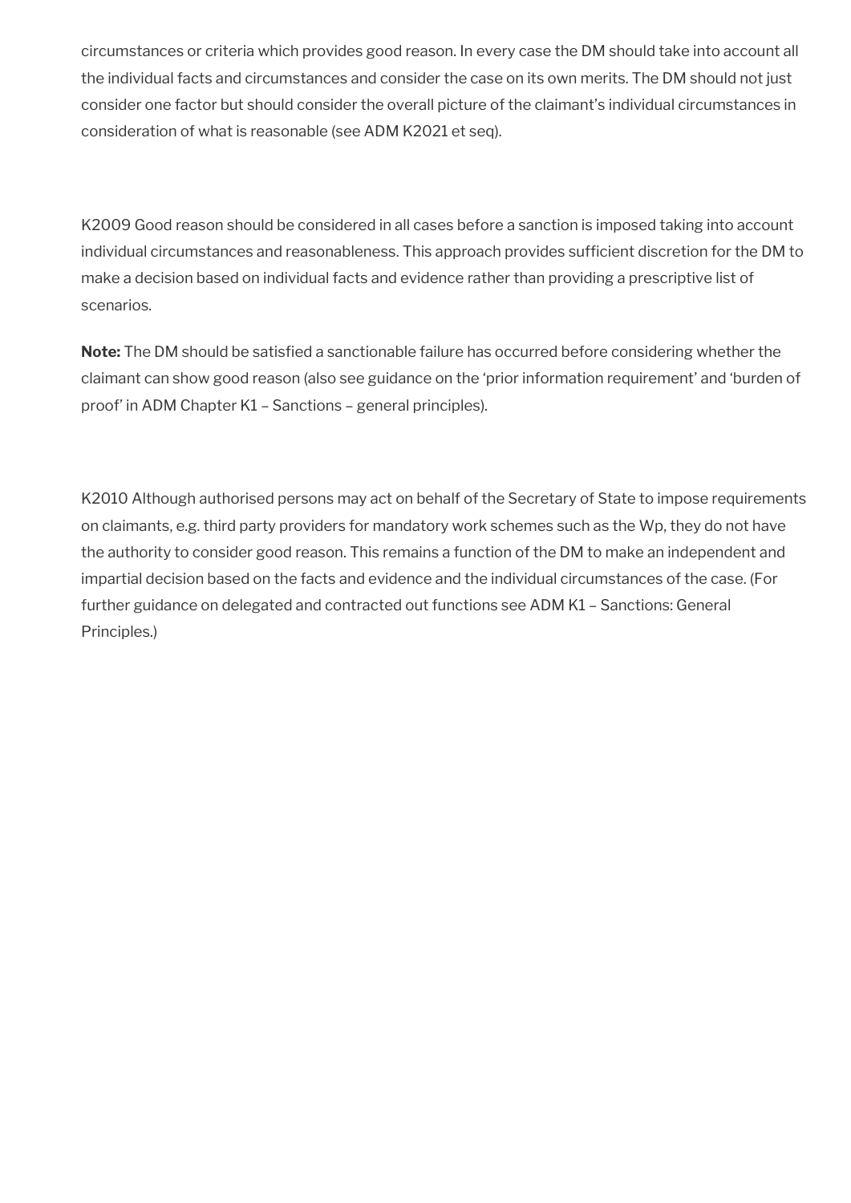circumstances or criteria which provides good reason. In every case the DM should take into account all the individual facts and circumstances and consider the case on its own merits. The DM should not just consider one factor but should consider the overall picture of the claimant's individual circumstances in consideration of what is reasonable (see ADM K2021 et seq).

K2009 Good reason should be considered in all cases before a sanction is imposed taking into account individual circumstances and reasonableness. This approach provides sufficient discretion for the DM to make a decision based on individual facts and evidence rather than providing a prescriptive list of scenarios.

**Note:** The DM should be satisfied a sanctionable failure has occurred before considering whether the claimant can show good reason (also see guidance on the 'prior information requirement' and 'burden of proof' in ADM Chapter K1 – Sanctions – general principles).

K2010 Although authorised persons may act on behalf of the Secretary of State to impose requirements on claimants, e.g. third party providers for mandatory work schemes such as the Wp, they do not have the authority to consider good reason. This remains a function of the DM to make an independent and impartial decision based on the facts and evidence and the individual circumstances of the case. (For further guidance on delegated and contracted out functions see ADM K1 – Sanctions: General Principles.)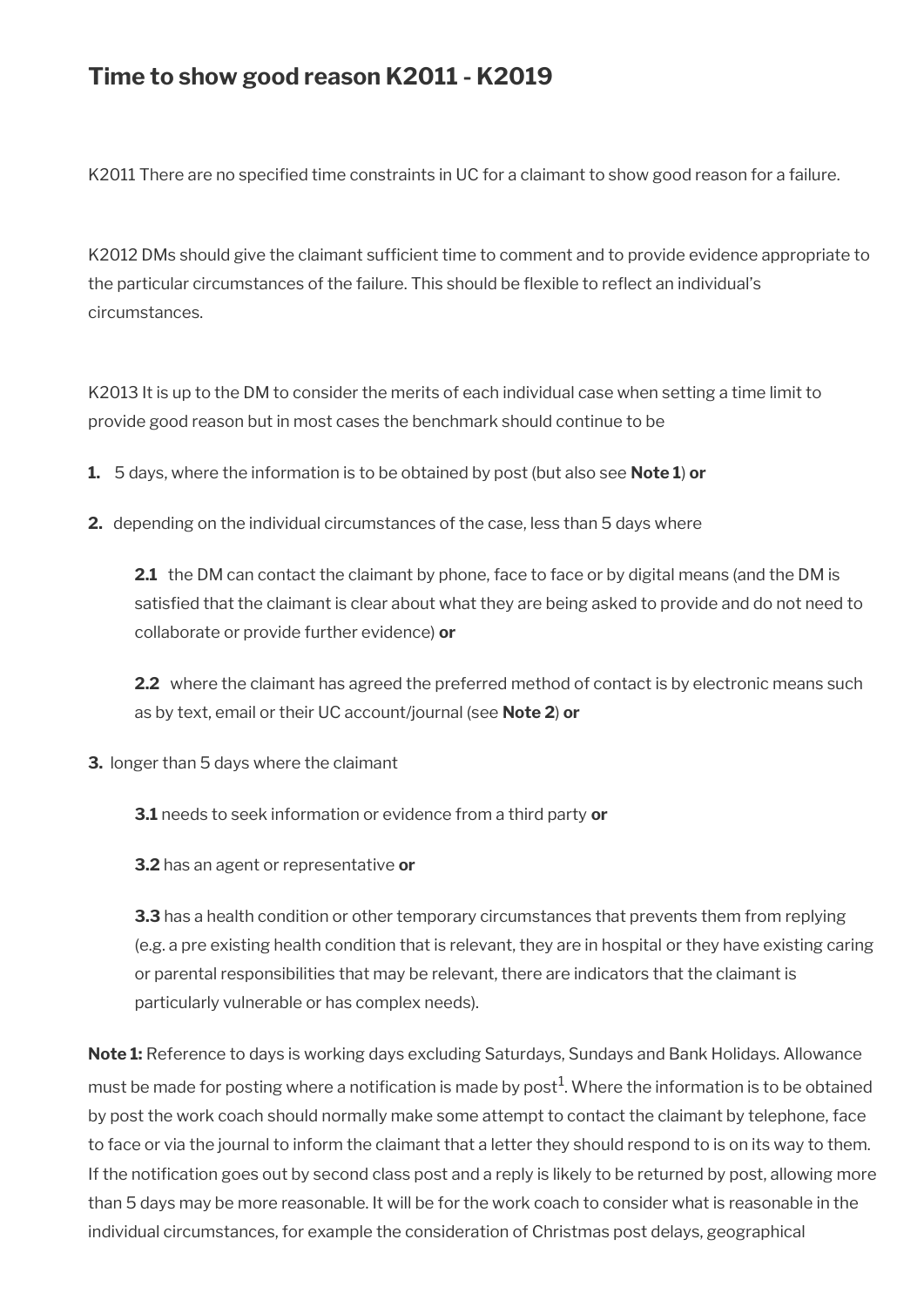## Time to show good reason K2011 - K2019

K2011 There are no specified time constraints in UC for a claimant to show good reason for a failure.

K2012 DMs should give the claimant sufficient time to comment and to provide evidence appropriate to the particular circumstances of the failure. This should be flexible to reflect an individual's circumstances.

K2013 It is up to the DM to consider the merits of each individual case when setting a time limit to provide good reason but in most cases the benchmark should continue to be

**1.** 5 days, where the information is to be obtained by post (but also see **Note 1**) **or**

**2.** depending on the individual circumstances of the case, less than 5 days where

> **2.1** the DM can contact the claimant by phone, face to face or by digital means (and the DM is satisfied that the claimant is clear about what they are being asked to provide and do not need to collaborate or provide further evidence) **or**
>
> **2.2** where the claimant has agreed the preferred method of contact is by electronic means such as by text, email or their UC account/journal (see **Note 2**) **or**

**3.** longer than 5 days where the claimant

> **3.1** needs to seek information or evidence from a third party **or**
>
> **3.2** has an agent or representative **or**
>
> **3.3** has a health condition or other temporary circumstances that prevents them from replying (e.g. a pre existing health condition that is relevant, they are in hospital or they have existing caring or parental responsibilities that may be relevant, there are indicators that the claimant is particularly vulnerable or has complex needs).

**Note 1:** Reference to days is working days excluding Saturdays, Sundays and Bank Holidays. Allowance must be made for posting where a notification is made by post[1]. Where the information is to be obtained by post the work coach should normally make some attempt to contact the claimant by telephone, face to face or via the journal to inform the claimant that a letter they should respond to is on its way to them. If the notification goes out by second class post and a reply is likely to be returned by post, allowing more than 5 days may be more reasonable. It will be for the work coach to consider what is reasonable in the individual circumstances, for example the consideration of Christmas post delays, geographical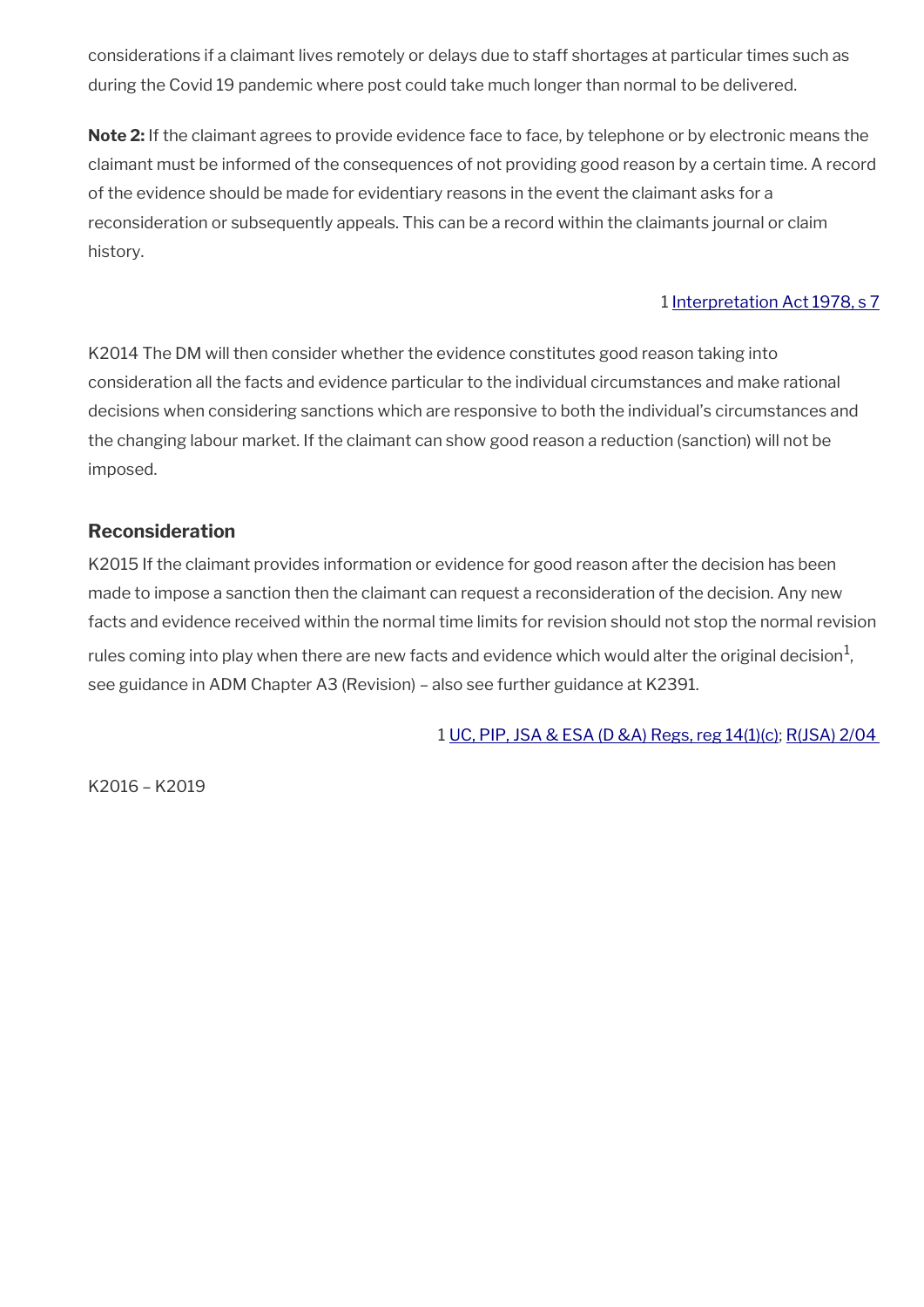considerations if a claimant lives remotely or delays due to staff shortages at particular times such as during the Covid 19 pandemic where post could take much longer than normal to be delivered.

**Note 2:** If the claimant agrees to provide evidence face to face, by telephone or by electronic means the claimant must be informed of the consequences of not providing good reason by a certain time. A record of the evidence should be made for evidentiary reasons in the event the claimant asks for a reconsideration or subsequently appeals. This can be a record within the claimants journal or claim history.

1 Interpretation Act 1978, s 7

K2014 The DM will then consider whether the evidence constitutes good reason taking into consideration all the facts and evidence particular to the individual circumstances and make rational decisions when considering sanctions which are responsive to both the individual's circumstances and the changing labour market. If the claimant can show good reason a reduction (sanction) will not be imposed.

### Reconsideration

K2015 If the claimant provides information or evidence for good reason after the decision has been made to impose a sanction then the claimant can request a reconsideration of the decision. Any new facts and evidence received within the normal time limits for revision should not stop the normal revision rules coming into play when there are new facts and evidence which would alter the original decision[1], see guidance in ADM Chapter A3 (Revision) – also see further guidance at K2391.

1 UC, PIP, JSA & ESA (D &A) Regs, reg 14(1)(c); R(JSA) 2/04

K2016 – K2019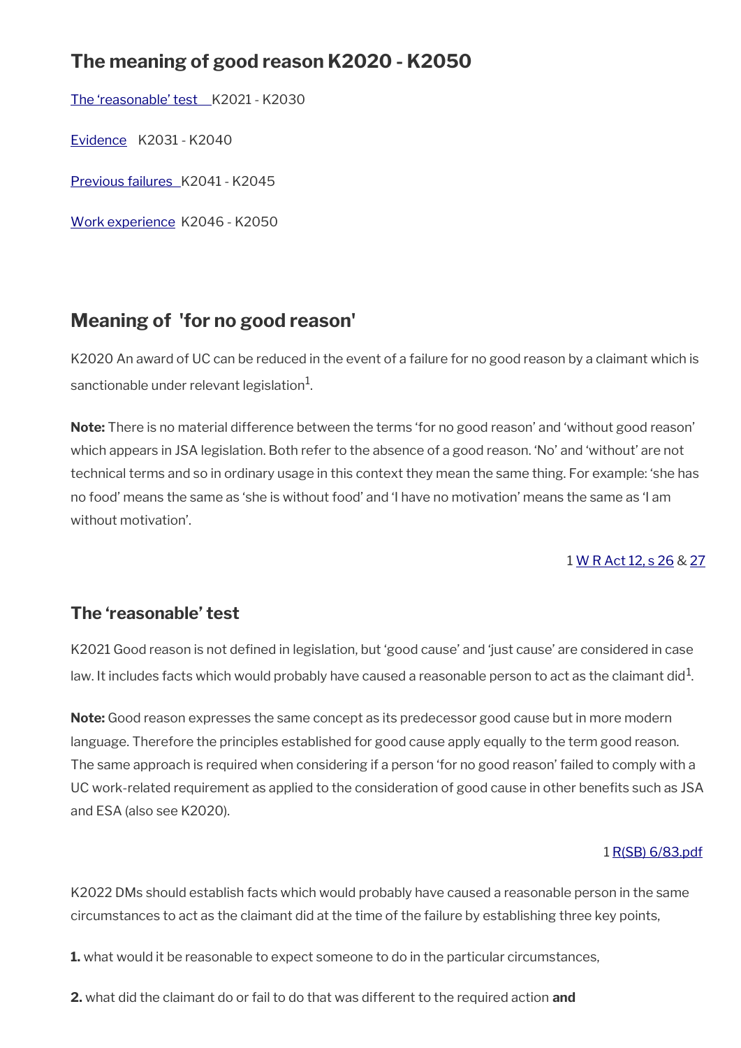## The meaning of good reason K2020 - K2050

The 'reasonable' test K2021 - K2030

Evidence K2031 - K2040

Previous failures K2041 - K2045

Work experience K2046 - K2050

## Meaning of 'for no good reason'

K2020 An award of UC can be reduced in the event of a failure for no good reason by a claimant which is sanctionable under relevant legislation[1].

**Note:** There is no material difference between the terms 'for no good reason' and 'without good reason' which appears in JSA legislation. Both refer to the absence of a good reason. 'No' and 'without' are not technical terms and so in ordinary usage in this context they mean the same thing. For example: 'she has no food' means the same as 'she is without food' and 'I have no motivation' means the same as 'I am without motivation'.

1 W R Act 12, s 26 & 27

### The 'reasonable' test

K2021 Good reason is not defined in legislation, but 'good cause' and 'just cause' are considered in case law. It includes facts which would probably have caused a reasonable person to act as the claimant did[1].

**Note:** Good reason expresses the same concept as its predecessor good cause but in more modern language. Therefore the principles established for good cause apply equally to the term good reason. The same approach is required when considering if a person 'for no good reason' failed to comply with a UC work-related requirement as applied to the consideration of good cause in other benefits such as JSA and ESA (also see K2020).

1 R(SB) 6/83.pdf

K2022 DMs should establish facts which would probably have caused a reasonable person in the same circumstances to act as the claimant did at the time of the failure by establishing three key points,

**1.** what would it be reasonable to expect someone to do in the particular circumstances,

**2.** what did the claimant do or fail to do that was different to the required action **and**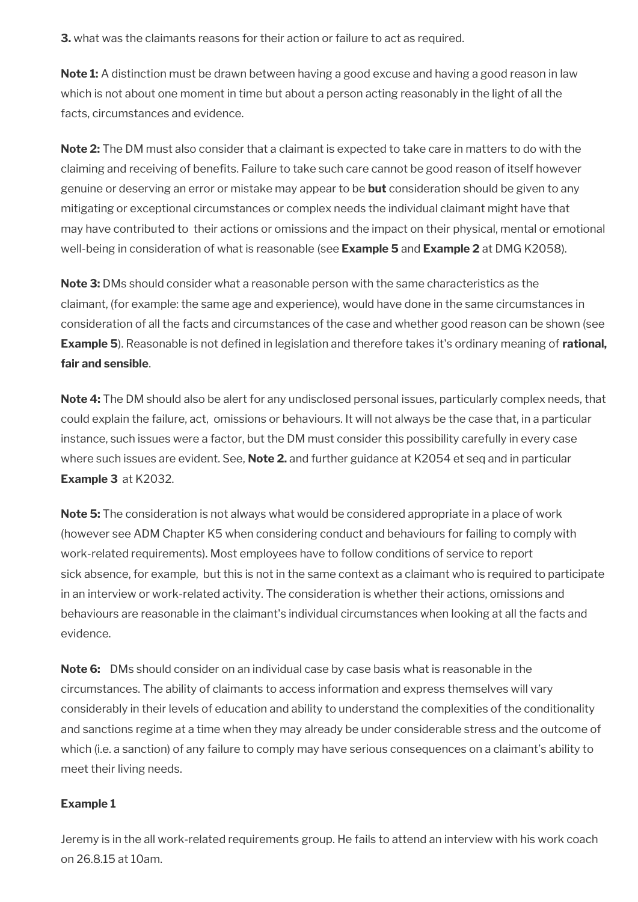**3.** what was the claimants reasons for their action or failure to act as required.

**Note 1:** A distinction must be drawn between having a good excuse and having a good reason in law which is not about one moment in time but about a person acting reasonably in the light of all the facts, circumstances and evidence.

**Note 2:** The DM must also consider that a claimant is expected to take care in matters to do with the claiming and receiving of benefits. Failure to take such care cannot be good reason of itself however genuine or deserving an error or mistake may appear to be **but** consideration should be given to any mitigating or exceptional circumstances or complex needs the individual claimant might have that may have contributed to their actions or omissions and the impact on their physical, mental or emotional well-being in consideration of what is reasonable (see **Example 5** and **Example 2** at DMG K2058).

**Note 3:** DMs should consider what a reasonable person with the same characteristics as the claimant, (for example: the same age and experience), would have done in the same circumstances in consideration of all the facts and circumstances of the case and whether good reason can be shown (see **Example 5**). Reasonable is not defined in legislation and therefore takes it's ordinary meaning of **rational, fair and sensible**.

**Note 4:** The DM should also be alert for any undisclosed personal issues, particularly complex needs, that could explain the failure, act, omissions or behaviours. It will not always be the case that, in a particular instance, such issues were a factor, but the DM must consider this possibility carefully in every case where such issues are evident. See, **Note 2.** and further guidance at K2054 et seq and in particular **Example 3** at K2032.

**Note 5:** The consideration is not always what would be considered appropriate in a place of work (however see ADM Chapter K5 when considering conduct and behaviours for failing to comply with work-related requirements). Most employees have to follow conditions of service to report sick absence, for example, but this is not in the same context as a claimant who is required to participate in an interview or work-related activity. The consideration is whether their actions, omissions and behaviours are reasonable in the claimant's individual circumstances when looking at all the facts and evidence.

**Note 6:** DMs should consider on an individual case by case basis what is reasonable in the circumstances. The ability of claimants to access information and express themselves will vary considerably in their levels of education and ability to understand the complexities of the conditionality and sanctions regime at a time when they may already be under considerable stress and the outcome of which (i.e. a sanction) of any failure to comply may have serious consequences on a claimant's ability to meet their living needs.

**Example 1**

Jeremy is in the all work-related requirements group. He fails to attend an interview with his work coach on 26.8.15 at 10am.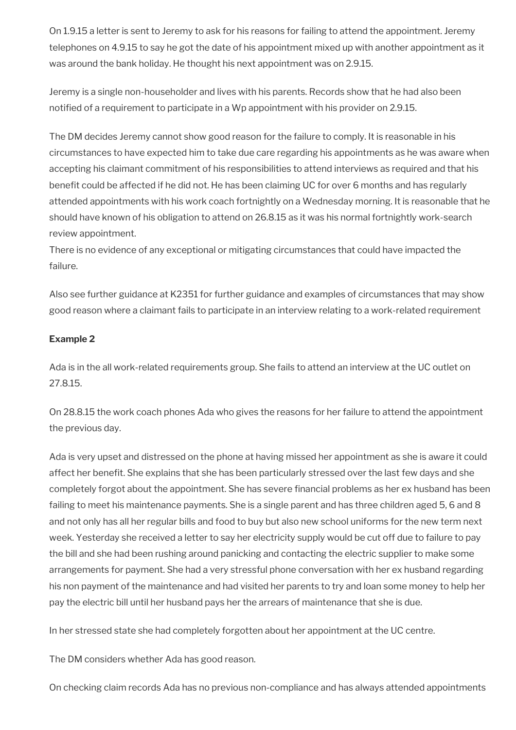On 1.9.15 a letter is sent to Jeremy to ask for his reasons for failing to attend the appointment. Jeremy telephones on 4.9.15 to say he got the date of his appointment mixed up with another appointment as it was around the bank holiday. He thought his next appointment was on 2.9.15.

Jeremy is a single non-householder and lives with his parents. Records show that he had also been notified of a requirement to participate in a Wp appointment with his provider on 2.9.15.

The DM decides Jeremy cannot show good reason for the failure to comply. It is reasonable in his circumstances to have expected him to take due care regarding his appointments as he was aware when accepting his claimant commitment of his responsibilities to attend interviews as required and that his benefit could be affected if he did not. He has been claiming UC for over 6 months and has regularly attended appointments with his work coach fortnightly on a Wednesday morning. It is reasonable that he should have known of his obligation to attend on 26.8.15 as it was his normal fortnightly work-search review appointment.
There is no evidence of any exceptional or mitigating circumstances that could have impacted the failure.

Also see further guidance at K2351 for further guidance and examples of circumstances that may show good reason where a claimant fails to participate in an interview relating to a work-related requirement

**Example 2**

Ada is in the all work-related requirements group. She fails to attend an interview at the UC outlet on 27.8.15.

On 28.8.15 the work coach phones Ada who gives the reasons for her failure to attend the appointment the previous day.

Ada is very upset and distressed on the phone at having missed her appointment as she is aware it could affect her benefit. She explains that she has been particularly stressed over the last few days and she completely forgot about the appointment. She has severe financial problems as her ex husband has been failing to meet his maintenance payments. She is a single parent and has three children aged 5, 6 and 8 and not only has all her regular bills and food to buy but also new school uniforms for the new term next week. Yesterday she received a letter to say her electricity supply would be cut off due to failure to pay the bill and she had been rushing around panicking and contacting the electric supplier to make some arrangements for payment. She had a very stressful phone conversation with her ex husband regarding his non payment of the maintenance and had visited her parents to try and loan some money to help her pay the electric bill until her husband pays her the arrears of maintenance that she is due.

In her stressed state she had completely forgotten about her appointment at the UC centre.

The DM considers whether Ada has good reason.

On checking claim records Ada has no previous non-compliance and has always attended appointments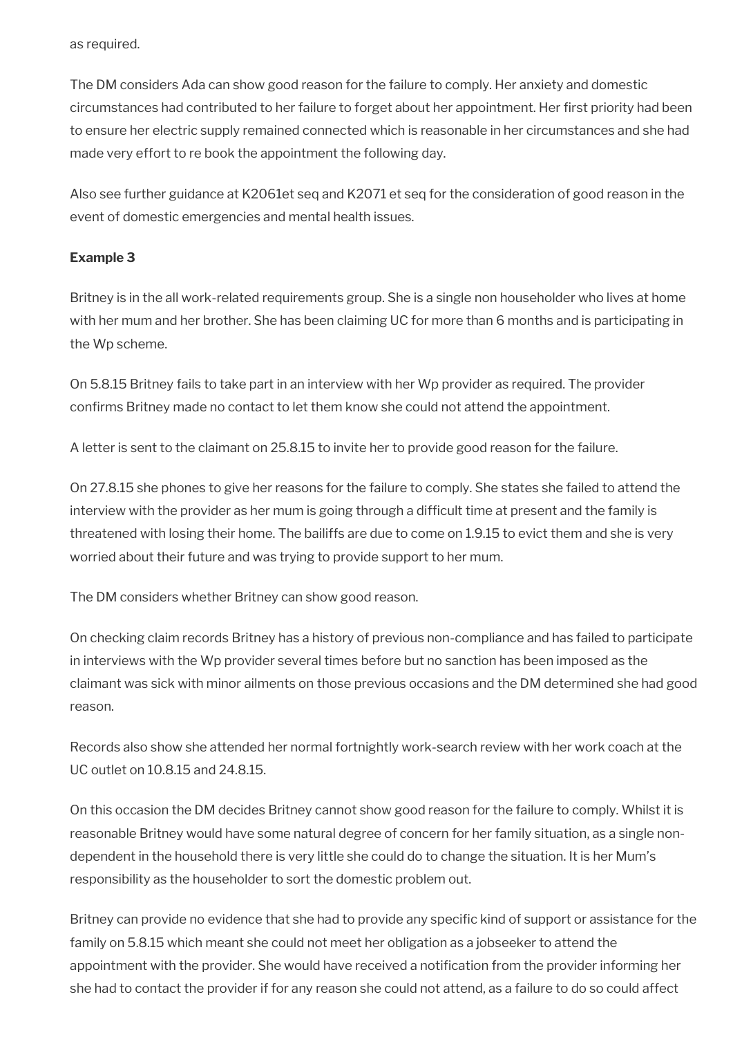as required.

The DM considers Ada can show good reason for the failure to comply. Her anxiety and domestic circumstances had contributed to her failure to forget about her appointment. Her first priority had been to ensure her electric supply remained connected which is reasonable in her circumstances and she had made very effort to re book the appointment the following day.

Also see further guidance at K2061et seq and K2071 et seq for the consideration of good reason in the event of domestic emergencies and mental health issues.

**Example 3**

Britney is in the all work-related requirements group. She is a single non householder who lives at home with her mum and her brother. She has been claiming UC for more than 6 months and is participating in the Wp scheme.

On 5.8.15 Britney fails to take part in an interview with her Wp provider as required. The provider confirms Britney made no contact to let them know she could not attend the appointment.

A letter is sent to the claimant on 25.8.15 to invite her to provide good reason for the failure.

On 27.8.15 she phones to give her reasons for the failure to comply. She states she failed to attend the interview with the provider as her mum is going through a difficult time at present and the family is threatened with losing their home. The bailiffs are due to come on 1.9.15 to evict them and she is very worried about their future and was trying to provide support to her mum.

The DM considers whether Britney can show good reason.

On checking claim records Britney has a history of previous non-compliance and has failed to participate in interviews with the Wp provider several times before but no sanction has been imposed as the claimant was sick with minor ailments on those previous occasions and the DM determined she had good reason.

Records also show she attended her normal fortnightly work-search review with her work coach at the UC outlet on 10.8.15 and 24.8.15.

On this occasion the DM decides Britney cannot show good reason for the failure to comply. Whilst it is reasonable Britney would have some natural degree of concern for her family situation, as a single non-dependent in the household there is very little she could do to change the situation. It is her Mum's responsibility as the householder to sort the domestic problem out.

Britney can provide no evidence that she had to provide any specific kind of support or assistance for the family on 5.8.15 which meant she could not meet her obligation as a jobseeker to attend the appointment with the provider. She would have received a notification from the provider informing her she had to contact the provider if for any reason she could not attend, as a failure to do so could affect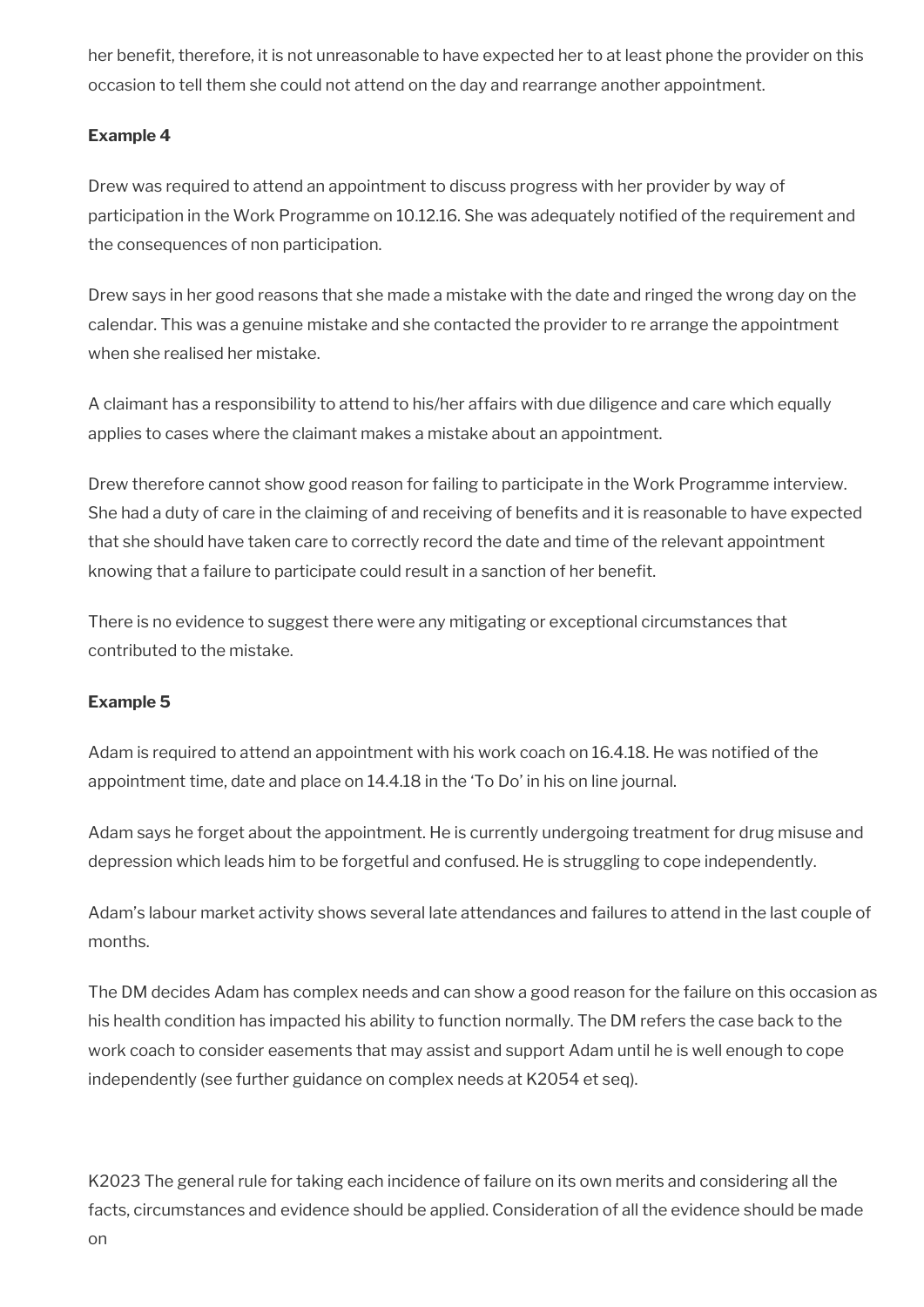her benefit, therefore, it is not unreasonable to have expected her to at least phone the provider on this occasion to tell them she could not attend on the day and rearrange another appointment.

**Example 4**

Drew was required to attend an appointment to discuss progress with her provider by way of participation in the Work Programme on 10.12.16. She was adequately notified of the requirement and the consequences of non participation.

Drew says in her good reasons that she made a mistake with the date and ringed the wrong day on the calendar. This was a genuine mistake and she contacted the provider to re arrange the appointment when she realised her mistake.

A claimant has a responsibility to attend to his/her affairs with due diligence and care which equally applies to cases where the claimant makes a mistake about an appointment.

Drew therefore cannot show good reason for failing to participate in the Work Programme interview. She had a duty of care in the claiming of and receiving of benefits and it is reasonable to have expected that she should have taken care to correctly record the date and time of the relevant appointment knowing that a failure to participate could result in a sanction of her benefit.

There is no evidence to suggest there were any mitigating or exceptional circumstances that contributed to the mistake.

**Example 5**

Adam is required to attend an appointment with his work coach on 16.4.18. He was notified of the appointment time, date and place on 14.4.18 in the 'To Do' in his on line journal.

Adam says he forget about the appointment. He is currently undergoing treatment for drug misuse and depression which leads him to be forgetful and confused. He is struggling to cope independently.

Adam's labour market activity shows several late attendances and failures to attend in the last couple of months.

The DM decides Adam has complex needs and can show a good reason for the failure on this occasion as his health condition has impacted his ability to function normally. The DM refers the case back to the work coach to consider easements that may assist and support Adam until he is well enough to cope independently (see further guidance on complex needs at K2054 et seq).

K2023 The general rule for taking each incidence of failure on its own merits and considering all the facts, circumstances and evidence should be applied. Consideration of all the evidence should be made on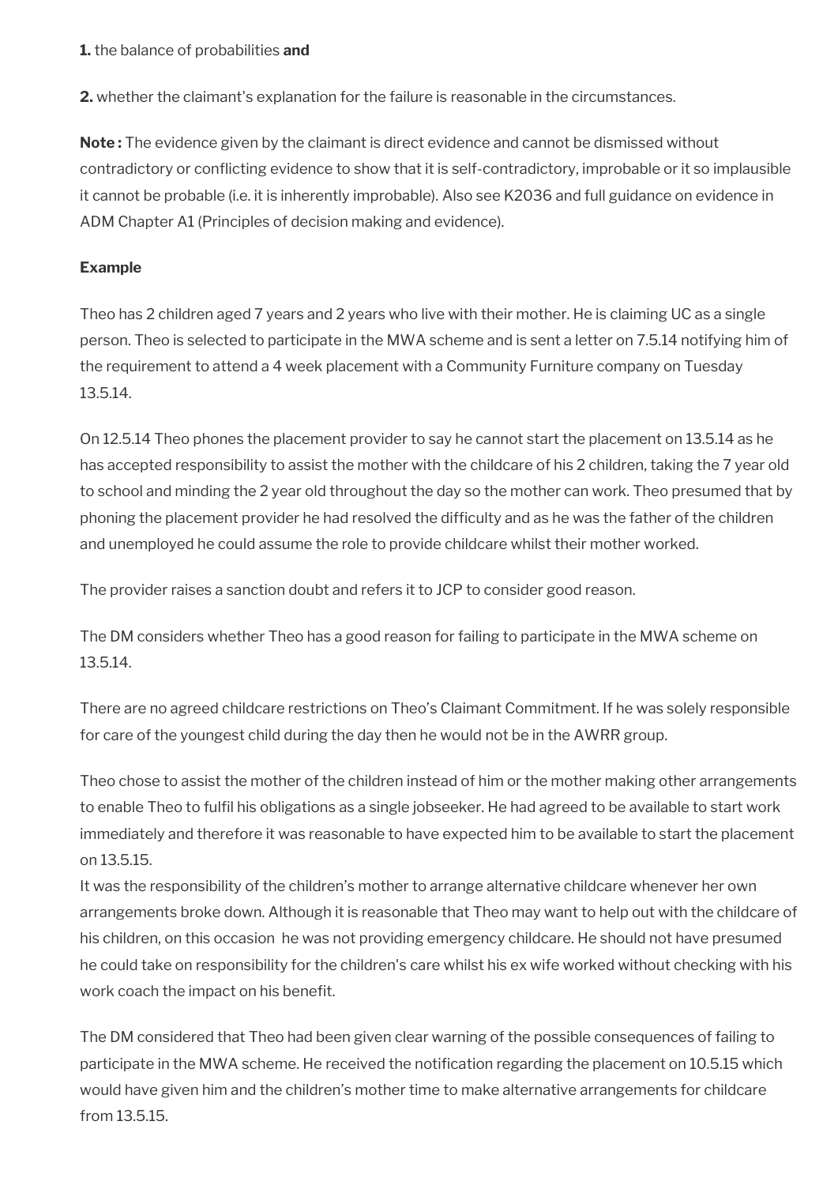**1.** the balance of probabilities **and**

**2.** whether the claimant's explanation for the failure is reasonable in the circumstances.

**Note :** The evidence given by the claimant is direct evidence and cannot be dismissed without contradictory or conflicting evidence to show that it is self-contradictory, improbable or it so implausible it cannot be probable (i.e. it is inherently improbable). Also see K2036 and full guidance on evidence in ADM Chapter A1 (Principles of decision making and evidence).

**Example**

Theo has 2 children aged 7 years and 2 years who live with their mother. He is claiming UC as a single person. Theo is selected to participate in the MWA scheme and is sent a letter on 7.5.14 notifying him of the requirement to attend a 4 week placement with a Community Furniture company on Tuesday 13.5.14.

On 12.5.14 Theo phones the placement provider to say he cannot start the placement on 13.5.14 as he has accepted responsibility to assist the mother with the childcare of his 2 children, taking the 7 year old to school and minding the 2 year old throughout the day so the mother can work. Theo presumed that by phoning the placement provider he had resolved the difficulty and as he was the father of the children and unemployed he could assume the role to provide childcare whilst their mother worked.

The provider raises a sanction doubt and refers it to JCP to consider good reason.

The DM considers whether Theo has a good reason for failing to participate in the MWA scheme on 13.5.14.

There are no agreed childcare restrictions on Theo's Claimant Commitment. If he was solely responsible for care of the youngest child during the day then he would not be in the AWRR group.

Theo chose to assist the mother of the children instead of him or the mother making other arrangements to enable Theo to fulfil his obligations as a single jobseeker. He had agreed to be available to start work immediately and therefore it was reasonable to have expected him to be available to start the placement on 13.5.15.
It was the responsibility of the children's mother to arrange alternative childcare whenever her own arrangements broke down. Although it is reasonable that Theo may want to help out with the childcare of his children, on this occasion he was not providing emergency childcare. He should not have presumed he could take on responsibility for the children's care whilst his ex wife worked without checking with his work coach the impact on his benefit.

The DM considered that Theo had been given clear warning of the possible consequences of failing to participate in the MWA scheme. He received the notification regarding the placement on 10.5.15 which would have given him and the children's mother time to make alternative arrangements for childcare from 13.5.15.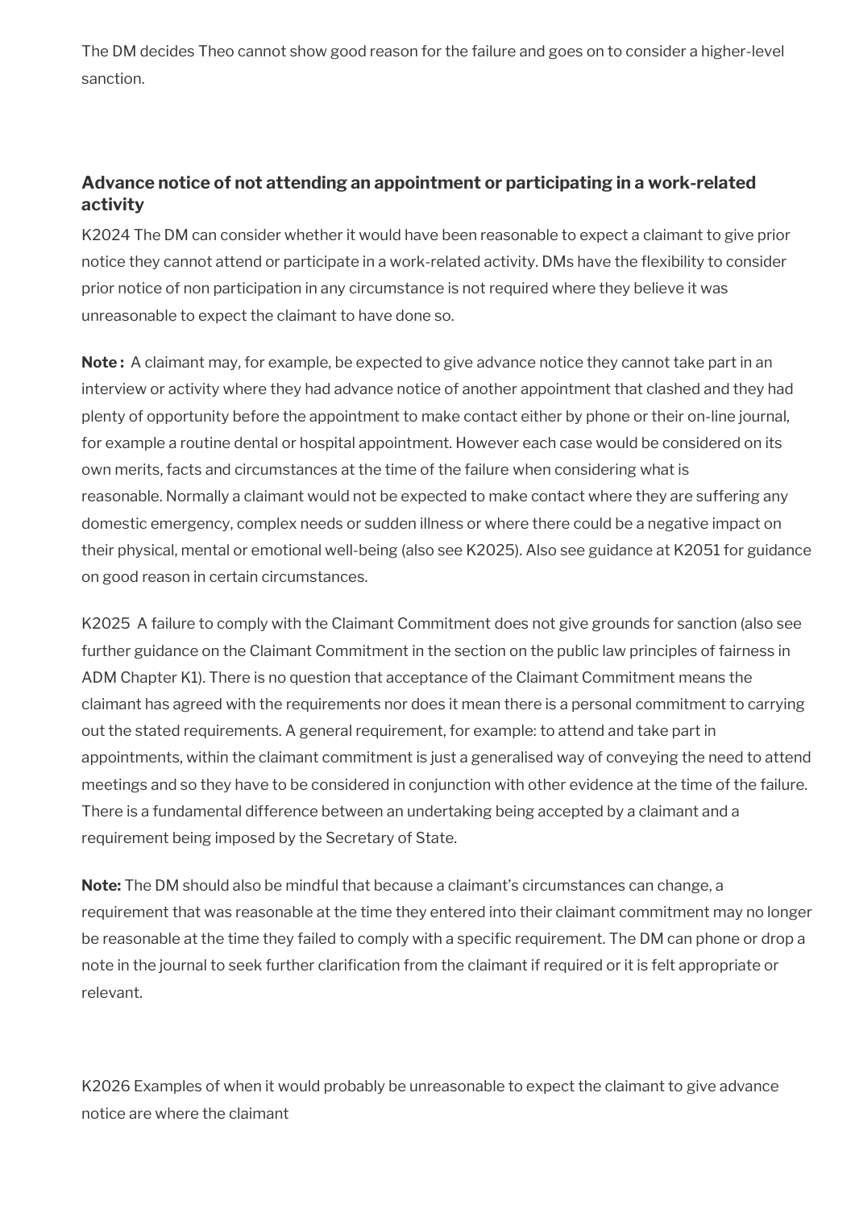The DM decides Theo cannot show good reason for the failure and goes on to consider a higher-level sanction.

### Advance notice of not attending an appointment or participating in a work-related activity

K2024 The DM can consider whether it would have been reasonable to expect a claimant to give prior notice they cannot attend or participate in a work-related activity. DMs have the flexibility to consider prior notice of non participation in any circumstance is not required where they believe it was unreasonable to expect the claimant to have done so.

**Note :** A claimant may, for example, be expected to give advance notice they cannot take part in an interview or activity where they had advance notice of another appointment that clashed and they had plenty of opportunity before the appointment to make contact either by phone or their on-line journal, for example a routine dental or hospital appointment. However each case would be considered on its own merits, facts and circumstances at the time of the failure when considering what is reasonable. Normally a claimant would not be expected to make contact where they are suffering any domestic emergency, complex needs or sudden illness or where there could be a negative impact on their physical, mental or emotional well-being (also see K2025). Also see guidance at K2051 for guidance on good reason in certain circumstances.

K2025 A failure to comply with the Claimant Commitment does not give grounds for sanction (also see further guidance on the Claimant Commitment in the section on the public law principles of fairness in ADM Chapter K1). There is no question that acceptance of the Claimant Commitment means the claimant has agreed with the requirements nor does it mean there is a personal commitment to carrying out the stated requirements. A general requirement, for example: to attend and take part in appointments, within the claimant commitment is just a generalised way of conveying the need to attend meetings and so they have to be considered in conjunction with other evidence at the time of the failure. There is a fundamental difference between an undertaking being accepted by a claimant and a requirement being imposed by the Secretary of State.

**Note:** The DM should also be mindful that because a claimant's circumstances can change, a requirement that was reasonable at the time they entered into their claimant commitment may no longer be reasonable at the time they failed to comply with a specific requirement. The DM can phone or drop a note in the journal to seek further clarification from the claimant if required or it is felt appropriate or relevant.

K2026 Examples of when it would probably be unreasonable to expect the claimant to give advance notice are where the claimant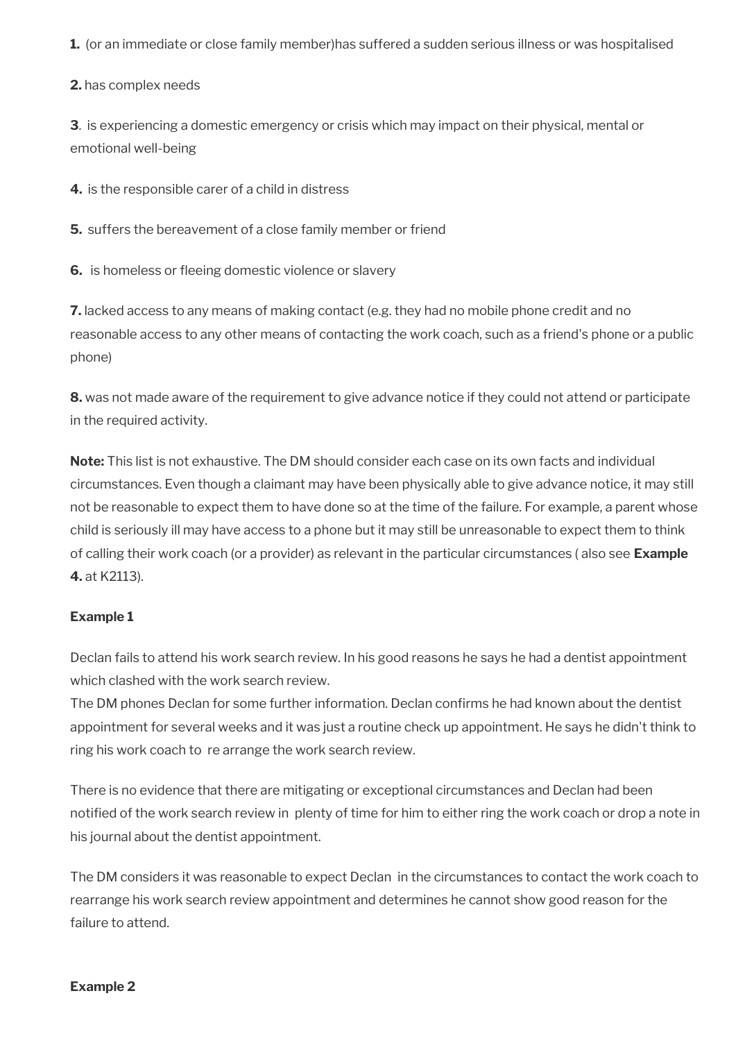**1.** (or an immediate or close family member)has suffered a sudden serious illness or was hospitalised

**2.** has complex needs

**3**. is experiencing a domestic emergency or crisis which may impact on their physical, mental or emotional well-being

**4.** is the responsible carer of a child in distress

**5.** suffers the bereavement of a close family member or friend

**6.** is homeless or fleeing domestic violence or slavery

**7.** lacked access to any means of making contact (e.g. they had no mobile phone credit and no reasonable access to any other means of contacting the work coach, such as a friend's phone or a public phone)

**8.** was not made aware of the requirement to give advance notice if they could not attend or participate in the required activity.

**Note:** This list is not exhaustive. The DM should consider each case on its own facts and individual circumstances. Even though a claimant may have been physically able to give advance notice, it may still not be reasonable to expect them to have done so at the time of the failure. For example, a parent whose child is seriously ill may have access to a phone but it may still be unreasonable to expect them to think of calling their work coach (or a provider) as relevant in the particular circumstances ( also see **Example 4.** at K2113).

**Example 1**

Declan fails to attend his work search review. In his good reasons he says he had a dentist appointment which clashed with the work search review.
The DM phones Declan for some further information. Declan confirms he had known about the dentist appointment for several weeks and it was just a routine check up appointment. He says he didn't think to ring his work coach to re arrange the work search review.

There is no evidence that there are mitigating or exceptional circumstances and Declan had been notified of the work search review in plenty of time for him to either ring the work coach or drop a note in his journal about the dentist appointment.

The DM considers it was reasonable to expect Declan in the circumstances to contact the work coach to rearrange his work search review appointment and determines he cannot show good reason for the failure to attend.

**Example 2**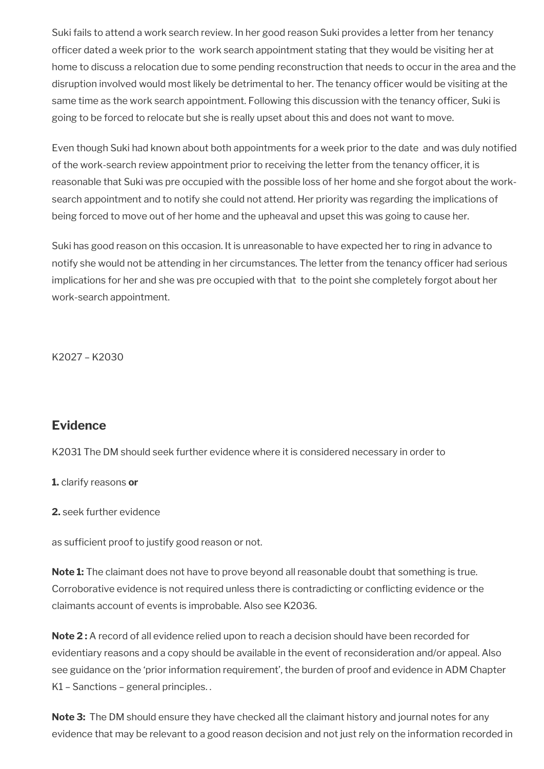Suki fails to attend a work search review. In her good reason Suki provides a letter from her tenancy officer dated a week prior to the work search appointment stating that they would be visiting her at home to discuss a relocation due to some pending reconstruction that needs to occur in the area and the disruption involved would most likely be detrimental to her. The tenancy officer would be visiting at the same time as the work search appointment. Following this discussion with the tenancy officer, Suki is going to be forced to relocate but she is really upset about this and does not want to move.

Even though Suki had known about both appointments for a week prior to the date and was duly notified of the work-search review appointment prior to receiving the letter from the tenancy officer, it is reasonable that Suki was pre occupied with the possible loss of her home and she forgot about the work-search appointment and to notify she could not attend. Her priority was regarding the implications of being forced to move out of her home and the upheaval and upset this was going to cause her.

Suki has good reason on this occasion. It is unreasonable to have expected her to ring in advance to notify she would not be attending in her circumstances. The letter from the tenancy officer had serious implications for her and she was pre occupied with that to the point she completely forgot about her work-search appointment.

K2027 – K2030

## Evidence

K2031 The DM should seek further evidence where it is considered necessary in order to

**1.** clarify reasons **or**

**2.** seek further evidence

as sufficient proof to justify good reason or not.

**Note 1:** The claimant does not have to prove beyond all reasonable doubt that something is true. Corroborative evidence is not required unless there is contradicting or conflicting evidence or the claimants account of events is improbable. Also see K2036.

**Note 2 :** A record of all evidence relied upon to reach a decision should have been recorded for evidentiary reasons and a copy should be available in the event of reconsideration and/or appeal. Also see guidance on the 'prior information requirement', the burden of proof and evidence in ADM Chapter K1 – Sanctions – general principles. .

**Note 3:** The DM should ensure they have checked all the claimant history and journal notes for any evidence that may be relevant to a good reason decision and not just rely on the information recorded in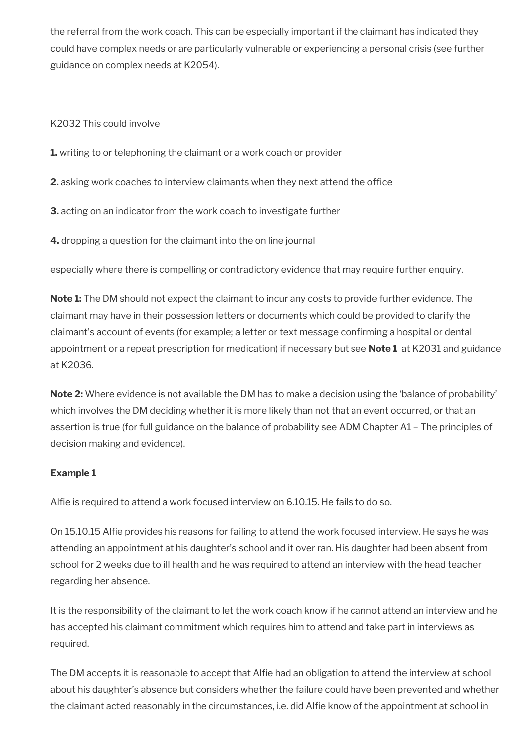the referral from the work coach. This can be especially important if the claimant has indicated they could have complex needs or are particularly vulnerable or experiencing a personal crisis (see further guidance on complex needs at K2054).

K2032 This could involve

**1.** writing to or telephoning the claimant or a work coach or provider

**2.** asking work coaches to interview claimants when they next attend the office

**3.** acting on an indicator from the work coach to investigate further

**4.** dropping a question for the claimant into the on line journal

especially where there is compelling or contradictory evidence that may require further enquiry.

**Note 1:** The DM should not expect the claimant to incur any costs to provide further evidence. The claimant may have in their possession letters or documents which could be provided to clarify the claimant's account of events (for example; a letter or text message confirming a hospital or dental appointment or a repeat prescription for medication) if necessary but see **Note 1** at K2031 and guidance at K2036.

**Note 2:** Where evidence is not available the DM has to make a decision using the 'balance of probability' which involves the DM deciding whether it is more likely than not that an event occurred, or that an assertion is true (for full guidance on the balance of probability see ADM Chapter A1 – The principles of decision making and evidence).

**Example 1**

Alfie is required to attend a work focused interview on 6.10.15. He fails to do so.

On 15.10.15 Alfie provides his reasons for failing to attend the work focused interview. He says he was attending an appointment at his daughter's school and it over ran. His daughter had been absent from school for 2 weeks due to ill health and he was required to attend an interview with the head teacher regarding her absence.

It is the responsibility of the claimant to let the work coach know if he cannot attend an interview and he has accepted his claimant commitment which requires him to attend and take part in interviews as required.

The DM accepts it is reasonable to accept that Alfie had an obligation to attend the interview at school about his daughter's absence but considers whether the failure could have been prevented and whether the claimant acted reasonably in the circumstances, i.e. did Alfie know of the appointment at school in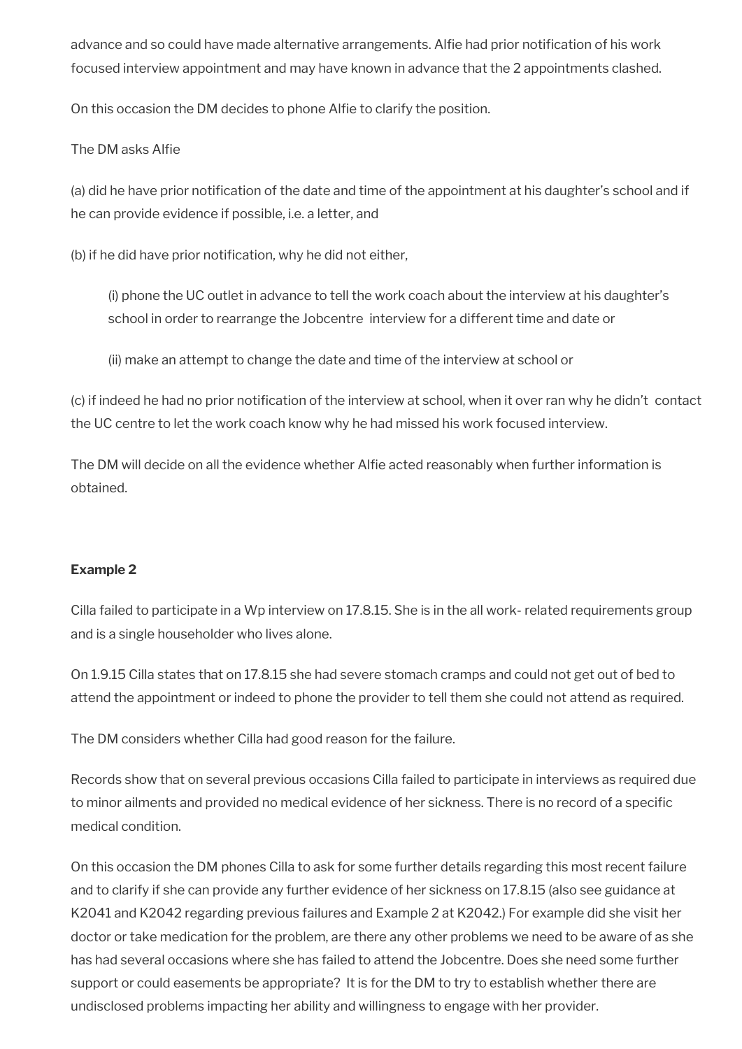advance and so could have made alternative arrangements. Alfie had prior notification of his work focused interview appointment and may have known in advance that the 2 appointments clashed.

On this occasion the DM decides to phone Alfie to clarify the position.

The DM asks Alfie

(a) did he have prior notification of the date and time of the appointment at his daughter's school and if he can provide evidence if possible, i.e. a letter, and

(b) if he did have prior notification, why he did not either,

> (i) phone the UC outlet in advance to tell the work coach about the interview at his daughter's school in order to rearrange the Jobcentre interview for a different time and date or
>
> (ii) make an attempt to change the date and time of the interview at school or

(c) if indeed he had no prior notification of the interview at school, when it over ran why he didn't contact the UC centre to let the work coach know why he had missed his work focused interview.

The DM will decide on all the evidence whether Alfie acted reasonably when further information is obtained.

**Example 2**

Cilla failed to participate in a Wp interview on 17.8.15. She is in the all work- related requirements group and is a single householder who lives alone.

On 1.9.15 Cilla states that on 17.8.15 she had severe stomach cramps and could not get out of bed to attend the appointment or indeed to phone the provider to tell them she could not attend as required.

The DM considers whether Cilla had good reason for the failure.

Records show that on several previous occasions Cilla failed to participate in interviews as required due to minor ailments and provided no medical evidence of her sickness. There is no record of a specific medical condition.

On this occasion the DM phones Cilla to ask for some further details regarding this most recent failure and to clarify if she can provide any further evidence of her sickness on 17.8.15 (also see guidance at K2041 and K2042 regarding previous failures and Example 2 at K2042.) For example did she visit her doctor or take medication for the problem, are there any other problems we need to be aware of as she has had several occasions where she has failed to attend the Jobcentre. Does she need some further support or could easements be appropriate? It is for the DM to try to establish whether there are undisclosed problems impacting her ability and willingness to engage with her provider.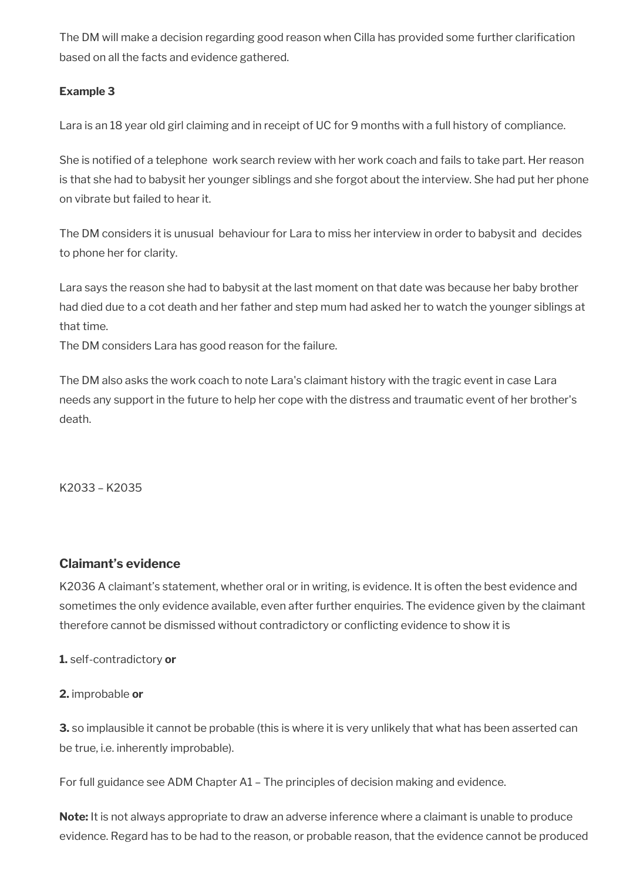The DM will make a decision regarding good reason when Cilla has provided some further clarification based on all the facts and evidence gathered.

**Example 3**

Lara is an 18 year old girl claiming and in receipt of UC for 9 months with a full history of compliance.

She is notified of a telephone work search review with her work coach and fails to take part. Her reason is that she had to babysit her younger siblings and she forgot about the interview. She had put her phone on vibrate but failed to hear it.

The DM considers it is unusual behaviour for Lara to miss her interview in order to babysit and decides to phone her for clarity.

Lara says the reason she had to babysit at the last moment on that date was because her baby brother had died due to a cot death and her father and step mum had asked her to watch the younger siblings at that time.
The DM considers Lara has good reason for the failure.

The DM also asks the work coach to note Lara's claimant history with the tragic event in case Lara needs any support in the future to help her cope with the distress and traumatic event of her brother's death.

K2033 – K2035

### Claimant's evidence

K2036 A claimant's statement, whether oral or in writing, is evidence. It is often the best evidence and sometimes the only evidence available, even after further enquiries. The evidence given by the claimant therefore cannot be dismissed without contradictory or conflicting evidence to show it is

**1.** self-contradictory **or**

**2.** improbable **or**

**3.** so implausible it cannot be probable (this is where it is very unlikely that what has been asserted can be true, i.e. inherently improbable).

For full guidance see ADM Chapter A1 – The principles of decision making and evidence.

**Note:** It is not always appropriate to draw an adverse inference where a claimant is unable to produce evidence. Regard has to be had to the reason, or probable reason, that the evidence cannot be produced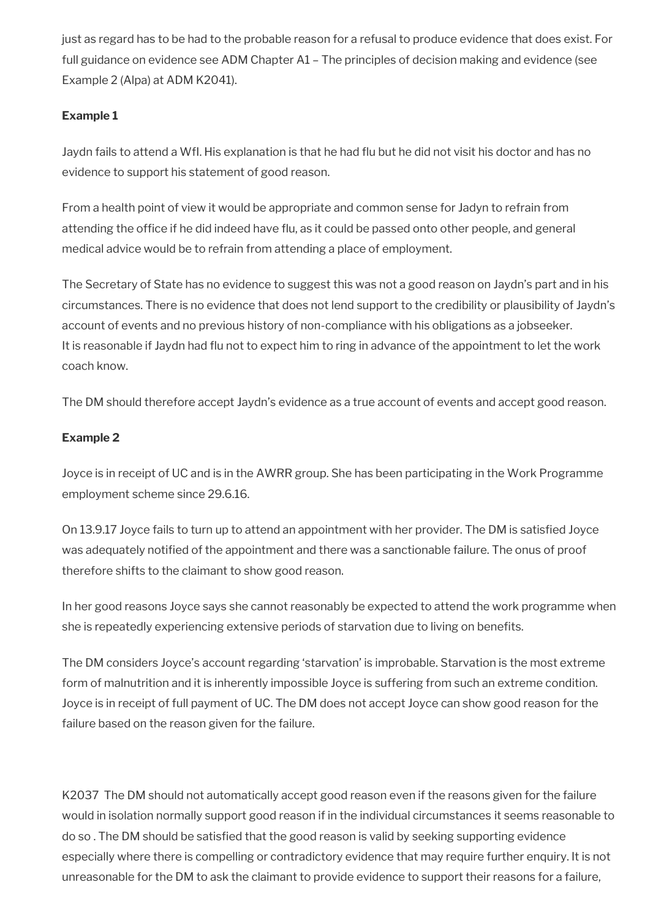just as regard has to be had to the probable reason for a refusal to produce evidence that does exist. For full guidance on evidence see ADM Chapter A1 – The principles of decision making and evidence (see Example 2 (Alpa) at ADM K2041).

**Example 1**

Jaydn fails to attend a WfI. His explanation is that he had flu but he did not visit his doctor and has no evidence to support his statement of good reason.

From a health point of view it would be appropriate and common sense for Jadyn to refrain from attending the office if he did indeed have flu, as it could be passed onto other people, and general medical advice would be to refrain from attending a place of employment.

The Secretary of State has no evidence to suggest this was not a good reason on Jaydn's part and in his circumstances. There is no evidence that does not lend support to the credibility or plausibility of Jaydn's account of events and no previous history of non-compliance with his obligations as a jobseeker. It is reasonable if Jaydn had flu not to expect him to ring in advance of the appointment to let the work coach know.

The DM should therefore accept Jaydn's evidence as a true account of events and accept good reason.

**Example 2**

Joyce is in receipt of UC and is in the AWRR group. She has been participating in the Work Programme employment scheme since 29.6.16.

On 13.9.17 Joyce fails to turn up to attend an appointment with her provider. The DM is satisfied Joyce was adequately notified of the appointment and there was a sanctionable failure. The onus of proof therefore shifts to the claimant to show good reason.

In her good reasons Joyce says she cannot reasonably be expected to attend the work programme when she is repeatedly experiencing extensive periods of starvation due to living on benefits.

The DM considers Joyce's account regarding 'starvation' is improbable. Starvation is the most extreme form of malnutrition and it is inherently impossible Joyce is suffering from such an extreme condition. Joyce is in receipt of full payment of UC. The DM does not accept Joyce can show good reason for the failure based on the reason given for the failure.

K2037 The DM should not automatically accept good reason even if the reasons given for the failure would in isolation normally support good reason if in the individual circumstances it seems reasonable to do so . The DM should be satisfied that the good reason is valid by seeking supporting evidence especially where there is compelling or contradictory evidence that may require further enquiry. It is not unreasonable for the DM to ask the claimant to provide evidence to support their reasons for a failure,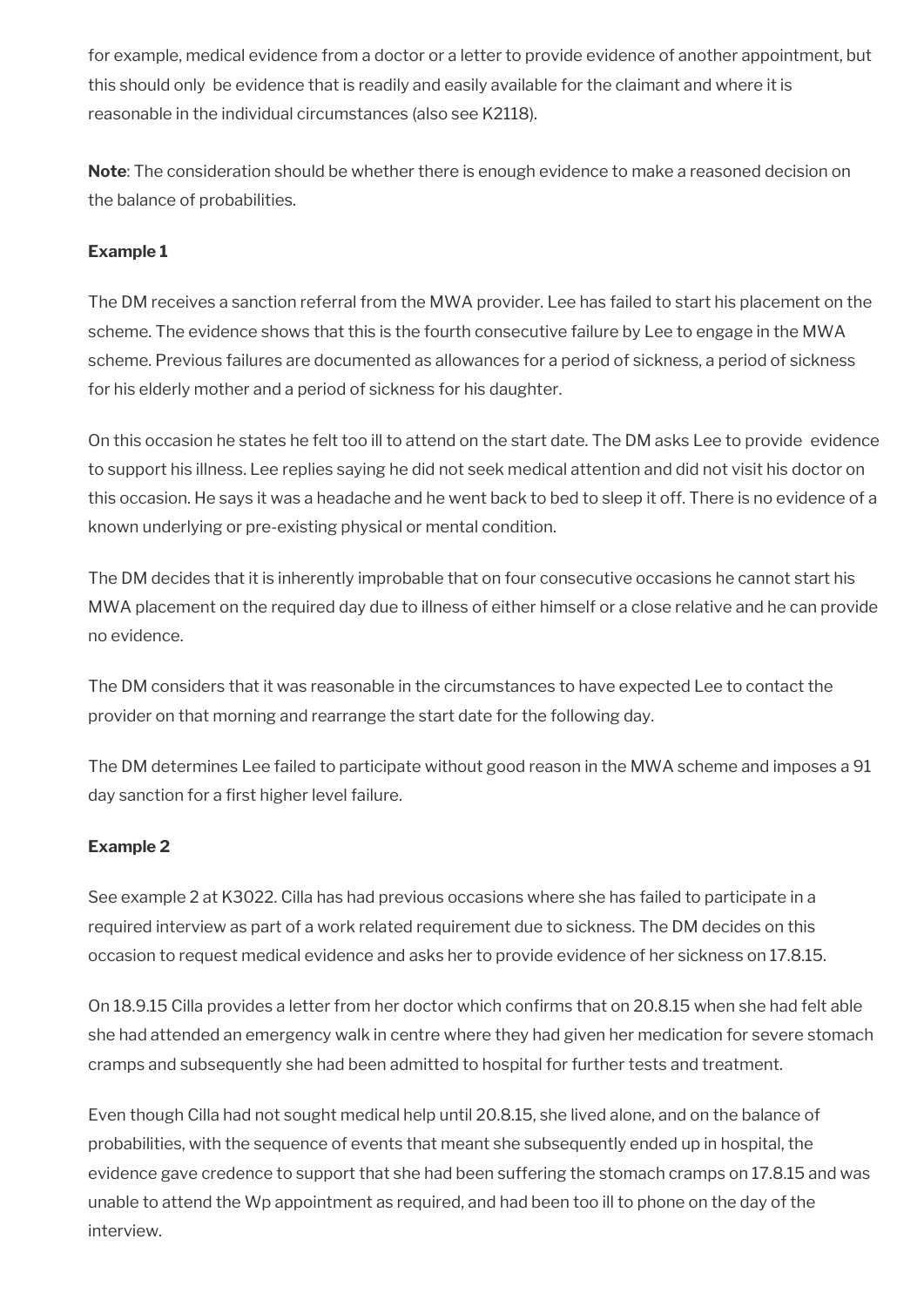for example, medical evidence from a doctor or a letter to provide evidence of another appointment, but this should only be evidence that is readily and easily available for the claimant and where it is reasonable in the individual circumstances (also see K2118).

**Note**: The consideration should be whether there is enough evidence to make a reasoned decision on the balance of probabilities.

**Example 1**

The DM receives a sanction referral from the MWA provider. Lee has failed to start his placement on the scheme. The evidence shows that this is the fourth consecutive failure by Lee to engage in the MWA scheme. Previous failures are documented as allowances for a period of sickness, a period of sickness for his elderly mother and a period of sickness for his daughter.

On this occasion he states he felt too ill to attend on the start date. The DM asks Lee to provide evidence to support his illness. Lee replies saying he did not seek medical attention and did not visit his doctor on this occasion. He says it was a headache and he went back to bed to sleep it off. There is no evidence of a known underlying or pre-existing physical or mental condition.

The DM decides that it is inherently improbable that on four consecutive occasions he cannot start his MWA placement on the required day due to illness of either himself or a close relative and he can provide no evidence.

The DM considers that it was reasonable in the circumstances to have expected Lee to contact the provider on that morning and rearrange the start date for the following day.

The DM determines Lee failed to participate without good reason in the MWA scheme and imposes a 91 day sanction for a first higher level failure.

**Example 2**

See example 2 at K3022. Cilla has had previous occasions where she has failed to participate in a required interview as part of a work related requirement due to sickness. The DM decides on this occasion to request medical evidence and asks her to provide evidence of her sickness on 17.8.15.

On 18.9.15 Cilla provides a letter from her doctor which confirms that on 20.8.15 when she had felt able she had attended an emergency walk in centre where they had given her medication for severe stomach cramps and subsequently she had been admitted to hospital for further tests and treatment.

Even though Cilla had not sought medical help until 20.8.15, she lived alone, and on the balance of probabilities, with the sequence of events that meant she subsequently ended up in hospital, the evidence gave credence to support that she had been suffering the stomach cramps on 17.8.15 and was unable to attend the Wp appointment as required, and had been too ill to phone on the day of the interview.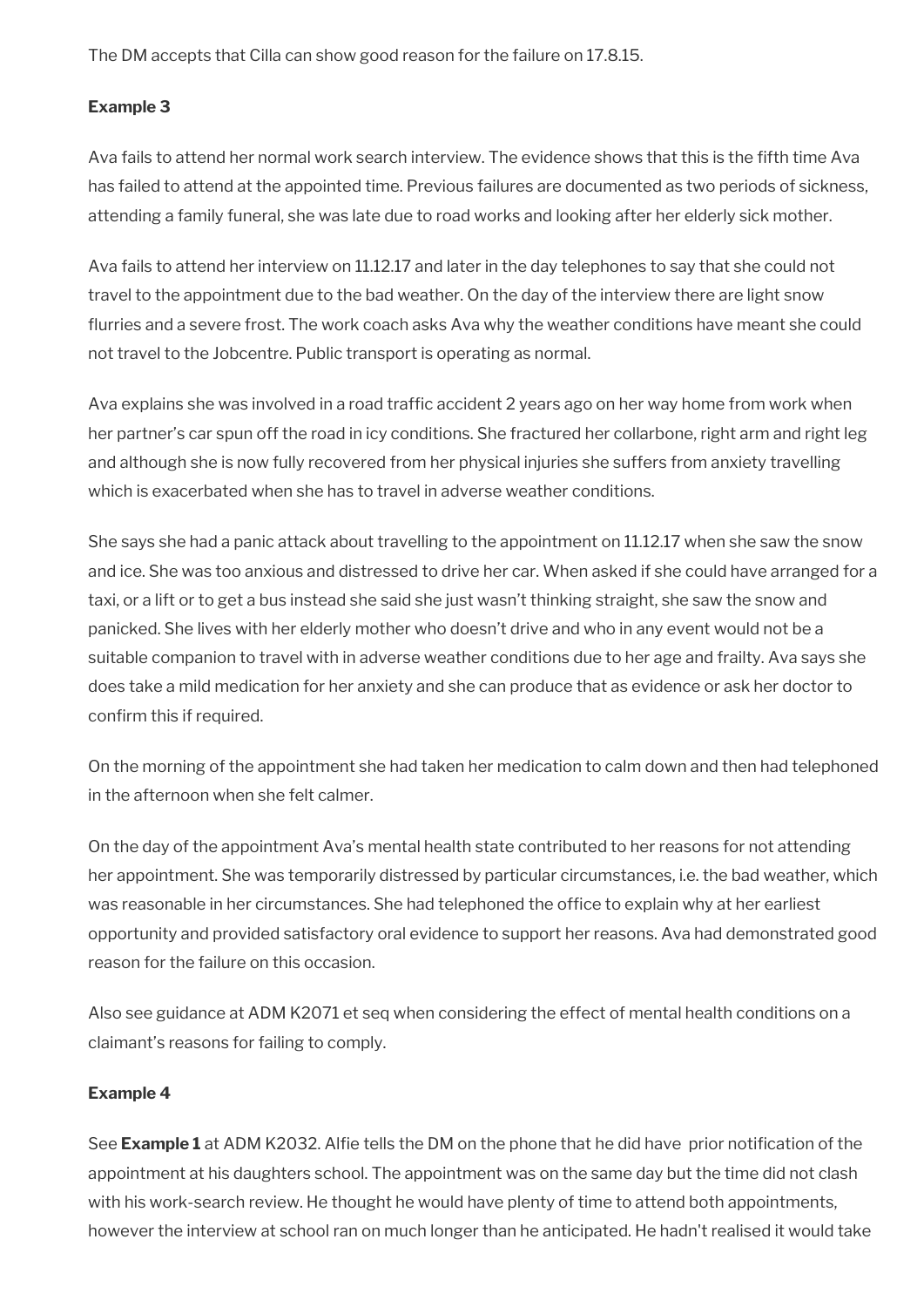The DM accepts that Cilla can show good reason for the failure on 17.8.15.

**Example 3**

Ava fails to attend her normal work search interview. The evidence shows that this is the fifth time Ava has failed to attend at the appointed time. Previous failures are documented as two periods of sickness, attending a family funeral, she was late due to road works and looking after her elderly sick mother.

Ava fails to attend her interview on 11.12.17 and later in the day telephones to say that she could not travel to the appointment due to the bad weather. On the day of the interview there are light snow flurries and a severe frost. The work coach asks Ava why the weather conditions have meant she could not travel to the Jobcentre. Public transport is operating as normal.

Ava explains she was involved in a road traffic accident 2 years ago on her way home from work when her partner's car spun off the road in icy conditions. She fractured her collarbone, right arm and right leg and although she is now fully recovered from her physical injuries she suffers from anxiety travelling which is exacerbated when she has to travel in adverse weather conditions.

She says she had a panic attack about travelling to the appointment on 11.12.17 when she saw the snow and ice. She was too anxious and distressed to drive her car. When asked if she could have arranged for a taxi, or a lift or to get a bus instead she said she just wasn't thinking straight, she saw the snow and panicked. She lives with her elderly mother who doesn't drive and who in any event would not be a suitable companion to travel with in adverse weather conditions due to her age and frailty. Ava says she does take a mild medication for her anxiety and she can produce that as evidence or ask her doctor to confirm this if required.

On the morning of the appointment she had taken her medication to calm down and then had telephoned in the afternoon when she felt calmer.

On the day of the appointment Ava's mental health state contributed to her reasons for not attending her appointment. She was temporarily distressed by particular circumstances, i.e. the bad weather, which was reasonable in her circumstances. She had telephoned the office to explain why at her earliest opportunity and provided satisfactory oral evidence to support her reasons. Ava had demonstrated good reason for the failure on this occasion.

Also see guidance at ADM K2071 et seq when considering the effect of mental health conditions on a claimant's reasons for failing to comply.

**Example 4**

See **Example 1** at ADM K2032. Alfie tells the DM on the phone that he did have prior notification of the appointment at his daughters school. The appointment was on the same day but the time did not clash with his work-search review. He thought he would have plenty of time to attend both appointments, however the interview at school ran on much longer than he anticipated. He hadn't realised it would take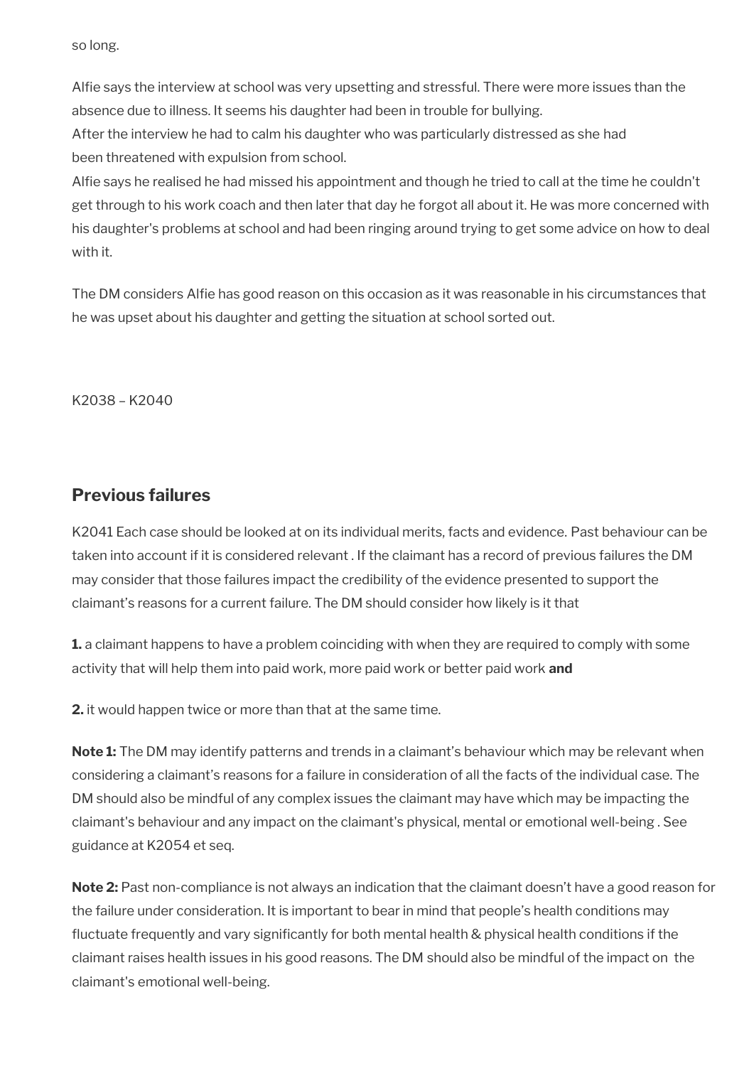so long.

Alfie says the interview at school was very upsetting and stressful. There were more issues than the absence due to illness. It seems his daughter had been in trouble for bullying.
After the interview he had to calm his daughter who was particularly distressed as she had been threatened with expulsion from school.
Alfie says he realised he had missed his appointment and though he tried to call at the time he couldn't get through to his work coach and then later that day he forgot all about it. He was more concerned with his daughter's problems at school and had been ringing around trying to get some advice on how to deal with it.

The DM considers Alfie has good reason on this occasion as it was reasonable in his circumstances that he was upset about his daughter and getting the situation at school sorted out.

K2038 – K2040

## Previous failures

K2041 Each case should be looked at on its individual merits, facts and evidence. Past behaviour can be taken into account if it is considered relevant . If the claimant has a record of previous failures the DM may consider that those failures impact the credibility of the evidence presented to support the claimant's reasons for a current failure. The DM should consider how likely is it that

**1.** a claimant happens to have a problem coinciding with when they are required to comply with some activity that will help them into paid work, more paid work or better paid work **and**

**2.** it would happen twice or more than that at the same time.

**Note 1:** The DM may identify patterns and trends in a claimant's behaviour which may be relevant when considering a claimant's reasons for a failure in consideration of all the facts of the individual case. The DM should also be mindful of any complex issues the claimant may have which may be impacting the claimant's behaviour and any impact on the claimant's physical, mental or emotional well-being . See guidance at K2054 et seq.

**Note 2:** Past non-compliance is not always an indication that the claimant doesn't have a good reason for the failure under consideration. It is important to bear in mind that people's health conditions may fluctuate frequently and vary significantly for both mental health & physical health conditions if the claimant raises health issues in his good reasons. The DM should also be mindful of the impact on the claimant's emotional well-being.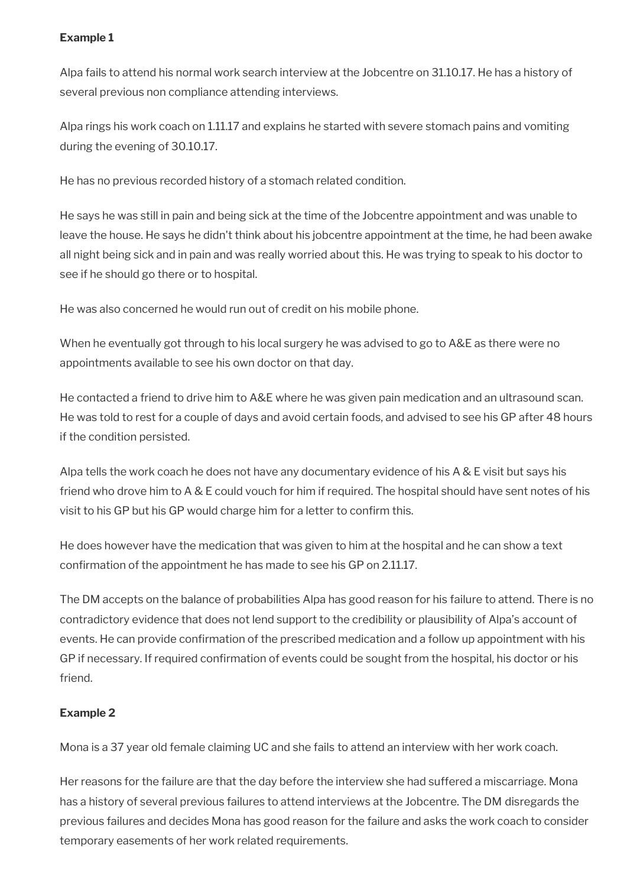**Example 1**

Alpa fails to attend his normal work search interview at the Jobcentre on 31.10.17. He has a history of several previous non compliance attending interviews.

Alpa rings his work coach on 1.11.17 and explains he started with severe stomach pains and vomiting during the evening of 30.10.17.

He has no previous recorded history of a stomach related condition.

He says he was still in pain and being sick at the time of the Jobcentre appointment and was unable to leave the house. He says he didn't think about his jobcentre appointment at the time, he had been awake all night being sick and in pain and was really worried about this. He was trying to speak to his doctor to see if he should go there or to hospital.

He was also concerned he would run out of credit on his mobile phone.

When he eventually got through to his local surgery he was advised to go to A&E as there were no appointments available to see his own doctor on that day.

He contacted a friend to drive him to A&E where he was given pain medication and an ultrasound scan. He was told to rest for a couple of days and avoid certain foods, and advised to see his GP after 48 hours if the condition persisted.

Alpa tells the work coach he does not have any documentary evidence of his A & E visit but says his friend who drove him to A & E could vouch for him if required. The hospital should have sent notes of his visit to his GP but his GP would charge him for a letter to confirm this.

He does however have the medication that was given to him at the hospital and he can show a text confirmation of the appointment he has made to see his GP on 2.11.17.

The DM accepts on the balance of probabilities Alpa has good reason for his failure to attend. There is no contradictory evidence that does not lend support to the credibility or plausibility of Alpa's account of events. He can provide confirmation of the prescribed medication and a follow up appointment with his GP if necessary. If required confirmation of events could be sought from the hospital, his doctor or his friend.

**Example 2**

Mona is a 37 year old female claiming UC and she fails to attend an interview with her work coach.

Her reasons for the failure are that the day before the interview she had suffered a miscarriage. Mona has a history of several previous failures to attend interviews at the Jobcentre. The DM disregards the previous failures and decides Mona has good reason for the failure and asks the work coach to consider temporary easements of her work related requirements.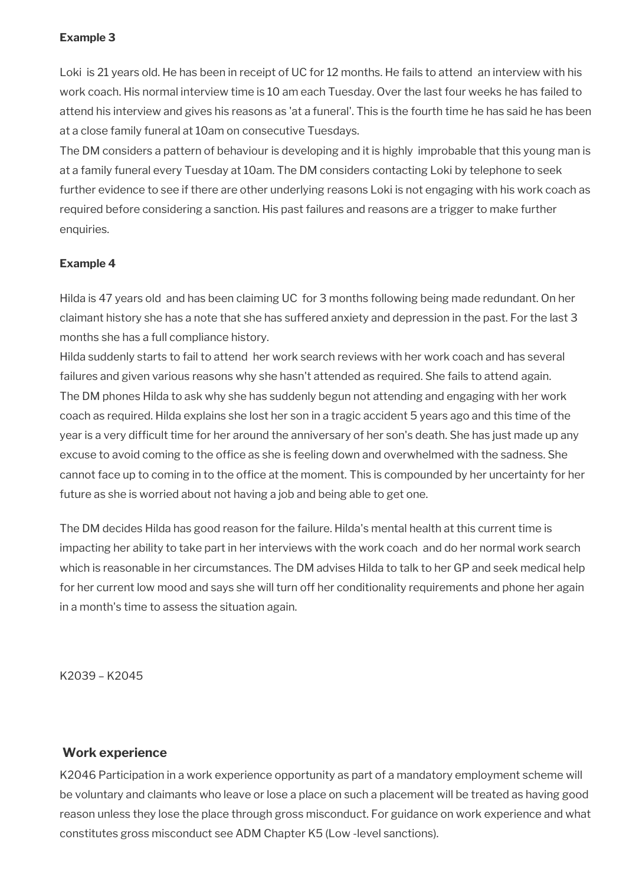**Example 3**

Loki is 21 years old. He has been in receipt of UC for 12 months. He fails to attend an interview with his work coach. His normal interview time is 10 am each Tuesday. Over the last four weeks he has failed to attend his interview and gives his reasons as 'at a funeral'. This is the fourth time he has said he has been at a close family funeral at 10am on consecutive Tuesdays.

The DM considers a pattern of behaviour is developing and it is highly improbable that this young man is at a family funeral every Tuesday at 10am. The DM considers contacting Loki by telephone to seek further evidence to see if there are other underlying reasons Loki is not engaging with his work coach as required before considering a sanction. His past failures and reasons are a trigger to make further enquiries.

**Example 4**

Hilda is 47 years old and has been claiming UC for 3 months following being made redundant. On her claimant history she has a note that she has suffered anxiety and depression in the past. For the last 3 months she has a full compliance history.

Hilda suddenly starts to fail to attend her work search reviews with her work coach and has several failures and given various reasons why she hasn't attended as required. She fails to attend again.

The DM phones Hilda to ask why she has suddenly begun not attending and engaging with her work coach as required. Hilda explains she lost her son in a tragic accident 5 years ago and this time of the year is a very difficult time for her around the anniversary of her son's death. She has just made up any excuse to avoid coming to the office as she is feeling down and overwhelmed with the sadness. She cannot face up to coming in to the office at the moment. This is compounded by her uncertainty for her future as she is worried about not having a job and being able to get one.

The DM decides Hilda has good reason for the failure. Hilda's mental health at this current time is impacting her ability to take part in her interviews with the work coach and do her normal work search which is reasonable in her circumstances. The DM advises Hilda to talk to her GP and seek medical help for her current low mood and says she will turn off her conditionality requirements and phone her again in a month's time to assess the situation again.

K2039 – K2045

## Work experience

K2046 Participation in a work experience opportunity as part of a mandatory employment scheme will be voluntary and claimants who leave or lose a place on such a placement will be treated as having good reason unless they lose the place through gross misconduct. For guidance on work experience and what constitutes gross misconduct see ADM Chapter K5 (Low -level sanctions).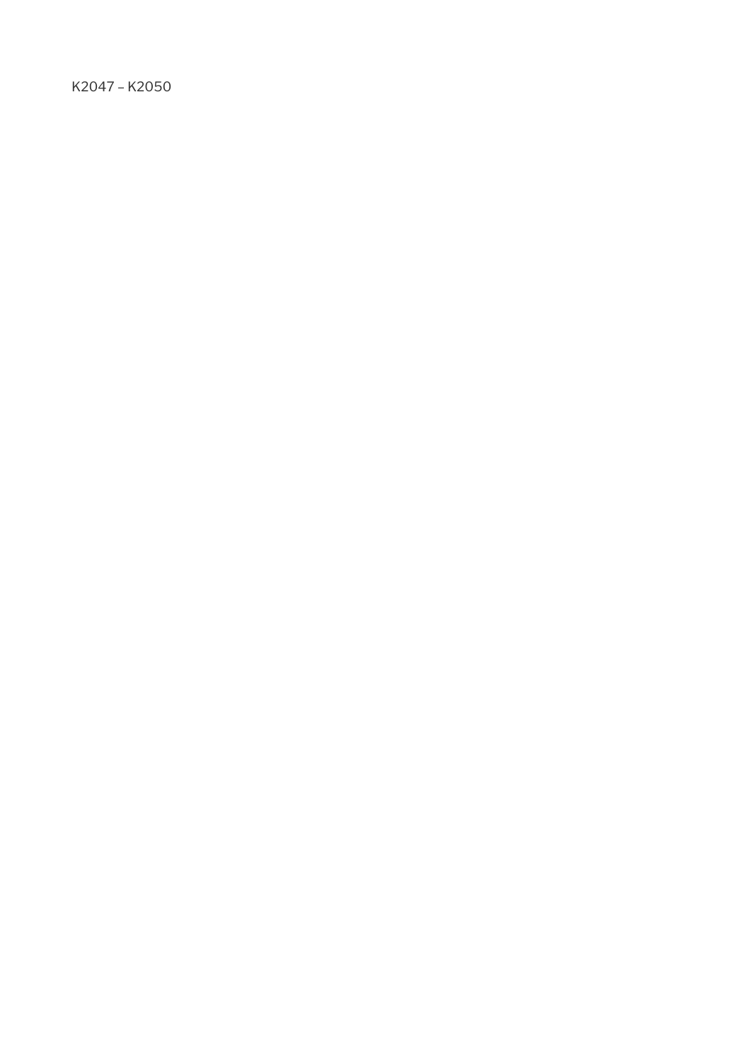K2047 – K2050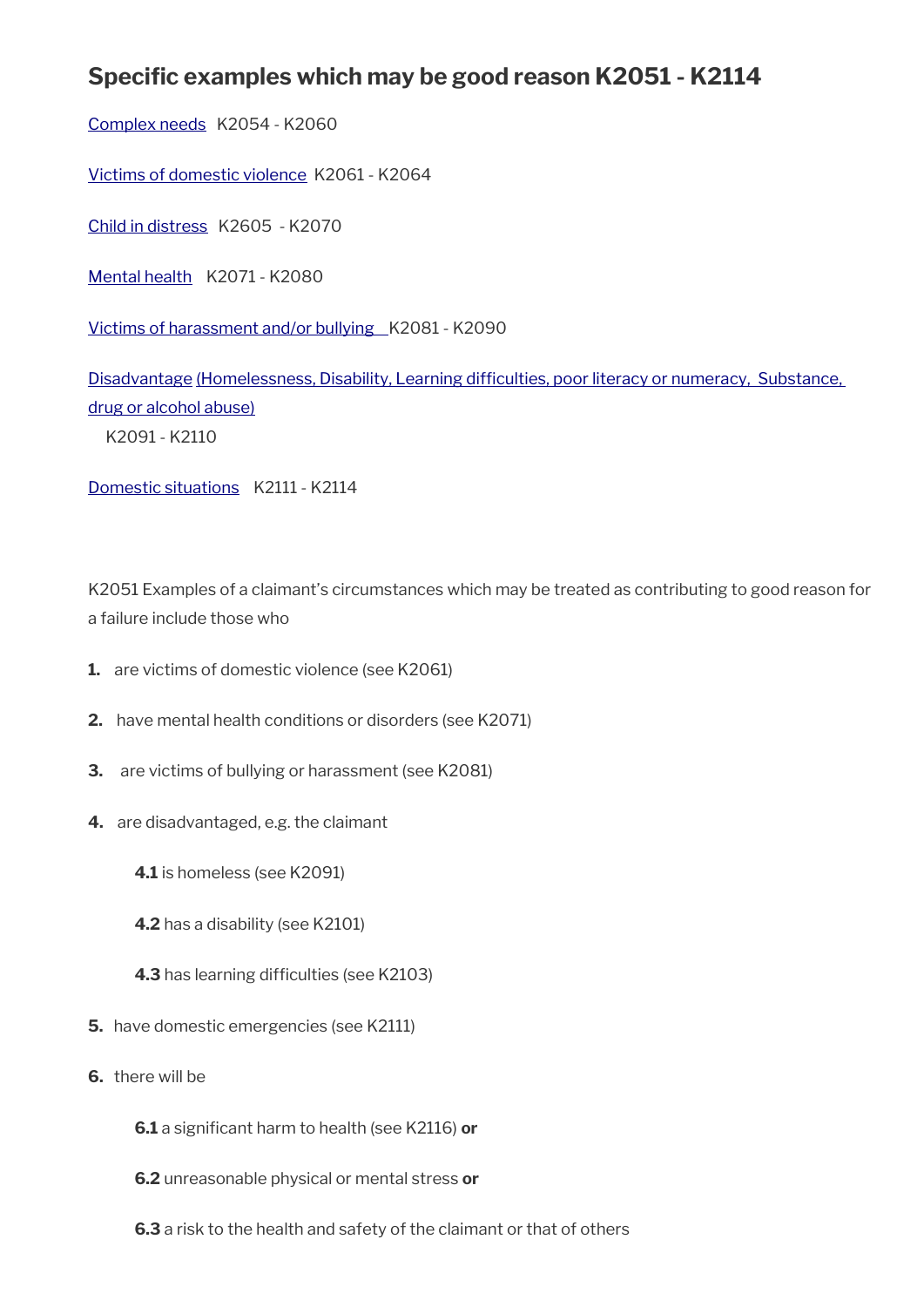## Specific examples which may be good reason K2051 - K2114

Complex needs K2054 - K2060

Victims of domestic violence K2061 - K2064

Child in distress K2605 - K2070

Mental health K2071 - K2080

Victims of harassment and/or bullying K2081 - K2090

Disadvantage (Homelessness, Disability, Learning difficulties, poor literacy or numeracy, Substance, drug or alcohol abuse) K2091 - K2110

Domestic situations K2111 - K2114

K2051 Examples of a claimant's circumstances which may be treated as contributing to good reason for a failure include those who

1. are victims of domestic violence (see K2061)
2. have mental health conditions or disorders (see K2071)
3. are victims of bullying or harassment (see K2081)
4. are disadvantaged, e.g. the claimant
   - **4.1** is homeless (see K2091)
   - **4.2** has a disability (see K2101)
   - **4.3** has learning difficulties (see K2103)
5. have domestic emergencies (see K2111)
6. there will be
   - **6.1** a significant harm to health (see K2116) **or**
   - **6.2** unreasonable physical or mental stress **or**
   - **6.3** a risk to the health and safety of the claimant or that of others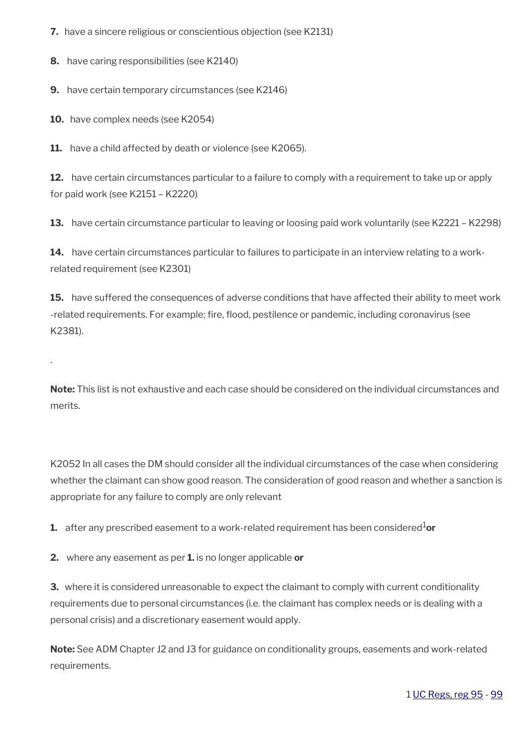7. have a sincere religious or conscientious objection (see K2131)

8. have caring responsibilities (see K2140)

9. have certain temporary circumstances (see K2146)

10. have complex needs (see K2054)

11. have a child affected by death or violence (see K2065).

12. have certain circumstances particular to a failure to comply with a requirement to take up or apply for paid work (see K2151 – K2220)

13. have certain circumstance particular to leaving or loosing paid work voluntarily (see K2221 – K2298)

14. have certain circumstances particular to failures to participate in an interview relating to a work-related requirement (see K2301)

15. have suffered the consequences of adverse conditions that have affected their ability to meet work-related requirements. For example; fire, flood, pestilence or pandemic, including coronavirus (see K2381).

.

**Note:** This list is not exhaustive and each case should be considered on the individual circumstances and merits.

K2052 In all cases the DM should consider all the individual circumstances of the case when considering whether the claimant can show good reason. The consideration of good reason and whether a sanction is appropriate for any failure to comply are only relevant

1. after any prescribed easement to a work-related requirement has been considered[1] **or**

2. where any easement as per **1.** is no longer applicable **or**

3. where it is considered unreasonable to expect the claimant to comply with current conditionality requirements due to personal circumstances (i.e. the claimant has complex needs or is dealing with a personal crisis) and a discretionary easement would apply.

**Note:** See ADM Chapter J2 and J3 for guidance on conditionality groups, easements and work-related requirements.

1 UC Regs, reg 95 - 99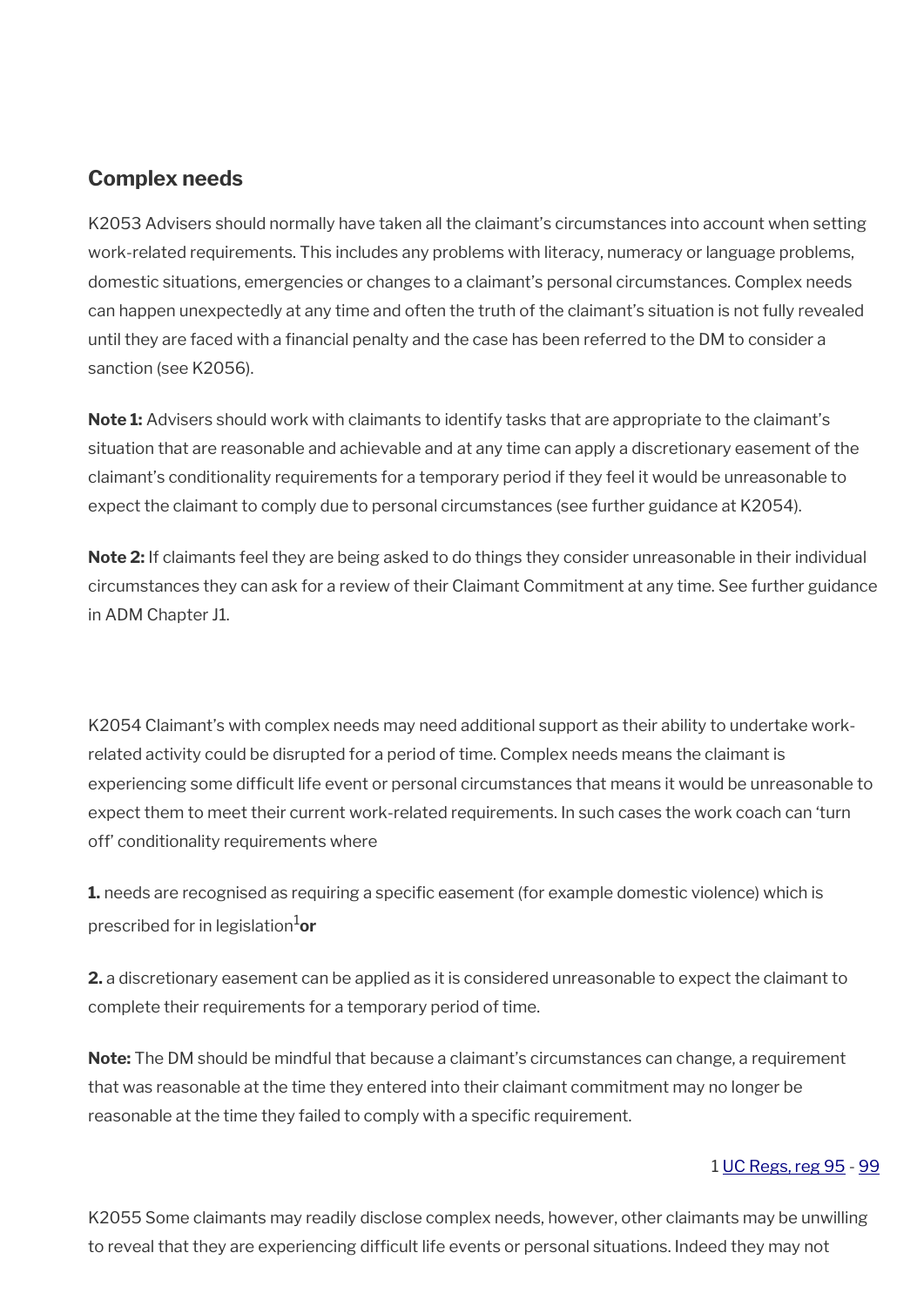## Complex needs

K2053 Advisers should normally have taken all the claimant's circumstances into account when setting work-related requirements. This includes any problems with literacy, numeracy or language problems, domestic situations, emergencies or changes to a claimant's personal circumstances. Complex needs can happen unexpectedly at any time and often the truth of the claimant's situation is not fully revealed until they are faced with a financial penalty and the case has been referred to the DM to consider a sanction (see K2056).

**Note 1:** Advisers should work with claimants to identify tasks that are appropriate to the claimant's situation that are reasonable and achievable and at any time can apply a discretionary easement of the claimant's conditionality requirements for a temporary period if they feel it would be unreasonable to expect the claimant to comply due to personal circumstances (see further guidance at K2054).

**Note 2:** If claimants feel they are being asked to do things they consider unreasonable in their individual circumstances they can ask for a review of their Claimant Commitment at any time. See further guidance in ADM Chapter J1.

K2054 Claimant's with complex needs may need additional support as their ability to undertake work-related activity could be disrupted for a period of time. Complex needs means the claimant is experiencing some difficult life event or personal circumstances that means it would be unreasonable to expect them to meet their current work-related requirements. In such cases the work coach can 'turn off' conditionality requirements where

**1.** needs are recognised as requiring a specific easement (for example domestic violence) which is prescribed for in legislation[1] **or**

**2.** a discretionary easement can be applied as it is considered unreasonable to expect the claimant to complete their requirements for a temporary period of time.

**Note:** The DM should be mindful that because a claimant's circumstances can change, a requirement that was reasonable at the time they entered into their claimant commitment may no longer be reasonable at the time they failed to comply with a specific requirement.

1 UC Regs, reg 95 - 99

K2055 Some claimants may readily disclose complex needs, however, other claimants may be unwilling to reveal that they are experiencing difficult life events or personal situations. Indeed they may not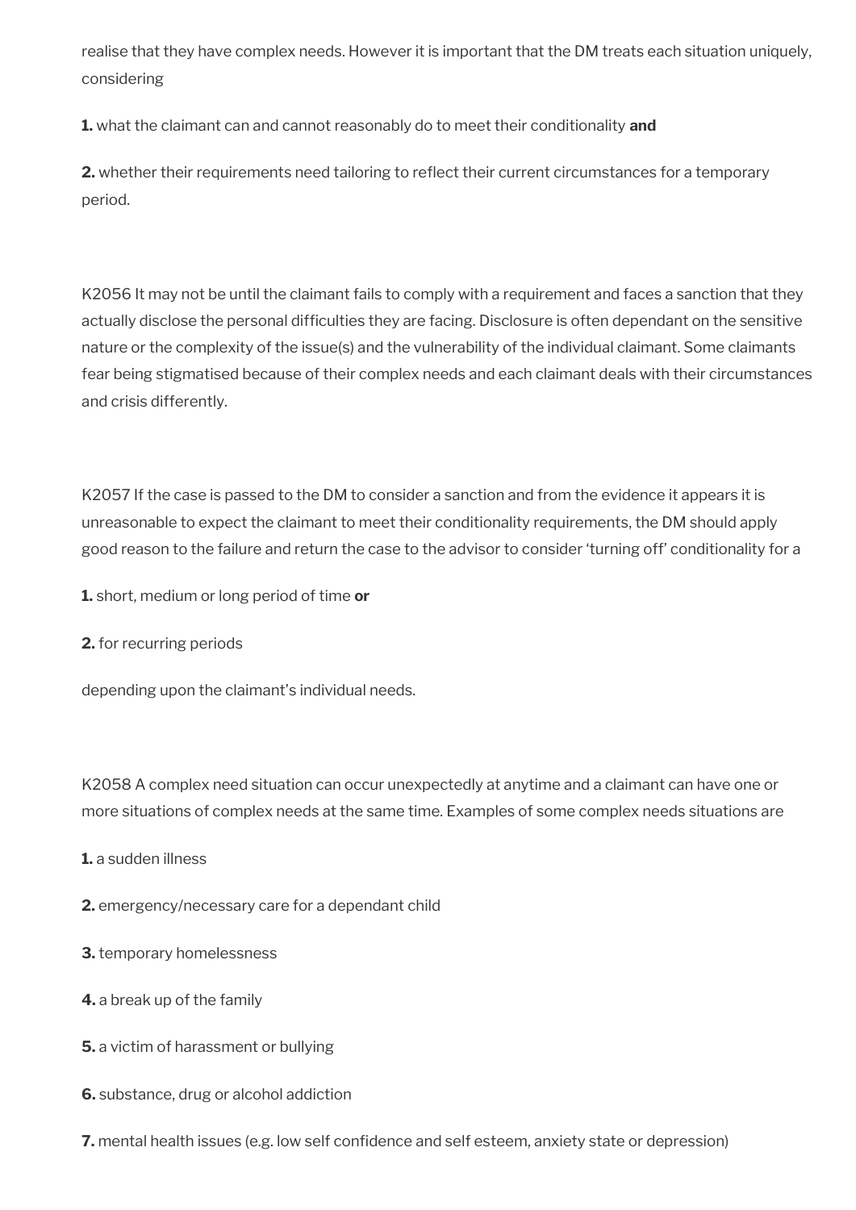realise that they have complex needs. However it is important that the DM treats each situation uniquely, considering

**1.** what the claimant can and cannot reasonably do to meet their conditionality **and**

**2.** whether their requirements need tailoring to reflect their current circumstances for a temporary period.

K2056 It may not be until the claimant fails to comply with a requirement and faces a sanction that they actually disclose the personal difficulties they are facing. Disclosure is often dependant on the sensitive nature or the complexity of the issue(s) and the vulnerability of the individual claimant. Some claimants fear being stigmatised because of their complex needs and each claimant deals with their circumstances and crisis differently.

K2057 If the case is passed to the DM to consider a sanction and from the evidence it appears it is unreasonable to expect the claimant to meet their conditionality requirements, the DM should apply good reason to the failure and return the case to the advisor to consider 'turning off' conditionality for a

**1.** short, medium or long period of time **or**

**2.** for recurring periods

depending upon the claimant's individual needs.

K2058 A complex need situation can occur unexpectedly at anytime and a claimant can have one or more situations of complex needs at the same time. Examples of some complex needs situations are

**1.** a sudden illness

**2.** emergency/necessary care for a dependant child

**3.** temporary homelessness

**4.** a break up of the family

**5.** a victim of harassment or bullying

**6.** substance, drug or alcohol addiction

**7.** mental health issues (e.g. low self confidence and self esteem, anxiety state or depression)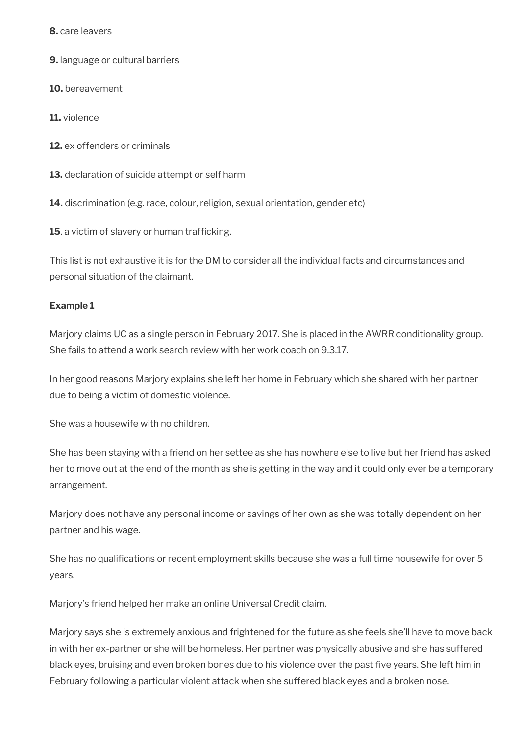**8.** care leavers

**9.** language or cultural barriers

**10.** bereavement

**11.** violence

**12.** ex offenders or criminals

**13.** declaration of suicide attempt or self harm

**14.** discrimination (e.g. race, colour, religion, sexual orientation, gender etc)

**15**. a victim of slavery or human trafficking.

This list is not exhaustive it is for the DM to consider all the individual facts and circumstances and personal situation of the claimant.

**Example 1**

Marjory claims UC as a single person in February 2017. She is placed in the AWRR conditionality group. She fails to attend a work search review with her work coach on 9.3.17.

In her good reasons Marjory explains she left her home in February which she shared with her partner due to being a victim of domestic violence.

She was a housewife with no children.

She has been staying with a friend on her settee as she has nowhere else to live but her friend has asked her to move out at the end of the month as she is getting in the way and it could only ever be a temporary arrangement.

Marjory does not have any personal income or savings of her own as she was totally dependent on her partner and his wage.

She has no qualifications or recent employment skills because she was a full time housewife for over 5 years.

Marjory's friend helped her make an online Universal Credit claim.

Marjory says she is extremely anxious and frightened for the future as she feels she'll have to move back in with her ex-partner or she will be homeless. Her partner was physically abusive and she has suffered black eyes, bruising and even broken bones due to his violence over the past five years. She left him in February following a particular violent attack when she suffered black eyes and a broken nose.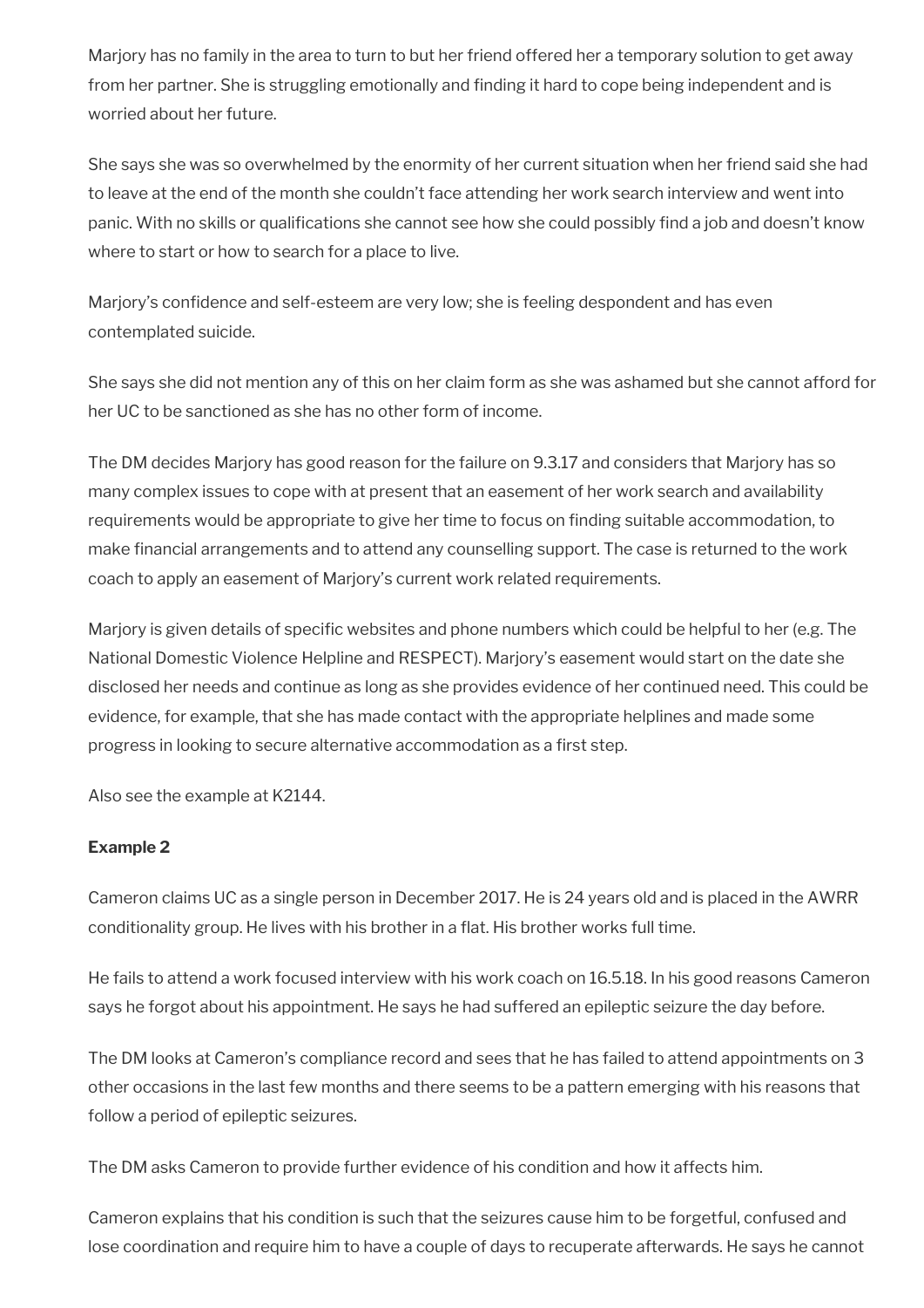Marjory has no family in the area to turn to but her friend offered her a temporary solution to get away from her partner. She is struggling emotionally and finding it hard to cope being independent and is worried about her future.

She says she was so overwhelmed by the enormity of her current situation when her friend said she had to leave at the end of the month she couldn't face attending her work search interview and went into panic. With no skills or qualifications she cannot see how she could possibly find a job and doesn't know where to start or how to search for a place to live.

Marjory's confidence and self-esteem are very low; she is feeling despondent and has even contemplated suicide.

She says she did not mention any of this on her claim form as she was ashamed but she cannot afford for her UC to be sanctioned as she has no other form of income.

The DM decides Marjory has good reason for the failure on 9.3.17 and considers that Marjory has so many complex issues to cope with at present that an easement of her work search and availability requirements would be appropriate to give her time to focus on finding suitable accommodation, to make financial arrangements and to attend any counselling support. The case is returned to the work coach to apply an easement of Marjory's current work related requirements.

Marjory is given details of specific websites and phone numbers which could be helpful to her (e.g. The National Domestic Violence Helpline and RESPECT). Marjory's easement would start on the date she disclosed her needs and continue as long as she provides evidence of her continued need. This could be evidence, for example, that she has made contact with the appropriate helplines and made some progress in looking to secure alternative accommodation as a first step.

Also see the example at K2144.

**Example 2**

Cameron claims UC as a single person in December 2017. He is 24 years old and is placed in the AWRR conditionality group. He lives with his brother in a flat. His brother works full time.

He fails to attend a work focused interview with his work coach on 16.5.18. In his good reasons Cameron says he forgot about his appointment. He says he had suffered an epileptic seizure the day before.

The DM looks at Cameron's compliance record and sees that he has failed to attend appointments on 3 other occasions in the last few months and there seems to be a pattern emerging with his reasons that follow a period of epileptic seizures.

The DM asks Cameron to provide further evidence of his condition and how it affects him.

Cameron explains that his condition is such that the seizures cause him to be forgetful, confused and lose coordination and require him to have a couple of days to recuperate afterwards. He says he cannot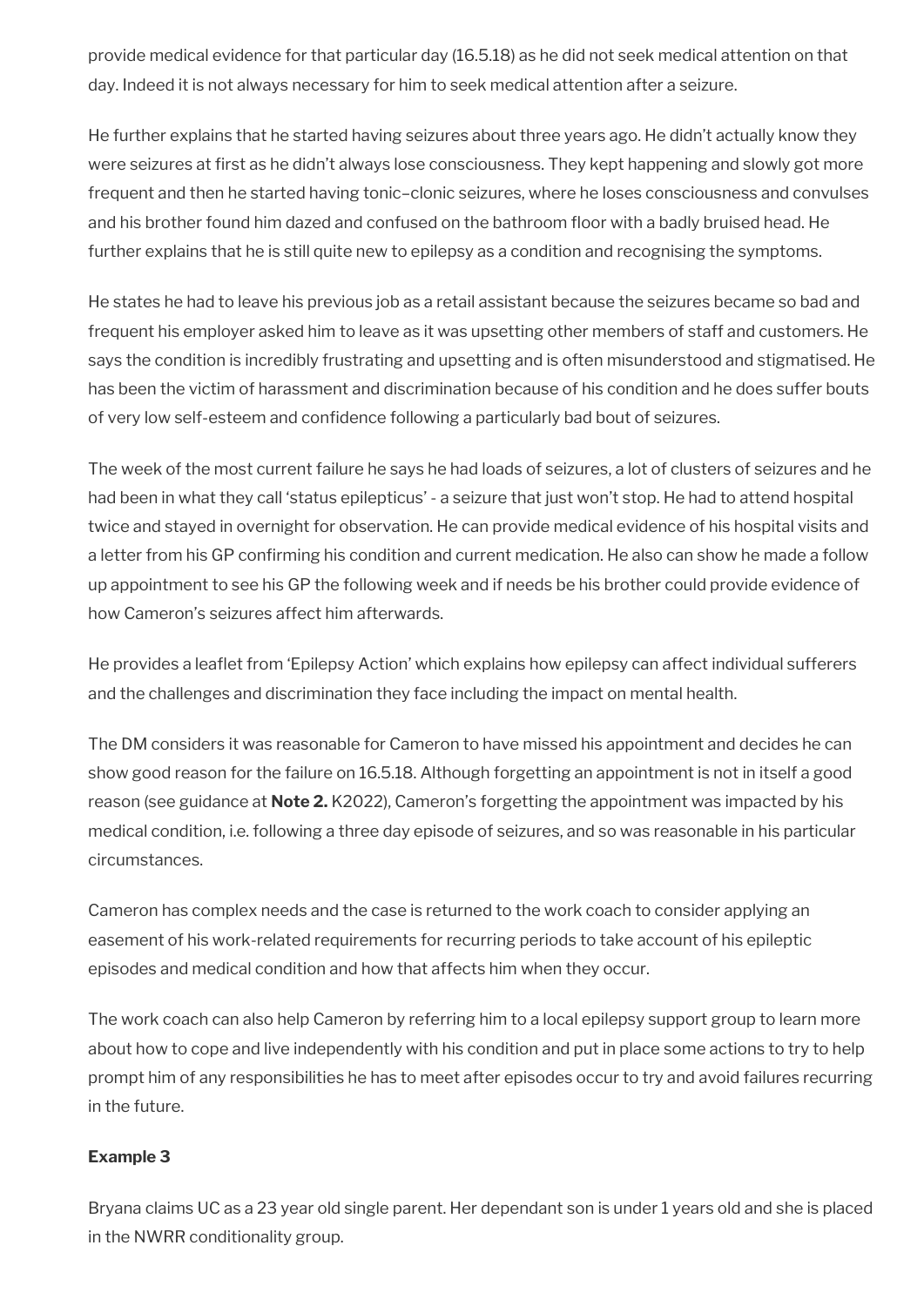provide medical evidence for that particular day (16.5.18) as he did not seek medical attention on that day. Indeed it is not always necessary for him to seek medical attention after a seizure.

He further explains that he started having seizures about three years ago. He didn't actually know they were seizures at first as he didn't always lose consciousness. They kept happening and slowly got more frequent and then he started having tonic–clonic seizures, where he loses consciousness and convulses and his brother found him dazed and confused on the bathroom floor with a badly bruised head. He further explains that he is still quite new to epilepsy as a condition and recognising the symptoms.

He states he had to leave his previous job as a retail assistant because the seizures became so bad and frequent his employer asked him to leave as it was upsetting other members of staff and customers. He says the condition is incredibly frustrating and upsetting and is often misunderstood and stigmatised. He has been the victim of harassment and discrimination because of his condition and he does suffer bouts of very low self-esteem and confidence following a particularly bad bout of seizures.

The week of the most current failure he says he had loads of seizures, a lot of clusters of seizures and he had been in what they call 'status epilepticus' - a seizure that just won't stop. He had to attend hospital twice and stayed in overnight for observation. He can provide medical evidence of his hospital visits and a letter from his GP confirming his condition and current medication. He also can show he made a follow up appointment to see his GP the following week and if needs be his brother could provide evidence of how Cameron's seizures affect him afterwards.

He provides a leaflet from 'Epilepsy Action' which explains how epilepsy can affect individual sufferers and the challenges and discrimination they face including the impact on mental health.

The DM considers it was reasonable for Cameron to have missed his appointment and decides he can show good reason for the failure on 16.5.18. Although forgetting an appointment is not in itself a good reason (see guidance at **Note 2.** K2022), Cameron's forgetting the appointment was impacted by his medical condition, i.e. following a three day episode of seizures, and so was reasonable in his particular circumstances.

Cameron has complex needs and the case is returned to the work coach to consider applying an easement of his work-related requirements for recurring periods to take account of his epileptic episodes and medical condition and how that affects him when they occur.

The work coach can also help Cameron by referring him to a local epilepsy support group to learn more about how to cope and live independently with his condition and put in place some actions to try to help prompt him of any responsibilities he has to meet after episodes occur to try and avoid failures recurring in the future.

**Example 3**

Bryana claims UC as a 23 year old single parent. Her dependant son is under 1 years old and she is placed in the NWRR conditionality group.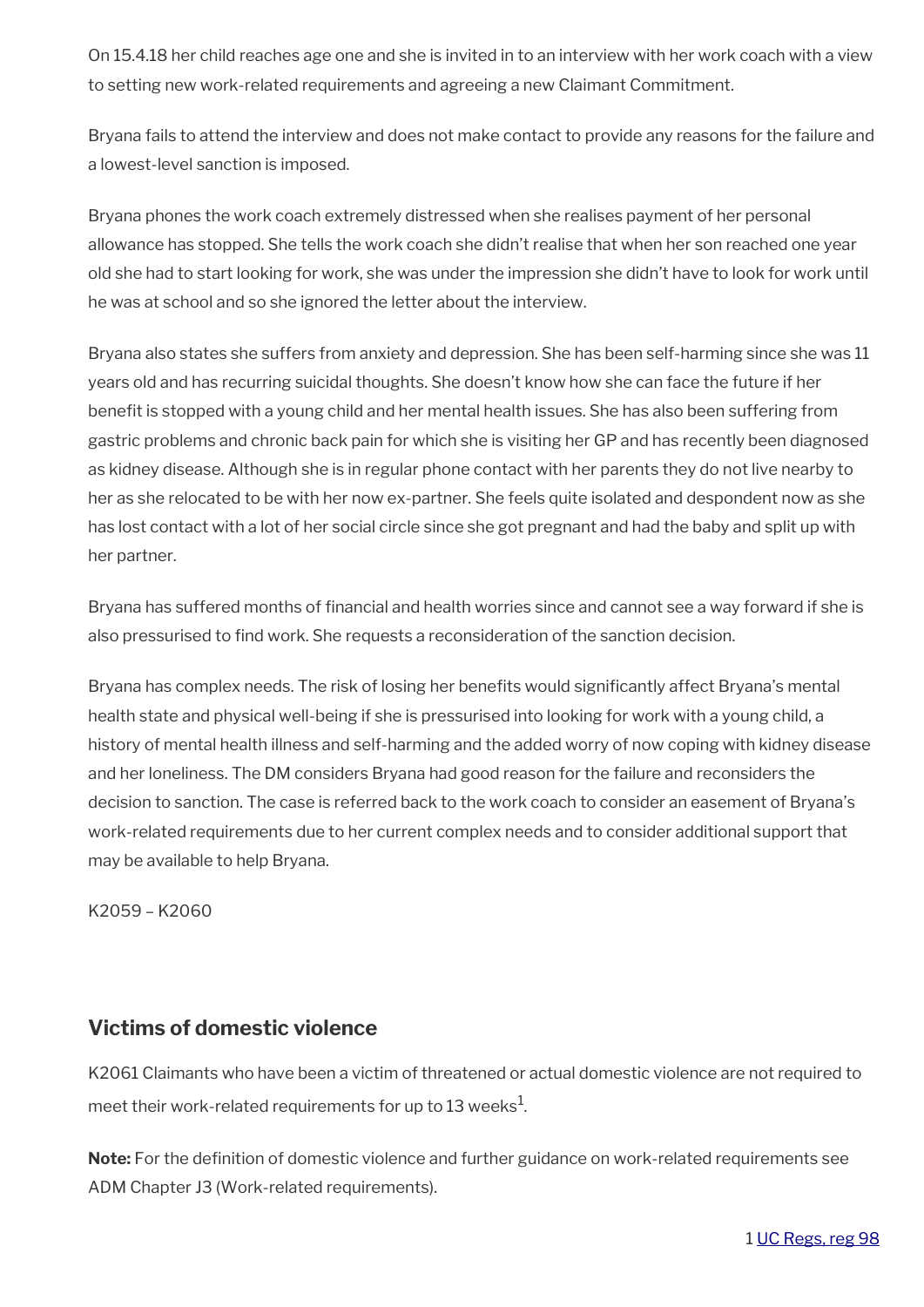On 15.4.18 her child reaches age one and she is invited in to an interview with her work coach with a view to setting new work-related requirements and agreeing a new Claimant Commitment.

Bryana fails to attend the interview and does not make contact to provide any reasons for the failure and a lowest-level sanction is imposed.

Bryana phones the work coach extremely distressed when she realises payment of her personal allowance has stopped. She tells the work coach she didn't realise that when her son reached one year old she had to start looking for work, she was under the impression she didn't have to look for work until he was at school and so she ignored the letter about the interview.

Bryana also states she suffers from anxiety and depression. She has been self-harming since she was 11 years old and has recurring suicidal thoughts. She doesn't know how she can face the future if her benefit is stopped with a young child and her mental health issues. She has also been suffering from gastric problems and chronic back pain for which she is visiting her GP and has recently been diagnosed as kidney disease. Although she is in regular phone contact with her parents they do not live nearby to her as she relocated to be with her now ex-partner. She feels quite isolated and despondent now as she has lost contact with a lot of her social circle since she got pregnant and had the baby and split up with her partner.

Bryana has suffered months of financial and health worries since and cannot see a way forward if she is also pressurised to find work. She requests a reconsideration of the sanction decision.

Bryana has complex needs. The risk of losing her benefits would significantly affect Bryana's mental health state and physical well-being if she is pressurised into looking for work with a young child, a history of mental health illness and self-harming and the added worry of now coping with kidney disease and her loneliness. The DM considers Bryana had good reason for the failure and reconsiders the decision to sanction. The case is referred back to the work coach to consider an easement of Bryana's work-related requirements due to her current complex needs and to consider additional support that may be available to help Bryana.

K2059 – K2060

## Victims of domestic violence

K2061 Claimants who have been a victim of threatened or actual domestic violence are not required to meet their work-related requirements for up to 13 weeks[1].

**Note:** For the definition of domestic violence and further guidance on work-related requirements see ADM Chapter J3 (Work-related requirements).

1 UC Regs, reg 98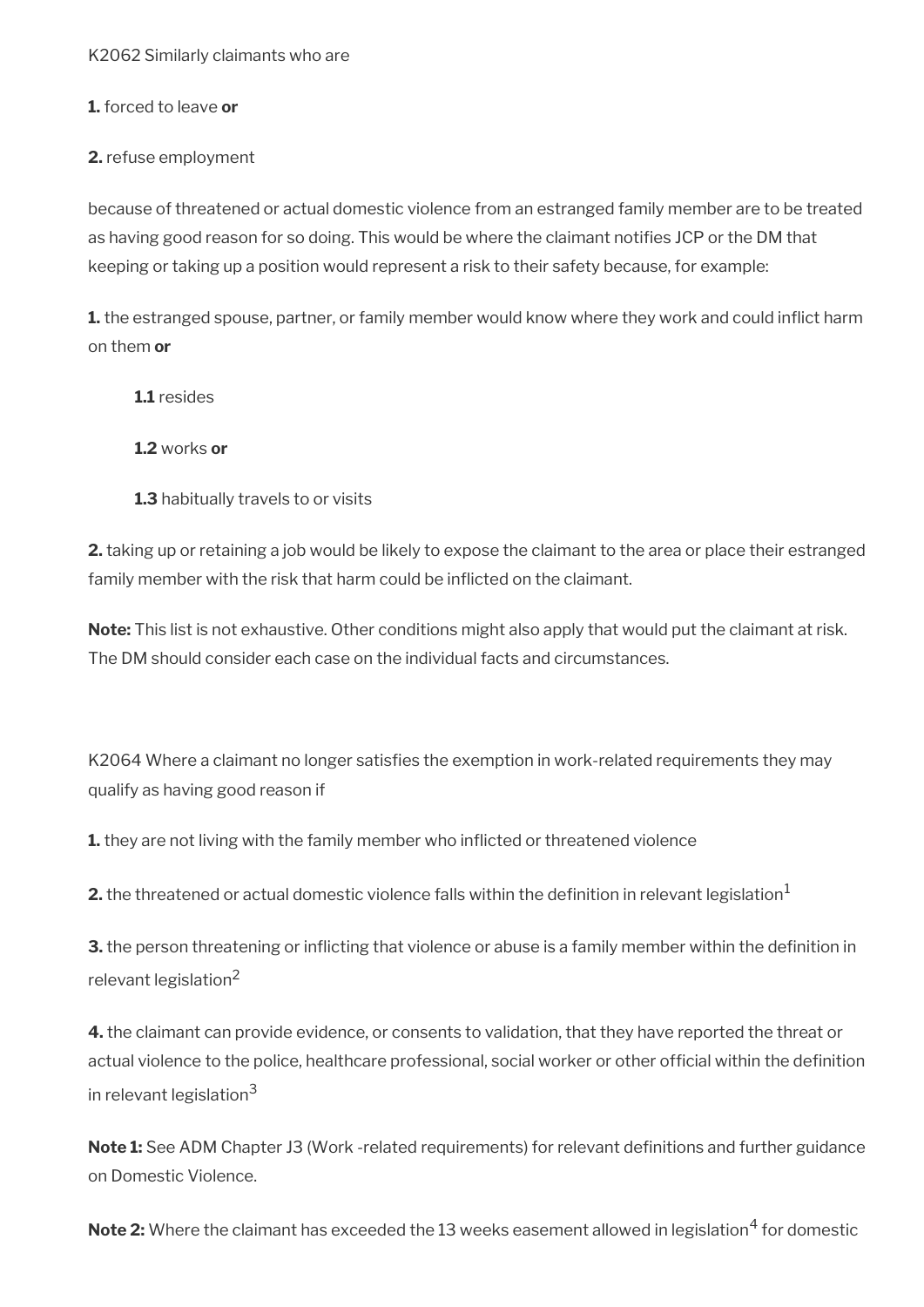K2062 Similarly claimants who are

**1.** forced to leave **or**

**2.** refuse employment

because of threatened or actual domestic violence from an estranged family member are to be treated as having good reason for so doing. This would be where the claimant notifies JCP or the DM that keeping or taking up a position would represent a risk to their safety because, for example:

**1.** the estranged spouse, partner, or family member would know where they work and could inflict harm on them **or**

> **1.1** resides
>
> **1.2** works **or**
>
> **1.3** habitually travels to or visits

**2.** taking up or retaining a job would be likely to expose the claimant to the area or place their estranged family member with the risk that harm could be inflicted on the claimant.

**Note:** This list is not exhaustive. Other conditions might also apply that would put the claimant at risk. The DM should consider each case on the individual facts and circumstances.

K2064 Where a claimant no longer satisfies the exemption in work-related requirements they may qualify as having good reason if

**1.** they are not living with the family member who inflicted or threatened violence

**2.** the threatened or actual domestic violence falls within the definition in relevant legislation[1]

**3.** the person threatening or inflicting that violence or abuse is a family member within the definition in relevant legislation[2]

**4.** the claimant can provide evidence, or consents to validation, that they have reported the threat or actual violence to the police, healthcare professional, social worker or other official within the definition in relevant legislation[3]

**Note 1:** See ADM Chapter J3 (Work -related requirements) for relevant definitions and further guidance on Domestic Violence.

**Note 2:** Where the claimant has exceeded the 13 weeks easement allowed in legislation[4] for domestic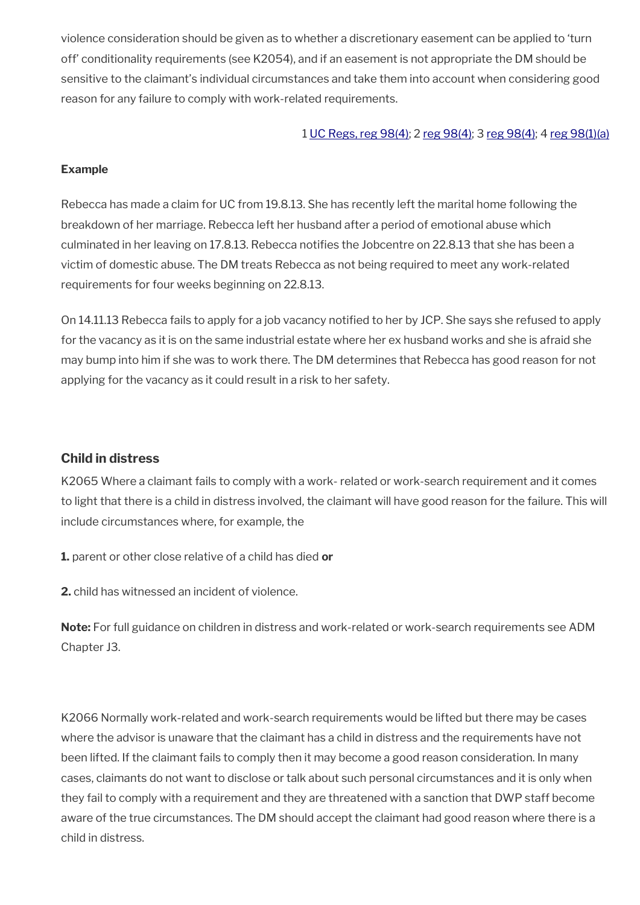violence consideration should be given as to whether a discretionary easement can be applied to 'turn off' conditionality requirements (see K2054), and if an easement is not appropriate the DM should be sensitive to the claimant's individual circumstances and take them into account when considering good reason for any failure to comply with work-related requirements.

1 UC Regs, reg 98(4); 2 reg 98(4); 3 reg 98(4); 4 reg 98(1)(a)

**Example**

Rebecca has made a claim for UC from 19.8.13. She has recently left the marital home following the breakdown of her marriage. Rebecca left her husband after a period of emotional abuse which culminated in her leaving on 17.8.13. Rebecca notifies the Jobcentre on 22.8.13 that she has been a victim of domestic abuse. The DM treats Rebecca as not being required to meet any work-related requirements for four weeks beginning on 22.8.13.

On 14.11.13 Rebecca fails to apply for a job vacancy notified to her by JCP. She says she refused to apply for the vacancy as it is on the same industrial estate where her ex husband works and she is afraid she may bump into him if she was to work there. The DM determines that Rebecca has good reason for not applying for the vacancy as it could result in a risk to her safety.

### Child in distress

K2065 Where a claimant fails to comply with a work- related or work-search requirement and it comes to light that there is a child in distress involved, the claimant will have good reason for the failure. This will include circumstances where, for example, the

**1.** parent or other close relative of a child has died **or**

**2.** child has witnessed an incident of violence.

**Note:** For full guidance on children in distress and work-related or work-search requirements see ADM Chapter J3.

K2066 Normally work-related and work-search requirements would be lifted but there may be cases where the advisor is unaware that the claimant has a child in distress and the requirements have not been lifted. If the claimant fails to comply then it may become a good reason consideration. In many cases, claimants do not want to disclose or talk about such personal circumstances and it is only when they fail to comply with a requirement and they are threatened with a sanction that DWP staff become aware of the true circumstances. The DM should accept the claimant had good reason where there is a child in distress.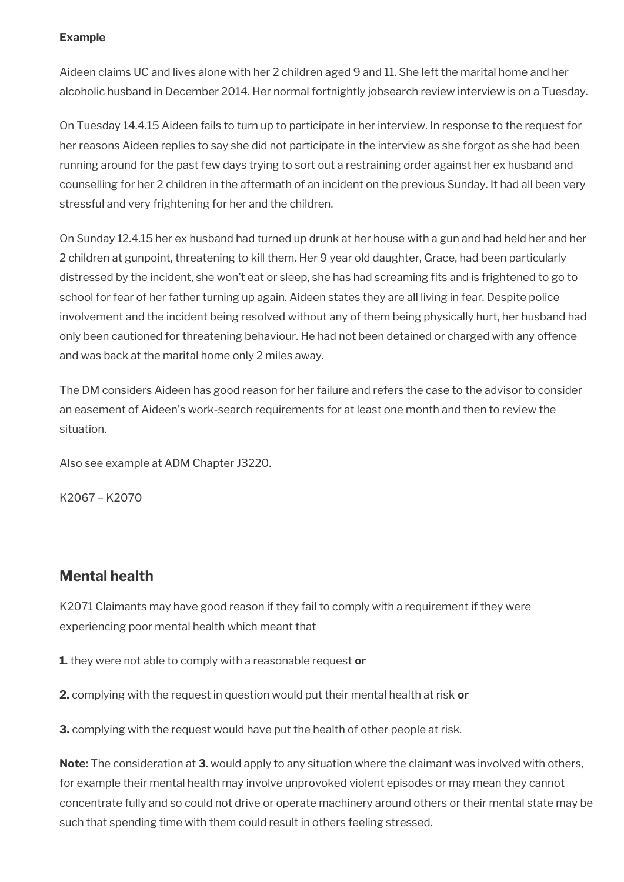**Example**

Aideen claims UC and lives alone with her 2 children aged 9 and 11. She left the marital home and her alcoholic husband in December 2014. Her normal fortnightly jobsearch review interview is on a Tuesday.

On Tuesday 14.4.15 Aideen fails to turn up to participate in her interview. In response to the request for her reasons Aideen replies to say she did not participate in the interview as she forgot as she had been running around for the past few days trying to sort out a restraining order against her ex husband and counselling for her 2 children in the aftermath of an incident on the previous Sunday. It had all been very stressful and very frightening for her and the children.

On Sunday 12.4.15 her ex husband had turned up drunk at her house with a gun and had held her and her 2 children at gunpoint, threatening to kill them. Her 9 year old daughter, Grace, had been particularly distressed by the incident, she won't eat or sleep, she has had screaming fits and is frightened to go to school for fear of her father turning up again. Aideen states they are all living in fear. Despite police involvement and the incident being resolved without any of them being physically hurt, her husband had only been cautioned for threatening behaviour. He had not been detained or charged with any offence and was back at the marital home only 2 miles away.

The DM considers Aideen has good reason for her failure and refers the case to the advisor to consider an easement of Aideen's work-search requirements for at least one month and then to review the situation.

Also see example at ADM Chapter J3220.

K2067 – K2070

## Mental health

K2071 Claimants may have good reason if they fail to comply with a requirement if they were experiencing poor mental health which meant that

**1.** they were not able to comply with a reasonable request **or**

**2.** complying with the request in question would put their mental health at risk **or**

**3.** complying with the request would have put the health of other people at risk.

**Note:** The consideration at **3**. would apply to any situation where the claimant was involved with others, for example their mental health may involve unprovoked violent episodes or may mean they cannot concentrate fully and so could not drive or operate machinery around others or their mental state may be such that spending time with them could result in others feeling stressed.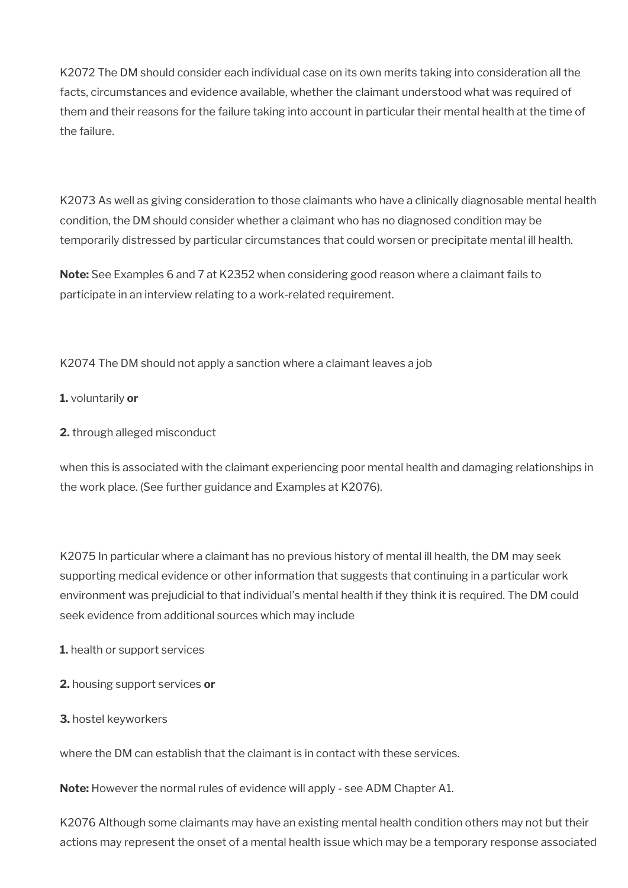K2072 The DM should consider each individual case on its own merits taking into consideration all the facts, circumstances and evidence available, whether the claimant understood what was required of them and their reasons for the failure taking into account in particular their mental health at the time of the failure.

K2073 As well as giving consideration to those claimants who have a clinically diagnosable mental health condition, the DM should consider whether a claimant who has no diagnosed condition may be temporarily distressed by particular circumstances that could worsen or precipitate mental ill health.

**Note:** See Examples 6 and 7 at K2352 when considering good reason where a claimant fails to participate in an interview relating to a work-related requirement.

K2074 The DM should not apply a sanction where a claimant leaves a job

**1.** voluntarily **or**

**2.** through alleged misconduct

when this is associated with the claimant experiencing poor mental health and damaging relationships in the work place. (See further guidance and Examples at K2076).

K2075 In particular where a claimant has no previous history of mental ill health, the DM may seek supporting medical evidence or other information that suggests that continuing in a particular work environment was prejudicial to that individual's mental health if they think it is required. The DM could seek evidence from additional sources which may include

**1.** health or support services

**2.** housing support services **or**

**3.** hostel keyworkers

where the DM can establish that the claimant is in contact with these services.

**Note:** However the normal rules of evidence will apply - see ADM Chapter A1.

K2076 Although some claimants may have an existing mental health condition others may not but their actions may represent the onset of a mental health issue which may be a temporary response associated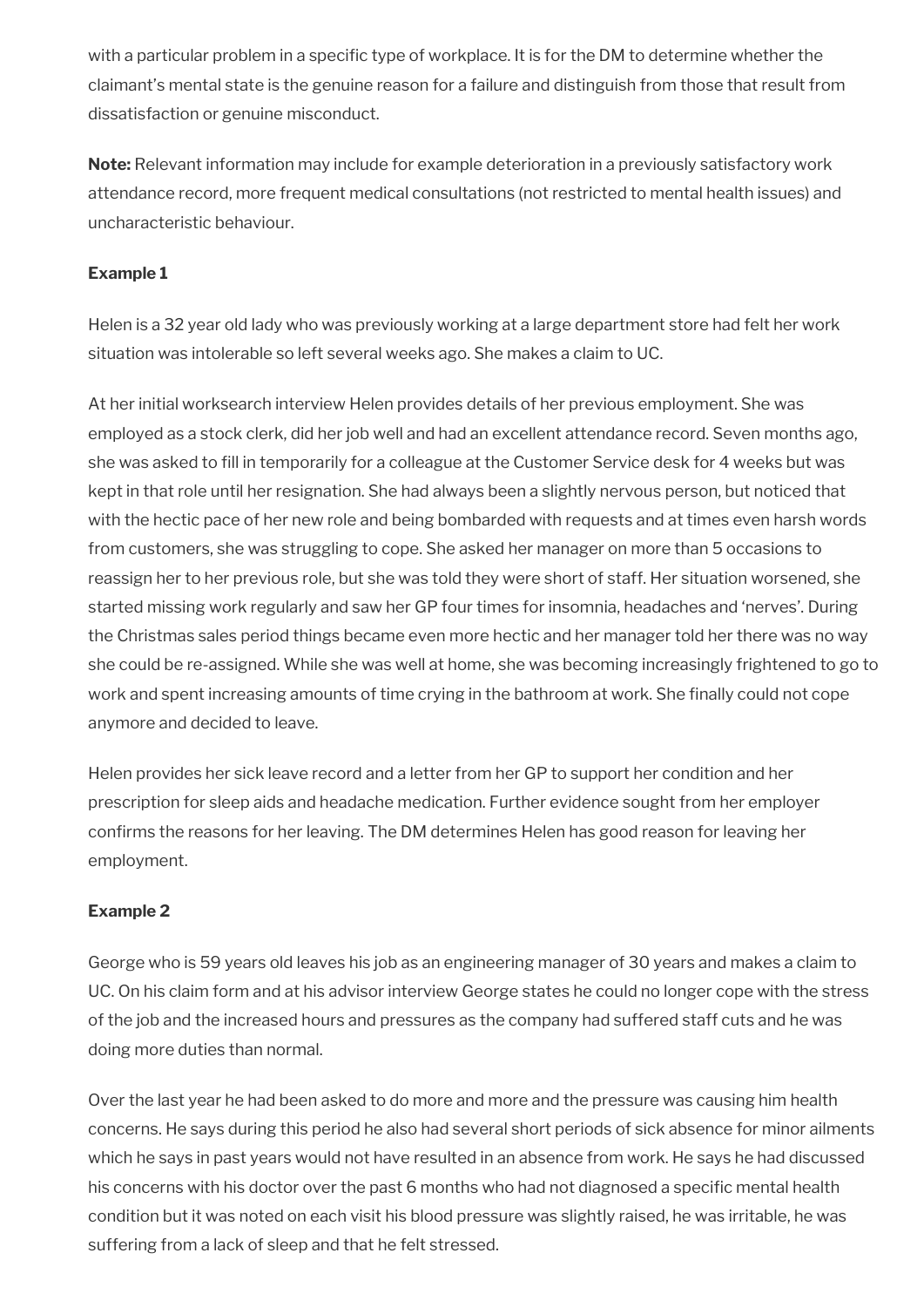with a particular problem in a specific type of workplace. It is for the DM to determine whether the claimant's mental state is the genuine reason for a failure and distinguish from those that result from dissatisfaction or genuine misconduct.

**Note:** Relevant information may include for example deterioration in a previously satisfactory work attendance record, more frequent medical consultations (not restricted to mental health issues) and uncharacteristic behaviour.

**Example 1**

Helen is a 32 year old lady who was previously working at a large department store had felt her work situation was intolerable so left several weeks ago. She makes a claim to UC.

At her initial worksearch interview Helen provides details of her previous employment. She was employed as a stock clerk, did her job well and had an excellent attendance record. Seven months ago, she was asked to fill in temporarily for a colleague at the Customer Service desk for 4 weeks but was kept in that role until her resignation. She had always been a slightly nervous person, but noticed that with the hectic pace of her new role and being bombarded with requests and at times even harsh words from customers, she was struggling to cope. She asked her manager on more than 5 occasions to reassign her to her previous role, but she was told they were short of staff. Her situation worsened, she started missing work regularly and saw her GP four times for insomnia, headaches and 'nerves'. During the Christmas sales period things became even more hectic and her manager told her there was no way she could be re-assigned. While she was well at home, she was becoming increasingly frightened to go to work and spent increasing amounts of time crying in the bathroom at work. She finally could not cope anymore and decided to leave.

Helen provides her sick leave record and a letter from her GP to support her condition and her prescription for sleep aids and headache medication. Further evidence sought from her employer confirms the reasons for her leaving. The DM determines Helen has good reason for leaving her employment.

**Example 2**

George who is 59 years old leaves his job as an engineering manager of 30 years and makes a claim to UC. On his claim form and at his advisor interview George states he could no longer cope with the stress of the job and the increased hours and pressures as the company had suffered staff cuts and he was doing more duties than normal.

Over the last year he had been asked to do more and more and the pressure was causing him health concerns. He says during this period he also had several short periods of sick absence for minor ailments which he says in past years would not have resulted in an absence from work. He says he had discussed his concerns with his doctor over the past 6 months who had not diagnosed a specific mental health condition but it was noted on each visit his blood pressure was slightly raised, he was irritable, he was suffering from a lack of sleep and that he felt stressed.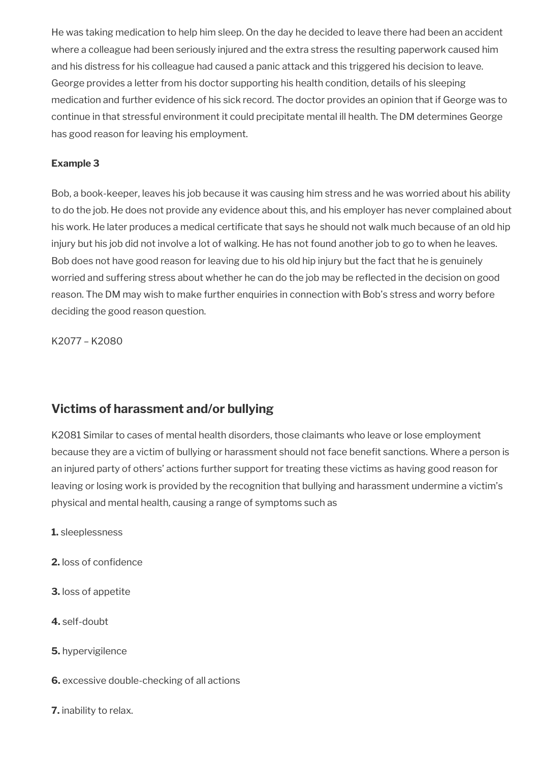He was taking medication to help him sleep. On the day he decided to leave there had been an accident where a colleague had been seriously injured and the extra stress the resulting paperwork caused him and his distress for his colleague had caused a panic attack and this triggered his decision to leave. George provides a letter from his doctor supporting his health condition, details of his sleeping medication and further evidence of his sick record. The doctor provides an opinion that if George was to continue in that stressful environment it could precipitate mental ill health. The DM determines George has good reason for leaving his employment.

**Example 3**

Bob, a book-keeper, leaves his job because it was causing him stress and he was worried about his ability to do the job. He does not provide any evidence about this, and his employer has never complained about his work. He later produces a medical certificate that says he should not walk much because of an old hip injury but his job did not involve a lot of walking. He has not found another job to go to when he leaves. Bob does not have good reason for leaving due to his old hip injury but the fact that he is genuinely worried and suffering stress about whether he can do the job may be reflected in the decision on good reason. The DM may wish to make further enquiries in connection with Bob's stress and worry before deciding the good reason question.

K2077 – K2080

## Victims of harassment and/or bullying

K2081 Similar to cases of mental health disorders, those claimants who leave or lose employment because they are a victim of bullying or harassment should not face benefit sanctions. Where a person is an injured party of others' actions further support for treating these victims as having good reason for leaving or losing work is provided by the recognition that bullying and harassment undermine a victim's physical and mental health, causing a range of symptoms such as

**1.** sleeplessness

**2.** loss of confidence

**3.** loss of appetite

**4.** self-doubt

**5.** hypervigilence

**6.** excessive double-checking of all actions

**7.** inability to relax.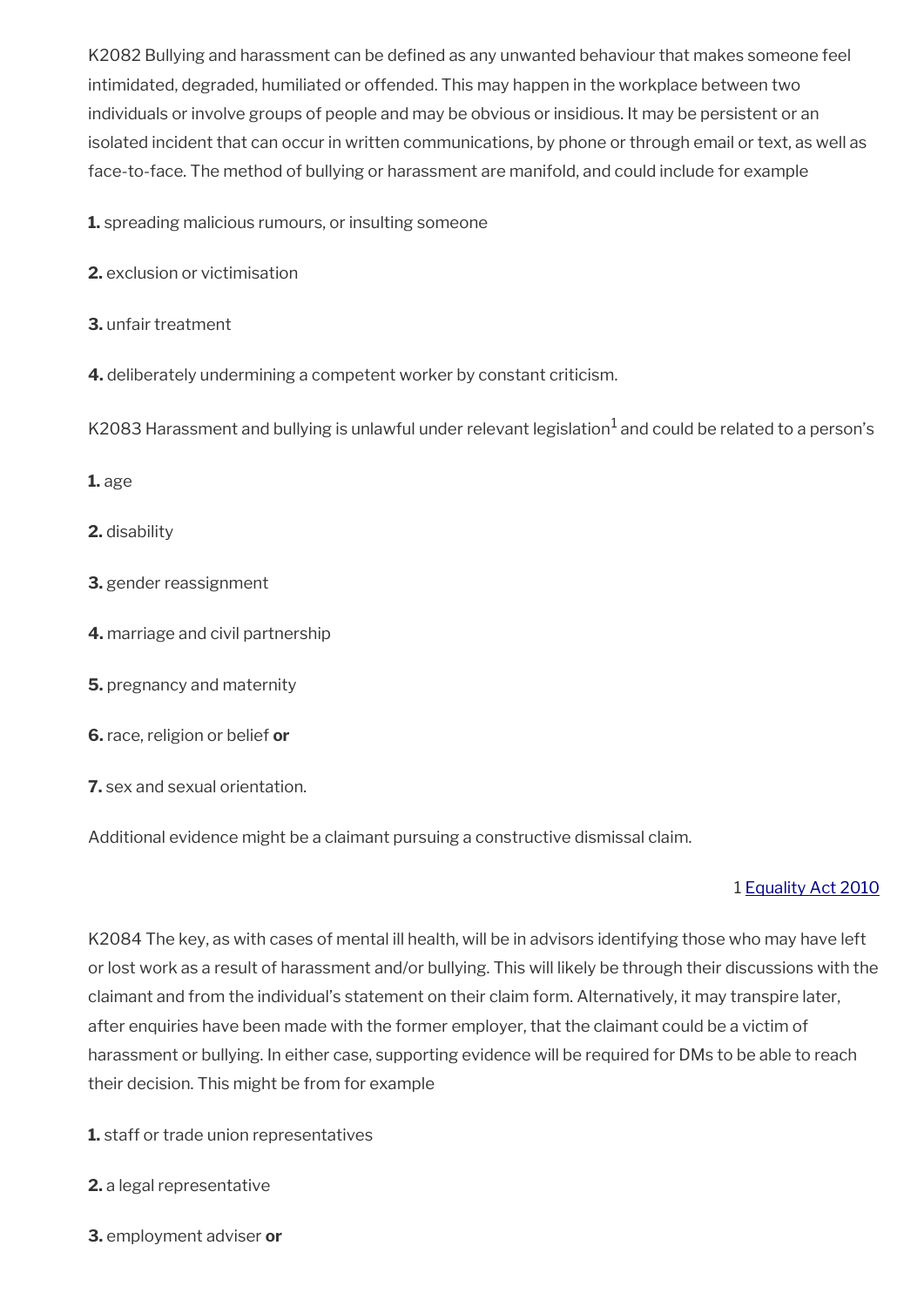K2082 Bullying and harassment can be defined as any unwanted behaviour that makes someone feel intimidated, degraded, humiliated or offended. This may happen in the workplace between two individuals or involve groups of people and may be obvious or insidious. It may be persistent or an isolated incident that can occur in written communications, by phone or through email or text, as well as face-to-face. The method of bullying or harassment are manifold, and could include for example

**1.** spreading malicious rumours, or insulting someone

**2.** exclusion or victimisation

**3.** unfair treatment

**4.** deliberately undermining a competent worker by constant criticism.

K2083 Harassment and bullying is unlawful under relevant legislation[1] and could be related to a person's

**1.** age

**2.** disability

**3.** gender reassignment

**4.** marriage and civil partnership

**5.** pregnancy and maternity

**6.** race, religion or belief **or**

**7.** sex and sexual orientation.

Additional evidence might be a claimant pursuing a constructive dismissal claim.

1 Equality Act 2010

K2084 The key, as with cases of mental ill health, will be in advisors identifying those who may have left or lost work as a result of harassment and/or bullying. This will likely be through their discussions with the claimant and from the individual's statement on their claim form. Alternatively, it may transpire later, after enquiries have been made with the former employer, that the claimant could be a victim of harassment or bullying. In either case, supporting evidence will be required for DMs to be able to reach their decision. This might be from for example

**1.** staff or trade union representatives

**2.** a legal representative

**3.** employment adviser **or**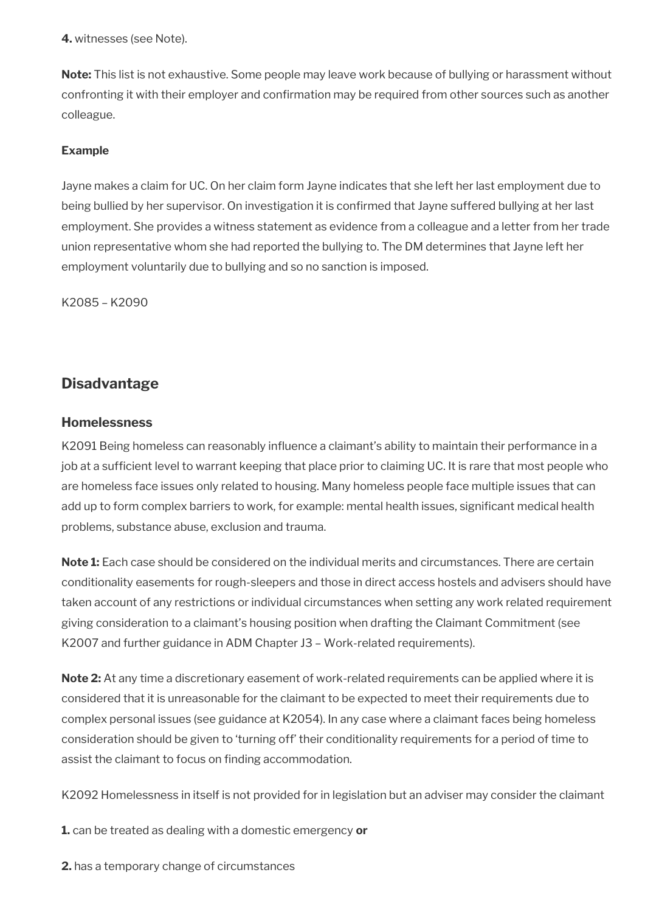**4.** witnesses (see Note).

**Note:** This list is not exhaustive. Some people may leave work because of bullying or harassment without confronting it with their employer and confirmation may be required from other sources such as another colleague.

**Example**

Jayne makes a claim for UC. On her claim form Jayne indicates that she left her last employment due to being bullied by her supervisor. On investigation it is confirmed that Jayne suffered bullying at her last employment. She provides a witness statement as evidence from a colleague and a letter from her trade union representative whom she had reported the bullying to. The DM determines that Jayne left her employment voluntarily due to bullying and so no sanction is imposed.

K2085 – K2090

## Disadvantage

### Homelessness

K2091 Being homeless can reasonably influence a claimant's ability to maintain their performance in a job at a sufficient level to warrant keeping that place prior to claiming UC. It is rare that most people who are homeless face issues only related to housing. Many homeless people face multiple issues that can add up to form complex barriers to work, for example: mental health issues, significant medical health problems, substance abuse, exclusion and trauma.

**Note 1:** Each case should be considered on the individual merits and circumstances. There are certain conditionality easements for rough-sleepers and those in direct access hostels and advisers should have taken account of any restrictions or individual circumstances when setting any work related requirement giving consideration to a claimant's housing position when drafting the Claimant Commitment (see K2007 and further guidance in ADM Chapter J3 – Work-related requirements).

**Note 2:** At any time a discretionary easement of work-related requirements can be applied where it is considered that it is unreasonable for the claimant to be expected to meet their requirements due to complex personal issues (see guidance at K2054). In any case where a claimant faces being homeless consideration should be given to 'turning off' their conditionality requirements for a period of time to assist the claimant to focus on finding accommodation.

K2092 Homelessness in itself is not provided for in legislation but an adviser may consider the claimant

**1.** can be treated as dealing with a domestic emergency **or**

**2.** has a temporary change of circumstances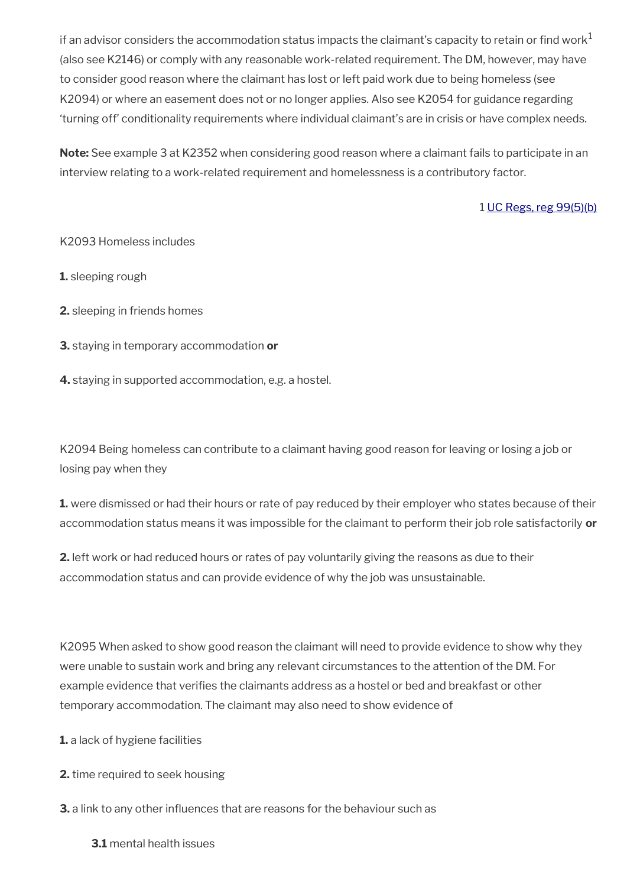if an advisor considers the accommodation status impacts the claimant's capacity to retain or find work[1] (also see K2146) or comply with any reasonable work-related requirement. The DM, however, may have to consider good reason where the claimant has lost or left paid work due to being homeless (see K2094) or where an easement does not or no longer applies. Also see K2054 for guidance regarding 'turning off' conditionality requirements where individual claimant's are in crisis or have complex needs.

**Note:** See example 3 at K2352 when considering good reason where a claimant fails to participate in an interview relating to a work-related requirement and homelessness is a contributory factor.

1 UC Regs, reg 99(5)(b)

K2093 Homeless includes

**1.** sleeping rough

**2.** sleeping in friends homes

**3.** staying in temporary accommodation **or**

**4.** staying in supported accommodation, e.g. a hostel.

K2094 Being homeless can contribute to a claimant having good reason for leaving or losing a job or losing pay when they

**1.** were dismissed or had their hours or rate of pay reduced by their employer who states because of their accommodation status means it was impossible for the claimant to perform their job role satisfactorily **or**

**2.** left work or had reduced hours or rates of pay voluntarily giving the reasons as due to their accommodation status and can provide evidence of why the job was unsustainable.

K2095 When asked to show good reason the claimant will need to provide evidence to show why they were unable to sustain work and bring any relevant circumstances to the attention of the DM. For example evidence that verifies the claimants address as a hostel or bed and breakfast or other temporary accommodation. The claimant may also need to show evidence of

**1.** a lack of hygiene facilities

**2.** time required to seek housing

**3.** a link to any other influences that are reasons for the behaviour such as

**3.1** mental health issues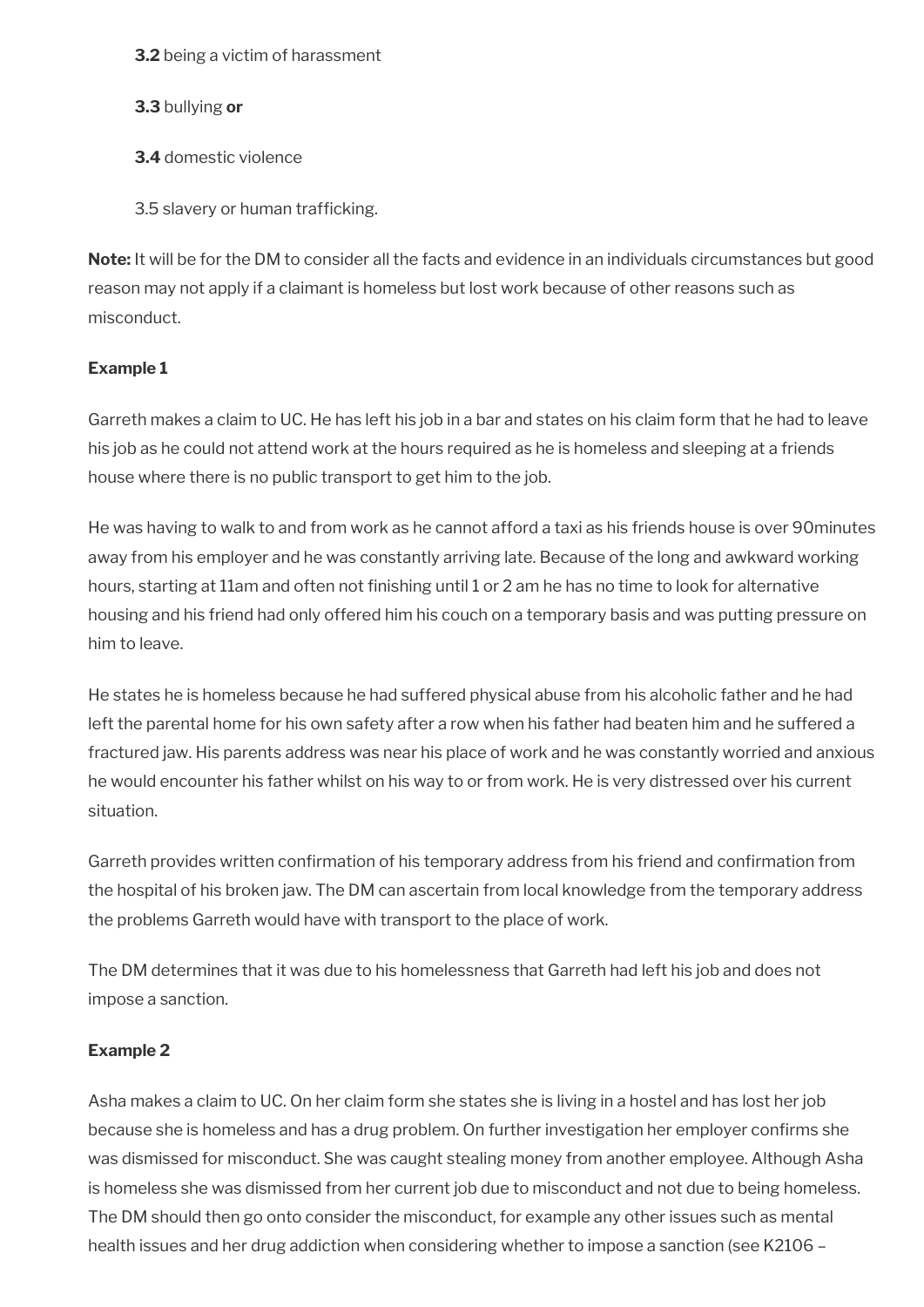**3.2** being a victim of harassment

**3.3** bullying **or**

**3.4** domestic violence

3.5 slavery or human trafficking.

**Note:** It will be for the DM to consider all the facts and evidence in an individuals circumstances but good reason may not apply if a claimant is homeless but lost work because of other reasons such as misconduct.

**Example 1**

Garreth makes a claim to UC. He has left his job in a bar and states on his claim form that he had to leave his job as he could not attend work at the hours required as he is homeless and sleeping at a friends house where there is no public transport to get him to the job.

He was having to walk to and from work as he cannot afford a taxi as his friends house is over 90minutes away from his employer and he was constantly arriving late. Because of the long and awkward working hours, starting at 11am and often not finishing until 1 or 2 am he has no time to look for alternative housing and his friend had only offered him his couch on a temporary basis and was putting pressure on him to leave.

He states he is homeless because he had suffered physical abuse from his alcoholic father and he had left the parental home for his own safety after a row when his father had beaten him and he suffered a fractured jaw. His parents address was near his place of work and he was constantly worried and anxious he would encounter his father whilst on his way to or from work. He is very distressed over his current situation.

Garreth provides written confirmation of his temporary address from his friend and confirmation from the hospital of his broken jaw. The DM can ascertain from local knowledge from the temporary address the problems Garreth would have with transport to the place of work.

The DM determines that it was due to his homelessness that Garreth had left his job and does not impose a sanction.

**Example 2**

Asha makes a claim to UC. On her claim form she states she is living in a hostel and has lost her job because she is homeless and has a drug problem. On further investigation her employer confirms she was dismissed for misconduct. She was caught stealing money from another employee. Although Asha is homeless she was dismissed from her current job due to misconduct and not due to being homeless. The DM should then go onto consider the misconduct, for example any other issues such as mental health issues and her drug addiction when considering whether to impose a sanction (see K2106 –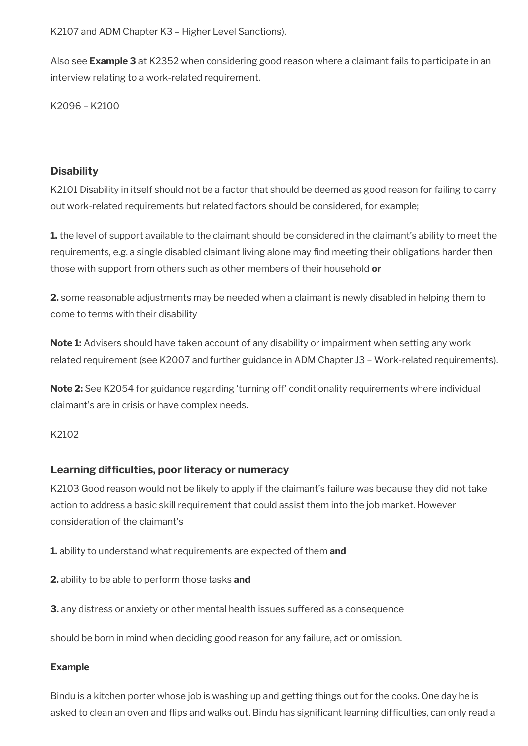K2107 and ADM Chapter K3 – Higher Level Sanctions).

Also see **Example 3** at K2352 when considering good reason where a claimant fails to participate in an interview relating to a work-related requirement.

K2096 – K2100

### Disability

K2101 Disability in itself should not be a factor that should be deemed as good reason for failing to carry out work-related requirements but related factors should be considered, for example;

**1.** the level of support available to the claimant should be considered in the claimant's ability to meet the requirements, e.g. a single disabled claimant living alone may find meeting their obligations harder then those with support from others such as other members of their household **or**

**2.** some reasonable adjustments may be needed when a claimant is newly disabled in helping them to come to terms with their disability

**Note 1:** Advisers should have taken account of any disability or impairment when setting any work related requirement (see K2007 and further guidance in ADM Chapter J3 – Work-related requirements).

**Note 2:** See K2054 for guidance regarding 'turning off' conditionality requirements where individual claimant's are in crisis or have complex needs.

K2102

### Learning difficulties, poor literacy or numeracy

K2103 Good reason would not be likely to apply if the claimant's failure was because they did not take action to address a basic skill requirement that could assist them into the job market. However consideration of the claimant's

**1.** ability to understand what requirements are expected of them **and**

**2.** ability to be able to perform those tasks **and**

**3.** any distress or anxiety or other mental health issues suffered as a consequence

should be born in mind when deciding good reason for any failure, act or omission.

**Example**

Bindu is a kitchen porter whose job is washing up and getting things out for the cooks. One day he is asked to clean an oven and flips and walks out. Bindu has significant learning difficulties, can only read a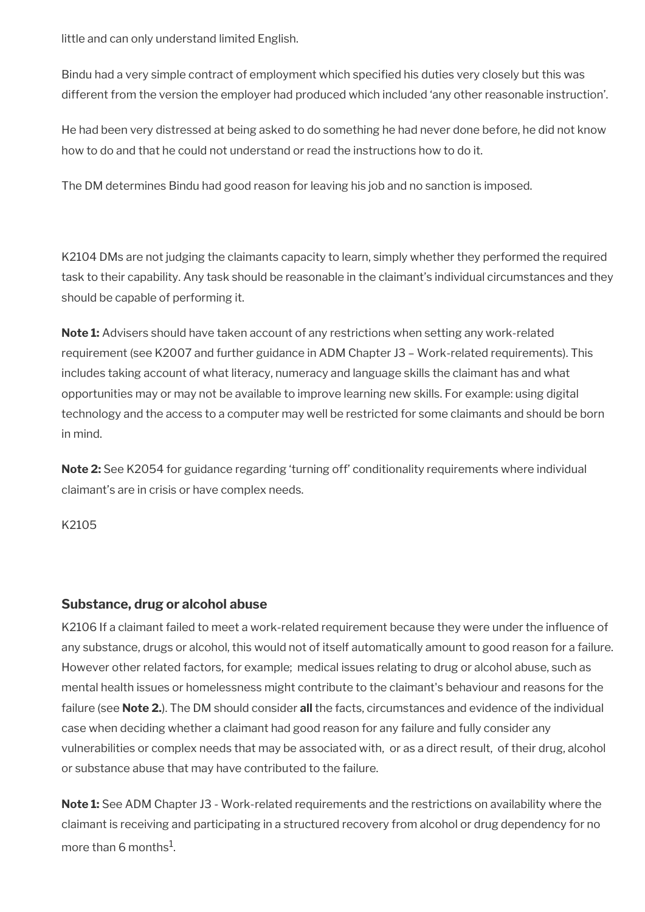little and can only understand limited English.

Bindu had a very simple contract of employment which specified his duties very closely but this was different from the version the employer had produced which included 'any other reasonable instruction'.

He had been very distressed at being asked to do something he had never done before, he did not know how to do and that he could not understand or read the instructions how to do it.

The DM determines Bindu had good reason for leaving his job and no sanction is imposed.

K2104 DMs are not judging the claimants capacity to learn, simply whether they performed the required task to their capability. Any task should be reasonable in the claimant's individual circumstances and they should be capable of performing it.

**Note 1:** Advisers should have taken account of any restrictions when setting any work-related requirement (see K2007 and further guidance in ADM Chapter J3 – Work-related requirements). This includes taking account of what literacy, numeracy and language skills the claimant has and what opportunities may or may not be available to improve learning new skills. For example: using digital technology and the access to a computer may well be restricted for some claimants and should be born in mind.

**Note 2:** See K2054 for guidance regarding 'turning off' conditionality requirements where individual claimant's are in crisis or have complex needs.

K2105

### Substance, drug or alcohol abuse

K2106 If a claimant failed to meet a work-related requirement because they were under the influence of any substance, drugs or alcohol, this would not of itself automatically amount to good reason for a failure. However other related factors, for example; medical issues relating to drug or alcohol abuse, such as mental health issues or homelessness might contribute to the claimant's behaviour and reasons for the failure (see **Note 2.**). The DM should consider **all** the facts, circumstances and evidence of the individual case when deciding whether a claimant had good reason for any failure and fully consider any vulnerabilities or complex needs that may be associated with, or as a direct result, of their drug, alcohol or substance abuse that may have contributed to the failure.

**Note 1:** See ADM Chapter J3 - Work-related requirements and the restrictions on availability where the claimant is receiving and participating in a structured recovery from alcohol or drug dependency for no more than 6 months[1].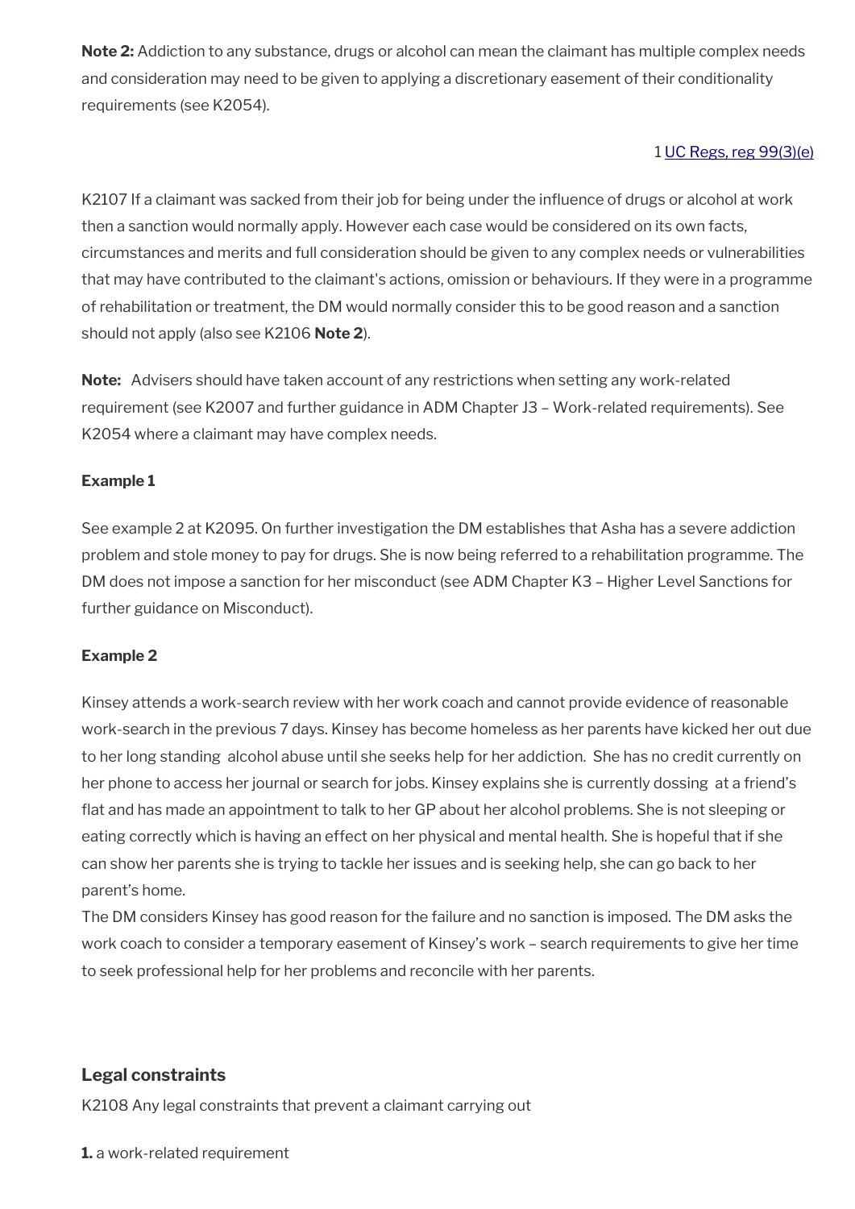**Note 2:** Addiction to any substance, drugs or alcohol can mean the claimant has multiple complex needs and consideration may need to be given to applying a discretionary easement of their conditionality requirements (see K2054).

1 [UC Regs, reg 99(3)(e)](#)

K2107 If a claimant was sacked from their job for being under the influence of drugs or alcohol at work then a sanction would normally apply. However each case would be considered on its own facts, circumstances and merits and full consideration should be given to any complex needs or vulnerabilities that may have contributed to the claimant's actions, omission or behaviours. If they were in a programme of rehabilitation or treatment, the DM would normally consider this to be good reason and a sanction should not apply (also see K2106 **Note 2**).

**Note:** Advisers should have taken account of any restrictions when setting any work-related requirement (see K2007 and further guidance in ADM Chapter J3 – Work-related requirements). See K2054 where a claimant may have complex needs.

**Example 1**

See example 2 at K2095. On further investigation the DM establishes that Asha has a severe addiction problem and stole money to pay for drugs. She is now being referred to a rehabilitation programme. The DM does not impose a sanction for her misconduct (see ADM Chapter K3 – Higher Level Sanctions for further guidance on Misconduct).

**Example 2**

Kinsey attends a work-search review with her work coach and cannot provide evidence of reasonable work-search in the previous 7 days. Kinsey has become homeless as her parents have kicked her out due to her long standing alcohol abuse until she seeks help for her addiction. She has no credit currently on her phone to access her journal or search for jobs. Kinsey explains she is currently dossing at a friend's flat and has made an appointment to talk to her GP about her alcohol problems. She is not sleeping or eating correctly which is having an effect on her physical and mental health. She is hopeful that if she can show her parents she is trying to tackle her issues and is seeking help, she can go back to her parent's home.
The DM considers Kinsey has good reason for the failure and no sanction is imposed. The DM asks the work coach to consider a temporary easement of Kinsey's work – search requirements to give her time to seek professional help for her problems and reconcile with her parents.

### Legal constraints

K2108 Any legal constraints that prevent a claimant carrying out

**1.** a work-related requirement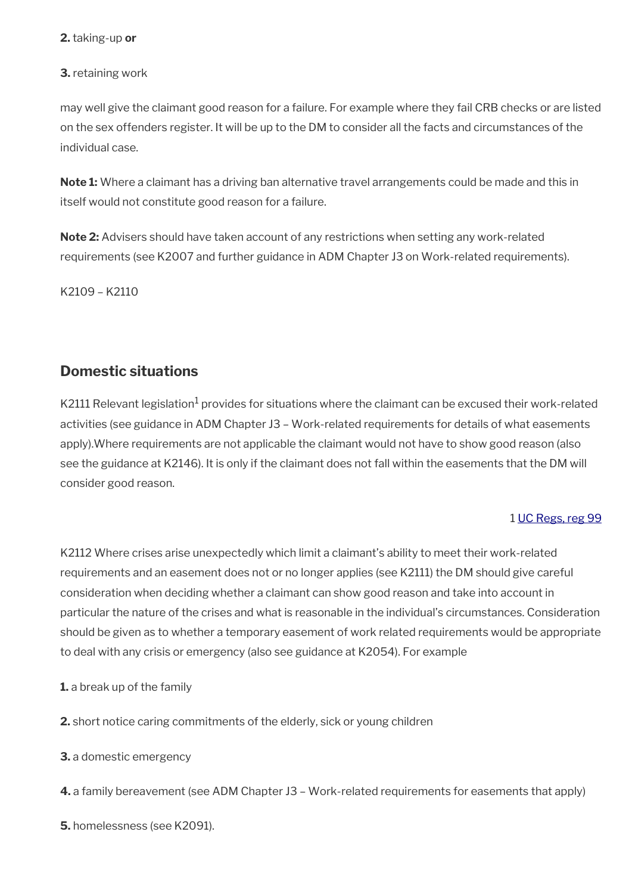**2.** taking-up **or**

**3.** retaining work

may well give the claimant good reason for a failure. For example where they fail CRB checks or are listed on the sex offenders register. It will be up to the DM to consider all the facts and circumstances of the individual case.

**Note 1:** Where a claimant has a driving ban alternative travel arrangements could be made and this in itself would not constitute good reason for a failure.

**Note 2:** Advisers should have taken account of any restrictions when setting any work-related requirements (see K2007 and further guidance in ADM Chapter J3 on Work-related requirements).

K2109 – K2110

## Domestic situations

K2111 Relevant legislation[1] provides for situations where the claimant can be excused their work-related activities (see guidance in ADM Chapter J3 – Work-related requirements for details of what easements apply).Where requirements are not applicable the claimant would not have to show good reason (also see the guidance at K2146). It is only if the claimant does not fall within the easements that the DM will consider good reason.

1 UC Regs, reg 99

K2112 Where crises arise unexpectedly which limit a claimant's ability to meet their work-related requirements and an easement does not or no longer applies (see K2111) the DM should give careful consideration when deciding whether a claimant can show good reason and take into account in particular the nature of the crises and what is reasonable in the individual's circumstances. Consideration should be given as to whether a temporary easement of work related requirements would be appropriate to deal with any crisis or emergency (also see guidance at K2054). For example

**1.** a break up of the family

**2.** short notice caring commitments of the elderly, sick or young children

**3.** a domestic emergency

**4.** a family bereavement (see ADM Chapter J3 – Work-related requirements for easements that apply)

**5.** homelessness (see K2091).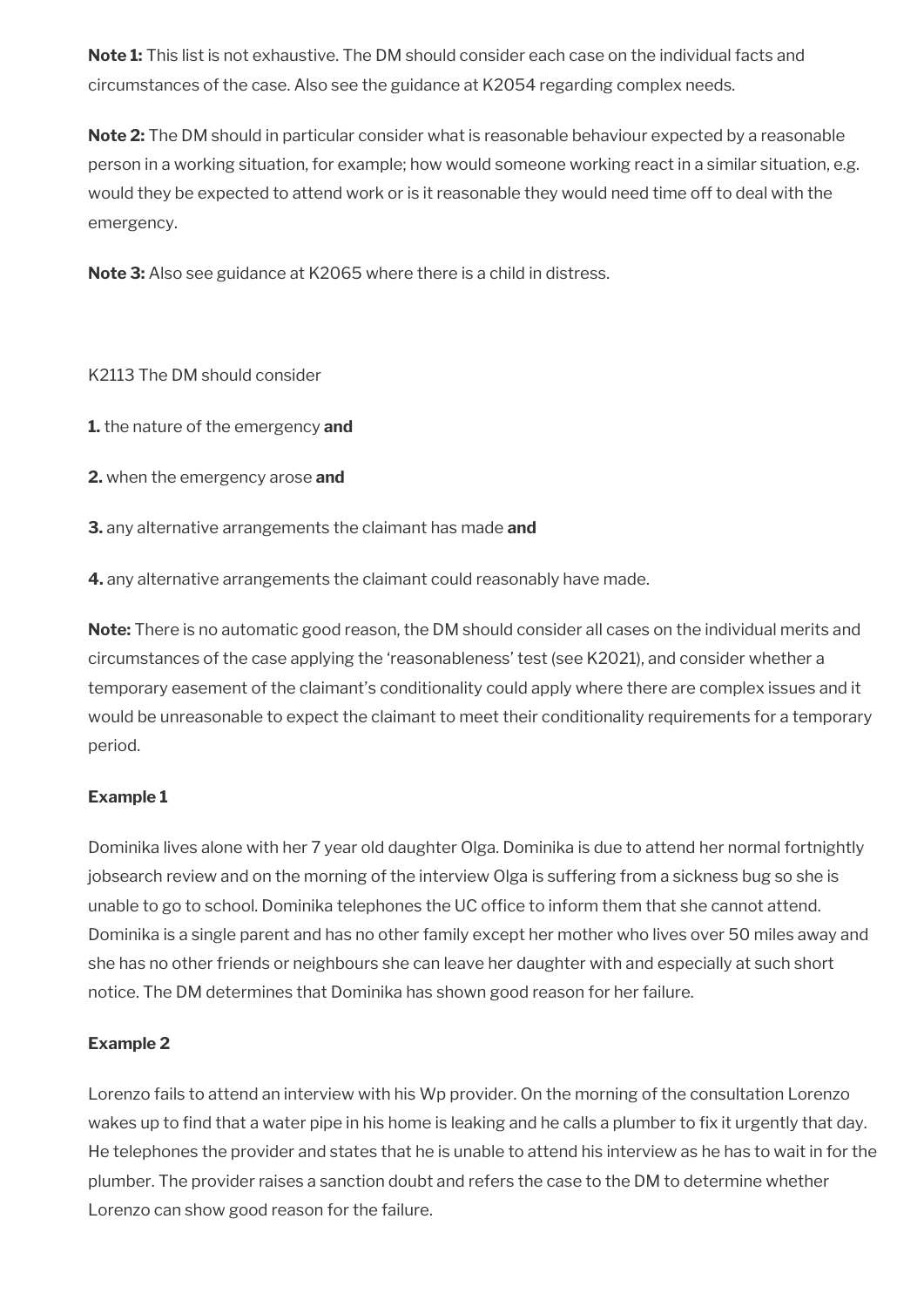**Note 1:** This list is not exhaustive. The DM should consider each case on the individual facts and circumstances of the case. Also see the guidance at K2054 regarding complex needs.

**Note 2:** The DM should in particular consider what is reasonable behaviour expected by a reasonable person in a working situation, for example; how would someone working react in a similar situation, e.g. would they be expected to attend work or is it reasonable they would need time off to deal with the emergency.

**Note 3:** Also see guidance at K2065 where there is a child in distress.

K2113 The DM should consider

**1.** the nature of the emergency **and**

**2.** when the emergency arose **and**

**3.** any alternative arrangements the claimant has made **and**

**4.** any alternative arrangements the claimant could reasonably have made.

**Note:** There is no automatic good reason, the DM should consider all cases on the individual merits and circumstances of the case applying the 'reasonableness' test (see K2021), and consider whether a temporary easement of the claimant's conditionality could apply where there are complex issues and it would be unreasonable to expect the claimant to meet their conditionality requirements for a temporary period.

**Example 1**

Dominika lives alone with her 7 year old daughter Olga. Dominika is due to attend her normal fortnightly jobsearch review and on the morning of the interview Olga is suffering from a sickness bug so she is unable to go to school. Dominika telephones the UC office to inform them that she cannot attend. Dominika is a single parent and has no other family except her mother who lives over 50 miles away and she has no other friends or neighbours she can leave her daughter with and especially at such short notice. The DM determines that Dominika has shown good reason for her failure.

**Example 2**

Lorenzo fails to attend an interview with his Wp provider. On the morning of the consultation Lorenzo wakes up to find that a water pipe in his home is leaking and he calls a plumber to fix it urgently that day. He telephones the provider and states that he is unable to attend his interview as he has to wait in for the plumber. The provider raises a sanction doubt and refers the case to the DM to determine whether Lorenzo can show good reason for the failure.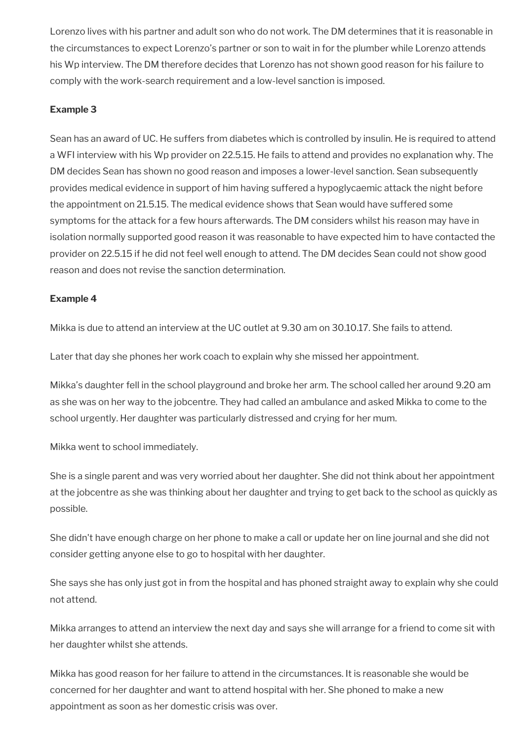Lorenzo lives with his partner and adult son who do not work. The DM determines that it is reasonable in the circumstances to expect Lorenzo's partner or son to wait in for the plumber while Lorenzo attends his Wp interview. The DM therefore decides that Lorenzo has not shown good reason for his failure to comply with the work-search requirement and a low-level sanction is imposed.

**Example 3**

Sean has an award of UC. He suffers from diabetes which is controlled by insulin. He is required to attend a WFI interview with his Wp provider on 22.5.15. He fails to attend and provides no explanation why. The DM decides Sean has shown no good reason and imposes a lower-level sanction. Sean subsequently provides medical evidence in support of him having suffered a hypoglycaemic attack the night before the appointment on 21.5.15. The medical evidence shows that Sean would have suffered some symptoms for the attack for a few hours afterwards. The DM considers whilst his reason may have in isolation normally supported good reason it was reasonable to have expected him to have contacted the provider on 22.5.15 if he did not feel well enough to attend. The DM decides Sean could not show good reason and does not revise the sanction determination.

**Example 4**

Mikka is due to attend an interview at the UC outlet at 9.30 am on 30.10.17. She fails to attend.

Later that day she phones her work coach to explain why she missed her appointment.

Mikka's daughter fell in the school playground and broke her arm. The school called her around 9.20 am as she was on her way to the jobcentre. They had called an ambulance and asked Mikka to come to the school urgently. Her daughter was particularly distressed and crying for her mum.

Mikka went to school immediately.

She is a single parent and was very worried about her daughter. She did not think about her appointment at the jobcentre as she was thinking about her daughter and trying to get back to the school as quickly as possible.

She didn't have enough charge on her phone to make a call or update her on line journal and she did not consider getting anyone else to go to hospital with her daughter.

She says she has only just got in from the hospital and has phoned straight away to explain why she could not attend.

Mikka arranges to attend an interview the next day and says she will arrange for a friend to come sit with her daughter whilst she attends.

Mikka has good reason for her failure to attend in the circumstances. It is reasonable she would be concerned for her daughter and want to attend hospital with her. She phoned to make a new appointment as soon as her domestic crisis was over.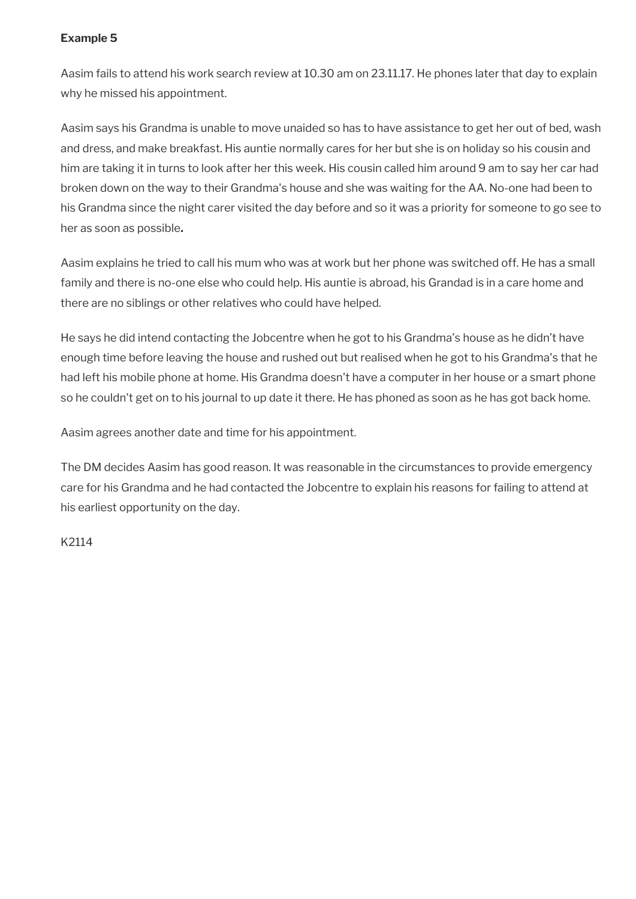**Example 5**

Aasim fails to attend his work search review at 10.30 am on 23.11.17. He phones later that day to explain why he missed his appointment.

Aasim says his Grandma is unable to move unaided so has to have assistance to get her out of bed, wash and dress, and make breakfast. His auntie normally cares for her but she is on holiday so his cousin and him are taking it in turns to look after her this week. His cousin called him around 9 am to say her car had broken down on the way to their Grandma's house and she was waiting for the AA. No-one had been to his Grandma since the night carer visited the day before and so it was a priority for someone to go see to her as soon as possible**.**

Aasim explains he tried to call his mum who was at work but her phone was switched off. He has a small family and there is no-one else who could help. His auntie is abroad, his Grandad is in a care home and there are no siblings or other relatives who could have helped.

He says he did intend contacting the Jobcentre when he got to his Grandma's house as he didn't have enough time before leaving the house and rushed out but realised when he got to his Grandma's that he had left his mobile phone at home. His Grandma doesn't have a computer in her house or a smart phone so he couldn't get on to his journal to up date it there. He has phoned as soon as he has got back home.

Aasim agrees another date and time for his appointment.

The DM decides Aasim has good reason. It was reasonable in the circumstances to provide emergency care for his Grandma and he had contacted the Jobcentre to explain his reasons for failing to attend at his earliest opportunity on the day.

K2114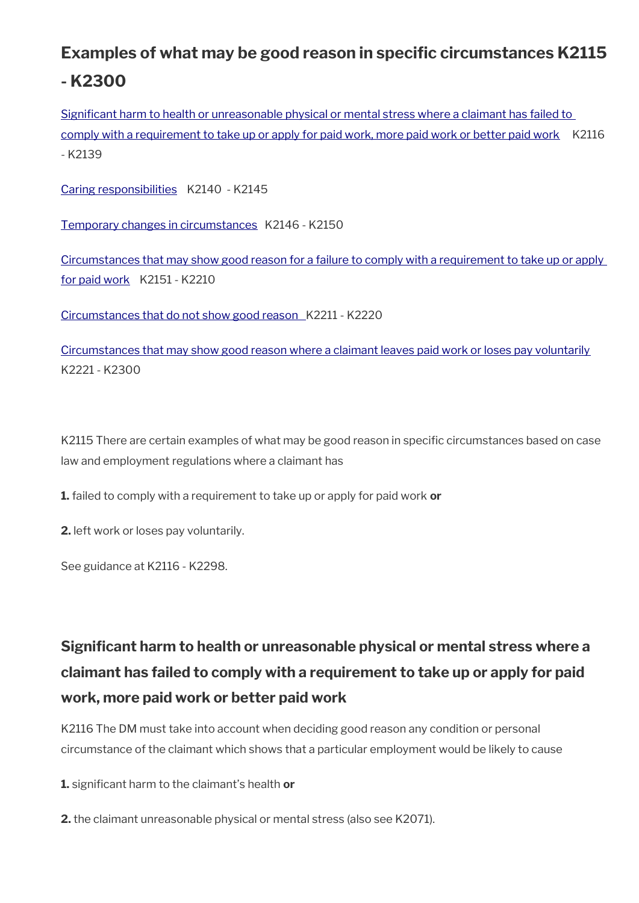## Examples of what may be good reason in specific circumstances K2115 - K2300

Significant harm to health or unreasonable physical or mental stress where a claimant has failed to comply with a requirement to take up or apply for paid work, more paid work or better paid work K2116 - K2139

Caring responsibilities K2140 - K2145

Temporary changes in circumstances K2146 - K2150

Circumstances that may show good reason for a failure to comply with a requirement to take up or apply for paid work K2151 - K2210

Circumstances that do not show good reason K2211 - K2220

Circumstances that may show good reason where a claimant leaves paid work or loses pay voluntarily K2221 - K2300

K2115 There are certain examples of what may be good reason in specific circumstances based on case law and employment regulations where a claimant has

**1.** failed to comply with a requirement to take up or apply for paid work **or**

**2.** left work or loses pay voluntarily.

See guidance at K2116 - K2298.

### Significant harm to health or unreasonable physical or mental stress where a claimant has failed to comply with a requirement to take up or apply for paid work, more paid work or better paid work

K2116 The DM must take into account when deciding good reason any condition or personal circumstance of the claimant which shows that a particular employment would be likely to cause

**1.** significant harm to the claimant's health **or**

**2.** the claimant unreasonable physical or mental stress (also see K2071).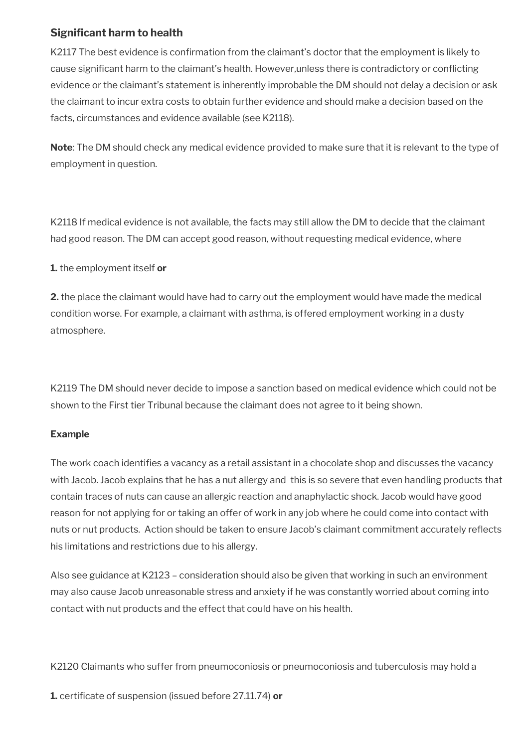### Significant harm to health

K2117 The best evidence is confirmation from the claimant's doctor that the employment is likely to cause significant harm to the claimant's health. However,unless there is contradictory or conflicting evidence or the claimant's statement is inherently improbable the DM should not delay a decision or ask the claimant to incur extra costs to obtain further evidence and should make a decision based on the facts, circumstances and evidence available (see K2118).

**Note**: The DM should check any medical evidence provided to make sure that it is relevant to the type of employment in question.

K2118 If medical evidence is not available, the facts may still allow the DM to decide that the claimant had good reason. The DM can accept good reason, without requesting medical evidence, where

**1.** the employment itself **or**

**2.** the place the claimant would have had to carry out the employment would have made the medical condition worse. For example, a claimant with asthma, is offered employment working in a dusty atmosphere.

K2119 The DM should never decide to impose a sanction based on medical evidence which could not be shown to the First tier Tribunal because the claimant does not agree to it being shown.

**Example**

The work coach identifies a vacancy as a retail assistant in a chocolate shop and discusses the vacancy with Jacob. Jacob explains that he has a nut allergy and this is so severe that even handling products that contain traces of nuts can cause an allergic reaction and anaphylactic shock. Jacob would have good reason for not applying for or taking an offer of work in any job where he could come into contact with nuts or nut products. Action should be taken to ensure Jacob's claimant commitment accurately reflects his limitations and restrictions due to his allergy.

Also see guidance at K2123 – consideration should also be given that working in such an environment may also cause Jacob unreasonable stress and anxiety if he was constantly worried about coming into contact with nut products and the effect that could have on his health.

K2120 Claimants who suffer from pneumoconiosis or pneumoconiosis and tuberculosis may hold a

**1.** certificate of suspension (issued before 27.11.74) **or**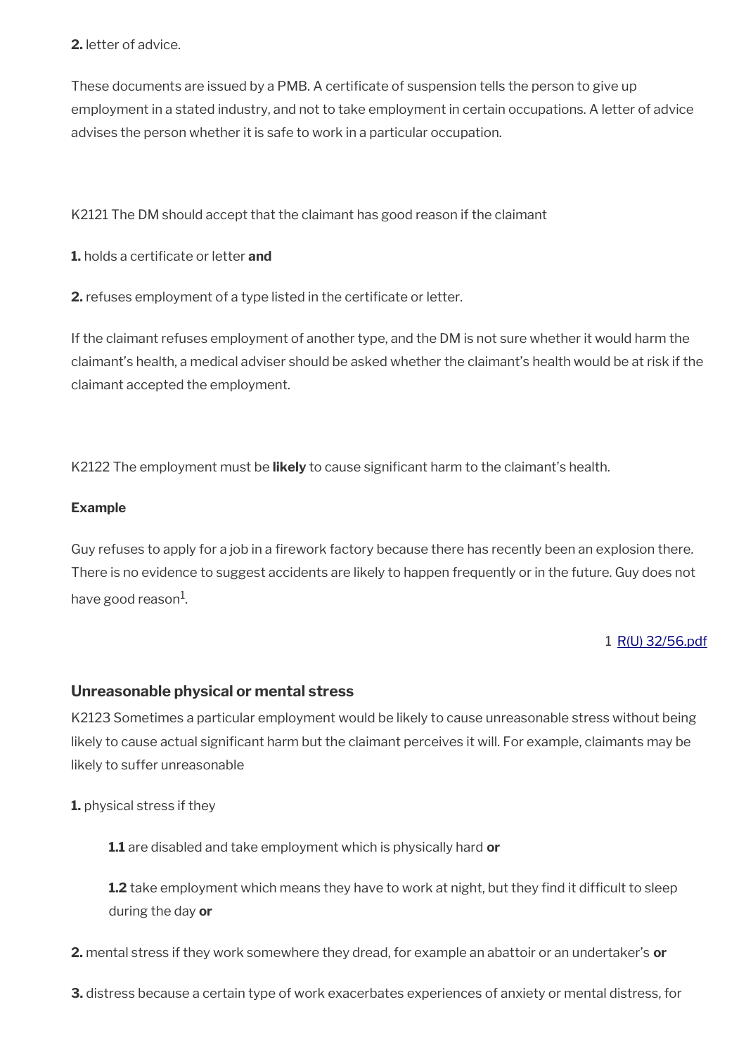**2.** letter of advice.

These documents are issued by a PMB. A certificate of suspension tells the person to give up employment in a stated industry, and not to take employment in certain occupations. A letter of advice advises the person whether it is safe to work in a particular occupation.

K2121 The DM should accept that the claimant has good reason if the claimant

**1.** holds a certificate or letter **and**

**2.** refuses employment of a type listed in the certificate or letter.

If the claimant refuses employment of another type, and the DM is not sure whether it would harm the claimant's health, a medical adviser should be asked whether the claimant's health would be at risk if the claimant accepted the employment.

K2122 The employment must be **likely** to cause significant harm to the claimant's health.

**Example**

Guy refuses to apply for a job in a firework factory because there has recently been an explosion there. There is no evidence to suggest accidents are likely to happen frequently or in the future. Guy does not have good reason[1].

1 R(U) 32/56.pdf

### Unreasonable physical or mental stress

K2123 Sometimes a particular employment would be likely to cause unreasonable stress without being likely to cause actual significant harm but the claimant perceives it will. For example, claimants may be likely to suffer unreasonable

**1.** physical stress if they

> **1.1** are disabled and take employment which is physically hard **or**
>
> **1.2** take employment which means they have to work at night, but they find it difficult to sleep during the day **or**

**2.** mental stress if they work somewhere they dread, for example an abattoir or an undertaker's **or**

**3.** distress because a certain type of work exacerbates experiences of anxiety or mental distress, for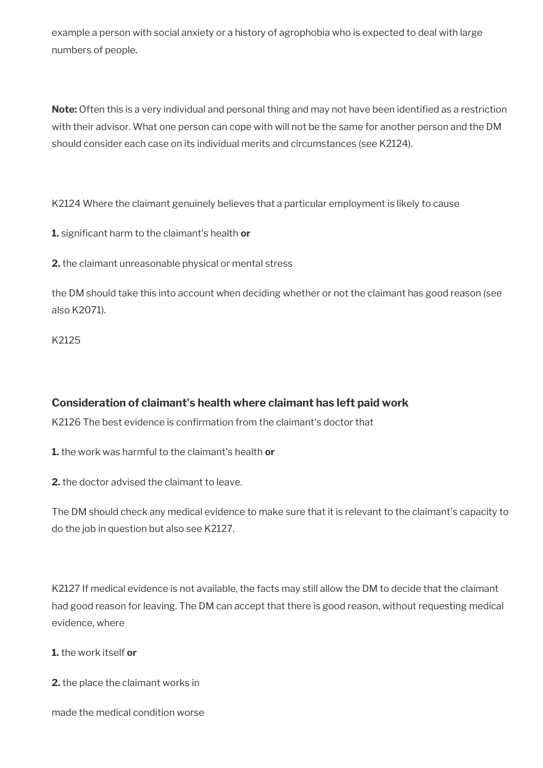example a person with social anxiety or a history of agrophobia who is expected to deal with large numbers of people.

**Note:** Often this is a very individual and personal thing and may not have been identified as a restriction with their advisor. What one person can cope with will not be the same for another person and the DM should consider each case on its individual merits and circumstances (see K2124).

K2124 Where the claimant genuinely believes that a particular employment is likely to cause

**1.** significant harm to the claimant's health **or**

**2.** the claimant unreasonable physical or mental stress

the DM should take this into account when deciding whether or not the claimant has good reason (see also K2071).

K2125

### Consideration of claimant's health where claimant has left paid work

K2126 The best evidence is confirmation from the claimant's doctor that

**1.** the work was harmful to the claimant's health **or**

**2.** the doctor advised the claimant to leave.

The DM should check any medical evidence to make sure that it is relevant to the claimant's capacity to do the job in question but also see K2127.

K2127 If medical evidence is not available, the facts may still allow the DM to decide that the claimant had good reason for leaving. The DM can accept that there is good reason, without requesting medical evidence, where

**1.** the work itself **or**

**2.** the place the claimant works in

made the medical condition worse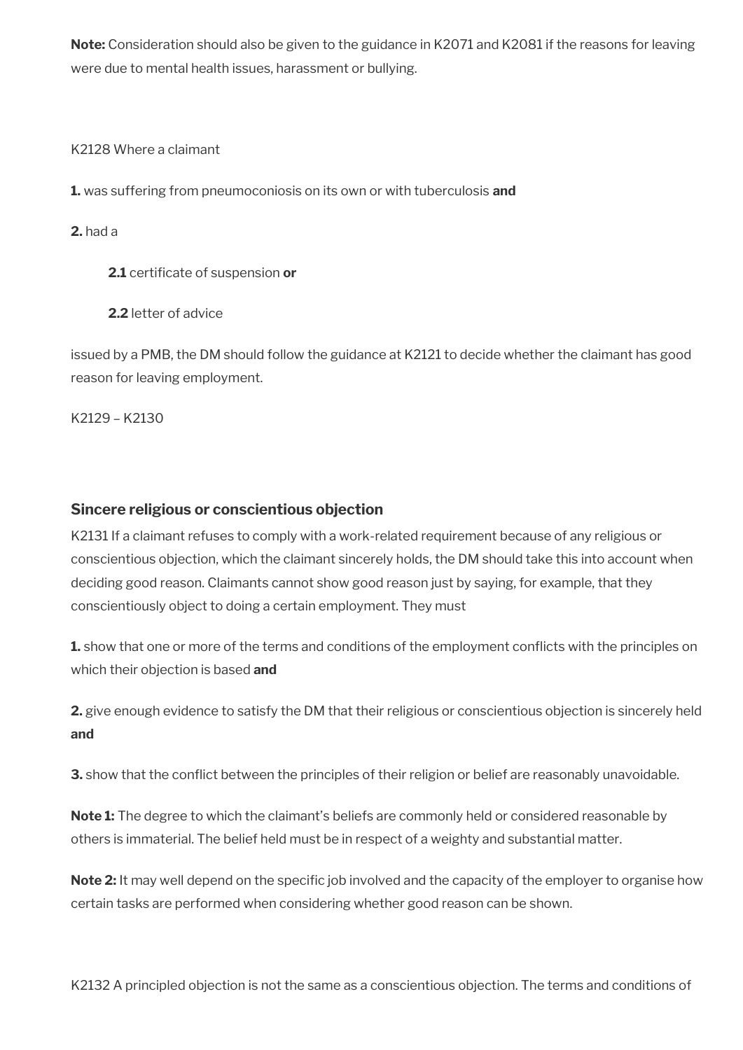**Note:** Consideration should also be given to the guidance in K2071 and K2081 if the reasons for leaving were due to mental health issues, harassment or bullying.

K2128 Where a claimant

**1.** was suffering from pneumoconiosis on its own or with tuberculosis **and**

**2.** had a

> **2.1** certificate of suspension **or**
>
> **2.2** letter of advice

issued by a PMB, the DM should follow the guidance at K2121 to decide whether the claimant has good reason for leaving employment.

K2129 – K2130

### Sincere religious or conscientious objection

K2131 If a claimant refuses to comply with a work-related requirement because of any religious or conscientious objection, which the claimant sincerely holds, the DM should take this into account when deciding good reason. Claimants cannot show good reason just by saying, for example, that they conscientiously object to doing a certain employment. They must

**1.** show that one or more of the terms and conditions of the employment conflicts with the principles on which their objection is based **and**

**2.** give enough evidence to satisfy the DM that their religious or conscientious objection is sincerely held **and**

**3.** show that the conflict between the principles of their religion or belief are reasonably unavoidable.

**Note 1:** The degree to which the claimant's beliefs are commonly held or considered reasonable by others is immaterial. The belief held must be in respect of a weighty and substantial matter.

**Note 2:** It may well depend on the specific job involved and the capacity of the employer to organise how certain tasks are performed when considering whether good reason can be shown.

K2132 A principled objection is not the same as a conscientious objection. The terms and conditions of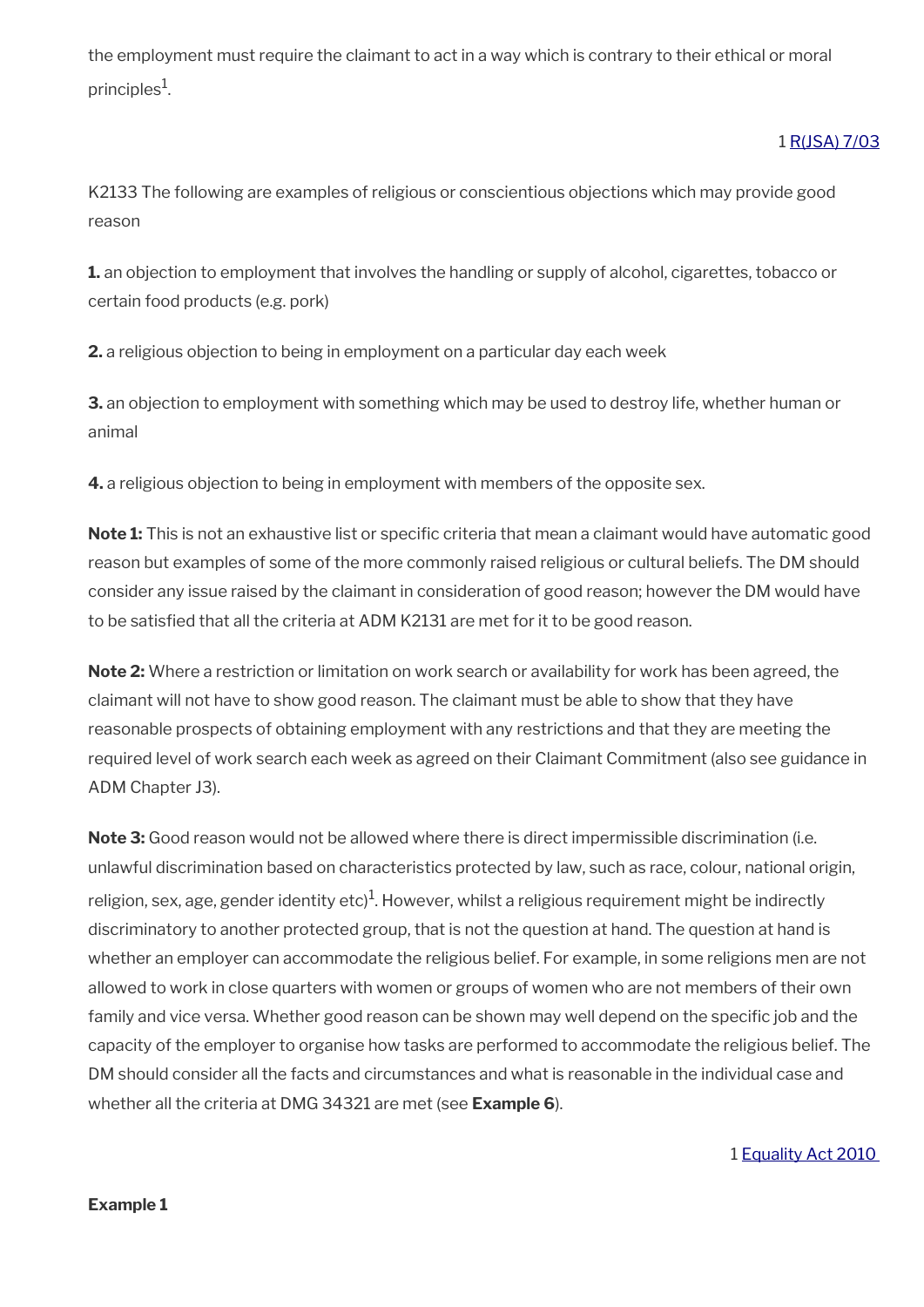the employment must require the claimant to act in a way which is contrary to their ethical or moral principles[1].

1 R(JSA) 7/03

K2133 The following are examples of religious or conscientious objections which may provide good reason

**1.** an objection to employment that involves the handling or supply of alcohol, cigarettes, tobacco or certain food products (e.g. pork)

**2.** a religious objection to being in employment on a particular day each week

**3.** an objection to employment with something which may be used to destroy life, whether human or animal

**4.** a religious objection to being in employment with members of the opposite sex.

**Note 1:** This is not an exhaustive list or specific criteria that mean a claimant would have automatic good reason but examples of some of the more commonly raised religious or cultural beliefs. The DM should consider any issue raised by the claimant in consideration of good reason; however the DM would have to be satisfied that all the criteria at ADM K2131 are met for it to be good reason.

**Note 2:** Where a restriction or limitation on work search or availability for work has been agreed, the claimant will not have to show good reason. The claimant must be able to show that they have reasonable prospects of obtaining employment with any restrictions and that they are meeting the required level of work search each week as agreed on their Claimant Commitment (also see guidance in ADM Chapter J3).

**Note 3:** Good reason would not be allowed where there is direct impermissible discrimination (i.e. unlawful discrimination based on characteristics protected by law, such as race, colour, national origin, religion, sex, age, gender identity etc)[1]. However, whilst a religious requirement might be indirectly discriminatory to another protected group, that is not the question at hand. The question at hand is whether an employer can accommodate the religious belief. For example, in some religions men are not allowed to work in close quarters with women or groups of women who are not members of their own family and vice versa. Whether good reason can be shown may well depend on the specific job and the capacity of the employer to organise how tasks are performed to accommodate the religious belief. The DM should consider all the facts and circumstances and what is reasonable in the individual case and whether all the criteria at DMG 34321 are met (see **Example 6**).

1 Equality Act 2010

**Example 1**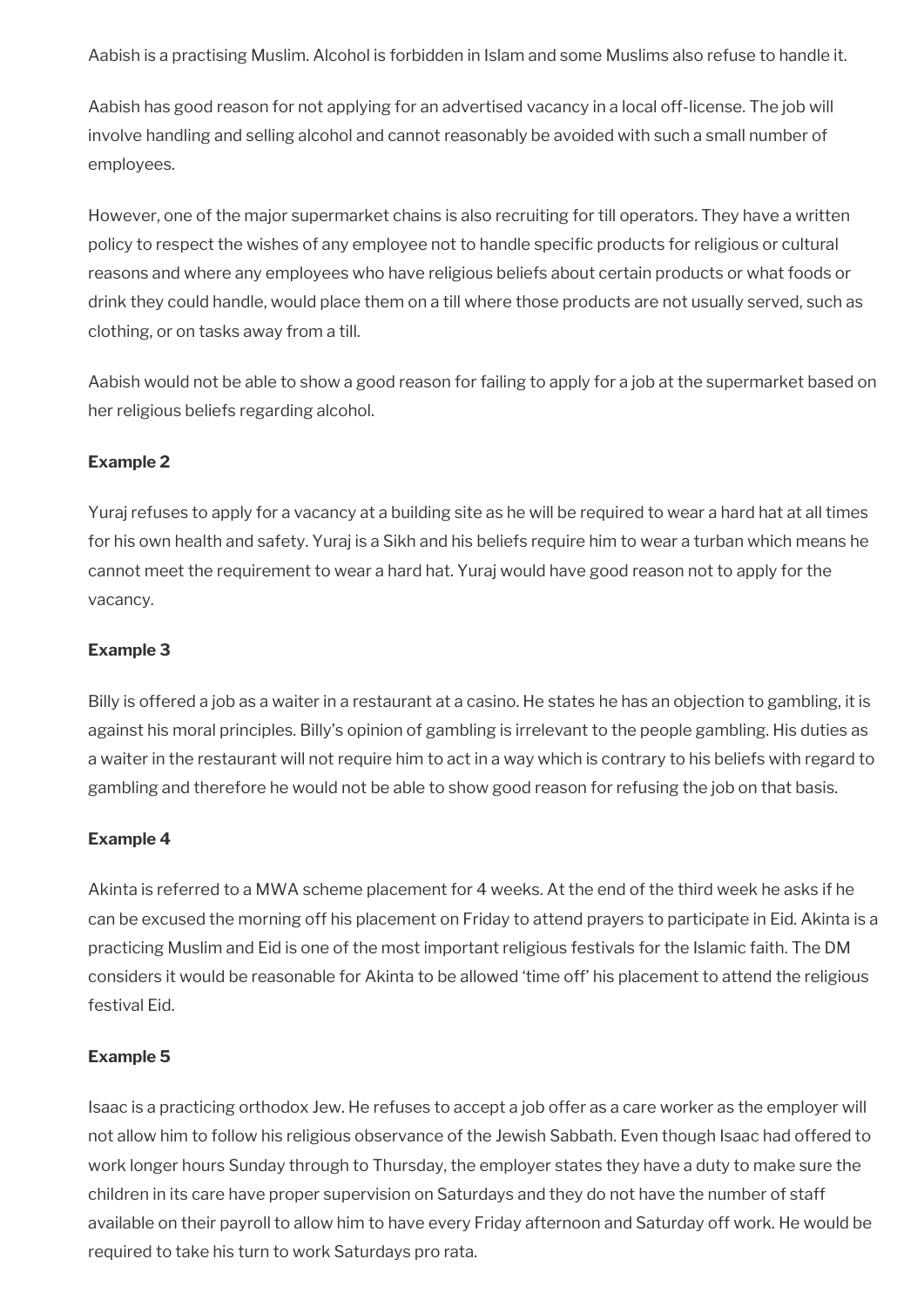Aabish is a practising Muslim. Alcohol is forbidden in Islam and some Muslims also refuse to handle it.

Aabish has good reason for not applying for an advertised vacancy in a local off-license. The job will involve handling and selling alcohol and cannot reasonably be avoided with such a small number of employees.

However, one of the major supermarket chains is also recruiting for till operators. They have a written policy to respect the wishes of any employee not to handle specific products for religious or cultural reasons and where any employees who have religious beliefs about certain products or what foods or drink they could handle, would place them on a till where those products are not usually served, such as clothing, or on tasks away from a till.

Aabish would not be able to show a good reason for failing to apply for a job at the supermarket based on her religious beliefs regarding alcohol.

**Example 2**

Yuraj refuses to apply for a vacancy at a building site as he will be required to wear a hard hat at all times for his own health and safety. Yuraj is a Sikh and his beliefs require him to wear a turban which means he cannot meet the requirement to wear a hard hat. Yuraj would have good reason not to apply for the vacancy.

**Example 3**

Billy is offered a job as a waiter in a restaurant at a casino. He states he has an objection to gambling, it is against his moral principles. Billy's opinion of gambling is irrelevant to the people gambling. His duties as a waiter in the restaurant will not require him to act in a way which is contrary to his beliefs with regard to gambling and therefore he would not be able to show good reason for refusing the job on that basis.

**Example 4**

Akinta is referred to a MWA scheme placement for 4 weeks. At the end of the third week he asks if he can be excused the morning off his placement on Friday to attend prayers to participate in Eid. Akinta is a practicing Muslim and Eid is one of the most important religious festivals for the Islamic faith. The DM considers it would be reasonable for Akinta to be allowed 'time off' his placement to attend the religious festival Eid.

**Example 5**

Isaac is a practicing orthodox Jew. He refuses to accept a job offer as a care worker as the employer will not allow him to follow his religious observance of the Jewish Sabbath. Even though Isaac had offered to work longer hours Sunday through to Thursday, the employer states they have a duty to make sure the children in its care have proper supervision on Saturdays and they do not have the number of staff available on their payroll to allow him to have every Friday afternoon and Saturday off work. He would be required to take his turn to work Saturdays pro rata.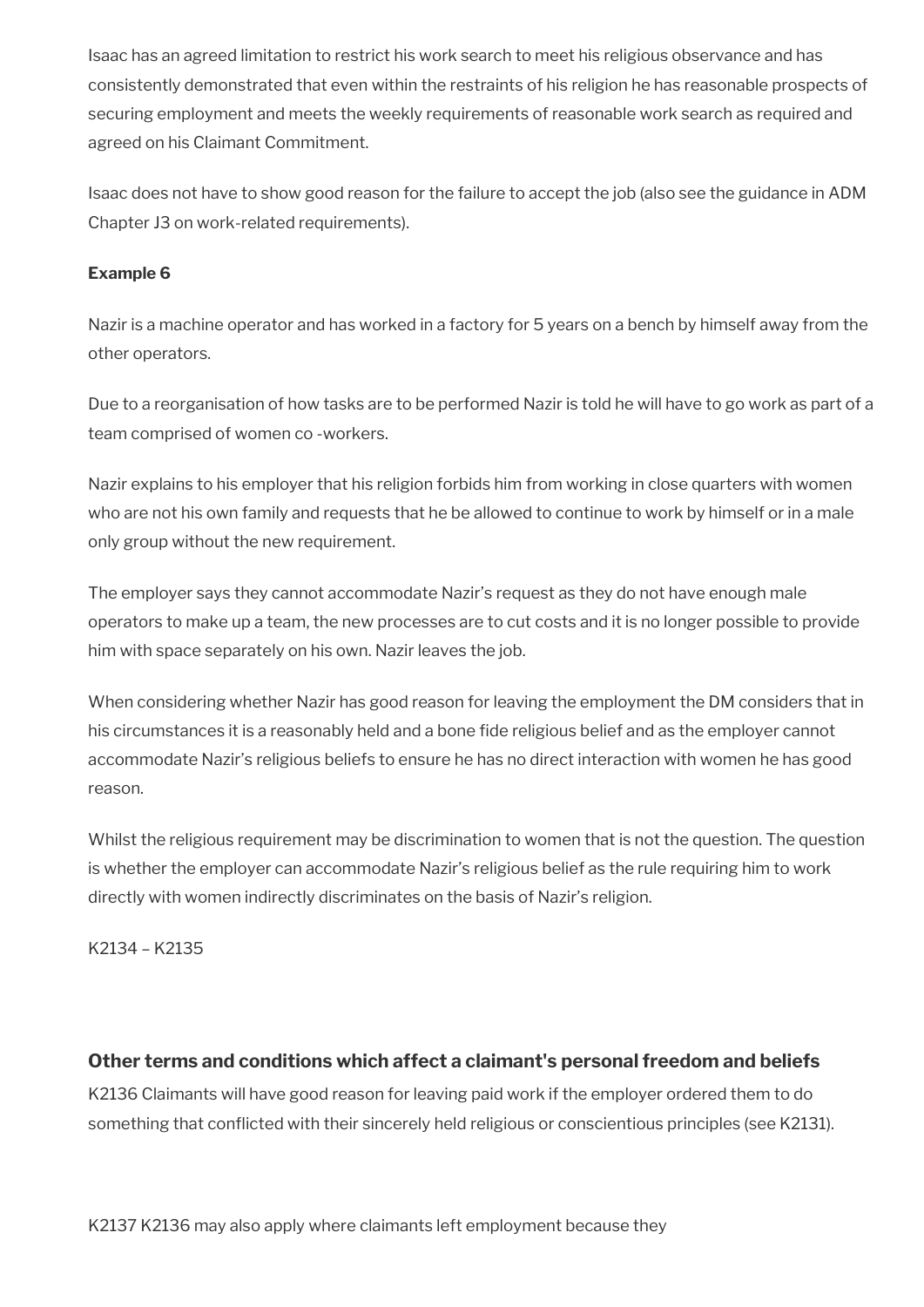Isaac has an agreed limitation to restrict his work search to meet his religious observance and has consistently demonstrated that even within the restraints of his religion he has reasonable prospects of securing employment and meets the weekly requirements of reasonable work search as required and agreed on his Claimant Commitment.

Isaac does not have to show good reason for the failure to accept the job (also see the guidance in ADM Chapter J3 on work-related requirements).

**Example 6**

Nazir is a machine operator and has worked in a factory for 5 years on a bench by himself away from the other operators.

Due to a reorganisation of how tasks are to be performed Nazir is told he will have to go work as part of a team comprised of women co -workers.

Nazir explains to his employer that his religion forbids him from working in close quarters with women who are not his own family and requests that he be allowed to continue to work by himself or in a male only group without the new requirement.

The employer says they cannot accommodate Nazir's request as they do not have enough male operators to make up a team, the new processes are to cut costs and it is no longer possible to provide him with space separately on his own. Nazir leaves the job.

When considering whether Nazir has good reason for leaving the employment the DM considers that in his circumstances it is a reasonably held and a bone fide religious belief and as the employer cannot accommodate Nazir's religious beliefs to ensure he has no direct interaction with women he has good reason.

Whilst the religious requirement may be discrimination to women that is not the question. The question is whether the employer can accommodate Nazir's religious belief as the rule requiring him to work directly with women indirectly discriminates on the basis of Nazir's religion.

K2134 – K2135

## Other terms and conditions which affect a claimant's personal freedom and beliefs

K2136 Claimants will have good reason for leaving paid work if the employer ordered them to do something that conflicted with their sincerely held religious or conscientious principles (see K2131).

K2137 K2136 may also apply where claimants left employment because they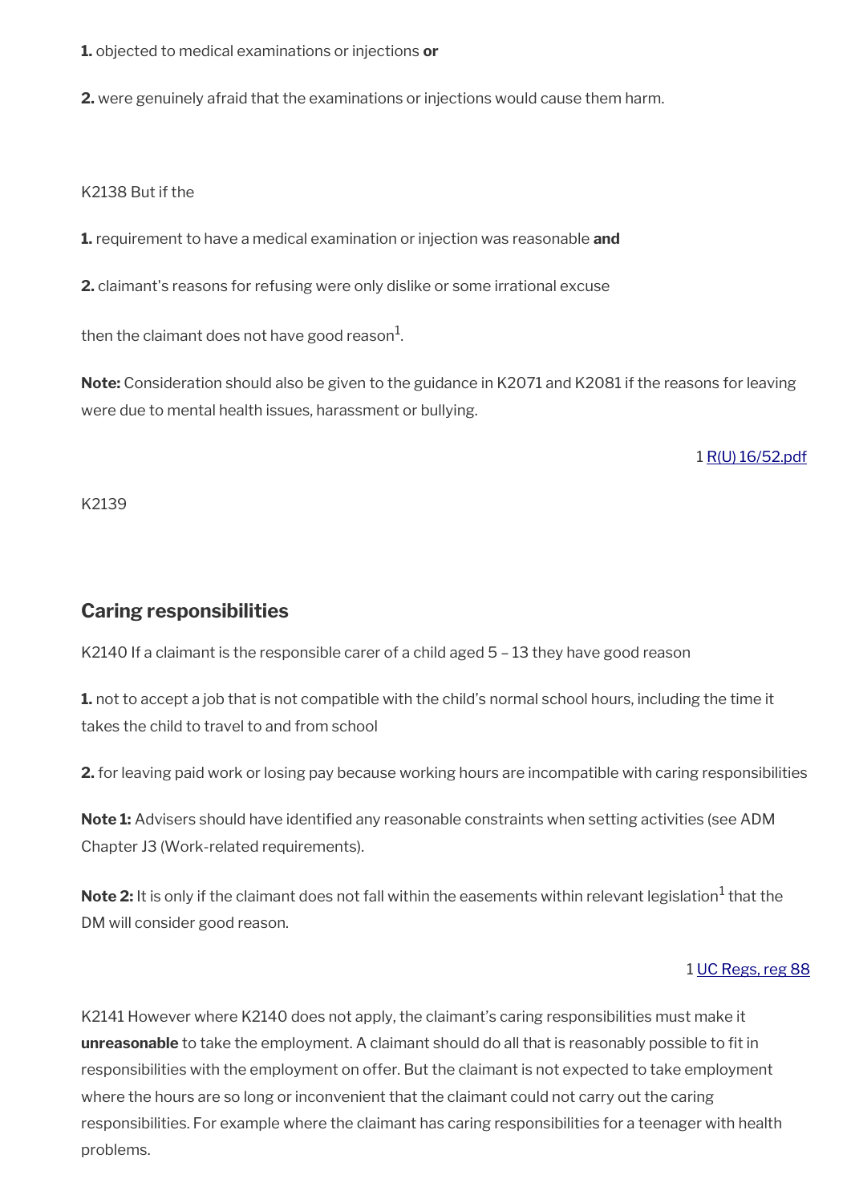**1.** objected to medical examinations or injections **or**

**2.** were genuinely afraid that the examinations or injections would cause them harm.

K2138 But if the

**1.** requirement to have a medical examination or injection was reasonable **and**

**2.** claimant's reasons for refusing were only dislike or some irrational excuse

then the claimant does not have good reason[1].

**Note:** Consideration should also be given to the guidance in K2071 and K2081 if the reasons for leaving were due to mental health issues, harassment or bullying.

1 R(U) 16/52.pdf

K2139

## Caring responsibilities

K2140 If a claimant is the responsible carer of a child aged 5 – 13 they have good reason

**1.** not to accept a job that is not compatible with the child's normal school hours, including the time it takes the child to travel to and from school

**2.** for leaving paid work or losing pay because working hours are incompatible with caring responsibilities

**Note 1:** Advisers should have identified any reasonable constraints when setting activities (see ADM Chapter J3 (Work-related requirements).

**Note 2:** It is only if the claimant does not fall within the easements within relevant legislation[1] that the DM will consider good reason.

1 UC Regs, reg 88

K2141 However where K2140 does not apply, the claimant's caring responsibilities must make it **unreasonable** to take the employment. A claimant should do all that is reasonably possible to fit in responsibilities with the employment on offer. But the claimant is not expected to take employment where the hours are so long or inconvenient that the claimant could not carry out the caring responsibilities. For example where the claimant has caring responsibilities for a teenager with health problems.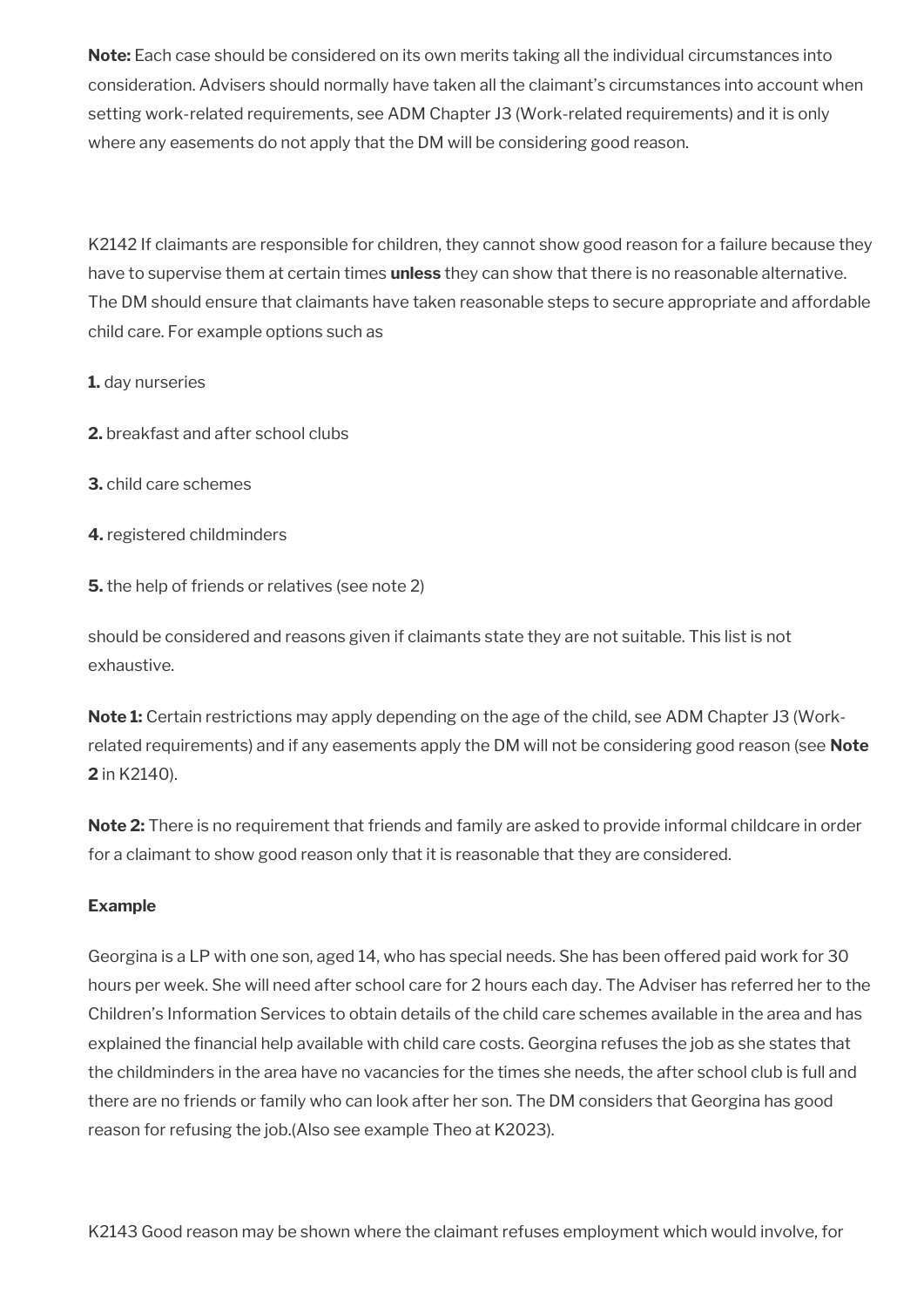**Note:** Each case should be considered on its own merits taking all the individual circumstances into consideration. Advisers should normally have taken all the claimant's circumstances into account when setting work-related requirements, see ADM Chapter J3 (Work-related requirements) and it is only where any easements do not apply that the DM will be considering good reason.

K2142 If claimants are responsible for children, they cannot show good reason for a failure because they have to supervise them at certain times **unless** they can show that there is no reasonable alternative. The DM should ensure that claimants have taken reasonable steps to secure appropriate and affordable child care. For example options such as

**1.** day nurseries

**2.** breakfast and after school clubs

**3.** child care schemes

**4.** registered childminders

**5.** the help of friends or relatives (see note 2)

should be considered and reasons given if claimants state they are not suitable. This list is not exhaustive.

**Note 1:** Certain restrictions may apply depending on the age of the child, see ADM Chapter J3 (Work-related requirements) and if any easements apply the DM will not be considering good reason (see **Note 2** in K2140).

**Note 2:** There is no requirement that friends and family are asked to provide informal childcare in order for a claimant to show good reason only that it is reasonable that they are considered.

**Example**

Georgina is a LP with one son, aged 14, who has special needs. She has been offered paid work for 30 hours per week. She will need after school care for 2 hours each day. The Adviser has referred her to the Children's Information Services to obtain details of the child care schemes available in the area and has explained the financial help available with child care costs. Georgina refuses the job as she states that the childminders in the area have no vacancies for the times she needs, the after school club is full and there are no friends or family who can look after her son. The DM considers that Georgina has good reason for refusing the job.(Also see example Theo at K2023).

K2143 Good reason may be shown where the claimant refuses employment which would involve, for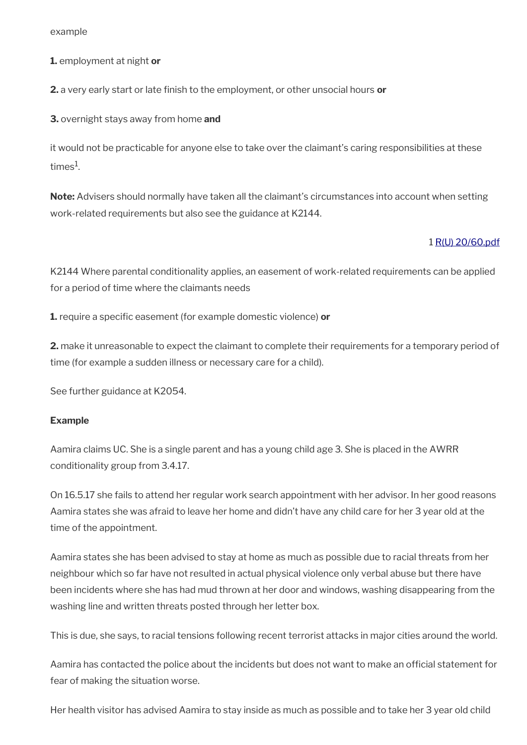example

**1.** employment at night **or**

**2.** a very early start or late finish to the employment, or other unsocial hours **or**

**3.** overnight stays away from home **and**

it would not be practicable for anyone else to take over the claimant's caring responsibilities at these times[1].

**Note:** Advisers should normally have taken all the claimant's circumstances into account when setting work-related requirements but also see the guidance at K2144.

1 R(U) 20/60.pdf

K2144 Where parental conditionality applies, an easement of work-related requirements can be applied for a period of time where the claimants needs

**1.** require a specific easement (for example domestic violence) **or**

**2.** make it unreasonable to expect the claimant to complete their requirements for a temporary period of time (for example a sudden illness or necessary care for a child).

See further guidance at K2054.

**Example**

Aamira claims UC. She is a single parent and has a young child age 3. She is placed in the AWRR conditionality group from 3.4.17.

On 16.5.17 she fails to attend her regular work search appointment with her advisor. In her good reasons Aamira states she was afraid to leave her home and didn't have any child care for her 3 year old at the time of the appointment.

Aamira states she has been advised to stay at home as much as possible due to racial threats from her neighbour which so far have not resulted in actual physical violence only verbal abuse but there have been incidents where she has had mud thrown at her door and windows, washing disappearing from the washing line and written threats posted through her letter box.

This is due, she says, to racial tensions following recent terrorist attacks in major cities around the world.

Aamira has contacted the police about the incidents but does not want to make an official statement for fear of making the situation worse.

Her health visitor has advised Aamira to stay inside as much as possible and to take her 3 year old child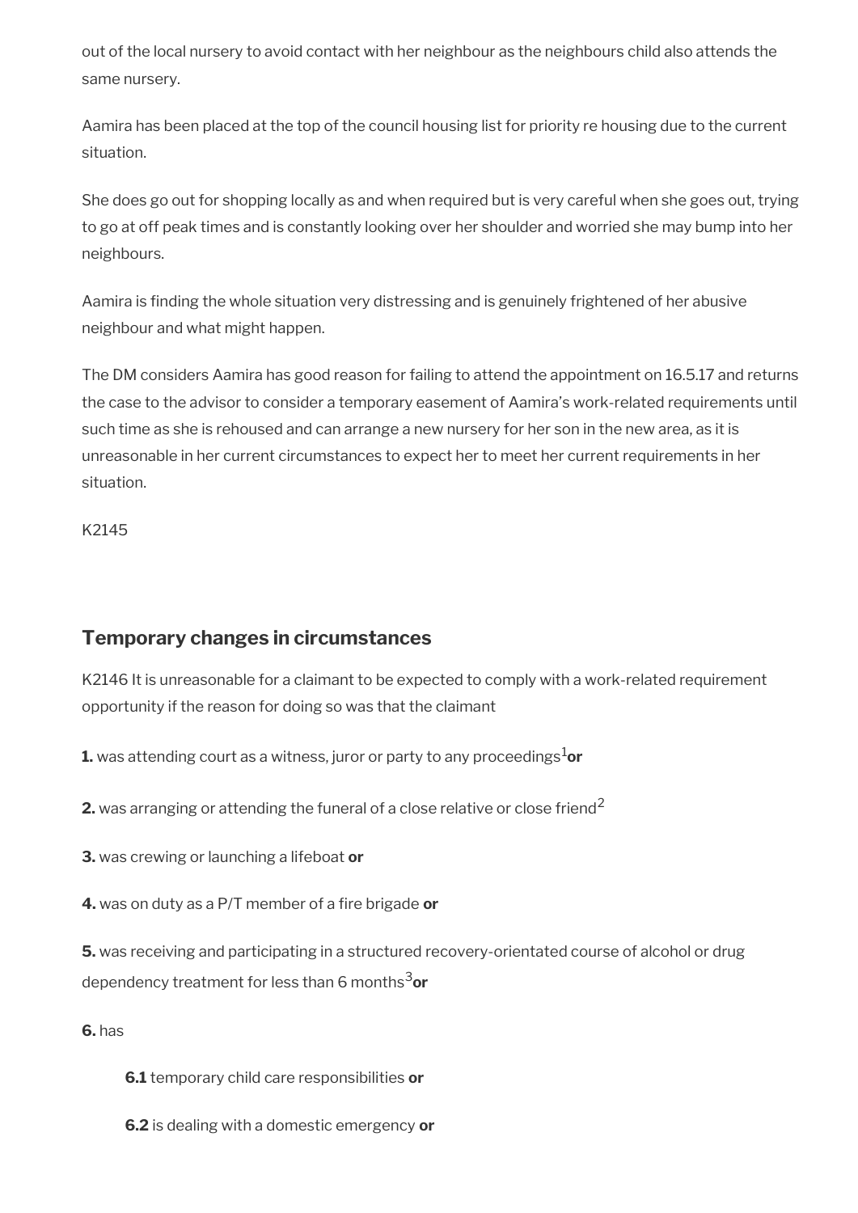out of the local nursery to avoid contact with her neighbour as the neighbours child also attends the same nursery.

Aamira has been placed at the top of the council housing list for priority re housing due to the current situation.

She does go out for shopping locally as and when required but is very careful when she goes out, trying to go at off peak times and is constantly looking over her shoulder and worried she may bump into her neighbours.

Aamira is finding the whole situation very distressing and is genuinely frightened of her abusive neighbour and what might happen.

The DM considers Aamira has good reason for failing to attend the appointment on 16.5.17 and returns the case to the advisor to consider a temporary easement of Aamira's work-related requirements until such time as she is rehoused and can arrange a new nursery for her son in the new area, as it is unreasonable in her current circumstances to expect her to meet her current requirements in her situation.

K2145

## Temporary changes in circumstances

K2146 It is unreasonable for a claimant to be expected to comply with a work-related requirement opportunity if the reason for doing so was that the claimant

**1.** was attending court as a witness, juror or party to any proceedings[1] **or**

**2.** was arranging or attending the funeral of a close relative or close friend[2]

**3.** was crewing or launching a lifeboat **or**

**4.** was on duty as a P/T member of a fire brigade **or**

**5.** was receiving and participating in a structured recovery-orientated course of alcohol or drug dependency treatment for less than 6 months[3] **or**

**6.** has

> **6.1** temporary child care responsibilities **or**
>
> **6.2** is dealing with a domestic emergency **or**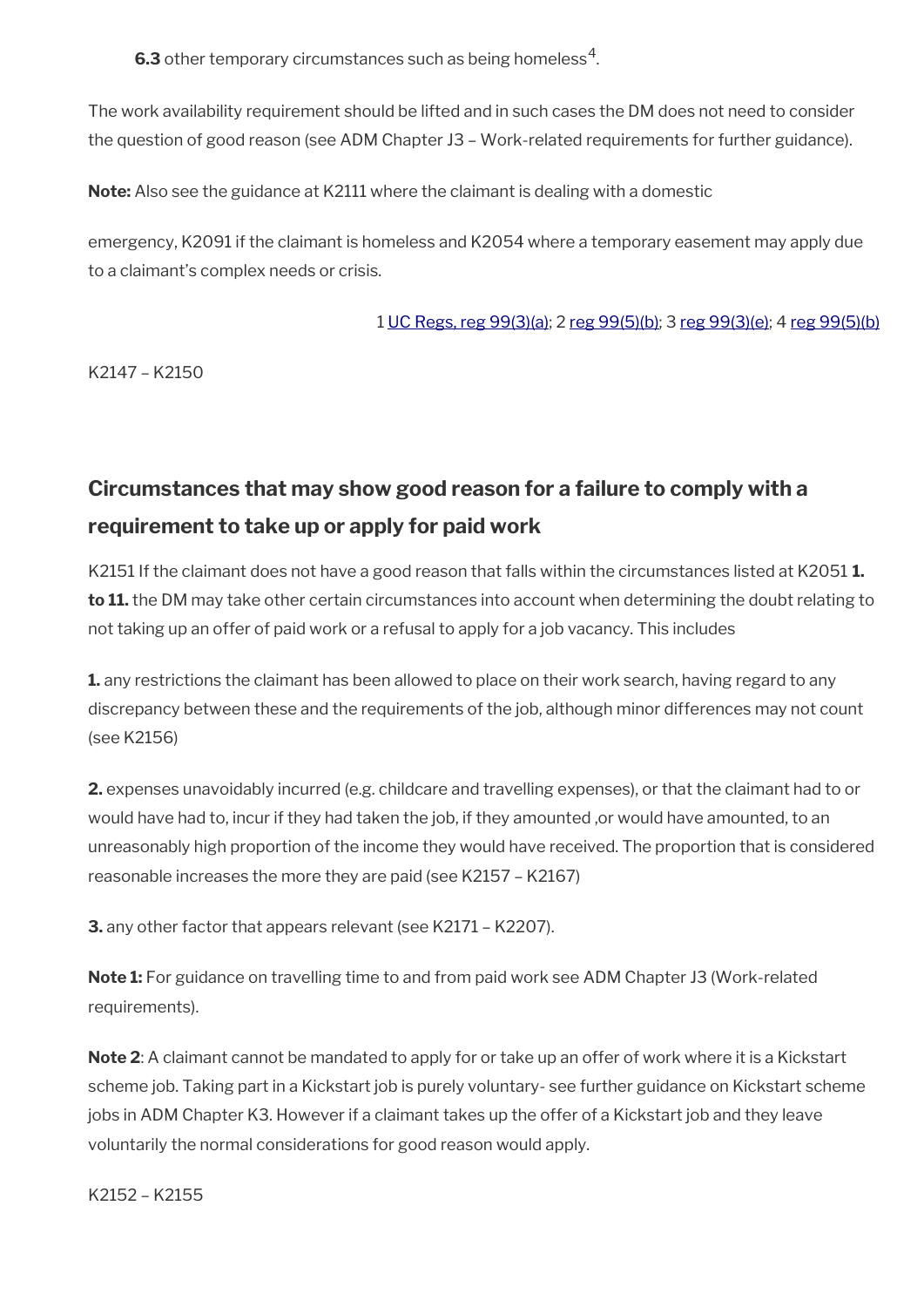**6.3** other temporary circumstances such as being homeless[4].

The work availability requirement should be lifted and in such cases the DM does not need to consider the question of good reason (see ADM Chapter J3 – Work-related requirements for further guidance).

**Note:** Also see the guidance at K2111 where the claimant is dealing with a domestic

emergency, K2091 if the claimant is homeless and K2054 where a temporary easement may apply due to a claimant's complex needs or crisis.

1 UC Regs, reg 99(3)(a); 2 reg 99(5)(b); 3 reg 99(3)(e); 4 reg 99(5)(b)

K2147 – K2150

## Circumstances that may show good reason for a failure to comply with a requirement to take up or apply for paid work

K2151 If the claimant does not have a good reason that falls within the circumstances listed at K2051 **1. to 11.** the DM may take other certain circumstances into account when determining the doubt relating to not taking up an offer of paid work or a refusal to apply for a job vacancy. This includes

**1.** any restrictions the claimant has been allowed to place on their work search, having regard to any discrepancy between these and the requirements of the job, although minor differences may not count (see K2156)

**2.** expenses unavoidably incurred (e.g. childcare and travelling expenses), or that the claimant had to or would have had to, incur if they had taken the job, if they amounted ,or would have amounted, to an unreasonably high proportion of the income they would have received. The proportion that is considered reasonable increases the more they are paid (see K2157 – K2167)

**3.** any other factor that appears relevant (see K2171 – K2207).

**Note 1:** For guidance on travelling time to and from paid work see ADM Chapter J3 (Work-related requirements).

**Note 2**: A claimant cannot be mandated to apply for or take up an offer of work where it is a Kickstart scheme job. Taking part in a Kickstart job is purely voluntary- see further guidance on Kickstart scheme jobs in ADM Chapter K3. However if a claimant takes up the offer of a Kickstart job and they leave voluntarily the normal considerations for good reason would apply.

K2152 – K2155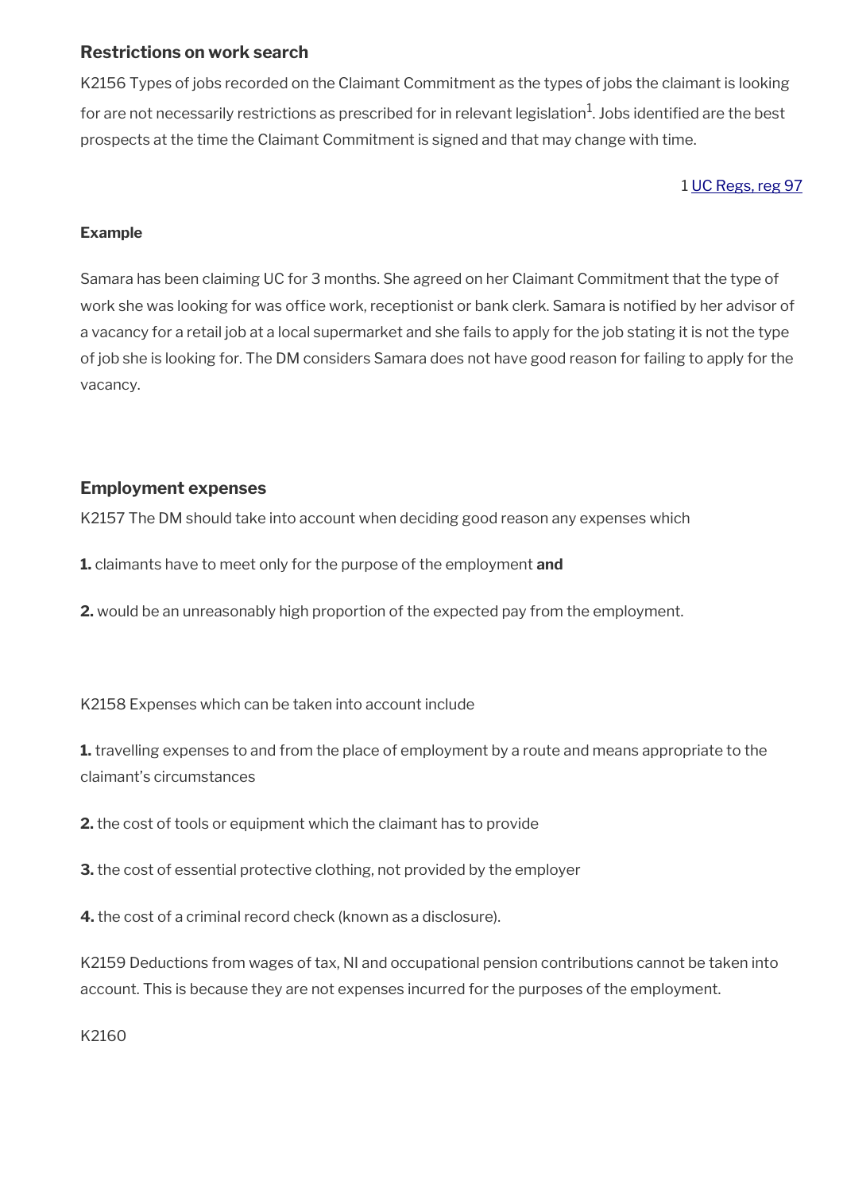### Restrictions on work search

K2156 Types of jobs recorded on the Claimant Commitment as the types of jobs the claimant is looking for are not necessarily restrictions as prescribed for in relevant legislation[1]. Jobs identified are the best prospects at the time the Claimant Commitment is signed and that may change with time.

1 UC Regs, reg 97

**Example**

Samara has been claiming UC for 3 months. She agreed on her Claimant Commitment that the type of work she was looking for was office work, receptionist or bank clerk. Samara is notified by her advisor of a vacancy for a retail job at a local supermarket and she fails to apply for the job stating it is not the type of job she is looking for. The DM considers Samara does not have good reason for failing to apply for the vacancy.

### Employment expenses

K2157 The DM should take into account when deciding good reason any expenses which

**1.** claimants have to meet only for the purpose of the employment **and**

**2.** would be an unreasonably high proportion of the expected pay from the employment.

K2158 Expenses which can be taken into account include

**1.** travelling expenses to and from the place of employment by a route and means appropriate to the claimant's circumstances

**2.** the cost of tools or equipment which the claimant has to provide

**3.** the cost of essential protective clothing, not provided by the employer

**4.** the cost of a criminal record check (known as a disclosure).

K2159 Deductions from wages of tax, NI and occupational pension contributions cannot be taken into account. This is because they are not expenses incurred for the purposes of the employment.

K2160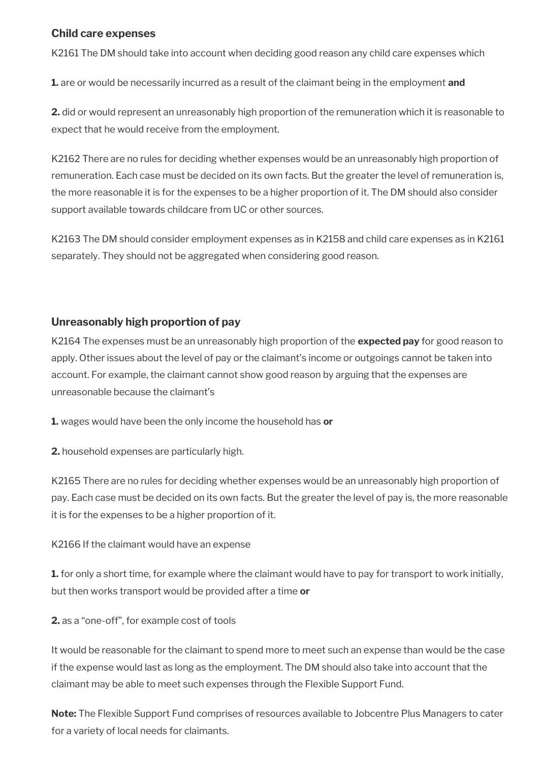### Child care expenses

K2161 The DM should take into account when deciding good reason any child care expenses which

**1.** are or would be necessarily incurred as a result of the claimant being in the employment **and**

**2.** did or would represent an unreasonably high proportion of the remuneration which it is reasonable to expect that he would receive from the employment.

K2162 There are no rules for deciding whether expenses would be an unreasonably high proportion of remuneration. Each case must be decided on its own facts. But the greater the level of remuneration is, the more reasonable it is for the expenses to be a higher proportion of it. The DM should also consider support available towards childcare from UC or other sources.

K2163 The DM should consider employment expenses as in K2158 and child care expenses as in K2161 separately. They should not be aggregated when considering good reason.

### Unreasonably high proportion of pay

K2164 The expenses must be an unreasonably high proportion of the **expected pay** for good reason to apply. Other issues about the level of pay or the claimant's income or outgoings cannot be taken into account. For example, the claimant cannot show good reason by arguing that the expenses are unreasonable because the claimant's

**1.** wages would have been the only income the household has **or**

**2.** household expenses are particularly high.

K2165 There are no rules for deciding whether expenses would be an unreasonably high proportion of pay. Each case must be decided on its own facts. But the greater the level of pay is, the more reasonable it is for the expenses to be a higher proportion of it.

K2166 If the claimant would have an expense

**1.** for only a short time, for example where the claimant would have to pay for transport to work initially, but then works transport would be provided after a time **or**

**2.** as a "one-off", for example cost of tools

It would be reasonable for the claimant to spend more to meet such an expense than would be the case if the expense would last as long as the employment. The DM should also take into account that the claimant may be able to meet such expenses through the Flexible Support Fund.

**Note:** The Flexible Support Fund comprises of resources available to Jobcentre Plus Managers to cater for a variety of local needs for claimants.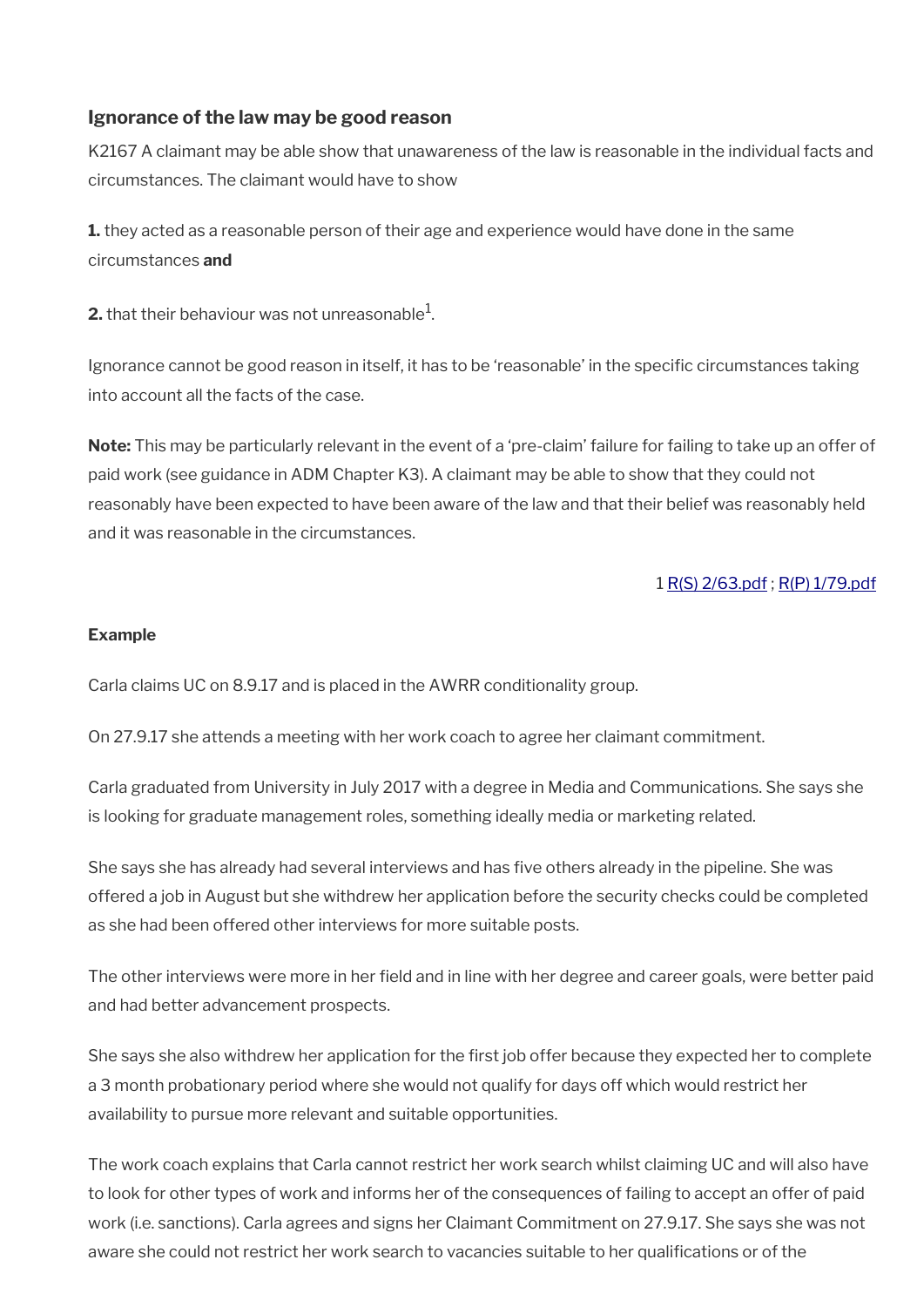### Ignorance of the law may be good reason

K2167 A claimant may be able show that unawareness of the law is reasonable in the individual facts and circumstances. The claimant would have to show

**1.** they acted as a reasonable person of their age and experience would have done in the same circumstances **and**

**2.** that their behaviour was not unreasonable[1].

Ignorance cannot be good reason in itself, it has to be 'reasonable' in the specific circumstances taking into account all the facts of the case.

**Note:** This may be particularly relevant in the event of a 'pre-claim' failure for failing to take up an offer of paid work (see guidance in ADM Chapter K3). A claimant may be able to show that they could not reasonably have been expected to have been aware of the law and that their belief was reasonably held and it was reasonable in the circumstances.

1 R(S) 2/63.pdf ; R(P) 1/79.pdf

**Example**

Carla claims UC on 8.9.17 and is placed in the AWRR conditionality group.

On 27.9.17 she attends a meeting with her work coach to agree her claimant commitment.

Carla graduated from University in July 2017 with a degree in Media and Communications. She says she is looking for graduate management roles, something ideally media or marketing related.

She says she has already had several interviews and has five others already in the pipeline. She was offered a job in August but she withdrew her application before the security checks could be completed as she had been offered other interviews for more suitable posts.

The other interviews were more in her field and in line with her degree and career goals, were better paid and had better advancement prospects.

She says she also withdrew her application for the first job offer because they expected her to complete a 3 month probationary period where she would not qualify for days off which would restrict her availability to pursue more relevant and suitable opportunities.

The work coach explains that Carla cannot restrict her work search whilst claiming UC and will also have to look for other types of work and informs her of the consequences of failing to accept an offer of paid work (i.e. sanctions). Carla agrees and signs her Claimant Commitment on 27.9.17. She says she was not aware she could not restrict her work search to vacancies suitable to her qualifications or of the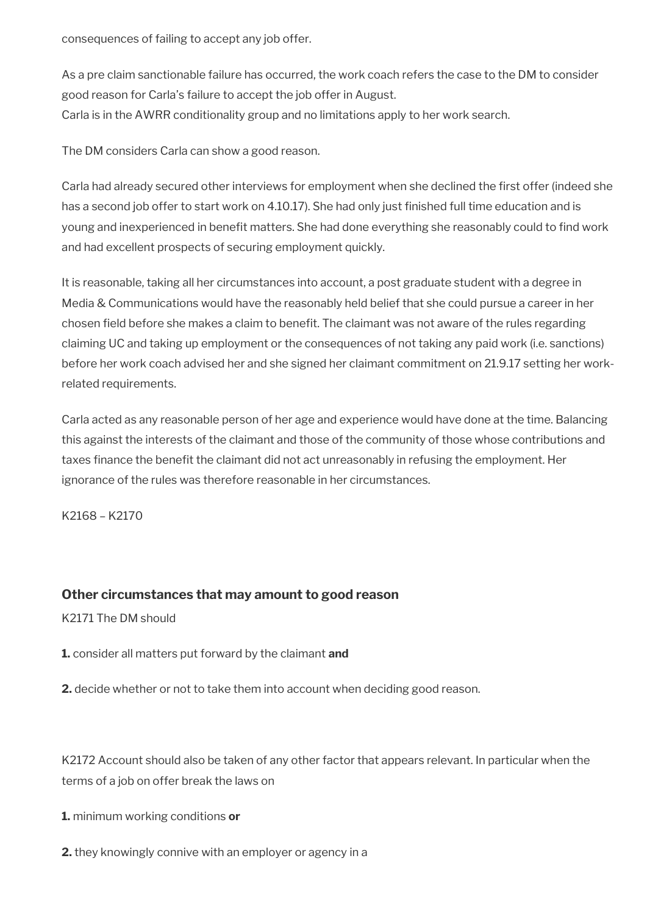consequences of failing to accept any job offer.

As a pre claim sanctionable failure has occurred, the work coach refers the case to the DM to consider good reason for Carla's failure to accept the job offer in August.
Carla is in the AWRR conditionality group and no limitations apply to her work search.

The DM considers Carla can show a good reason.

Carla had already secured other interviews for employment when she declined the first offer (indeed she has a second job offer to start work on 4.10.17). She had only just finished full time education and is young and inexperienced in benefit matters. She had done everything she reasonably could to find work and had excellent prospects of securing employment quickly.

It is reasonable, taking all her circumstances into account, a post graduate student with a degree in Media & Communications would have the reasonably held belief that she could pursue a career in her chosen field before she makes a claim to benefit. The claimant was not aware of the rules regarding claiming UC and taking up employment or the consequences of not taking any paid work (i.e. sanctions) before her work coach advised her and she signed her claimant commitment on 21.9.17 setting her work-related requirements.

Carla acted as any reasonable person of her age and experience would have done at the time. Balancing this against the interests of the claimant and those of the community of those whose contributions and taxes finance the benefit the claimant did not act unreasonably in refusing the employment. Her ignorance of the rules was therefore reasonable in her circumstances.

K2168 – K2170

### Other circumstances that may amount to good reason

K2171 The DM should

**1.** consider all matters put forward by the claimant **and**

**2.** decide whether or not to take them into account when deciding good reason.

K2172 Account should also be taken of any other factor that appears relevant. In particular when the terms of a job on offer break the laws on

**1.** minimum working conditions **or**

**2.** they knowingly connive with an employer or agency in a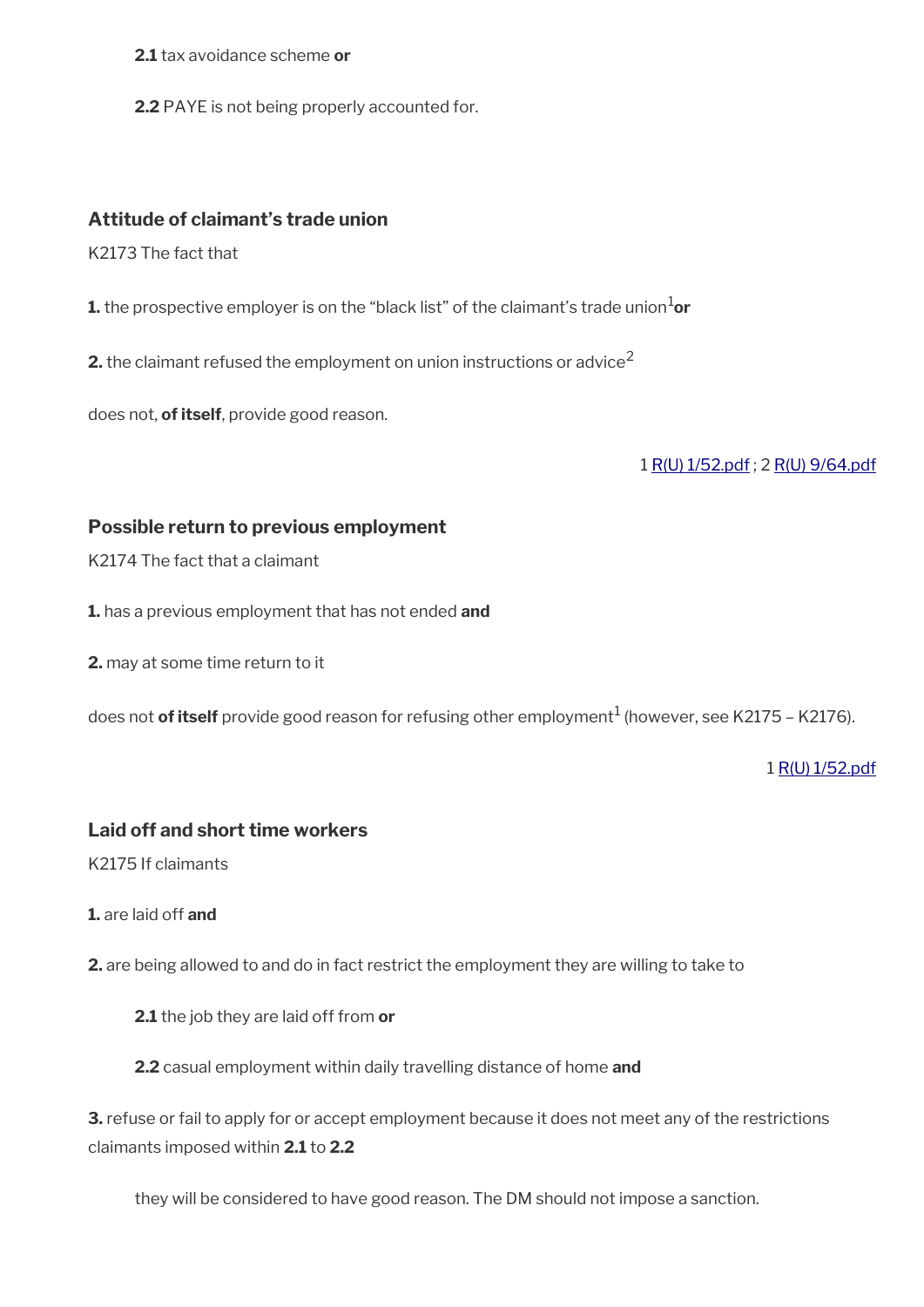**2.1** tax avoidance scheme **or**

**2.2** PAYE is not being properly accounted for.

### Attitude of claimant's trade union

K2173 The fact that

**1.** the prospective employer is on the "black list" of the claimant's trade union[1] **or**

**2.** the claimant refused the employment on union instructions or advice[2]

does not, **of itself**, provide good reason.

1 R(U) 1/52.pdf ; 2 R(U) 9/64.pdf

### Possible return to previous employment

K2174 The fact that a claimant

**1.** has a previous employment that has not ended **and**

**2.** may at some time return to it

does not **of itself** provide good reason for refusing other employment[1] (however, see K2175 – K2176).

1 R(U) 1/52.pdf

### Laid off and short time workers

K2175 If claimants

**1.** are laid off **and**

**2.** are being allowed to and do in fact restrict the employment they are willing to take to

**2.1** the job they are laid off from **or**

**2.2** casual employment within daily travelling distance of home **and**

**3.** refuse or fail to apply for or accept employment because it does not meet any of the restrictions claimants imposed within **2.1** to **2.2**

they will be considered to have good reason. The DM should not impose a sanction.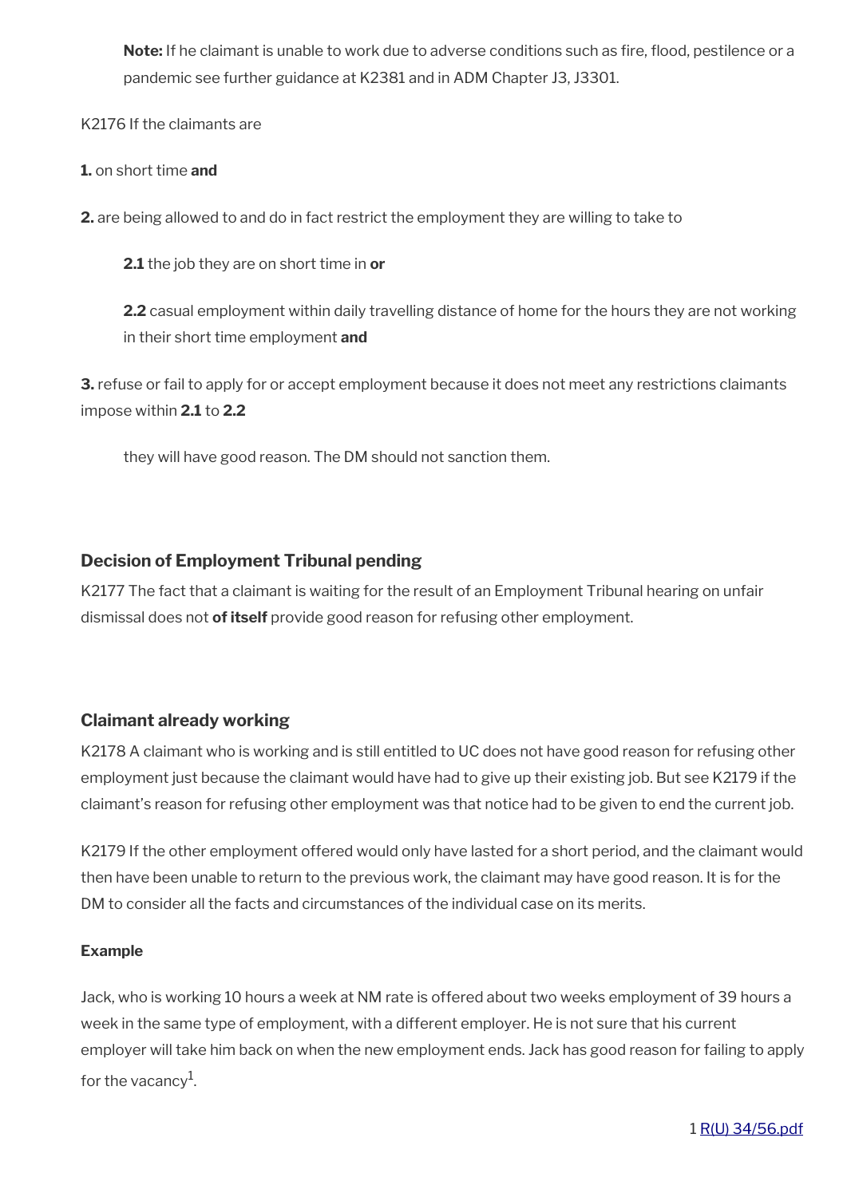**Note:** If he claimant is unable to work due to adverse conditions such as fire, flood, pestilence or a pandemic see further guidance at K2381 and in ADM Chapter J3, J3301.

K2176 If the claimants are

**1.** on short time **and**

**2.** are being allowed to and do in fact restrict the employment they are willing to take to

**2.1** the job they are on short time in **or**

**2.2** casual employment within daily travelling distance of home for the hours they are not working in their short time employment **and**

**3.** refuse or fail to apply for or accept employment because it does not meet any restrictions claimants impose within **2.1** to **2.2**

they will have good reason. The DM should not sanction them.

### Decision of Employment Tribunal pending

K2177 The fact that a claimant is waiting for the result of an Employment Tribunal hearing on unfair dismissal does not **of itself** provide good reason for refusing other employment.

### Claimant already working

K2178 A claimant who is working and is still entitled to UC does not have good reason for refusing other employment just because the claimant would have had to give up their existing job. But see K2179 if the claimant's reason for refusing other employment was that notice had to be given to end the current job.

K2179 If the other employment offered would only have lasted for a short period, and the claimant would then have been unable to return to the previous work, the claimant may have good reason. It is for the DM to consider all the facts and circumstances of the individual case on its merits.

**Example**

Jack, who is working 10 hours a week at NM rate is offered about two weeks employment of 39 hours a week in the same type of employment, with a different employer. He is not sure that his current employer will take him back on when the new employment ends. Jack has good reason for failing to apply for the vacancy[1].

1 R(U) 34/56.pdf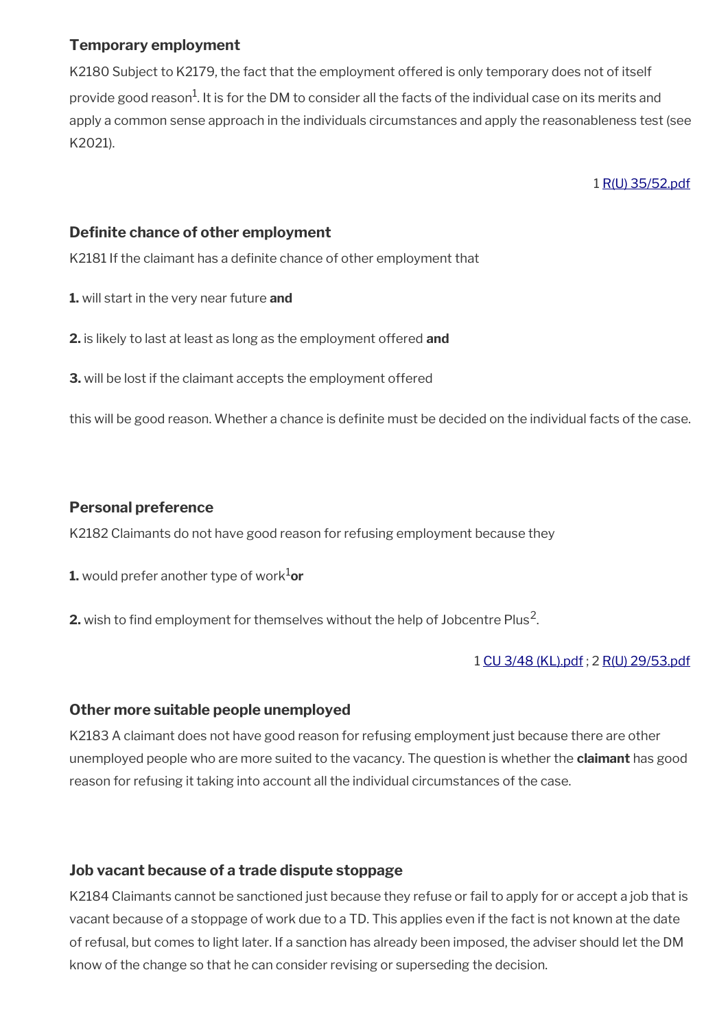### Temporary employment

K2180 Subject to K2179, the fact that the employment offered is only temporary does not of itself provide good reason[1]. It is for the DM to consider all the facts of the individual case on its merits and apply a common sense approach in the individuals circumstances and apply the reasonableness test (see K2021).

1 R(U) 35/52.pdf

### Definite chance of other employment

K2181 If the claimant has a definite chance of other employment that

**1.** will start in the very near future **and**

**2.** is likely to last at least as long as the employment offered **and**

**3.** will be lost if the claimant accepts the employment offered

this will be good reason. Whether a chance is definite must be decided on the individual facts of the case.

### Personal preference

K2182 Claimants do not have good reason for refusing employment because they

**1.** would prefer another type of work[1] **or**

**2.** wish to find employment for themselves without the help of Jobcentre Plus[2].

1 CU 3/48 (KL).pdf ; 2 R(U) 29/53.pdf

### Other more suitable people unemployed

K2183 A claimant does not have good reason for refusing employment just because there are other unemployed people who are more suited to the vacancy. The question is whether the **claimant** has good reason for refusing it taking into account all the individual circumstances of the case.

### Job vacant because of a trade dispute stoppage

K2184 Claimants cannot be sanctioned just because they refuse or fail to apply for or accept a job that is vacant because of a stoppage of work due to a TD. This applies even if the fact is not known at the date of refusal, but comes to light later. If a sanction has already been imposed, the adviser should let the DM know of the change so that he can consider revising or superseding the decision.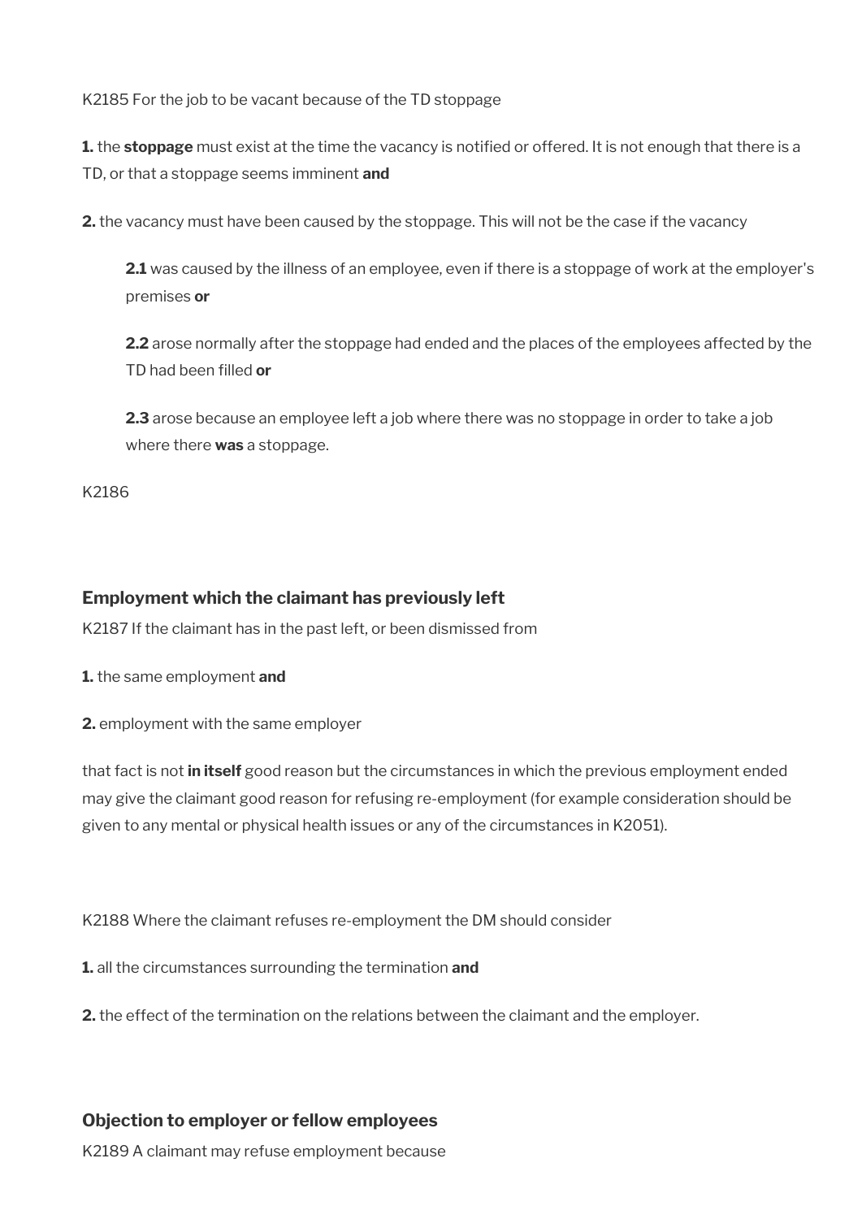K2185 For the job to be vacant because of the TD stoppage

**1.** the **stoppage** must exist at the time the vacancy is notified or offered. It is not enough that there is a TD, or that a stoppage seems imminent **and**

**2.** the vacancy must have been caused by the stoppage. This will not be the case if the vacancy

> **2.1** was caused by the illness of an employee, even if there is a stoppage of work at the employer's premises **or**
>
> **2.2** arose normally after the stoppage had ended and the places of the employees affected by the TD had been filled **or**
>
> **2.3** arose because an employee left a job where there was no stoppage in order to take a job where there **was** a stoppage.

K2186

### Employment which the claimant has previously left

K2187 If the claimant has in the past left, or been dismissed from

**1.** the same employment **and**

**2.** employment with the same employer

that fact is not **in itself** good reason but the circumstances in which the previous employment ended may give the claimant good reason for refusing re-employment (for example consideration should be given to any mental or physical health issues or any of the circumstances in K2051).

K2188 Where the claimant refuses re-employment the DM should consider

**1.** all the circumstances surrounding the termination **and**

**2.** the effect of the termination on the relations between the claimant and the employer.

### Objection to employer or fellow employees

K2189 A claimant may refuse employment because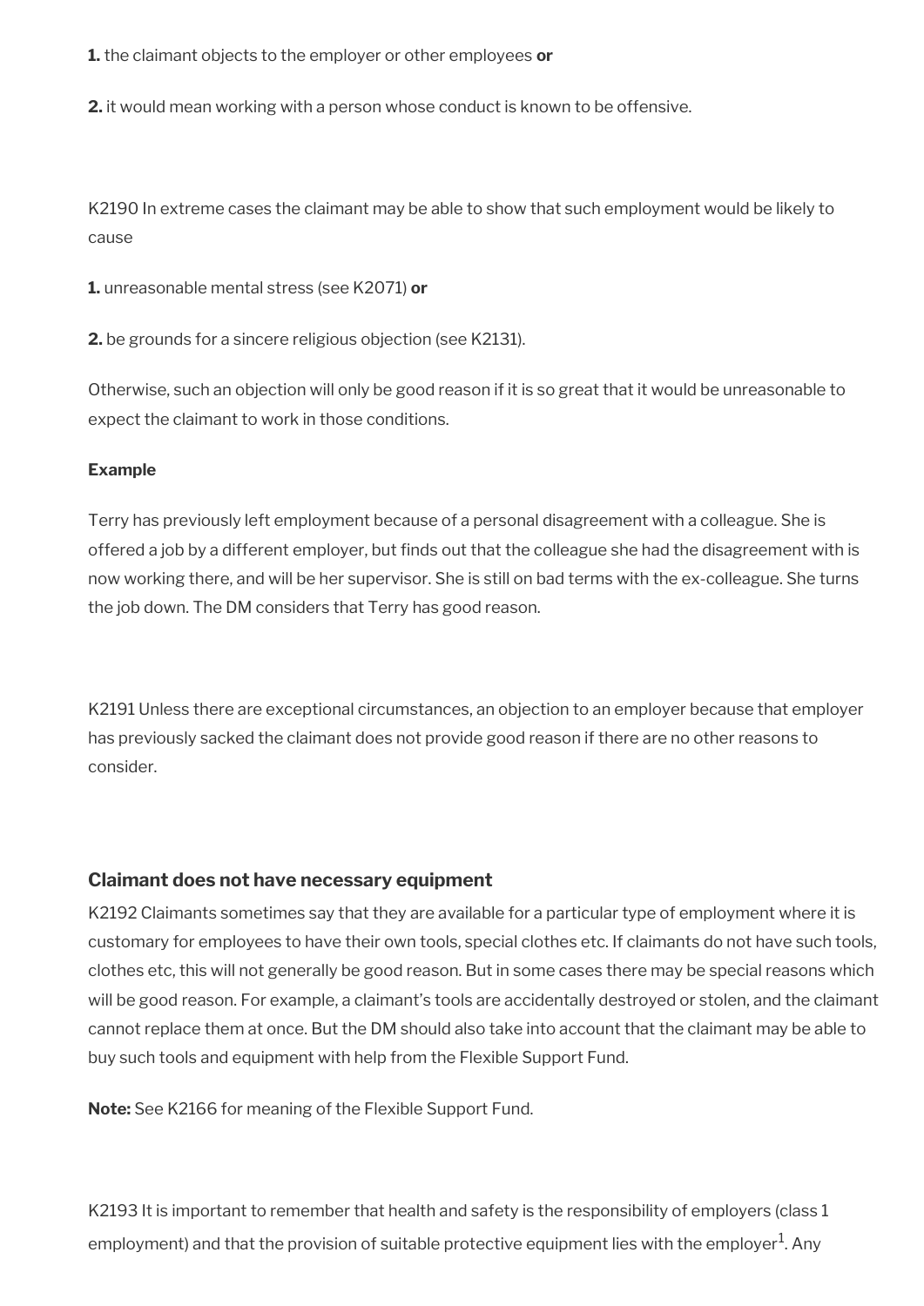**1.** the claimant objects to the employer or other employees **or**

**2.** it would mean working with a person whose conduct is known to be offensive.

K2190 In extreme cases the claimant may be able to show that such employment would be likely to cause

**1.** unreasonable mental stress (see K2071) **or**

**2.** be grounds for a sincere religious objection (see K2131).

Otherwise, such an objection will only be good reason if it is so great that it would be unreasonable to expect the claimant to work in those conditions.

**Example**

Terry has previously left employment because of a personal disagreement with a colleague. She is offered a job by a different employer, but finds out that the colleague she had the disagreement with is now working there, and will be her supervisor. She is still on bad terms with the ex-colleague. She turns the job down. The DM considers that Terry has good reason.

K2191 Unless there are exceptional circumstances, an objection to an employer because that employer has previously sacked the claimant does not provide good reason if there are no other reasons to consider.

### Claimant does not have necessary equipment

K2192 Claimants sometimes say that they are available for a particular type of employment where it is customary for employees to have their own tools, special clothes etc. If claimants do not have such tools, clothes etc, this will not generally be good reason. But in some cases there may be special reasons which will be good reason. For example, a claimant's tools are accidentally destroyed or stolen, and the claimant cannot replace them at once. But the DM should also take into account that the claimant may be able to buy such tools and equipment with help from the Flexible Support Fund.

**Note:** See K2166 for meaning of the Flexible Support Fund.

K2193 It is important to remember that health and safety is the responsibility of employers (class 1 employment) and that the provision of suitable protective equipment lies with the employer[1]. Any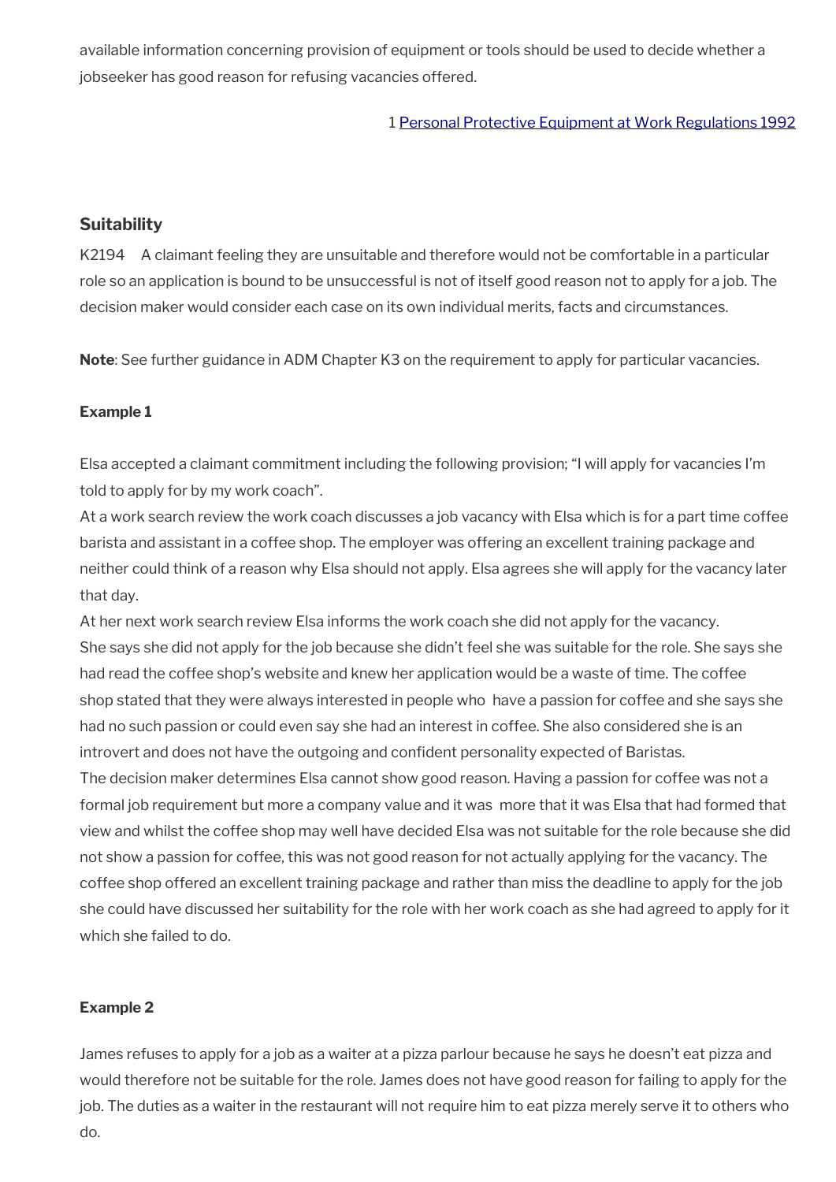available information concerning provision of equipment or tools should be used to decide whether a jobseeker has good reason for refusing vacancies offered.

1 Personal Protective Equipment at Work Regulations 1992

### Suitability

K2194 A claimant feeling they are unsuitable and therefore would not be comfortable in a particular role so an application is bound to be unsuccessful is not of itself good reason not to apply for a job. The decision maker would consider each case on its own individual merits, facts and circumstances.

**Note**: See further guidance in ADM Chapter K3 on the requirement to apply for particular vacancies.

**Example 1**

Elsa accepted a claimant commitment including the following provision; "I will apply for vacancies I'm told to apply for by my work coach".

At a work search review the work coach discusses a job vacancy with Elsa which is for a part time coffee barista and assistant in a coffee shop. The employer was offering an excellent training package and neither could think of a reason why Elsa should not apply. Elsa agrees she will apply for the vacancy later that day.

At her next work search review Elsa informs the work coach she did not apply for the vacancy.

She says she did not apply for the job because she didn't feel she was suitable for the role. She says she had read the coffee shop's website and knew her application would be a waste of time. The coffee shop stated that they were always interested in people who have a passion for coffee and she says she had no such passion or could even say she had an interest in coffee. She also considered she is an introvert and does not have the outgoing and confident personality expected of Baristas.

The decision maker determines Elsa cannot show good reason. Having a passion for coffee was not a formal job requirement but more a company value and it was more that it was Elsa that had formed that view and whilst the coffee shop may well have decided Elsa was not suitable for the role because she did not show a passion for coffee, this was not good reason for not actually applying for the vacancy. The coffee shop offered an excellent training package and rather than miss the deadline to apply for the job she could have discussed her suitability for the role with her work coach as she had agreed to apply for it which she failed to do.

**Example 2**

James refuses to apply for a job as a waiter at a pizza parlour because he says he doesn't eat pizza and would therefore not be suitable for the role. James does not have good reason for failing to apply for the job. The duties as a waiter in the restaurant will not require him to eat pizza merely serve it to others who do.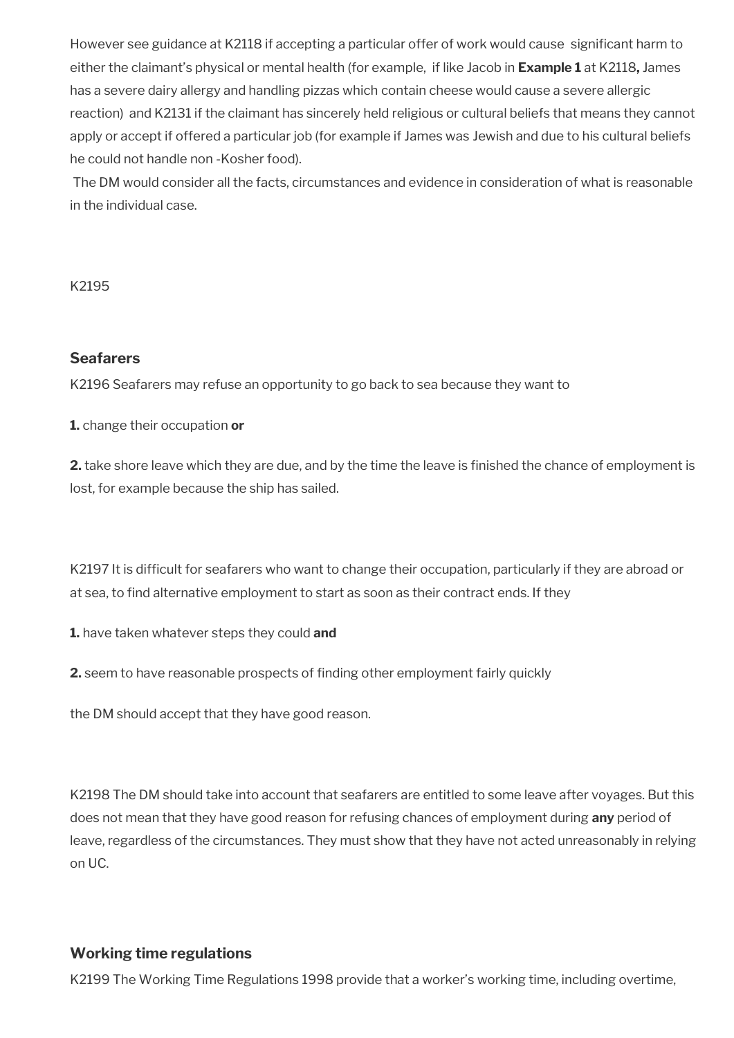However see guidance at K2118 if accepting a particular offer of work would cause significant harm to either the claimant's physical or mental health (for example, if like Jacob in **Example 1** at K2118**,** James has a severe dairy allergy and handling pizzas which contain cheese would cause a severe allergic reaction) and K2131 if the claimant has sincerely held religious or cultural beliefs that means they cannot apply or accept if offered a particular job (for example if James was Jewish and due to his cultural beliefs he could not handle non -Kosher food).

The DM would consider all the facts, circumstances and evidence in consideration of what is reasonable in the individual case.

K2195

### Seafarers

K2196 Seafarers may refuse an opportunity to go back to sea because they want to

**1.** change their occupation **or**

**2.** take shore leave which they are due, and by the time the leave is finished the chance of employment is lost, for example because the ship has sailed.

K2197 It is difficult for seafarers who want to change their occupation, particularly if they are abroad or at sea, to find alternative employment to start as soon as their contract ends. If they

**1.** have taken whatever steps they could **and**

**2.** seem to have reasonable prospects of finding other employment fairly quickly

the DM should accept that they have good reason.

K2198 The DM should take into account that seafarers are entitled to some leave after voyages. But this does not mean that they have good reason for refusing chances of employment during **any** period of leave, regardless of the circumstances. They must show that they have not acted unreasonably in relying on UC.

### Working time regulations

K2199 The Working Time Regulations 1998 provide that a worker's working time, including overtime,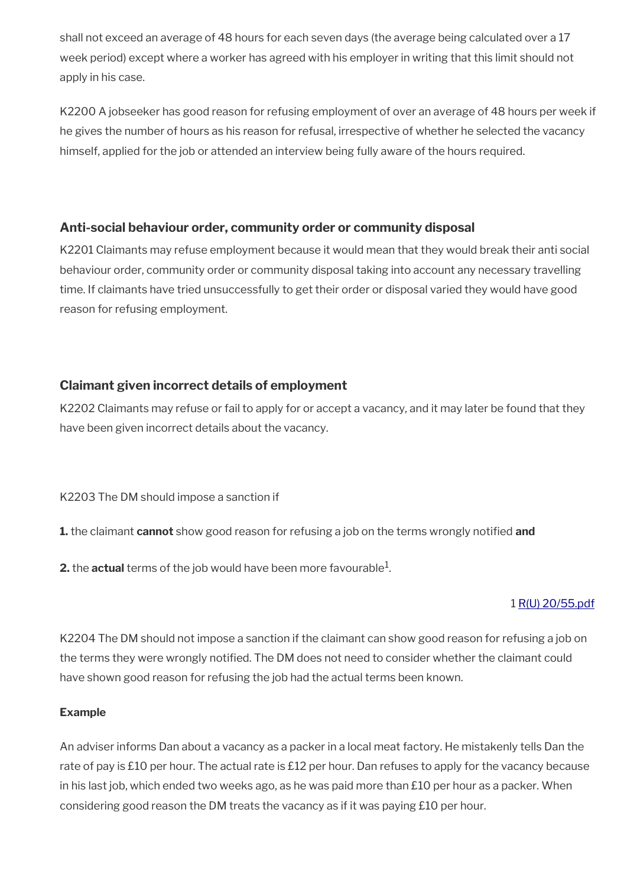shall not exceed an average of 48 hours for each seven days (the average being calculated over a 17 week period) except where a worker has agreed with his employer in writing that this limit should not apply in his case.

K2200 A jobseeker has good reason for refusing employment of over an average of 48 hours per week if he gives the number of hours as his reason for refusal, irrespective of whether he selected the vacancy himself, applied for the job or attended an interview being fully aware of the hours required.

### Anti-social behaviour order, community order or community disposal

K2201 Claimants may refuse employment because it would mean that they would break their anti social behaviour order, community order or community disposal taking into account any necessary travelling time. If claimants have tried unsuccessfully to get their order or disposal varied they would have good reason for refusing employment.

### Claimant given incorrect details of employment

K2202 Claimants may refuse or fail to apply for or accept a vacancy, and it may later be found that they have been given incorrect details about the vacancy.

K2203 The DM should impose a sanction if

**1.** the claimant **cannot** show good reason for refusing a job on the terms wrongly notified **and**

**2.** the **actual** terms of the job would have been more favourable[1].

1 [R(U) 20/55.pdf]

K2204 The DM should not impose a sanction if the claimant can show good reason for refusing a job on the terms they were wrongly notified. The DM does not need to consider whether the claimant could have shown good reason for refusing the job had the actual terms been known.

**Example**

An adviser informs Dan about a vacancy as a packer in a local meat factory. He mistakenly tells Dan the rate of pay is £10 per hour. The actual rate is £12 per hour. Dan refuses to apply for the vacancy because in his last job, which ended two weeks ago, as he was paid more than £10 per hour as a packer. When considering good reason the DM treats the vacancy as if it was paying £10 per hour.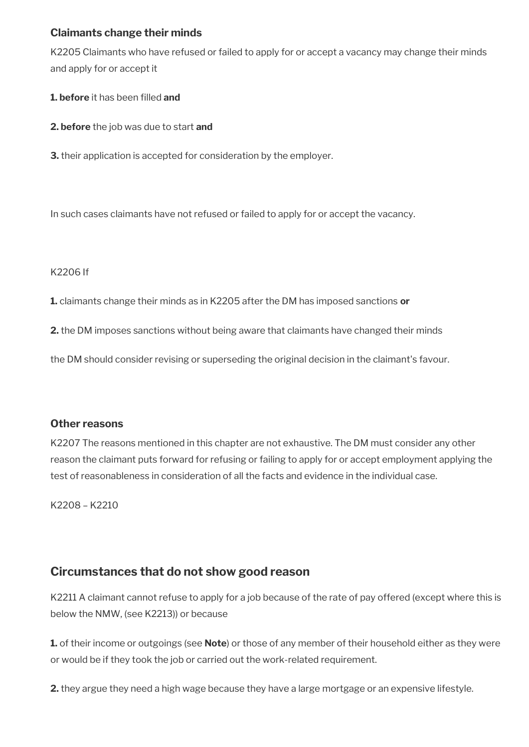### Claimants change their minds

K2205 Claimants who have refused or failed to apply for or accept a vacancy may change their minds and apply for or accept it

**1. before** it has been filled **and**

**2. before** the job was due to start **and**

**3.** their application is accepted for consideration by the employer.

In such cases claimants have not refused or failed to apply for or accept the vacancy.

K2206 If

**1.** claimants change their minds as in K2205 after the DM has imposed sanctions **or**

**2.** the DM imposes sanctions without being aware that claimants have changed their minds

the DM should consider revising or superseding the original decision in the claimant's favour.

### Other reasons

K2207 The reasons mentioned in this chapter are not exhaustive. The DM must consider any other reason the claimant puts forward for refusing or failing to apply for or accept employment applying the test of reasonableness in consideration of all the facts and evidence in the individual case.

K2208 – K2210

## Circumstances that do not show good reason

K2211 A claimant cannot refuse to apply for a job because of the rate of pay offered (except where this is below the NMW, (see K2213)) or because

**1.** of their income or outgoings (see **Note**) or those of any member of their household either as they were or would be if they took the job or carried out the work-related requirement.

**2.** they argue they need a high wage because they have a large mortgage or an expensive lifestyle.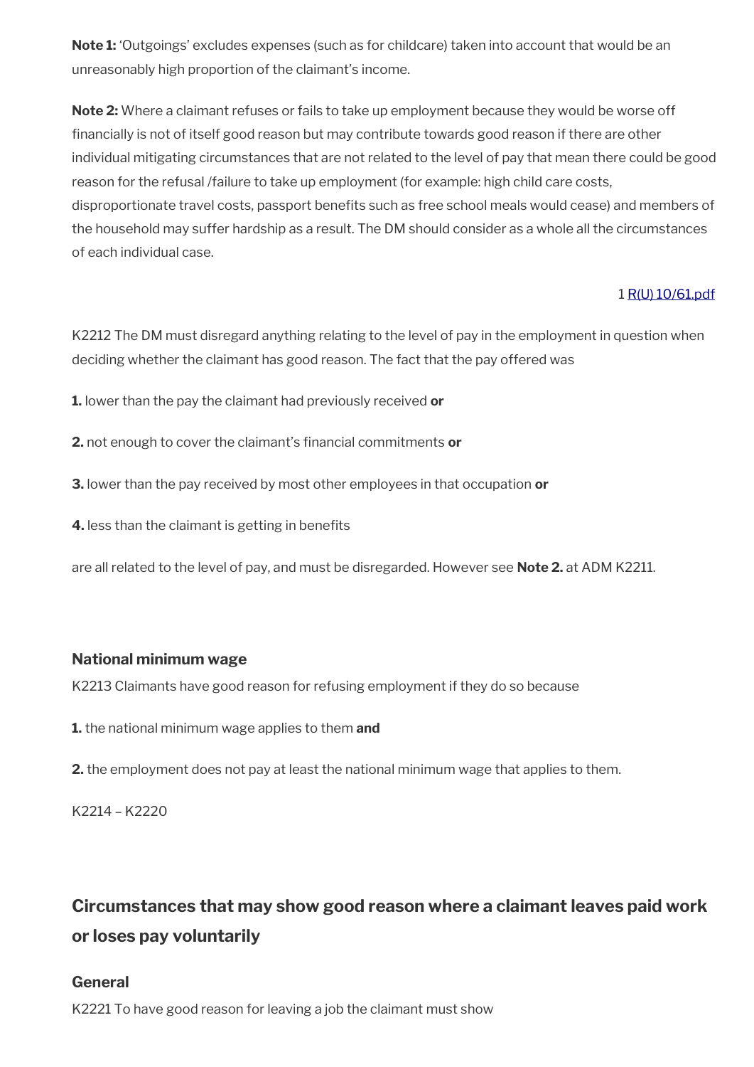**Note 1:** 'Outgoings' excludes expenses (such as for childcare) taken into account that would be an unreasonably high proportion of the claimant's income.

**Note 2:** Where a claimant refuses or fails to take up employment because they would be worse off financially is not of itself good reason but may contribute towards good reason if there are other individual mitigating circumstances that are not related to the level of pay that mean there could be good reason for the refusal /failure to take up employment (for example: high child care costs, disproportionate travel costs, passport benefits such as free school meals would cease) and members of the household may suffer hardship as a result. The DM should consider as a whole all the circumstances of each individual case.

1 R(U) 10/61.pdf

K2212 The DM must disregard anything relating to the level of pay in the employment in question when deciding whether the claimant has good reason. The fact that the pay offered was

**1.** lower than the pay the claimant had previously received **or**

**2.** not enough to cover the claimant's financial commitments **or**

**3.** lower than the pay received by most other employees in that occupation **or**

**4.** less than the claimant is getting in benefits

are all related to the level of pay, and must be disregarded. However see **Note 2.** at ADM K2211.

### National minimum wage

K2213 Claimants have good reason for refusing employment if they do so because

**1.** the national minimum wage applies to them **and**

**2.** the employment does not pay at least the national minimum wage that applies to them.

K2214 – K2220

## Circumstances that may show good reason where a claimant leaves paid work or loses pay voluntarily

### General

K2221 To have good reason for leaving a job the claimant must show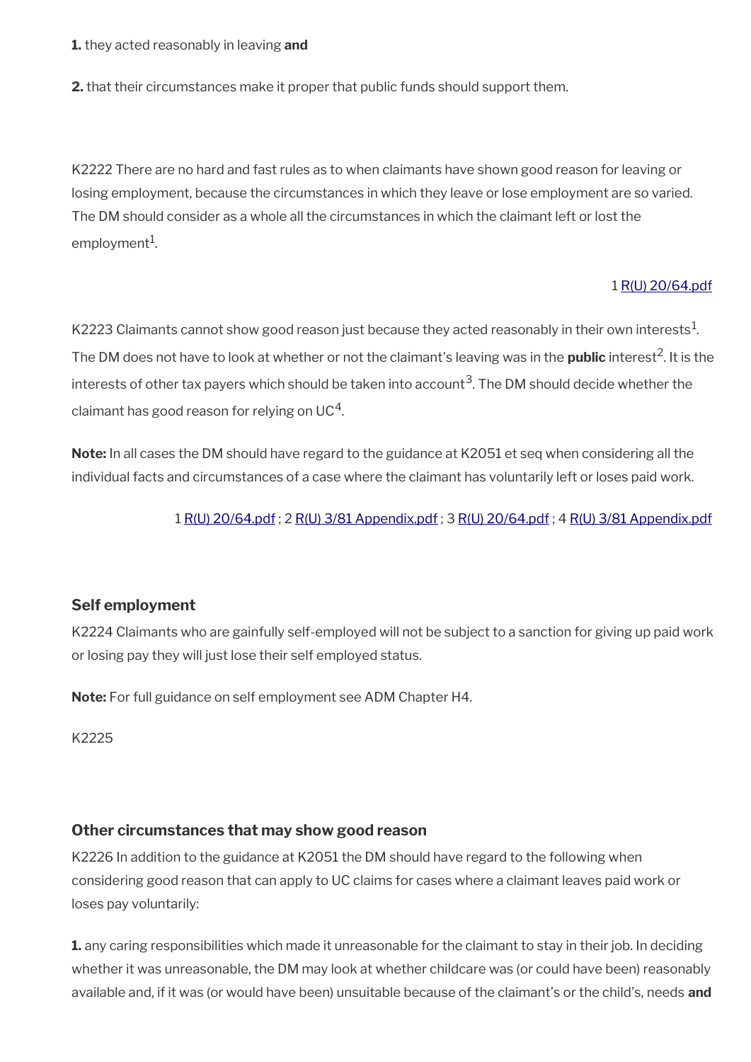**1.** they acted reasonably in leaving **and**

**2.** that their circumstances make it proper that public funds should support them.

K2222 There are no hard and fast rules as to when claimants have shown good reason for leaving or losing employment, because the circumstances in which they leave or lose employment are so varied. The DM should consider as a whole all the circumstances in which the claimant left or lost the employment[1].

1 R(U) 20/64.pdf

K2223 Claimants cannot show good reason just because they acted reasonably in their own interests[1]. The DM does not have to look at whether or not the claimant's leaving was in the **public** interest[2]. It is the interests of other tax payers which should be taken into account[3]. The DM should decide whether the claimant has good reason for relying on UC[4].

**Note:** In all cases the DM should have regard to the guidance at K2051 et seq when considering all the individual facts and circumstances of a case where the claimant has voluntarily left or loses paid work.

1 R(U) 20/64.pdf ; 2 R(U) 3/81 Appendix.pdf ; 3 R(U) 20/64.pdf ; 4 R(U) 3/81 Appendix.pdf

### Self employment

K2224 Claimants who are gainfully self-employed will not be subject to a sanction for giving up paid work or losing pay they will just lose their self employed status.

**Note:** For full guidance on self employment see ADM Chapter H4.

K2225

### Other circumstances that may show good reason

K2226 In addition to the guidance at K2051 the DM should have regard to the following when considering good reason that can apply to UC claims for cases where a claimant leaves paid work or loses pay voluntarily:

**1.** any caring responsibilities which made it unreasonable for the claimant to stay in their job. In deciding whether it was unreasonable, the DM may look at whether childcare was (or could have been) reasonably available and, if it was (or would have been) unsuitable because of the claimant's or the child's, needs **and**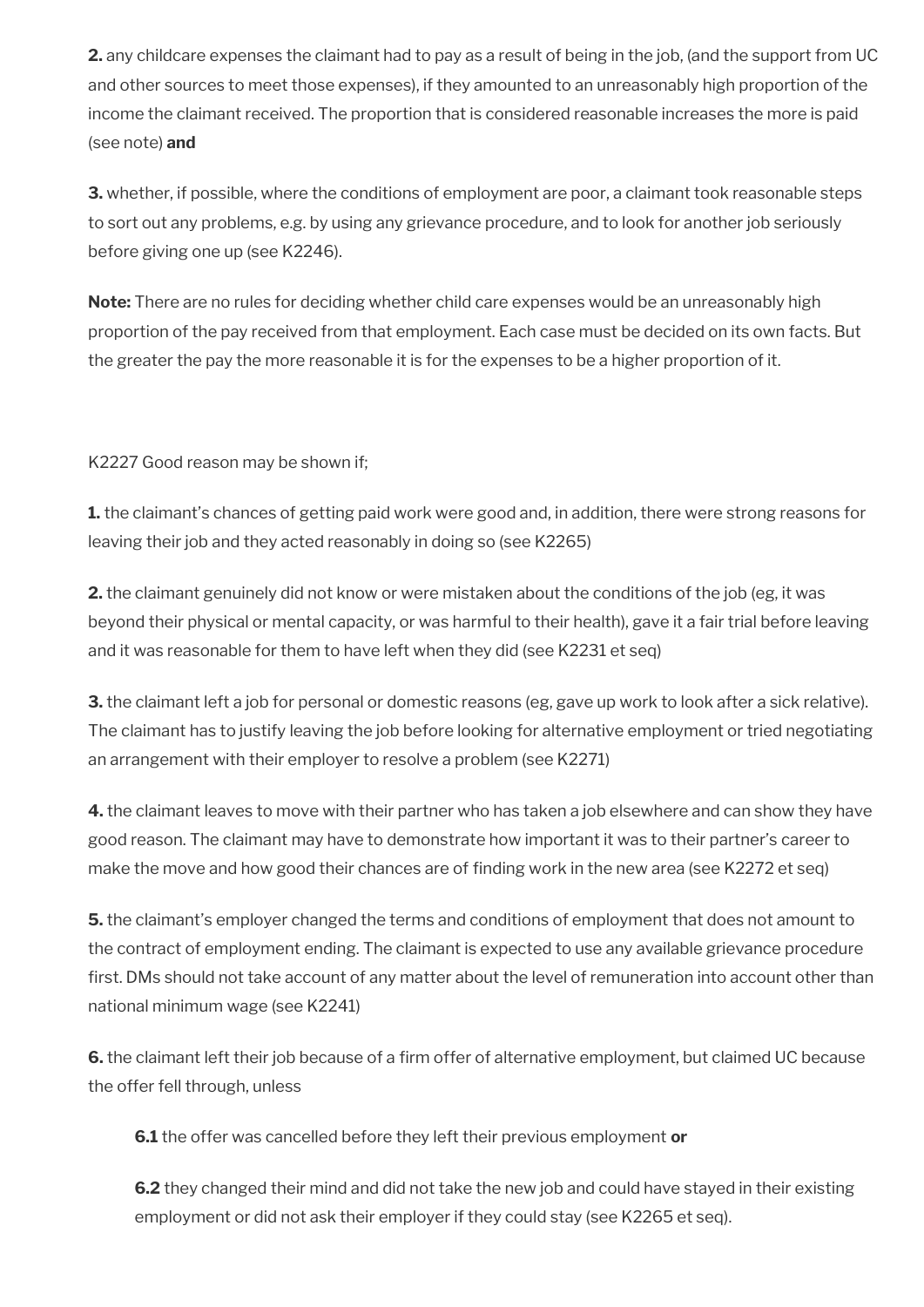**2.** any childcare expenses the claimant had to pay as a result of being in the job, (and the support from UC and other sources to meet those expenses), if they amounted to an unreasonably high proportion of the income the claimant received. The proportion that is considered reasonable increases the more is paid (see note) **and**

**3.** whether, if possible, where the conditions of employment are poor, a claimant took reasonable steps to sort out any problems, e.g. by using any grievance procedure, and to look for another job seriously before giving one up (see K2246).

**Note:** There are no rules for deciding whether child care expenses would be an unreasonably high proportion of the pay received from that employment. Each case must be decided on its own facts. But the greater the pay the more reasonable it is for the expenses to be a higher proportion of it.

K2227 Good reason may be shown if;

**1.** the claimant's chances of getting paid work were good and, in addition, there were strong reasons for leaving their job and they acted reasonably in doing so (see K2265)

**2.** the claimant genuinely did not know or were mistaken about the conditions of the job (eg, it was beyond their physical or mental capacity, or was harmful to their health), gave it a fair trial before leaving and it was reasonable for them to have left when they did (see K2231 et seq)

**3.** the claimant left a job for personal or domestic reasons (eg, gave up work to look after a sick relative). The claimant has to justify leaving the job before looking for alternative employment or tried negotiating an arrangement with their employer to resolve a problem (see K2271)

**4.** the claimant leaves to move with their partner who has taken a job elsewhere and can show they have good reason. The claimant may have to demonstrate how important it was to their partner's career to make the move and how good their chances are of finding work in the new area (see K2272 et seq)

**5.** the claimant's employer changed the terms and conditions of employment that does not amount to the contract of employment ending. The claimant is expected to use any available grievance procedure first. DMs should not take account of any matter about the level of remuneration into account other than national minimum wage (see K2241)

**6.** the claimant left their job because of a firm offer of alternative employment, but claimed UC because the offer fell through, unless

> **6.1** the offer was cancelled before they left their previous employment **or**
>
> **6.2** they changed their mind and did not take the new job and could have stayed in their existing employment or did not ask their employer if they could stay (see K2265 et seq).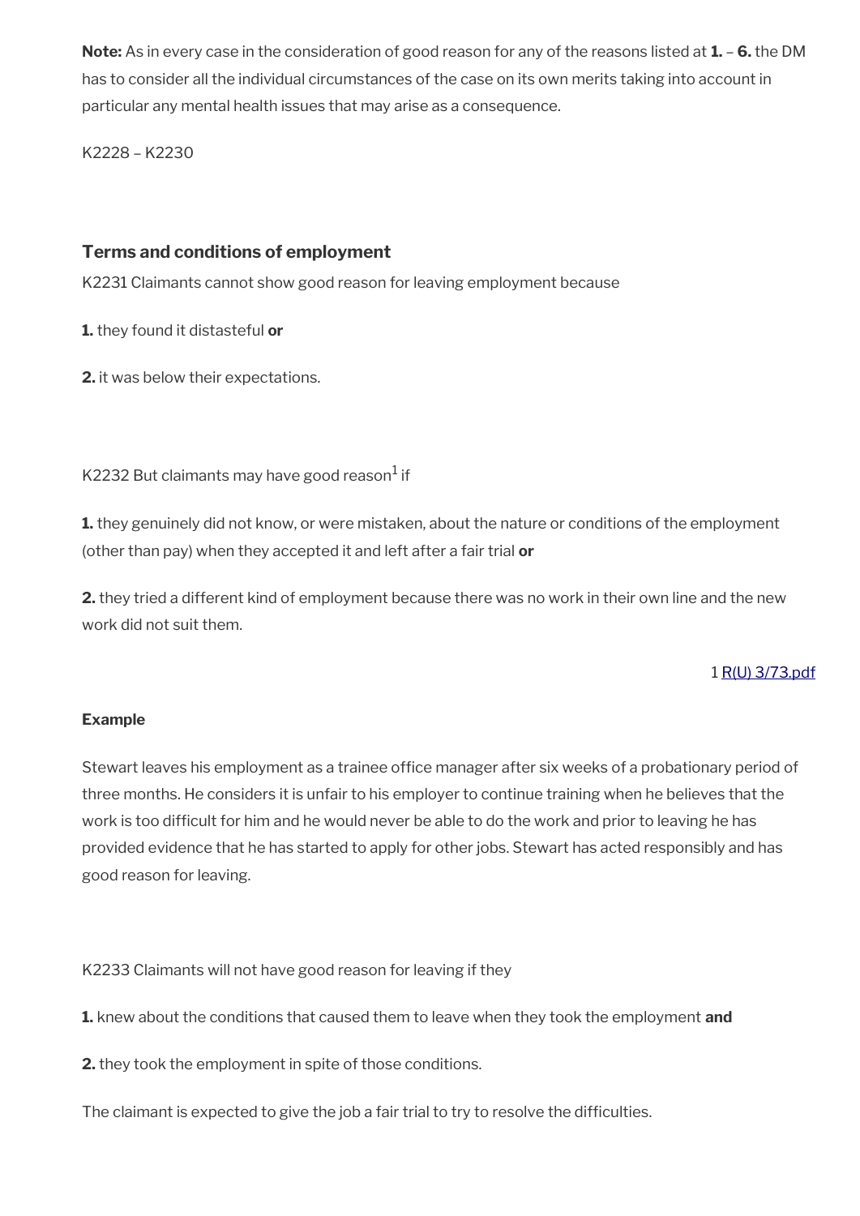**Note:** As in every case in the consideration of good reason for any of the reasons listed at **1.** – **6.** the DM has to consider all the individual circumstances of the case on its own merits taking into account in particular any mental health issues that may arise as a consequence.

K2228 – K2230

### Terms and conditions of employment

K2231 Claimants cannot show good reason for leaving employment because

**1.** they found it distasteful **or**

**2.** it was below their expectations.

K2232 But claimants may have good reason[1] if

**1.** they genuinely did not know, or were mistaken, about the nature or conditions of the employment (other than pay) when they accepted it and left after a fair trial **or**

**2.** they tried a different kind of employment because there was no work in their own line and the new work did not suit them.

1 R(U) 3/73.pdf

**Example**

Stewart leaves his employment as a trainee office manager after six weeks of a probationary period of three months. He considers it is unfair to his employer to continue training when he believes that the work is too difficult for him and he would never be able to do the work and prior to leaving he has provided evidence that he has started to apply for other jobs. Stewart has acted responsibly and has good reason for leaving.

K2233 Claimants will not have good reason for leaving if they

**1.** knew about the conditions that caused them to leave when they took the employment **and**

**2.** they took the employment in spite of those conditions.

The claimant is expected to give the job a fair trial to try to resolve the difficulties.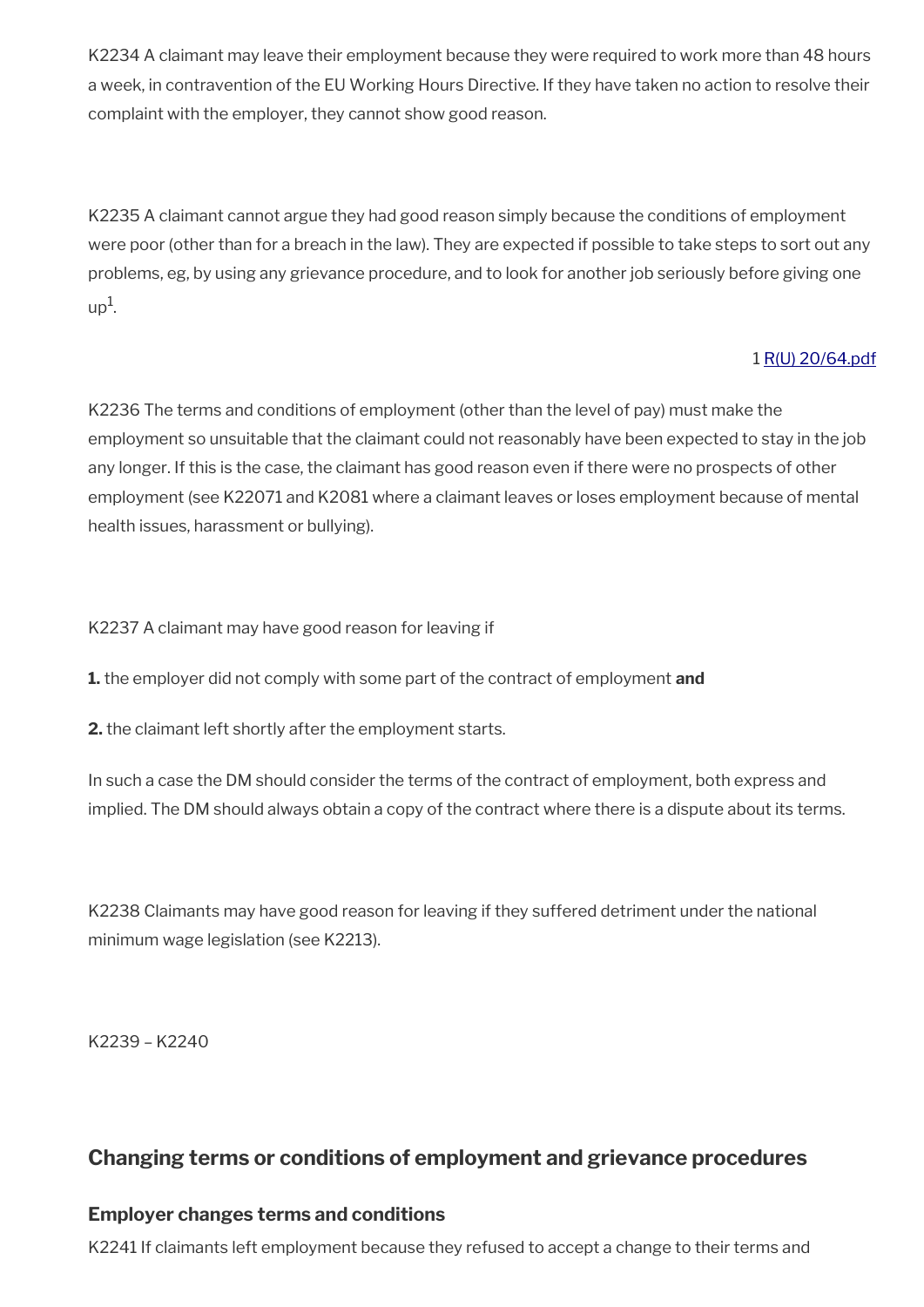K2234 A claimant may leave their employment because they were required to work more than 48 hours a week, in contravention of the EU Working Hours Directive. If they have taken no action to resolve their complaint with the employer, they cannot show good reason.

K2235 A claimant cannot argue they had good reason simply because the conditions of employment were poor (other than for a breach in the law). They are expected if possible to take steps to sort out any problems, eg, by using any grievance procedure, and to look for another job seriously before giving one up[1].

1 R(U) 20/64.pdf

K2236 The terms and conditions of employment (other than the level of pay) must make the employment so unsuitable that the claimant could not reasonably have been expected to stay in the job any longer. If this is the case, the claimant has good reason even if there were no prospects of other employment (see K22071 and K2081 where a claimant leaves or loses employment because of mental health issues, harassment or bullying).

K2237 A claimant may have good reason for leaving if

**1.** the employer did not comply with some part of the contract of employment **and**

**2.** the claimant left shortly after the employment starts.

In such a case the DM should consider the terms of the contract of employment, both express and implied. The DM should always obtain a copy of the contract where there is a dispute about its terms.

K2238 Claimants may have good reason for leaving if they suffered detriment under the national minimum wage legislation (see K2213).

K2239 – K2240

## Changing terms or conditions of employment and grievance procedures

### Employer changes terms and conditions

K2241 If claimants left employment because they refused to accept a change to their terms and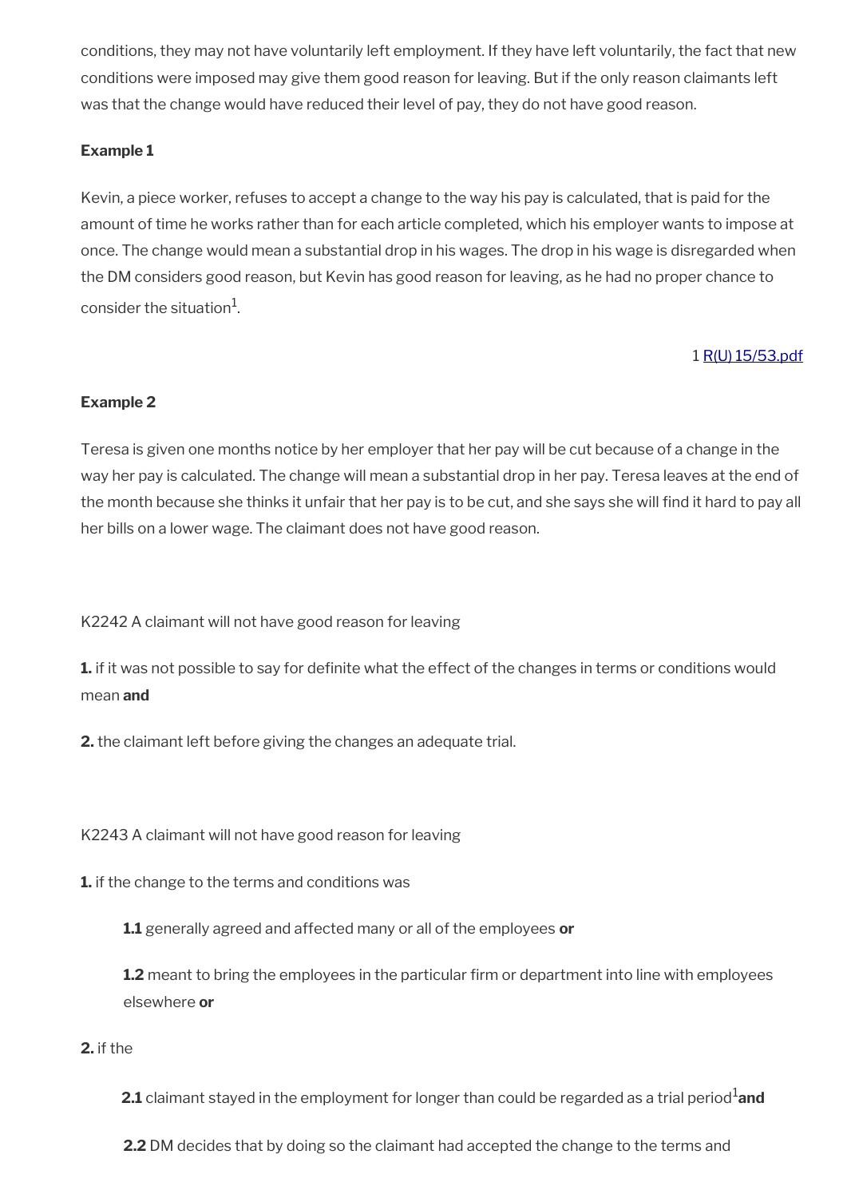conditions, they may not have voluntarily left employment. If they have left voluntarily, the fact that new conditions were imposed may give them good reason for leaving. But if the only reason claimants left was that the change would have reduced their level of pay, they do not have good reason.

**Example 1**

Kevin, a piece worker, refuses to accept a change to the way his pay is calculated, that is paid for the amount of time he works rather than for each article completed, which his employer wants to impose at once. The change would mean a substantial drop in his wages. The drop in his wage is disregarded when the DM considers good reason, but Kevin has good reason for leaving, as he had no proper chance to consider the situation[1].

1 [R(U) 15/53.pdf]

**Example 2**

Teresa is given one months notice by her employer that her pay will be cut because of a change in the way her pay is calculated. The change will mean a substantial drop in her pay. Teresa leaves at the end of the month because she thinks it unfair that her pay is to be cut, and she says she will find it hard to pay all her bills on a lower wage. The claimant does not have good reason.

K2242 A claimant will not have good reason for leaving

**1.** if it was not possible to say for definite what the effect of the changes in terms or conditions would mean **and**

**2.** the claimant left before giving the changes an adequate trial.

K2243 A claimant will not have good reason for leaving

**1.** if the change to the terms and conditions was

> **1.1** generally agreed and affected many or all of the employees **or**
>
> **1.2** meant to bring the employees in the particular firm or department into line with employees elsewhere **or**

**2.** if the

> **2.1** claimant stayed in the employment for longer than could be regarded as a trial period[1] **and**
>
> **2.2** DM decides that by doing so the claimant had accepted the change to the terms and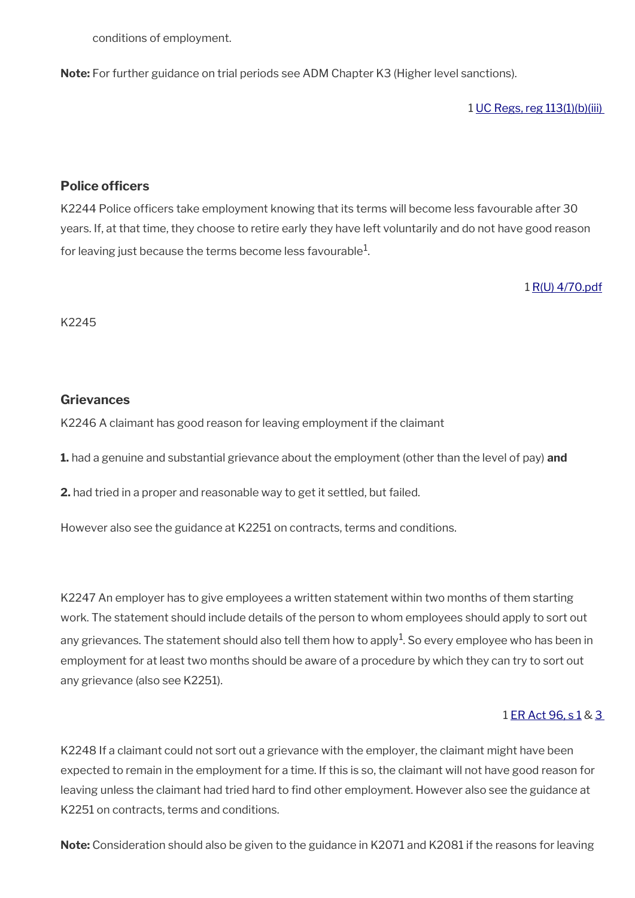conditions of employment.

**Note:** For further guidance on trial periods see ADM Chapter K3 (Higher level sanctions).

1 UC Regs, reg 113(1)(b)(iii)

### Police officers

K2244 Police officers take employment knowing that its terms will become less favourable after 30 years. If, at that time, they choose to retire early they have left voluntarily and do not have good reason for leaving just because the terms become less favourable[1].

1 R(U) 4/70.pdf

K2245

### Grievances

K2246 A claimant has good reason for leaving employment if the claimant

**1.** had a genuine and substantial grievance about the employment (other than the level of pay) **and**

**2.** had tried in a proper and reasonable way to get it settled, but failed.

However also see the guidance at K2251 on contracts, terms and conditions.

K2247 An employer has to give employees a written statement within two months of them starting work. The statement should include details of the person to whom employees should apply to sort out any grievances. The statement should also tell them how to apply[1]. So every employee who has been in employment for at least two months should be aware of a procedure by which they can try to sort out any grievance (also see K2251).

1 ER Act 96, s 1 & 3

K2248 If a claimant could not sort out a grievance with the employer, the claimant might have been expected to remain in the employment for a time. If this is so, the claimant will not have good reason for leaving unless the claimant had tried hard to find other employment. However also see the guidance at K2251 on contracts, terms and conditions.

**Note:** Consideration should also be given to the guidance in K2071 and K2081 if the reasons for leaving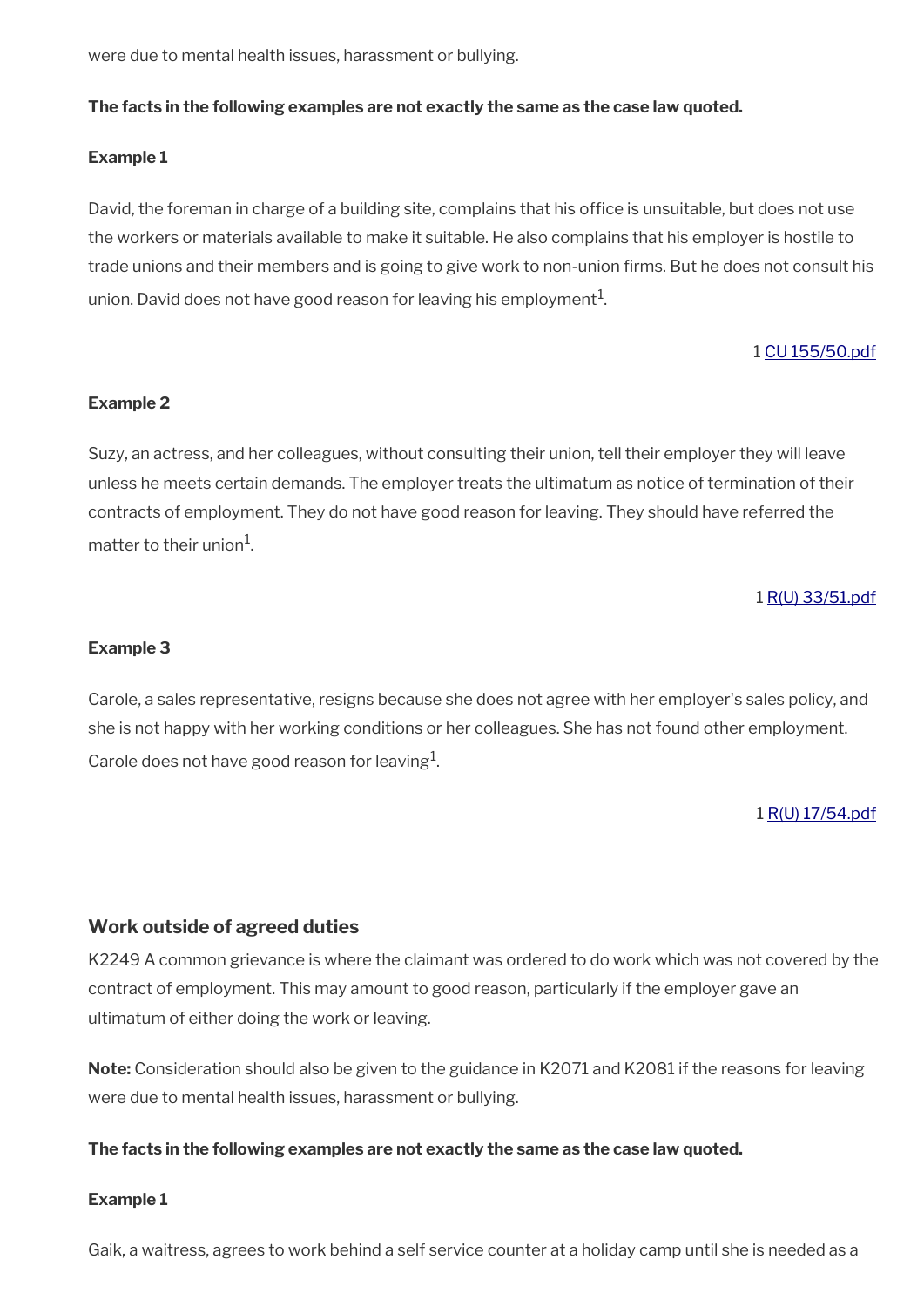were due to mental health issues, harassment or bullying.

**The facts in the following examples are not exactly the same as the case law quoted.**

**Example 1**

David, the foreman in charge of a building site, complains that his office is unsuitable, but does not use the workers or materials available to make it suitable. He also complains that his employer is hostile to trade unions and their members and is going to give work to non-union firms. But he does not consult his union. David does not have good reason for leaving his employment[1].

1 CU 155/50.pdf

**Example 2**

Suzy, an actress, and her colleagues, without consulting their union, tell their employer they will leave unless he meets certain demands. The employer treats the ultimatum as notice of termination of their contracts of employment. They do not have good reason for leaving. They should have referred the matter to their union[1].

1 R(U) 33/51.pdf

**Example 3**

Carole, a sales representative, resigns because she does not agree with her employer's sales policy, and she is not happy with her working conditions or her colleagues. She has not found other employment. Carole does not have good reason for leaving[1].

1 R(U) 17/54.pdf

### Work outside of agreed duties

K2249 A common grievance is where the claimant was ordered to do work which was not covered by the contract of employment. This may amount to good reason, particularly if the employer gave an ultimatum of either doing the work or leaving.

**Note:** Consideration should also be given to the guidance in K2071 and K2081 if the reasons for leaving were due to mental health issues, harassment or bullying.

**The facts in the following examples are not exactly the same as the case law quoted.**

**Example 1**

Gaik, a waitress, agrees to work behind a self service counter at a holiday camp until she is needed as a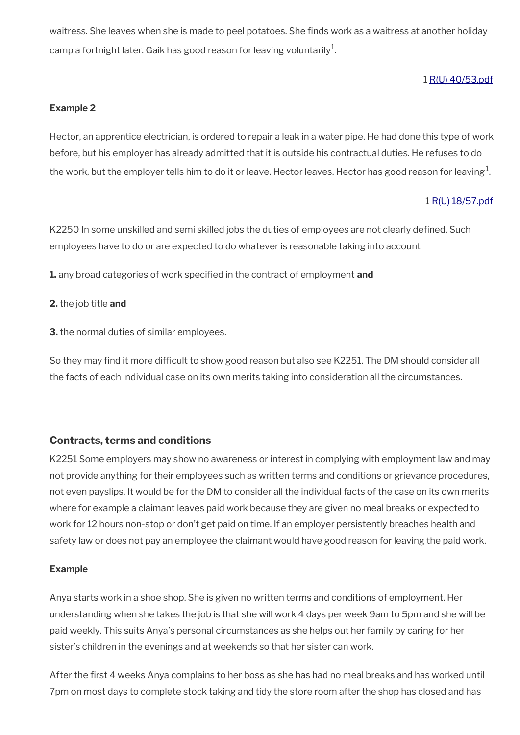waitress. She leaves when she is made to peel potatoes. She finds work as a waitress at another holiday camp a fortnight later. Gaik has good reason for leaving voluntarily[1].

1 R(U) 40/53.pdf

**Example 2**

Hector, an apprentice electrician, is ordered to repair a leak in a water pipe. He had done this type of work before, but his employer has already admitted that it is outside his contractual duties. He refuses to do the work, but the employer tells him to do it or leave. Hector leaves. Hector has good reason for leaving[1].

1 R(U) 18/57.pdf

K2250 In some unskilled and semi skilled jobs the duties of employees are not clearly defined. Such employees have to do or are expected to do whatever is reasonable taking into account

**1.** any broad categories of work specified in the contract of employment **and**

**2.** the job title **and**

**3.** the normal duties of similar employees.

So they may find it more difficult to show good reason but also see K2251. The DM should consider all the facts of each individual case on its own merits taking into consideration all the circumstances.

### Contracts, terms and conditions

K2251 Some employers may show no awareness or interest in complying with employment law and may not provide anything for their employees such as written terms and conditions or grievance procedures, not even payslips. It would be for the DM to consider all the individual facts of the case on its own merits where for example a claimant leaves paid work because they are given no meal breaks or expected to work for 12 hours non-stop or don't get paid on time. If an employer persistently breaches health and safety law or does not pay an employee the claimant would have good reason for leaving the paid work.

**Example**

Anya starts work in a shoe shop. She is given no written terms and conditions of employment. Her understanding when she takes the job is that she will work 4 days per week 9am to 5pm and she will be paid weekly. This suits Anya's personal circumstances as she helps out her family by caring for her sister's children in the evenings and at weekends so that her sister can work.

After the first 4 weeks Anya complains to her boss as she has had no meal breaks and has worked until 7pm on most days to complete stock taking and tidy the store room after the shop has closed and has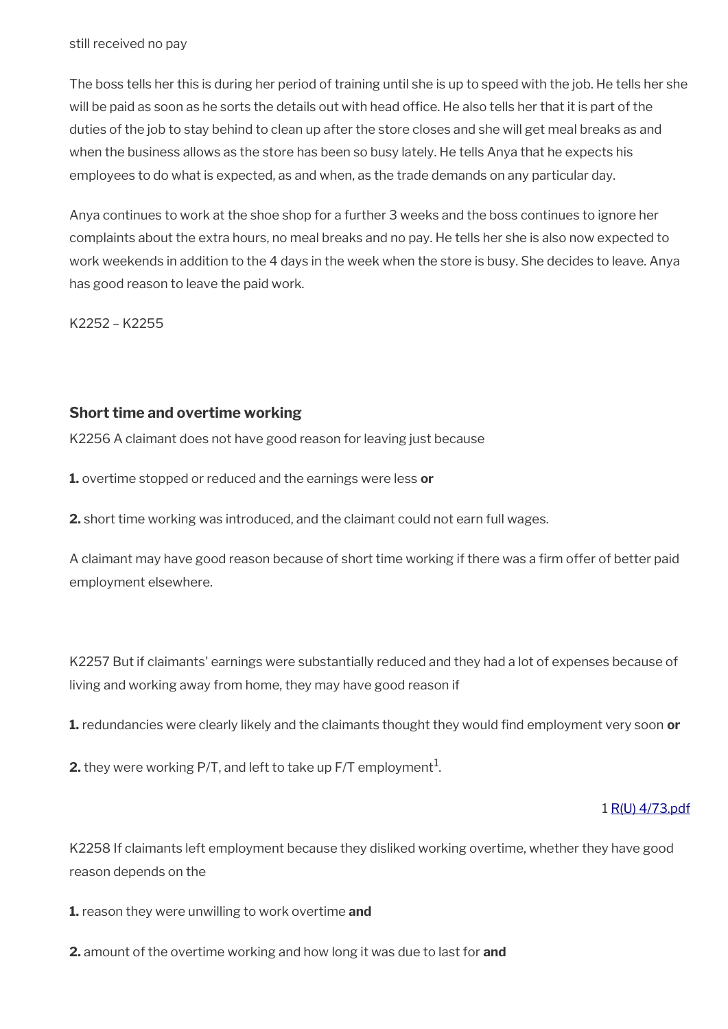still received no pay

The boss tells her this is during her period of training until she is up to speed with the job. He tells her she will be paid as soon as he sorts the details out with head office. He also tells her that it is part of the duties of the job to stay behind to clean up after the store closes and she will get meal breaks as and when the business allows as the store has been so busy lately. He tells Anya that he expects his employees to do what is expected, as and when, as the trade demands on any particular day.

Anya continues to work at the shoe shop for a further 3 weeks and the boss continues to ignore her complaints about the extra hours, no meal breaks and no pay. He tells her she is also now expected to work weekends in addition to the 4 days in the week when the store is busy. She decides to leave. Anya has good reason to leave the paid work.

K2252 – K2255

### Short time and overtime working

K2256 A claimant does not have good reason for leaving just because

**1.** overtime stopped or reduced and the earnings were less **or**

**2.** short time working was introduced, and the claimant could not earn full wages.

A claimant may have good reason because of short time working if there was a firm offer of better paid employment elsewhere.

K2257 But if claimants' earnings were substantially reduced and they had a lot of expenses because of living and working away from home, they may have good reason if

**1.** redundancies were clearly likely and the claimants thought they would find employment very soon **or**

**2.** they were working P/T, and left to take up F/T employment[1].

1 [R(U) 4/73.pdf]

K2258 If claimants left employment because they disliked working overtime, whether they have good reason depends on the

**1.** reason they were unwilling to work overtime **and**

**2.** amount of the overtime working and how long it was due to last for **and**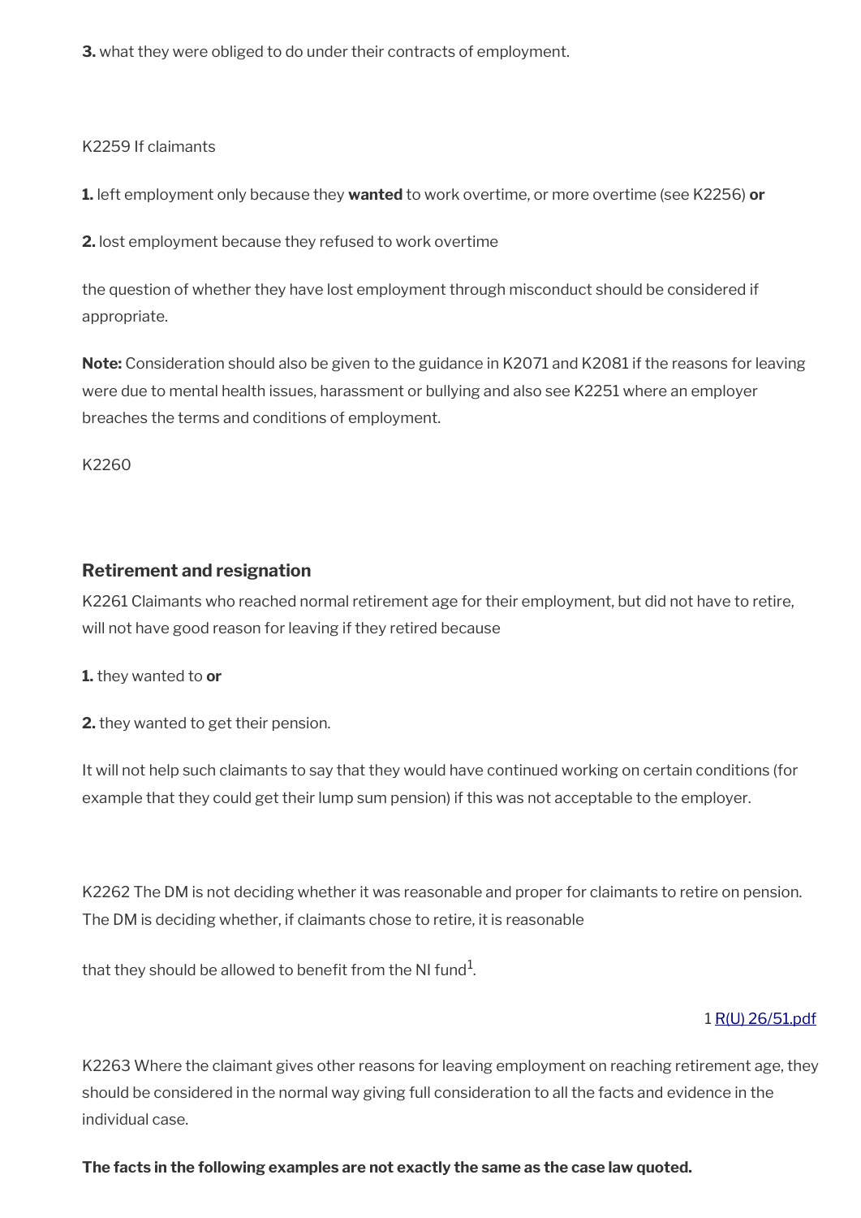**3.** what they were obliged to do under their contracts of employment.

K2259 If claimants

**1.** left employment only because they **wanted** to work overtime, or more overtime (see K2256) **or**

**2.** lost employment because they refused to work overtime

the question of whether they have lost employment through misconduct should be considered if appropriate.

**Note:** Consideration should also be given to the guidance in K2071 and K2081 if the reasons for leaving were due to mental health issues, harassment or bullying and also see K2251 where an employer breaches the terms and conditions of employment.

K2260

## Retirement and resignation

K2261 Claimants who reached normal retirement age for their employment, but did not have to retire, will not have good reason for leaving if they retired because

**1.** they wanted to **or**

**2.** they wanted to get their pension.

It will not help such claimants to say that they would have continued working on certain conditions (for example that they could get their lump sum pension) if this was not acceptable to the employer.

K2262 The DM is not deciding whether it was reasonable and proper for claimants to retire on pension. The DM is deciding whether, if claimants chose to retire, it is reasonable

that they should be allowed to benefit from the NI fund[1].

1 [R(U) 26/51.pdf]

K2263 Where the claimant gives other reasons for leaving employment on reaching retirement age, they should be considered in the normal way giving full consideration to all the facts and evidence in the individual case.

**The facts in the following examples are not exactly the same as the case law quoted.**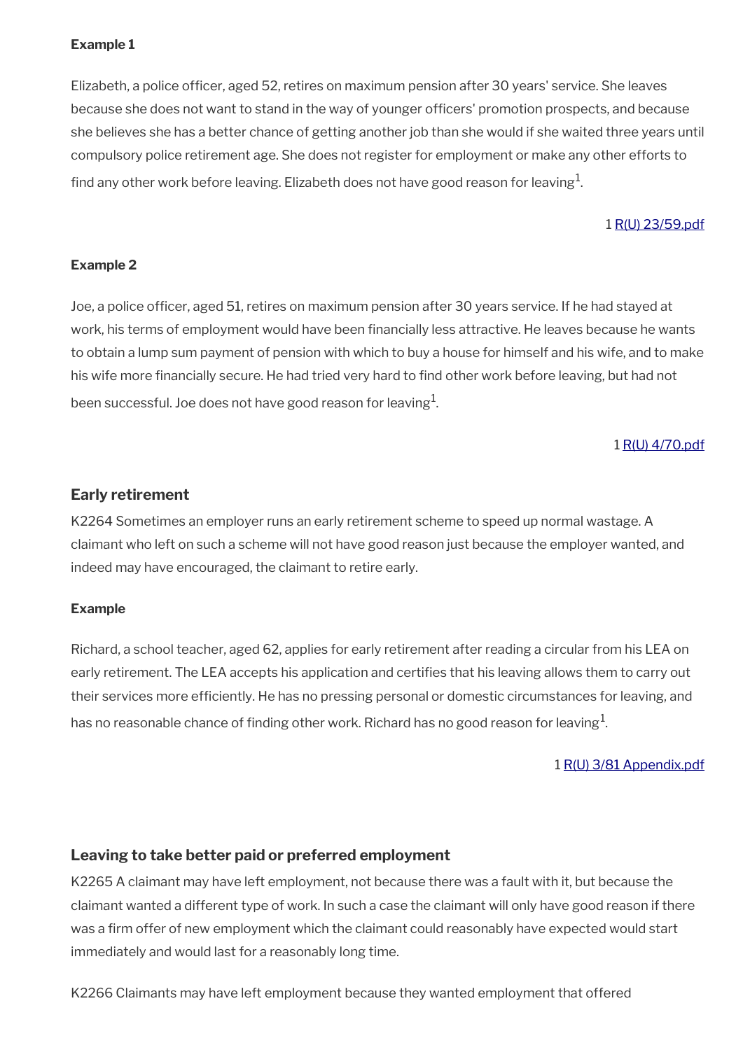**Example 1**

Elizabeth, a police officer, aged 52, retires on maximum pension after 30 years' service. She leaves because she does not want to stand in the way of younger officers' promotion prospects, and because she believes she has a better chance of getting another job than she would if she waited three years until compulsory police retirement age. She does not register for employment or make any other efforts to find any other work before leaving. Elizabeth does not have good reason for leaving[1].

1 R(U) 23/59.pdf

**Example 2**

Joe, a police officer, aged 51, retires on maximum pension after 30 years service. If he had stayed at work, his terms of employment would have been financially less attractive. He leaves because he wants to obtain a lump sum payment of pension with which to buy a house for himself and his wife, and to make his wife more financially secure. He had tried very hard to find other work before leaving, but had not been successful. Joe does not have good reason for leaving[1].

1 R(U) 4/70.pdf

### Early retirement

K2264 Sometimes an employer runs an early retirement scheme to speed up normal wastage. A claimant who left on such a scheme will not have good reason just because the employer wanted, and indeed may have encouraged, the claimant to retire early.

**Example**

Richard, a school teacher, aged 62, applies for early retirement after reading a circular from his LEA on early retirement. The LEA accepts his application and certifies that his leaving allows them to carry out their services more efficiently. He has no pressing personal or domestic circumstances for leaving, and has no reasonable chance of finding other work. Richard has no good reason for leaving[1].

1 R(U) 3/81 Appendix.pdf

### Leaving to take better paid or preferred employment

K2265 A claimant may have left employment, not because there was a fault with it, but because the claimant wanted a different type of work. In such a case the claimant will only have good reason if there was a firm offer of new employment which the claimant could reasonably have expected would start immediately and would last for a reasonably long time.

K2266 Claimants may have left employment because they wanted employment that offered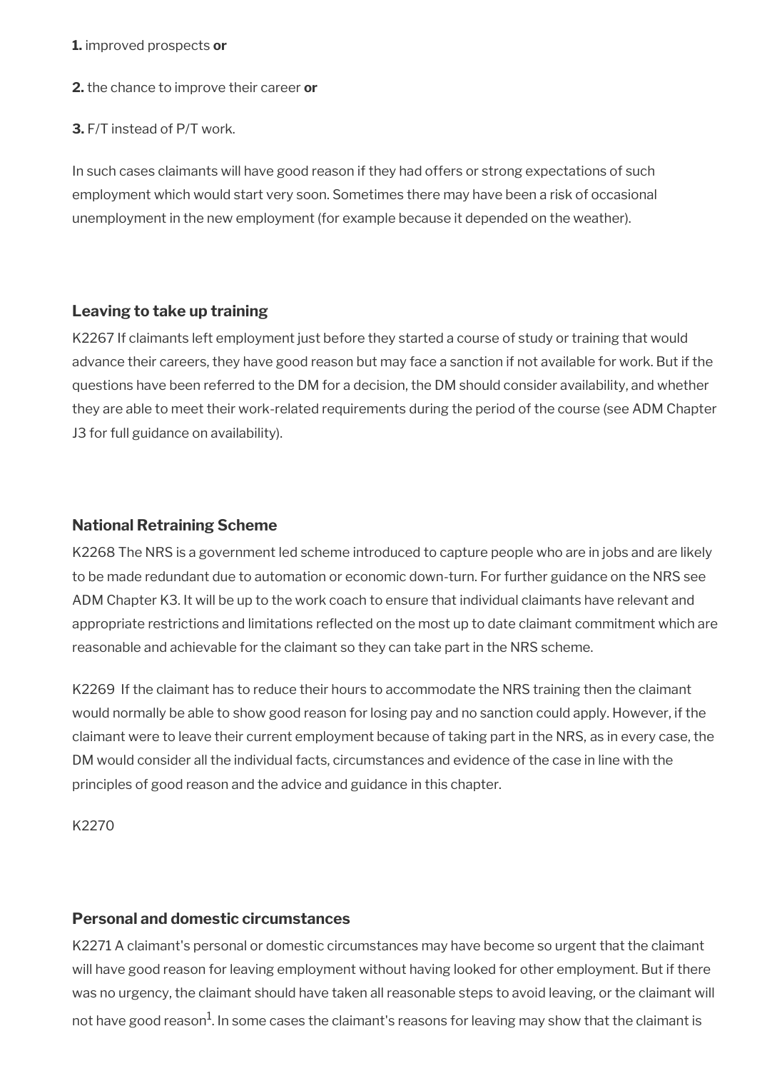**1.** improved prospects **or**

**2.** the chance to improve their career **or**

**3.** F/T instead of P/T work.

In such cases claimants will have good reason if they had offers or strong expectations of such employment which would start very soon. Sometimes there may have been a risk of occasional unemployment in the new employment (for example because it depended on the weather).

### Leaving to take up training

K2267 If claimants left employment just before they started a course of study or training that would advance their careers, they have good reason but may face a sanction if not available for work. But if the questions have been referred to the DM for a decision, the DM should consider availability, and whether they are able to meet their work-related requirements during the period of the course (see ADM Chapter J3 for full guidance on availability).

### National Retraining Scheme

K2268 The NRS is a government led scheme introduced to capture people who are in jobs and are likely to be made redundant due to automation or economic down-turn. For further guidance on the NRS see ADM Chapter K3. It will be up to the work coach to ensure that individual claimants have relevant and appropriate restrictions and limitations reflected on the most up to date claimant commitment which are reasonable and achievable for the claimant so they can take part in the NRS scheme.

K2269 If the claimant has to reduce their hours to accommodate the NRS training then the claimant would normally be able to show good reason for losing pay and no sanction could apply. However, if the claimant were to leave their current employment because of taking part in the NRS, as in every case, the DM would consider all the individual facts, circumstances and evidence of the case in line with the principles of good reason and the advice and guidance in this chapter.

K2270

### Personal and domestic circumstances

K2271 A claimant's personal or domestic circumstances may have become so urgent that the claimant will have good reason for leaving employment without having looked for other employment. But if there was no urgency, the claimant should have taken all reasonable steps to avoid leaving, or the claimant will not have good reason[1]. In some cases the claimant's reasons for leaving may show that the claimant is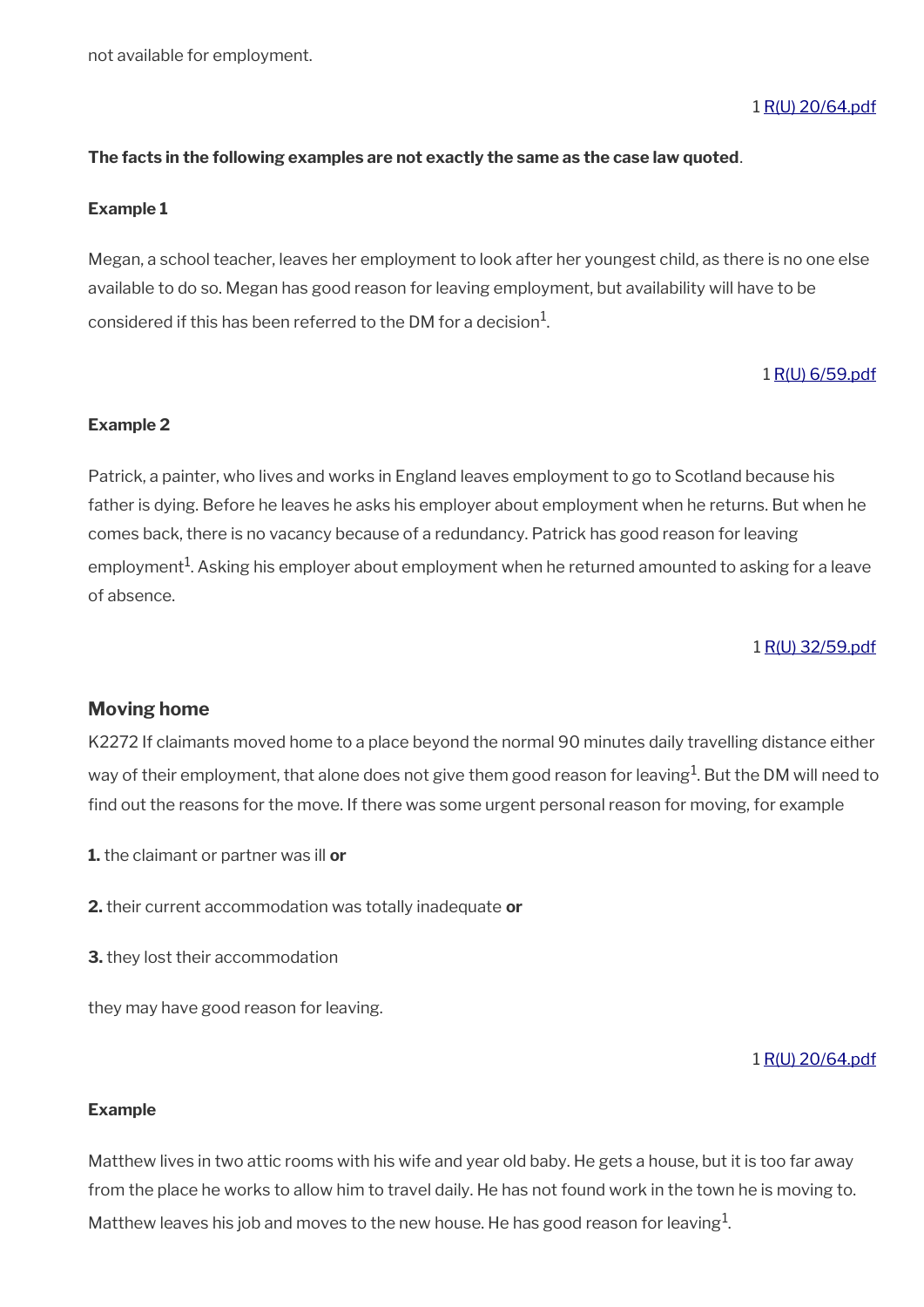not available for employment.

1 R(U) 20/64.pdf

**The facts in the following examples are not exactly the same as the case law quoted**.

**Example 1**

Megan, a school teacher, leaves her employment to look after her youngest child, as there is no one else available to do so. Megan has good reason for leaving employment, but availability will have to be considered if this has been referred to the DM for a decision[1].

1 R(U) 6/59.pdf

**Example 2**

Patrick, a painter, who lives and works in England leaves employment to go to Scotland because his father is dying. Before he leaves he asks his employer about employment when he returns. But when he comes back, there is no vacancy because of a redundancy. Patrick has good reason for leaving employment[1]. Asking his employer about employment when he returned amounted to asking for a leave of absence.

1 R(U) 32/59.pdf

### Moving home

K2272 If claimants moved home to a place beyond the normal 90 minutes daily travelling distance either way of their employment, that alone does not give them good reason for leaving[1]. But the DM will need to find out the reasons for the move. If there was some urgent personal reason for moving, for example

**1.** the claimant or partner was ill **or**

**2.** their current accommodation was totally inadequate **or**

**3.** they lost their accommodation

they may have good reason for leaving.

1 R(U) 20/64.pdf

**Example**

Matthew lives in two attic rooms with his wife and year old baby. He gets a house, but it is too far away from the place he works to allow him to travel daily. He has not found work in the town he is moving to. Matthew leaves his job and moves to the new house. He has good reason for leaving[1].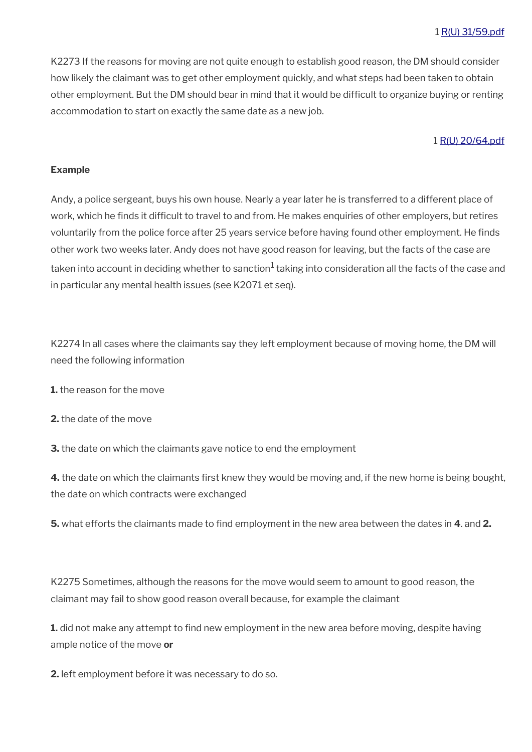1 [R(U) 31/59.pdf]

K2273 If the reasons for moving are not quite enough to establish good reason, the DM should consider how likely the claimant was to get other employment quickly, and what steps had been taken to obtain other employment. But the DM should bear in mind that it would be difficult to organize buying or renting accommodation to start on exactly the same date as a new job.

1 [R(U) 20/64.pdf]

**Example**

Andy, a police sergeant, buys his own house. Nearly a year later he is transferred to a different place of work, which he finds it difficult to travel to and from. He makes enquiries of other employers, but retires voluntarily from the police force after 25 years service before having found other employment. He finds other work two weeks later. Andy does not have good reason for leaving, but the facts of the case are taken into account in deciding whether to sanction[1] taking into consideration all the facts of the case and in particular any mental health issues (see K2071 et seq).

K2274 In all cases where the claimants say they left employment because of moving home, the DM will need the following information

**1.** the reason for the move

**2.** the date of the move

**3.** the date on which the claimants gave notice to end the employment

**4.** the date on which the claimants first knew they would be moving and, if the new home is being bought, the date on which contracts were exchanged

**5.** what efforts the claimants made to find employment in the new area between the dates in **4**. and **2.**

K2275 Sometimes, although the reasons for the move would seem to amount to good reason, the claimant may fail to show good reason overall because, for example the claimant

**1.** did not make any attempt to find new employment in the new area before moving, despite having ample notice of the move **or**

**2.** left employment before it was necessary to do so.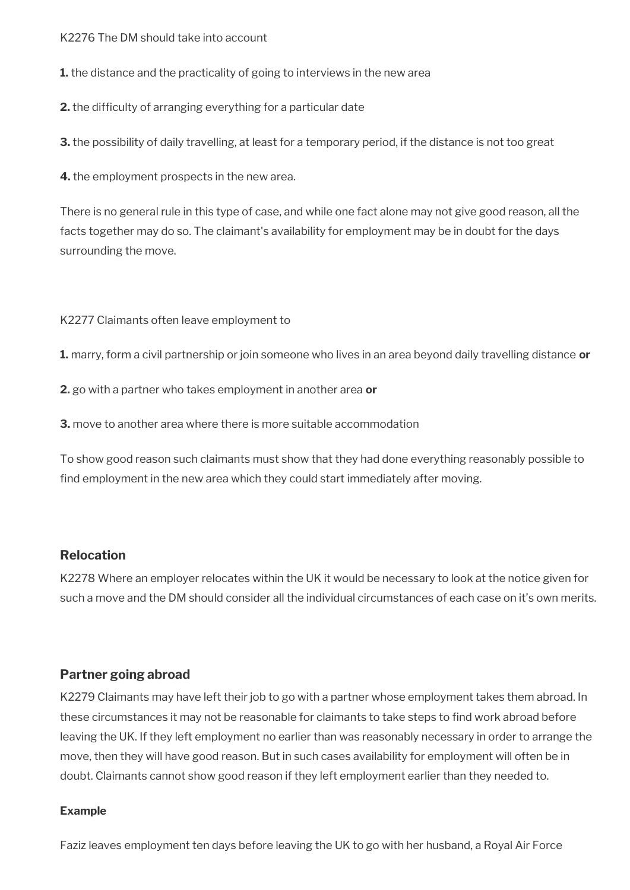K2276 The DM should take into account

**1.** the distance and the practicality of going to interviews in the new area

**2.** the difficulty of arranging everything for a particular date

**3.** the possibility of daily travelling, at least for a temporary period, if the distance is not too great

**4.** the employment prospects in the new area.

There is no general rule in this type of case, and while one fact alone may not give good reason, all the facts together may do so. The claimant's availability for employment may be in doubt for the days surrounding the move.

K2277 Claimants often leave employment to

**1.** marry, form a civil partnership or join someone who lives in an area beyond daily travelling distance **or**

**2.** go with a partner who takes employment in another area **or**

**3.** move to another area where there is more suitable accommodation

To show good reason such claimants must show that they had done everything reasonably possible to find employment in the new area which they could start immediately after moving.

### Relocation

K2278 Where an employer relocates within the UK it would be necessary to look at the notice given for such a move and the DM should consider all the individual circumstances of each case on it's own merits.

### Partner going abroad

K2279 Claimants may have left their job to go with a partner whose employment takes them abroad. In these circumstances it may not be reasonable for claimants to take steps to find work abroad before leaving the UK. If they left employment no earlier than was reasonably necessary in order to arrange the move, then they will have good reason. But in such cases availability for employment will often be in doubt. Claimants cannot show good reason if they left employment earlier than they needed to.

#### Example

Faziz leaves employment ten days before leaving the UK to go with her husband, a Royal Air Force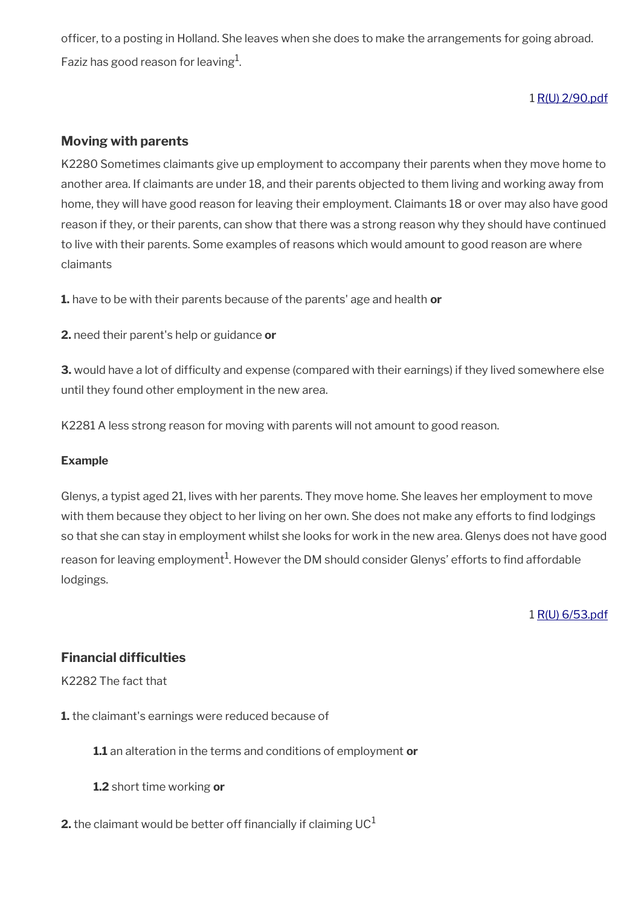officer, to a posting in Holland. She leaves when she does to make the arrangements for going abroad. Faziz has good reason for leaving[1].

1 R(U) 2/90.pdf

### Moving with parents

K2280 Sometimes claimants give up employment to accompany their parents when they move home to another area. If claimants are under 18, and their parents objected to them living and working away from home, they will have good reason for leaving their employment. Claimants 18 or over may also have good reason if they, or their parents, can show that there was a strong reason why they should have continued to live with their parents. Some examples of reasons which would amount to good reason are where claimants

**1.** have to be with their parents because of the parents' age and health **or**

**2.** need their parent's help or guidance **or**

**3.** would have a lot of difficulty and expense (compared with their earnings) if they lived somewhere else until they found other employment in the new area.

K2281 A less strong reason for moving with parents will not amount to good reason.

**Example**

Glenys, a typist aged 21, lives with her parents. They move home. She leaves her employment to move with them because they object to her living on her own. She does not make any efforts to find lodgings so that she can stay in employment whilst she looks for work in the new area. Glenys does not have good reason for leaving employment[1]. However the DM should consider Glenys' efforts to find affordable lodgings.

1 R(U) 6/53.pdf

### Financial difficulties

K2282 The fact that

**1.** the claimant's earnings were reduced because of

  **1.1** an alteration in the terms and conditions of employment **or**

  **1.2** short time working **or**

**2.** the claimant would be better off financially if claiming UC[1]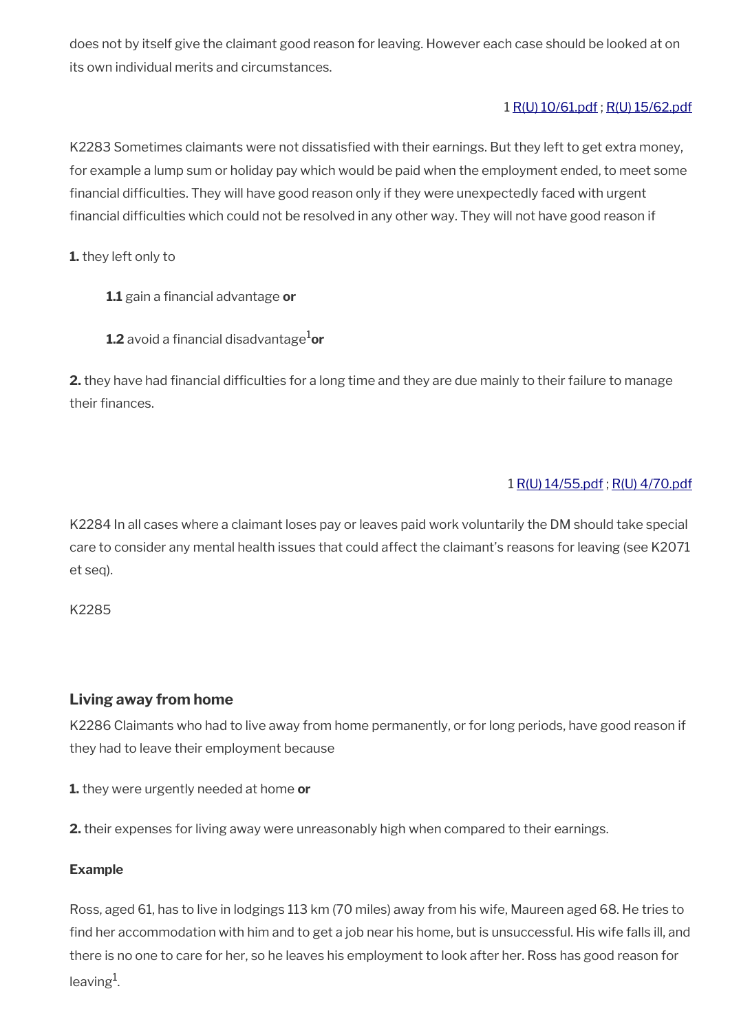does not by itself give the claimant good reason for leaving. However each case should be looked at on its own individual merits and circumstances.

1 R(U) 10/61.pdf ; R(U) 15/62.pdf

K2283 Sometimes claimants were not dissatisfied with their earnings. But they left to get extra money, for example a lump sum or holiday pay which would be paid when the employment ended, to meet some financial difficulties. They will have good reason only if they were unexpectedly faced with urgent financial difficulties which could not be resolved in any other way. They will not have good reason if

**1.** they left only to

> **1.1** gain a financial advantage **or**
>
> **1.2** avoid a financial disadvantage[1] **or**

**2.** they have had financial difficulties for a long time and they are due mainly to their failure to manage their finances.

1 R(U) 14/55.pdf ; R(U) 4/70.pdf

K2284 In all cases where a claimant loses pay or leaves paid work voluntarily the DM should take special care to consider any mental health issues that could affect the claimant's reasons for leaving (see K2071 et seq).

K2285

### Living away from home

K2286 Claimants who had to live away from home permanently, or for long periods, have good reason if they had to leave their employment because

**1.** they were urgently needed at home **or**

**2.** their expenses for living away were unreasonably high when compared to their earnings.

**Example**

Ross, aged 61, has to live in lodgings 113 km (70 miles) away from his wife, Maureen aged 68. He tries to find her accommodation with him and to get a job near his home, but is unsuccessful. His wife falls ill, and there is no one to care for her, so he leaves his employment to look after her. Ross has good reason for leaving[1].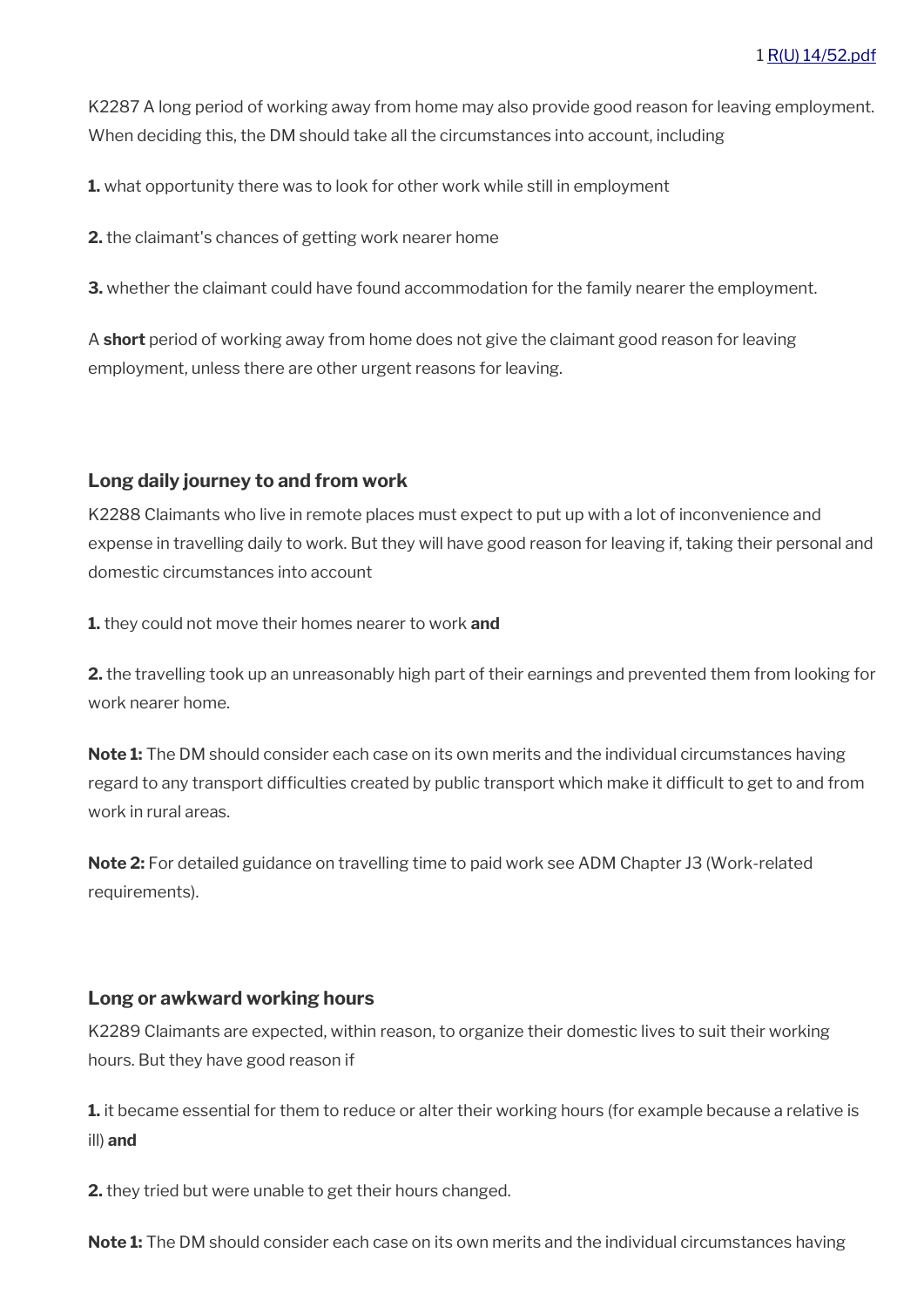1 [R(U) 14/52.pdf]

K2287 A long period of working away from home may also provide good reason for leaving employment. When deciding this, the DM should take all the circumstances into account, including

**1.** what opportunity there was to look for other work while still in employment

**2.** the claimant's chances of getting work nearer home

**3.** whether the claimant could have found accommodation for the family nearer the employment.

A **short** period of working away from home does not give the claimant good reason for leaving employment, unless there are other urgent reasons for leaving.

### Long daily journey to and from work

K2288 Claimants who live in remote places must expect to put up with a lot of inconvenience and expense in travelling daily to work. But they will have good reason for leaving if, taking their personal and domestic circumstances into account

**1.** they could not move their homes nearer to work **and**

**2.** the travelling took up an unreasonably high part of their earnings and prevented them from looking for work nearer home.

**Note 1:** The DM should consider each case on its own merits and the individual circumstances having regard to any transport difficulties created by public transport which make it difficult to get to and from work in rural areas.

**Note 2:** For detailed guidance on travelling time to paid work see ADM Chapter J3 (Work-related requirements).

### Long or awkward working hours

K2289 Claimants are expected, within reason, to organize their domestic lives to suit their working hours. But they have good reason if

**1.** it became essential for them to reduce or alter their working hours (for example because a relative is ill) **and**

**2.** they tried but were unable to get their hours changed.

**Note 1:** The DM should consider each case on its own merits and the individual circumstances having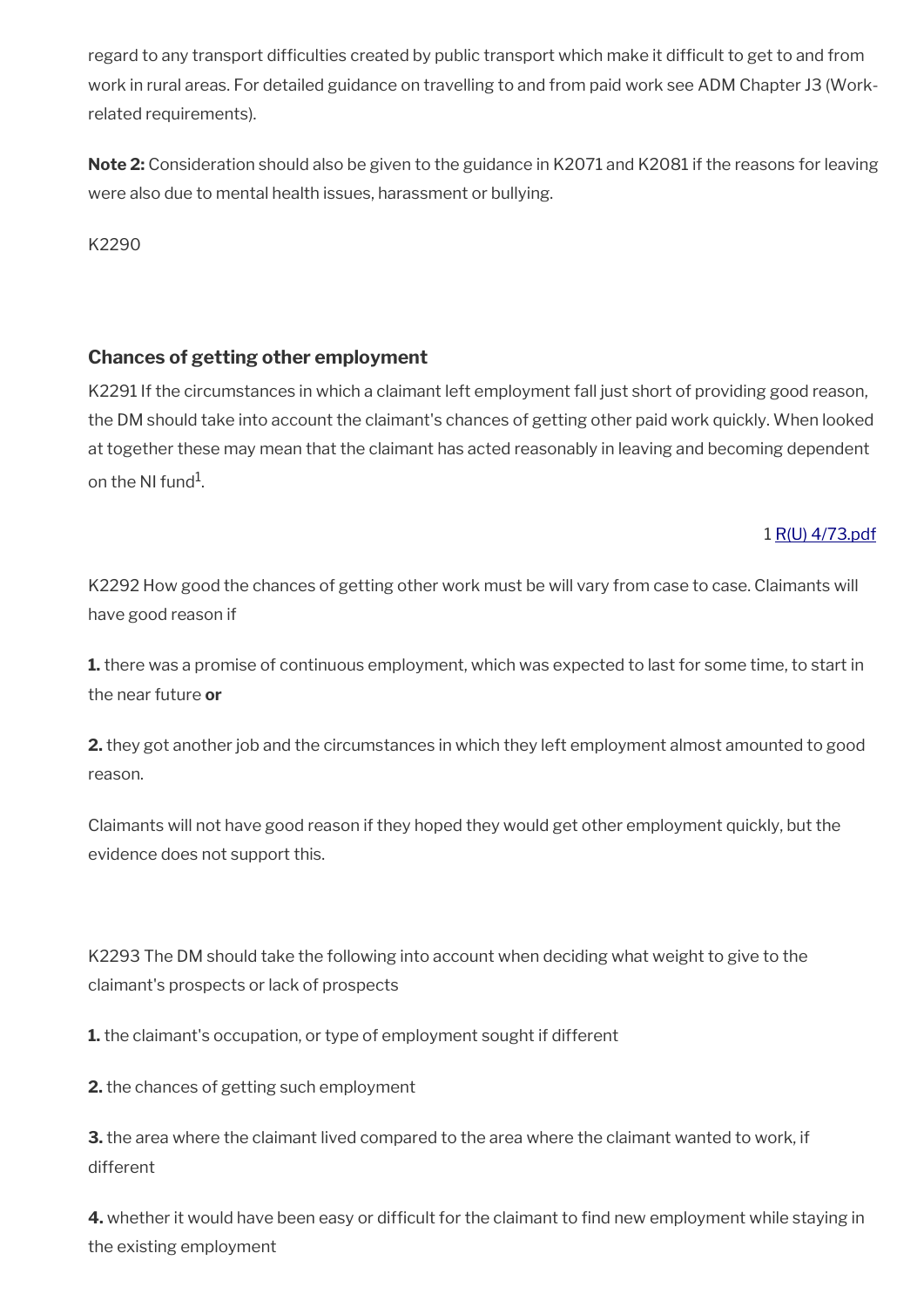regard to any transport difficulties created by public transport which make it difficult to get to and from work in rural areas. For detailed guidance on travelling to and from paid work see ADM Chapter J3 (Work-related requirements).

**Note 2:** Consideration should also be given to the guidance in K2071 and K2081 if the reasons for leaving were also due to mental health issues, harassment or bullying.

K2290

### Chances of getting other employment

K2291 If the circumstances in which a claimant left employment fall just short of providing good reason, the DM should take into account the claimant's chances of getting other paid work quickly. When looked at together these may mean that the claimant has acted reasonably in leaving and becoming dependent on the NI fund[1].

1 [R(U) 4/73.pdf]

K2292 How good the chances of getting other work must be will vary from case to case. Claimants will have good reason if

**1.** there was a promise of continuous employment, which was expected to last for some time, to start in the near future **or**

**2.** they got another job and the circumstances in which they left employment almost amounted to good reason.

Claimants will not have good reason if they hoped they would get other employment quickly, but the evidence does not support this.

K2293 The DM should take the following into account when deciding what weight to give to the claimant's prospects or lack of prospects

**1.** the claimant's occupation, or type of employment sought if different

**2.** the chances of getting such employment

**3.** the area where the claimant lived compared to the area where the claimant wanted to work, if different

**4.** whether it would have been easy or difficult for the claimant to find new employment while staying in the existing employment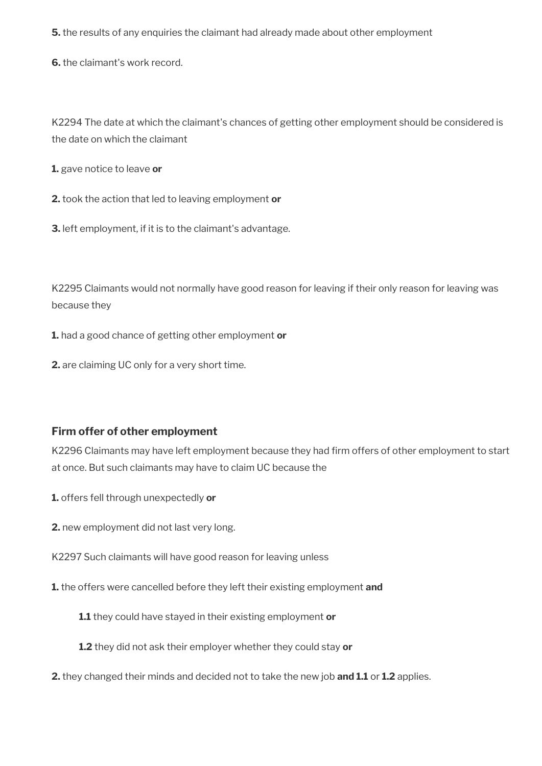**5.** the results of any enquiries the claimant had already made about other employment

**6.** the claimant's work record.

K2294 The date at which the claimant's chances of getting other employment should be considered is the date on which the claimant

**1.** gave notice to leave **or**

**2.** took the action that led to leaving employment **or**

**3.** left employment, if it is to the claimant's advantage.

K2295 Claimants would not normally have good reason for leaving if their only reason for leaving was because they

**1.** had a good chance of getting other employment **or**

**2.** are claiming UC only for a very short time.

### Firm offer of other employment

K2296 Claimants may have left employment because they had firm offers of other employment to start at once. But such claimants may have to claim UC because the

**1.** offers fell through unexpectedly **or**

**2.** new employment did not last very long.

K2297 Such claimants will have good reason for leaving unless

**1.** the offers were cancelled before they left their existing employment **and**

> **1.1** they could have stayed in their existing employment **or**
>
> **1.2** they did not ask their employer whether they could stay **or**

**2.** they changed their minds and decided not to take the new job **and 1.1** or **1.2** applies.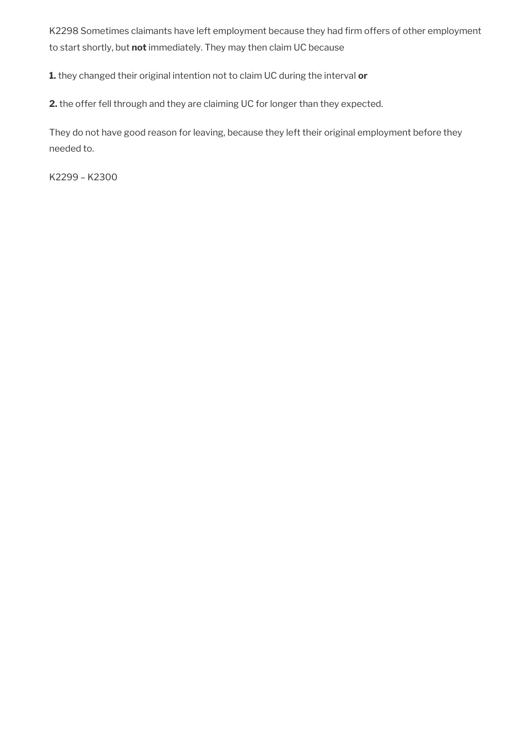K2298 Sometimes claimants have left employment because they had firm offers of other employment to start shortly, but **not** immediately. They may then claim UC because

**1.** they changed their original intention not to claim UC during the interval **or**

**2.** the offer fell through and they are claiming UC for longer than they expected.

They do not have good reason for leaving, because they left their original employment before they needed to.

K2299 – K2300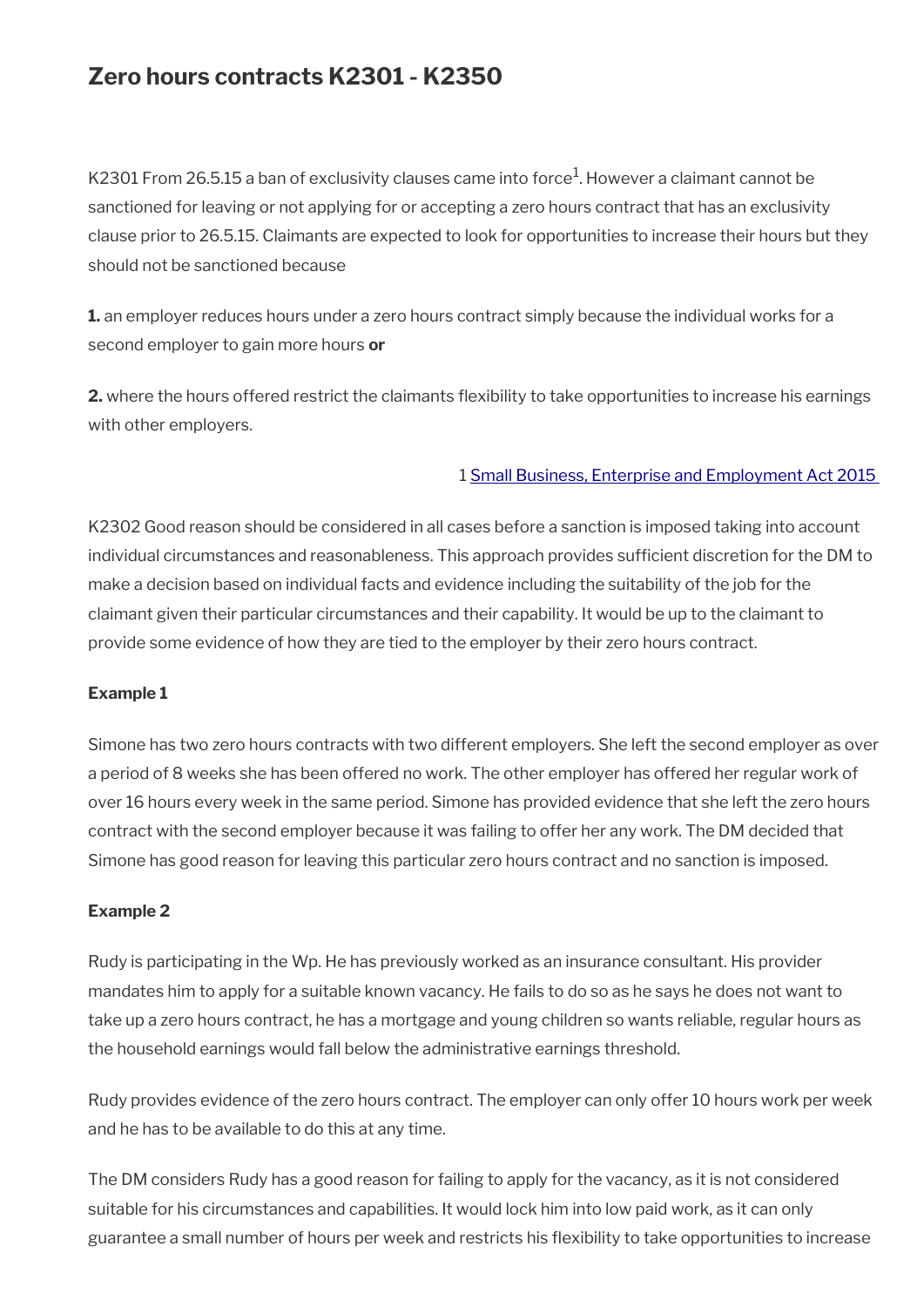# Zero hours contracts K2301 - K2350

K2301 From 26.5.15 a ban of exclusivity clauses came into force[1]. However a claimant cannot be sanctioned for leaving or not applying for or accepting a zero hours contract that has an exclusivity clause prior to 26.5.15. Claimants are expected to look for opportunities to increase their hours but they should not be sanctioned because

**1.** an employer reduces hours under a zero hours contract simply because the individual works for a second employer to gain more hours **or**

**2.** where the hours offered restrict the claimants flexibility to take opportunities to increase his earnings with other employers.

1 Small Business, Enterprise and Employment Act 2015

K2302 Good reason should be considered in all cases before a sanction is imposed taking into account individual circumstances and reasonableness. This approach provides sufficient discretion for the DM to make a decision based on individual facts and evidence including the suitability of the job for the claimant given their particular circumstances and their capability. It would be up to the claimant to provide some evidence of how they are tied to the employer by their zero hours contract.

**Example 1**

Simone has two zero hours contracts with two different employers. She left the second employer as over a period of 8 weeks she has been offered no work. The other employer has offered her regular work of over 16 hours every week in the same period. Simone has provided evidence that she left the zero hours contract with the second employer because it was failing to offer her any work. The DM decided that Simone has good reason for leaving this particular zero hours contract and no sanction is imposed.

**Example 2**

Rudy is participating in the Wp. He has previously worked as an insurance consultant. His provider mandates him to apply for a suitable known vacancy. He fails to do so as he says he does not want to take up a zero hours contract, he has a mortgage and young children so wants reliable, regular hours as the household earnings would fall below the administrative earnings threshold.

Rudy provides evidence of the zero hours contract. The employer can only offer 10 hours work per week and he has to be available to do this at any time.

The DM considers Rudy has a good reason for failing to apply for the vacancy, as it is not considered suitable for his circumstances and capabilities. It would lock him into low paid work, as it can only guarantee a small number of hours per week and restricts his flexibility to take opportunities to increase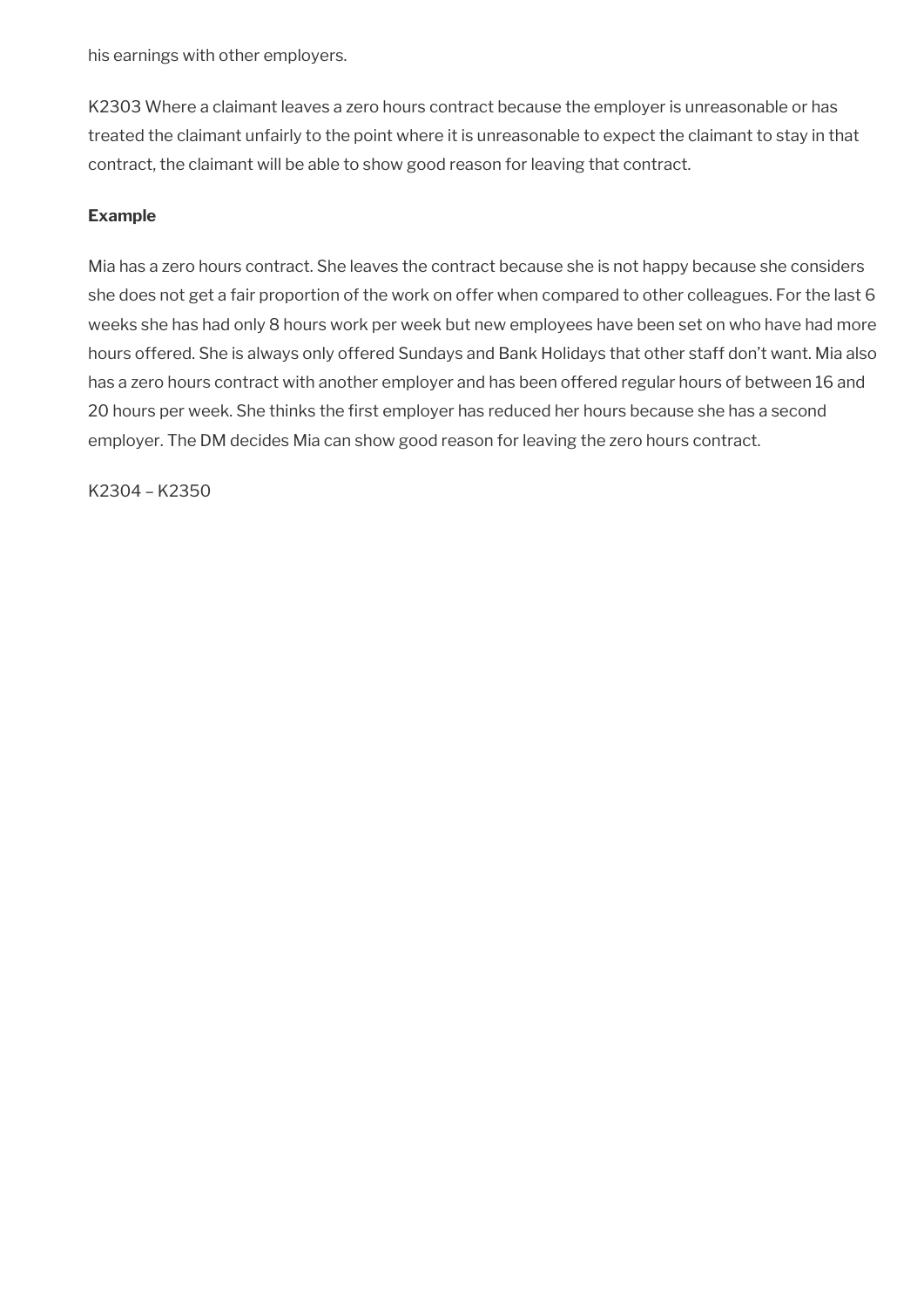his earnings with other employers.

K2303 Where a claimant leaves a zero hours contract because the employer is unreasonable or has treated the claimant unfairly to the point where it is unreasonable to expect the claimant to stay in that contract, the claimant will be able to show good reason for leaving that contract.

**Example**

Mia has a zero hours contract. She leaves the contract because she is not happy because she considers she does not get a fair proportion of the work on offer when compared to other colleagues. For the last 6 weeks she has had only 8 hours work per week but new employees have been set on who have had more hours offered. She is always only offered Sundays and Bank Holidays that other staff don't want. Mia also has a zero hours contract with another employer and has been offered regular hours of between 16 and 20 hours per week. She thinks the first employer has reduced her hours because she has a second employer. The DM decides Mia can show good reason for leaving the zero hours contract.

K2304 – K2350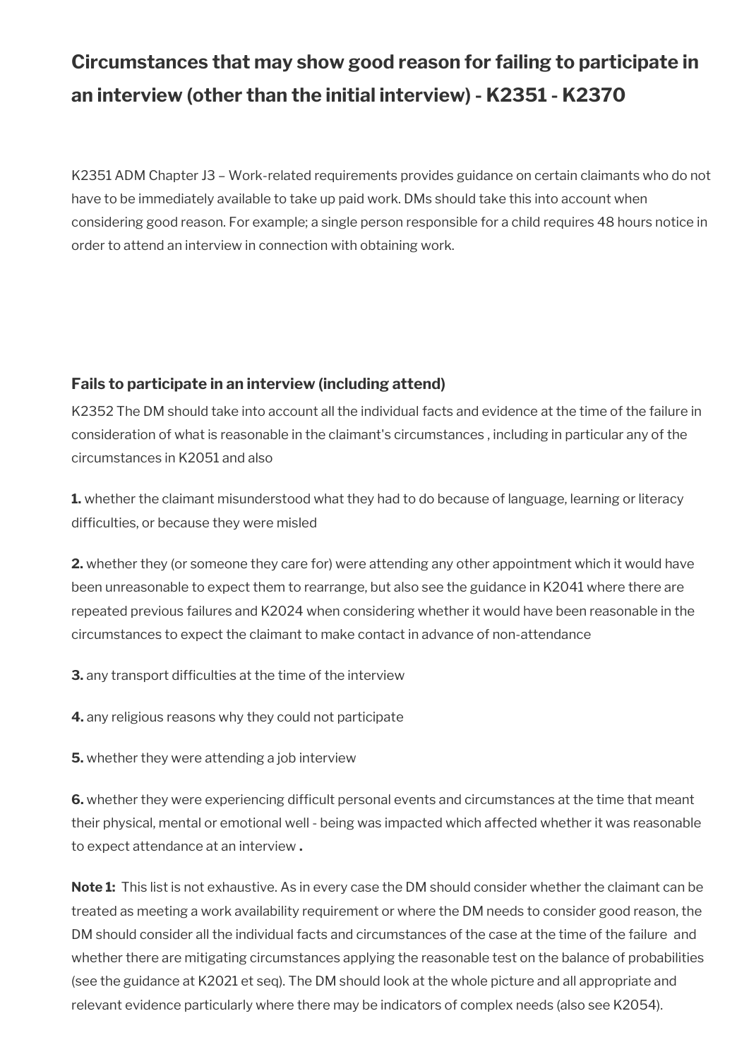## Circumstances that may show good reason for failing to participate in an interview (other than the initial interview) - K2351 - K2370

K2351 ADM Chapter J3 – Work-related requirements provides guidance on certain claimants who do not have to be immediately available to take up paid work. DMs should take this into account when considering good reason. For example; a single person responsible for a child requires 48 hours notice in order to attend an interview in connection with obtaining work.

### Fails to participate in an interview (including attend)

K2352 The DM should take into account all the individual facts and evidence at the time of the failure in consideration of what is reasonable in the claimant's circumstances , including in particular any of the circumstances in K2051 and also

**1.** whether the claimant misunderstood what they had to do because of language, learning or literacy difficulties, or because they were misled

**2.** whether they (or someone they care for) were attending any other appointment which it would have been unreasonable to expect them to rearrange, but also see the guidance in K2041 where there are repeated previous failures and K2024 when considering whether it would have been reasonable in the circumstances to expect the claimant to make contact in advance of non-attendance

**3.** any transport difficulties at the time of the interview

**4.** any religious reasons why they could not participate

**5.** whether they were attending a job interview

**6.** whether they were experiencing difficult personal events and circumstances at the time that meant their physical, mental or emotional well - being was impacted which affected whether it was reasonable to expect attendance at an interview **.**

**Note 1:** This list is not exhaustive. As in every case the DM should consider whether the claimant can be treated as meeting a work availability requirement or where the DM needs to consider good reason, the DM should consider all the individual facts and circumstances of the case at the time of the failure and whether there are mitigating circumstances applying the reasonable test on the balance of probabilities (see the guidance at K2021 et seq). The DM should look at the whole picture and all appropriate and relevant evidence particularly where there may be indicators of complex needs (also see K2054).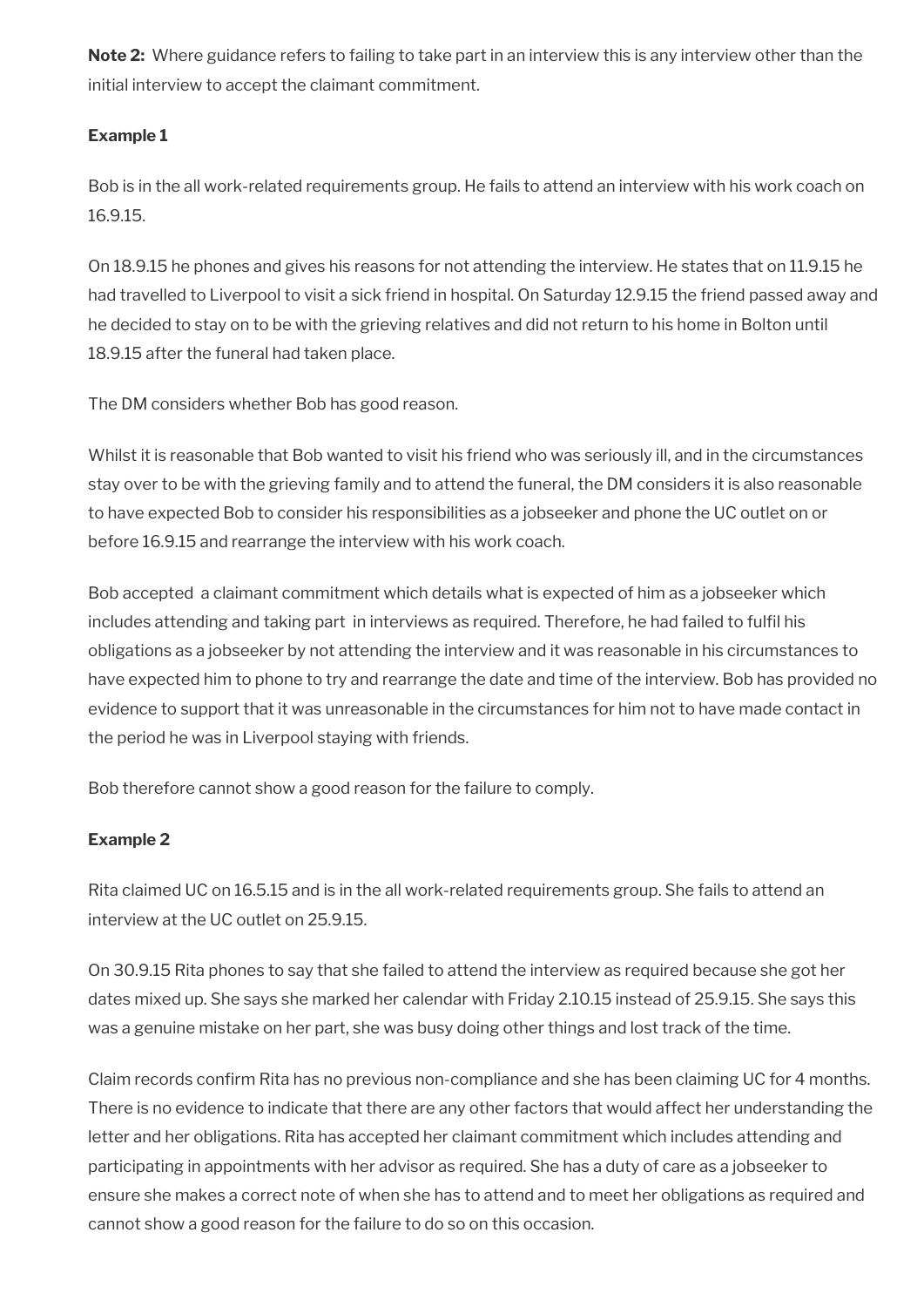**Note 2:** Where guidance refers to failing to take part in an interview this is any interview other than the initial interview to accept the claimant commitment.

**Example 1**

Bob is in the all work-related requirements group. He fails to attend an interview with his work coach on 16.9.15.

On 18.9.15 he phones and gives his reasons for not attending the interview. He states that on 11.9.15 he had travelled to Liverpool to visit a sick friend in hospital. On Saturday 12.9.15 the friend passed away and he decided to stay on to be with the grieving relatives and did not return to his home in Bolton until 18.9.15 after the funeral had taken place.

The DM considers whether Bob has good reason.

Whilst it is reasonable that Bob wanted to visit his friend who was seriously ill, and in the circumstances stay over to be with the grieving family and to attend the funeral, the DM considers it is also reasonable to have expected Bob to consider his responsibilities as a jobseeker and phone the UC outlet on or before 16.9.15 and rearrange the interview with his work coach.

Bob accepted a claimant commitment which details what is expected of him as a jobseeker which includes attending and taking part in interviews as required. Therefore, he had failed to fulfil his obligations as a jobseeker by not attending the interview and it was reasonable in his circumstances to have expected him to phone to try and rearrange the date and time of the interview. Bob has provided no evidence to support that it was unreasonable in the circumstances for him not to have made contact in the period he was in Liverpool staying with friends.

Bob therefore cannot show a good reason for the failure to comply.

**Example 2**

Rita claimed UC on 16.5.15 and is in the all work-related requirements group. She fails to attend an interview at the UC outlet on 25.9.15.

On 30.9.15 Rita phones to say that she failed to attend the interview as required because she got her dates mixed up. She says she marked her calendar with Friday 2.10.15 instead of 25.9.15. She says this was a genuine mistake on her part, she was busy doing other things and lost track of the time.

Claim records confirm Rita has no previous non-compliance and she has been claiming UC for 4 months. There is no evidence to indicate that there are any other factors that would affect her understanding the letter and her obligations. Rita has accepted her claimant commitment which includes attending and participating in appointments with her advisor as required. She has a duty of care as a jobseeker to ensure she makes a correct note of when she has to attend and to meet her obligations as required and cannot show a good reason for the failure to do so on this occasion.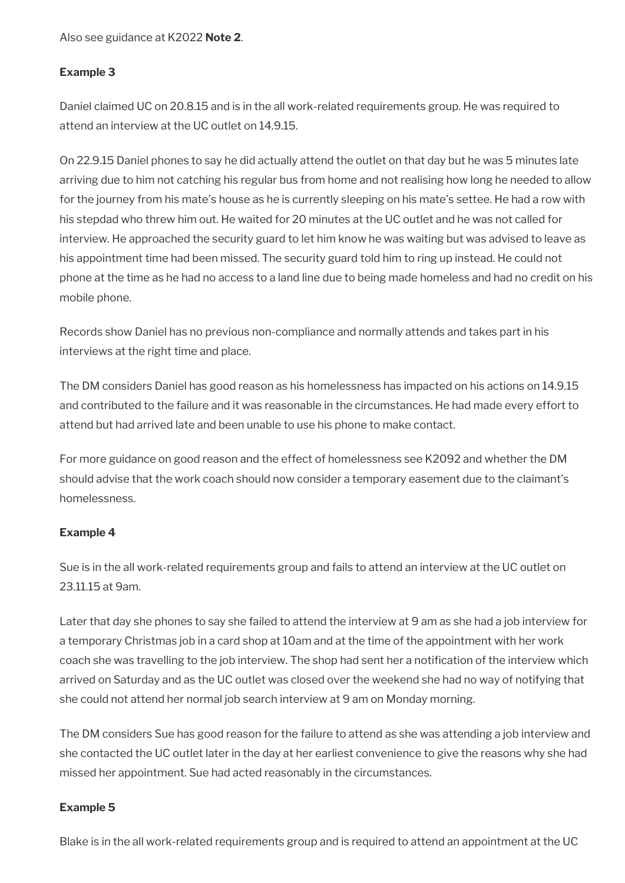Also see guidance at K2022 **Note 2**.

**Example 3**

Daniel claimed UC on 20.8.15 and is in the all work-related requirements group. He was required to attend an interview at the UC outlet on 14.9.15.

On 22.9.15 Daniel phones to say he did actually attend the outlet on that day but he was 5 minutes late arriving due to him not catching his regular bus from home and not realising how long he needed to allow for the journey from his mate's house as he is currently sleeping on his mate's settee. He had a row with his stepdad who threw him out. He waited for 20 minutes at the UC outlet and he was not called for interview. He approached the security guard to let him know he was waiting but was advised to leave as his appointment time had been missed. The security guard told him to ring up instead. He could not phone at the time as he had no access to a land line due to being made homeless and had no credit on his mobile phone.

Records show Daniel has no previous non-compliance and normally attends and takes part in his interviews at the right time and place.

The DM considers Daniel has good reason as his homelessness has impacted on his actions on 14.9.15 and contributed to the failure and it was reasonable in the circumstances. He had made every effort to attend but had arrived late and been unable to use his phone to make contact.

For more guidance on good reason and the effect of homelessness see K2092 and whether the DM should advise that the work coach should now consider a temporary easement due to the claimant's homelessness.

**Example 4**

Sue is in the all work-related requirements group and fails to attend an interview at the UC outlet on 23.11.15 at 9am.

Later that day she phones to say she failed to attend the interview at 9 am as she had a job interview for a temporary Christmas job in a card shop at 10am and at the time of the appointment with her work coach she was travelling to the job interview. The shop had sent her a notification of the interview which arrived on Saturday and as the UC outlet was closed over the weekend she had no way of notifying that she could not attend her normal job search interview at 9 am on Monday morning.

The DM considers Sue has good reason for the failure to attend as she was attending a job interview and she contacted the UC outlet later in the day at her earliest convenience to give the reasons why she had missed her appointment. Sue had acted reasonably in the circumstances.

**Example 5**

Blake is in the all work-related requirements group and is required to attend an appointment at the UC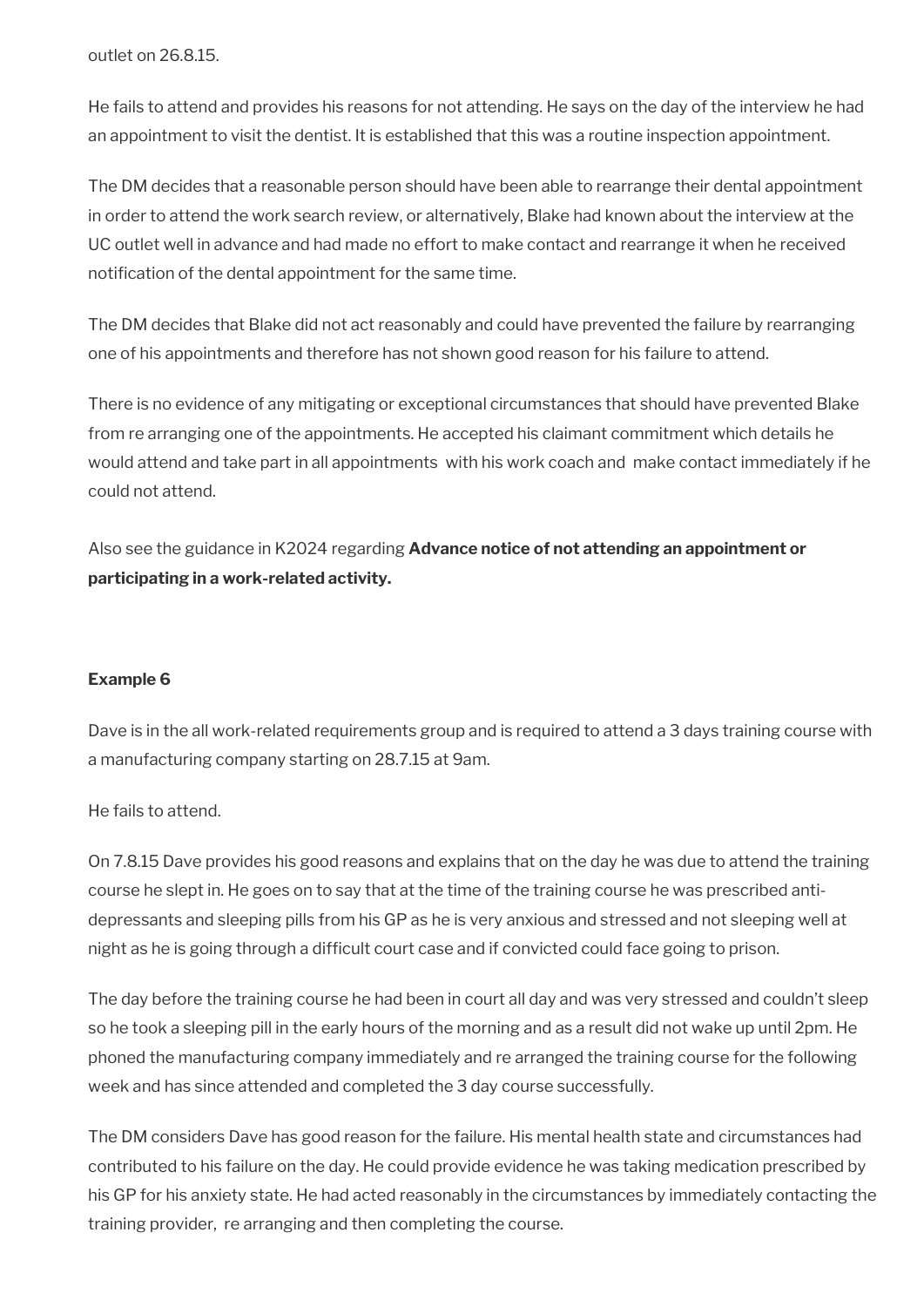outlet on 26.8.15.

He fails to attend and provides his reasons for not attending. He says on the day of the interview he had an appointment to visit the dentist. It is established that this was a routine inspection appointment.

The DM decides that a reasonable person should have been able to rearrange their dental appointment in order to attend the work search review, or alternatively, Blake had known about the interview at the UC outlet well in advance and had made no effort to make contact and rearrange it when he received notification of the dental appointment for the same time.

The DM decides that Blake did not act reasonably and could have prevented the failure by rearranging one of his appointments and therefore has not shown good reason for his failure to attend.

There is no evidence of any mitigating or exceptional circumstances that should have prevented Blake from re arranging one of the appointments. He accepted his claimant commitment which details he would attend and take part in all appointments with his work coach and make contact immediately if he could not attend.

Also see the guidance in K2024 regarding **Advance notice of not attending an appointment or participating in a work-related activity.**

**Example 6**

Dave is in the all work-related requirements group and is required to attend a 3 days training course with a manufacturing company starting on 28.7.15 at 9am.

He fails to attend.

On 7.8.15 Dave provides his good reasons and explains that on the day he was due to attend the training course he slept in. He goes on to say that at the time of the training course he was prescribed anti-depressants and sleeping pills from his GP as he is very anxious and stressed and not sleeping well at night as he is going through a difficult court case and if convicted could face going to prison.

The day before the training course he had been in court all day and was very stressed and couldn't sleep so he took a sleeping pill in the early hours of the morning and as a result did not wake up until 2pm. He phoned the manufacturing company immediately and re arranged the training course for the following week and has since attended and completed the 3 day course successfully.

The DM considers Dave has good reason for the failure. His mental health state and circumstances had contributed to his failure on the day. He could provide evidence he was taking medication prescribed by his GP for his anxiety state. He had acted reasonably in the circumstances by immediately contacting the training provider, re arranging and then completing the course.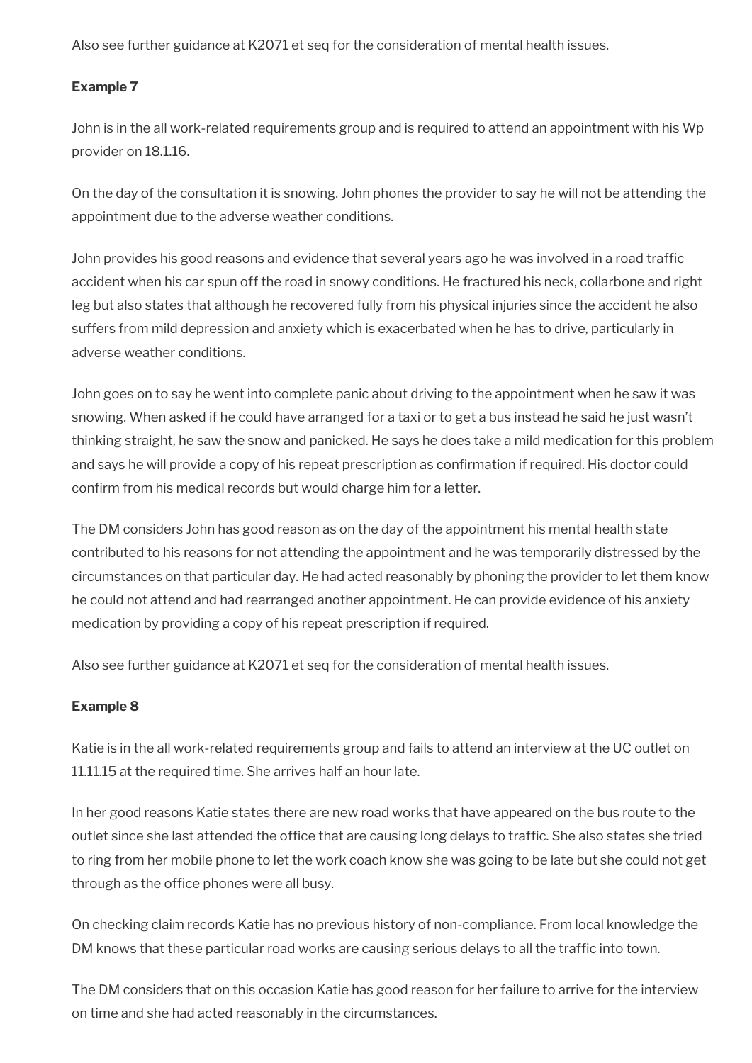Also see further guidance at K2071 et seq for the consideration of mental health issues.

**Example 7**

John is in the all work-related requirements group and is required to attend an appointment with his Wp provider on 18.1.16.

On the day of the consultation it is snowing. John phones the provider to say he will not be attending the appointment due to the adverse weather conditions.

John provides his good reasons and evidence that several years ago he was involved in a road traffic accident when his car spun off the road in snowy conditions. He fractured his neck, collarbone and right leg but also states that although he recovered fully from his physical injuries since the accident he also suffers from mild depression and anxiety which is exacerbated when he has to drive, particularly in adverse weather conditions.

John goes on to say he went into complete panic about driving to the appointment when he saw it was snowing. When asked if he could have arranged for a taxi or to get a bus instead he said he just wasn't thinking straight, he saw the snow and panicked. He says he does take a mild medication for this problem and says he will provide a copy of his repeat prescription as confirmation if required. His doctor could confirm from his medical records but would charge him for a letter.

The DM considers John has good reason as on the day of the appointment his mental health state contributed to his reasons for not attending the appointment and he was temporarily distressed by the circumstances on that particular day. He had acted reasonably by phoning the provider to let them know he could not attend and had rearranged another appointment. He can provide evidence of his anxiety medication by providing a copy of his repeat prescription if required.

Also see further guidance at K2071 et seq for the consideration of mental health issues.

**Example 8**

Katie is in the all work-related requirements group and fails to attend an interview at the UC outlet on 11.11.15 at the required time. She arrives half an hour late.

In her good reasons Katie states there are new road works that have appeared on the bus route to the outlet since she last attended the office that are causing long delays to traffic. She also states she tried to ring from her mobile phone to let the work coach know she was going to be late but she could not get through as the office phones were all busy.

On checking claim records Katie has no previous history of non-compliance. From local knowledge the DM knows that these particular road works are causing serious delays to all the traffic into town.

The DM considers that on this occasion Katie has good reason for her failure to arrive for the interview on time and she had acted reasonably in the circumstances.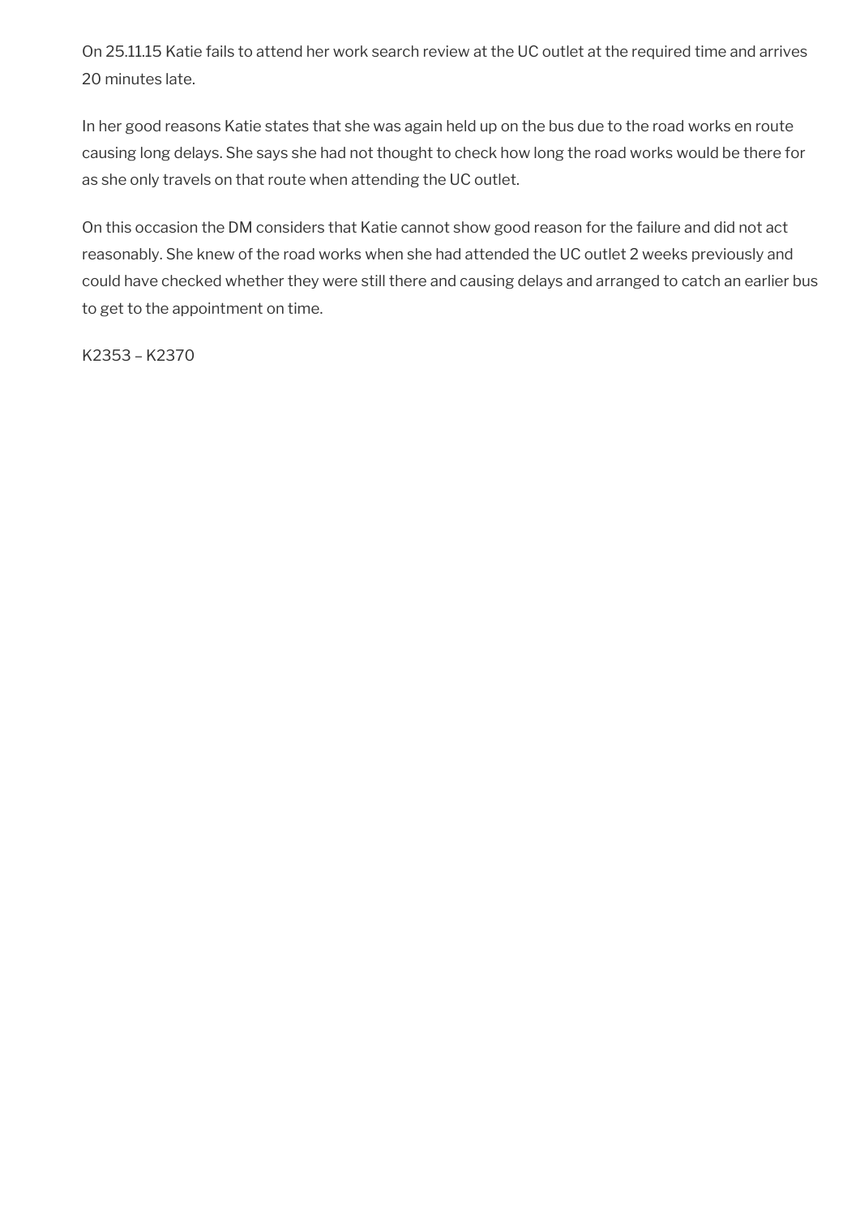On 25.11.15 Katie fails to attend her work search review at the UC outlet at the required time and arrives 20 minutes late.

In her good reasons Katie states that she was again held up on the bus due to the road works en route causing long delays. She says she had not thought to check how long the road works would be there for as she only travels on that route when attending the UC outlet.

On this occasion the DM considers that Katie cannot show good reason for the failure and did not act reasonably. She knew of the road works when she had attended the UC outlet 2 weeks previously and could have checked whether they were still there and causing delays and arranged to catch an earlier bus to get to the appointment on time.

K2353 – K2370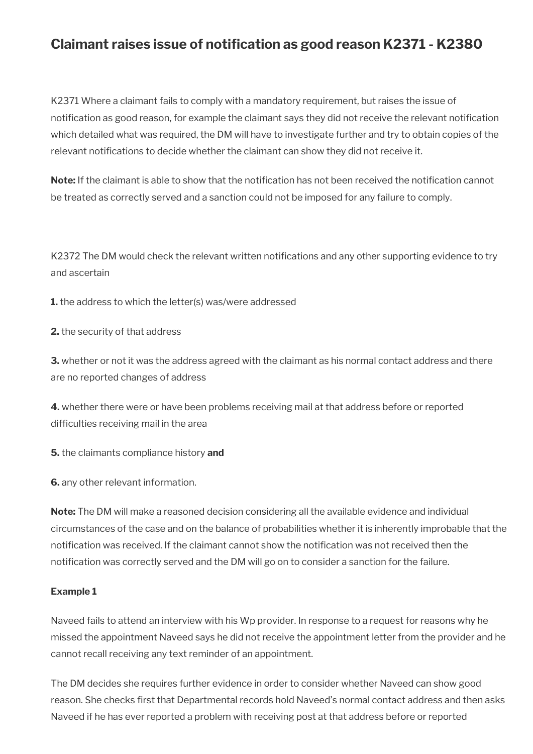## Claimant raises issue of notification as good reason K2371 - K2380

K2371 Where a claimant fails to comply with a mandatory requirement, but raises the issue of notification as good reason, for example the claimant says they did not receive the relevant notification which detailed what was required, the DM will have to investigate further and try to obtain copies of the relevant notifications to decide whether the claimant can show they did not receive it.

**Note:** If the claimant is able to show that the notification has not been received the notification cannot be treated as correctly served and a sanction could not be imposed for any failure to comply.

K2372 The DM would check the relevant written notifications and any other supporting evidence to try and ascertain

**1.** the address to which the letter(s) was/were addressed

**2.** the security of that address

**3.** whether or not it was the address agreed with the claimant as his normal contact address and there are no reported changes of address

**4.** whether there were or have been problems receiving mail at that address before or reported difficulties receiving mail in the area

**5.** the claimants compliance history **and**

**6.** any other relevant information.

**Note:** The DM will make a reasoned decision considering all the available evidence and individual circumstances of the case and on the balance of probabilities whether it is inherently improbable that the notification was received. If the claimant cannot show the notification was not received then the notification was correctly served and the DM will go on to consider a sanction for the failure.

**Example 1**

Naveed fails to attend an interview with his Wp provider. In response to a request for reasons why he missed the appointment Naveed says he did not receive the appointment letter from the provider and he cannot recall receiving any text reminder of an appointment.

The DM decides she requires further evidence in order to consider whether Naveed can show good reason. She checks first that Departmental records hold Naveed's normal contact address and then asks Naveed if he has ever reported a problem with receiving post at that address before or reported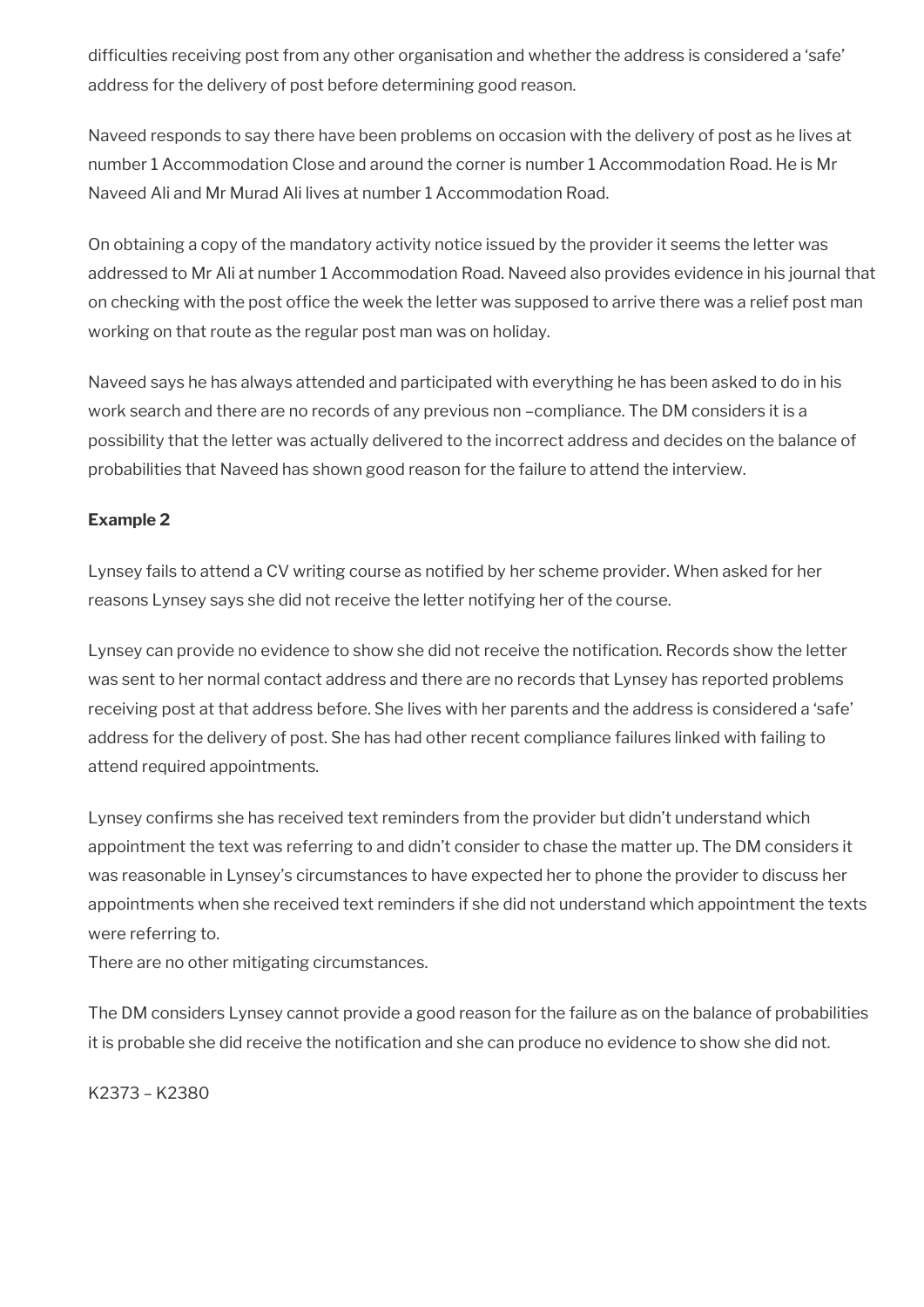difficulties receiving post from any other organisation and whether the address is considered a 'safe' address for the delivery of post before determining good reason.

Naveed responds to say there have been problems on occasion with the delivery of post as he lives at number 1 Accommodation Close and around the corner is number 1 Accommodation Road. He is Mr Naveed Ali and Mr Murad Ali lives at number 1 Accommodation Road.

On obtaining a copy of the mandatory activity notice issued by the provider it seems the letter was addressed to Mr Ali at number 1 Accommodation Road. Naveed also provides evidence in his journal that on checking with the post office the week the letter was supposed to arrive there was a relief post man working on that route as the regular post man was on holiday.

Naveed says he has always attended and participated with everything he has been asked to do in his work search and there are no records of any previous non –compliance. The DM considers it is a possibility that the letter was actually delivered to the incorrect address and decides on the balance of probabilities that Naveed has shown good reason for the failure to attend the interview.

**Example 2**

Lynsey fails to attend a CV writing course as notified by her scheme provider. When asked for her reasons Lynsey says she did not receive the letter notifying her of the course.

Lynsey can provide no evidence to show she did not receive the notification. Records show the letter was sent to her normal contact address and there are no records that Lynsey has reported problems receiving post at that address before. She lives with her parents and the address is considered a 'safe' address for the delivery of post. She has had other recent compliance failures linked with failing to attend required appointments.

Lynsey confirms she has received text reminders from the provider but didn't understand which appointment the text was referring to and didn't consider to chase the matter up. The DM considers it was reasonable in Lynsey's circumstances to have expected her to phone the provider to discuss her appointments when she received text reminders if she did not understand which appointment the texts were referring to.
There are no other mitigating circumstances.

The DM considers Lynsey cannot provide a good reason for the failure as on the balance of probabilities it is probable she did receive the notification and she can produce no evidence to show she did not.

K2373 – K2380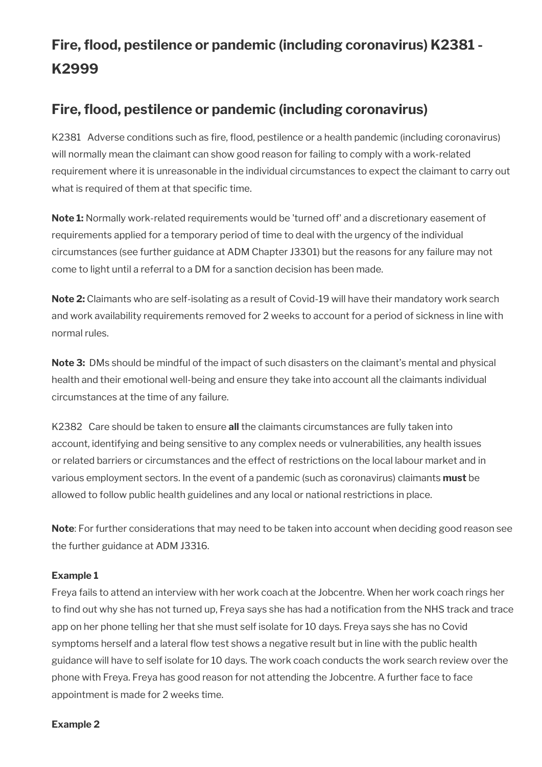# Fire, flood, pestilence or pandemic (including coronavirus) K2381 - K2999

## Fire, flood, pestilence or pandemic (including coronavirus)

K2381 Adverse conditions such as fire, flood, pestilence or a health pandemic (including coronavirus) will normally mean the claimant can show good reason for failing to comply with a work-related requirement where it is unreasonable in the individual circumstances to expect the claimant to carry out what is required of them at that specific time.

**Note 1:** Normally work-related requirements would be 'turned off' and a discretionary easement of requirements applied for a temporary period of time to deal with the urgency of the individual circumstances (see further guidance at ADM Chapter J3301) but the reasons for any failure may not come to light until a referral to a DM for a sanction decision has been made.

**Note 2:** Claimants who are self-isolating as a result of Covid-19 will have their mandatory work search and work availability requirements removed for 2 weeks to account for a period of sickness in line with normal rules.

**Note 3:** DMs should be mindful of the impact of such disasters on the claimant's mental and physical health and their emotional well-being and ensure they take into account all the claimants individual circumstances at the time of any failure.

K2382 Care should be taken to ensure **all** the claimants circumstances are fully taken into account, identifying and being sensitive to any complex needs or vulnerabilities, any health issues or related barriers or circumstances and the effect of restrictions on the local labour market and in various employment sectors. In the event of a pandemic (such as coronavirus) claimants **must** be allowed to follow public health guidelines and any local or national restrictions in place.

**Note**: For further considerations that may need to be taken into account when deciding good reason see the further guidance at ADM J3316.

**Example 1**

Freya fails to attend an interview with her work coach at the Jobcentre. When her work coach rings her to find out why she has not turned up, Freya says she has had a notification from the NHS track and trace app on her phone telling her that she must self isolate for 10 days. Freya says she has no Covid symptoms herself and a lateral flow test shows a negative result but in line with the public health guidance will have to self isolate for 10 days. The work coach conducts the work search review over the phone with Freya. Freya has good reason for not attending the Jobcentre. A further face to face appointment is made for 2 weeks time.

**Example 2**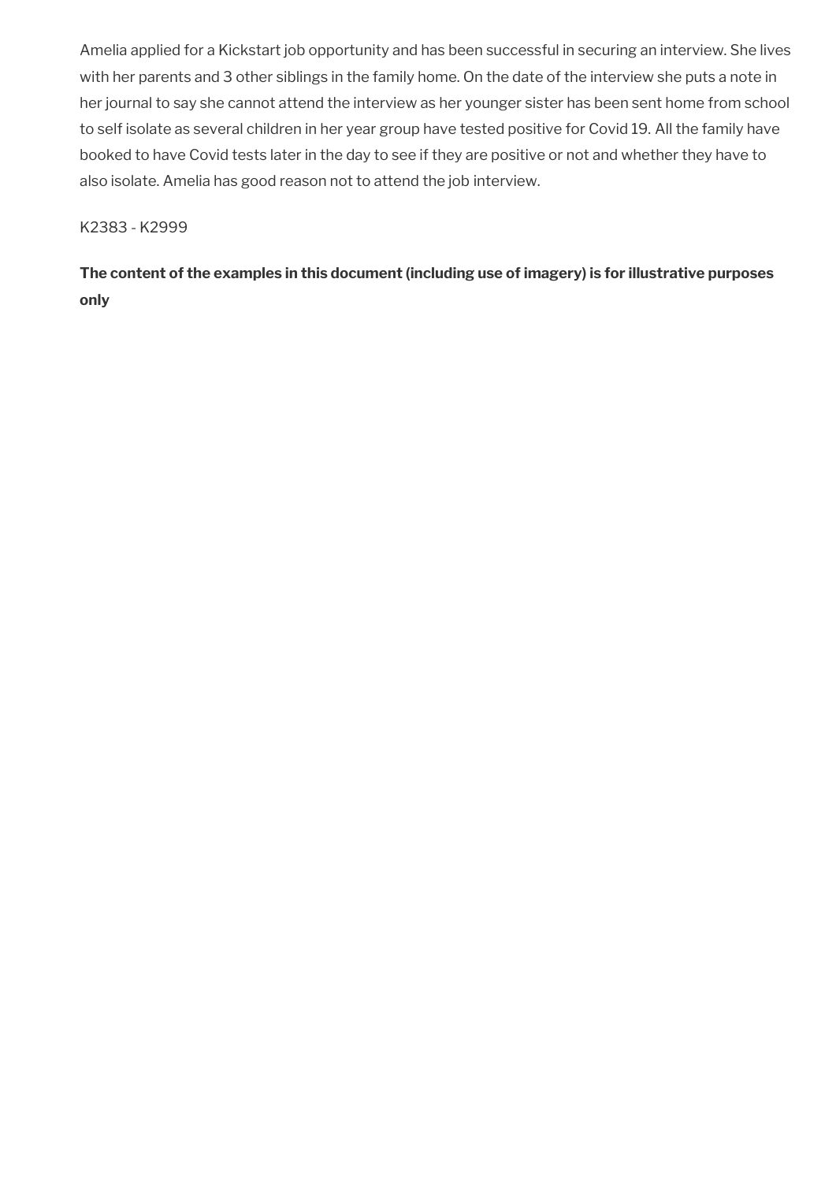Amelia applied for a Kickstart job opportunity and has been successful in securing an interview. She lives with her parents and 3 other siblings in the family home. On the date of the interview she puts a note in her journal to say she cannot attend the interview as her younger sister has been sent home from school to self isolate as several children in her year group have tested positive for Covid 19. All the family have booked to have Covid tests later in the day to see if they are positive or not and whether they have to also isolate. Amelia has good reason not to attend the job interview.

K2383 - K2999

**The content of the examples in this document (including use of imagery) is for illustrative purposes only**